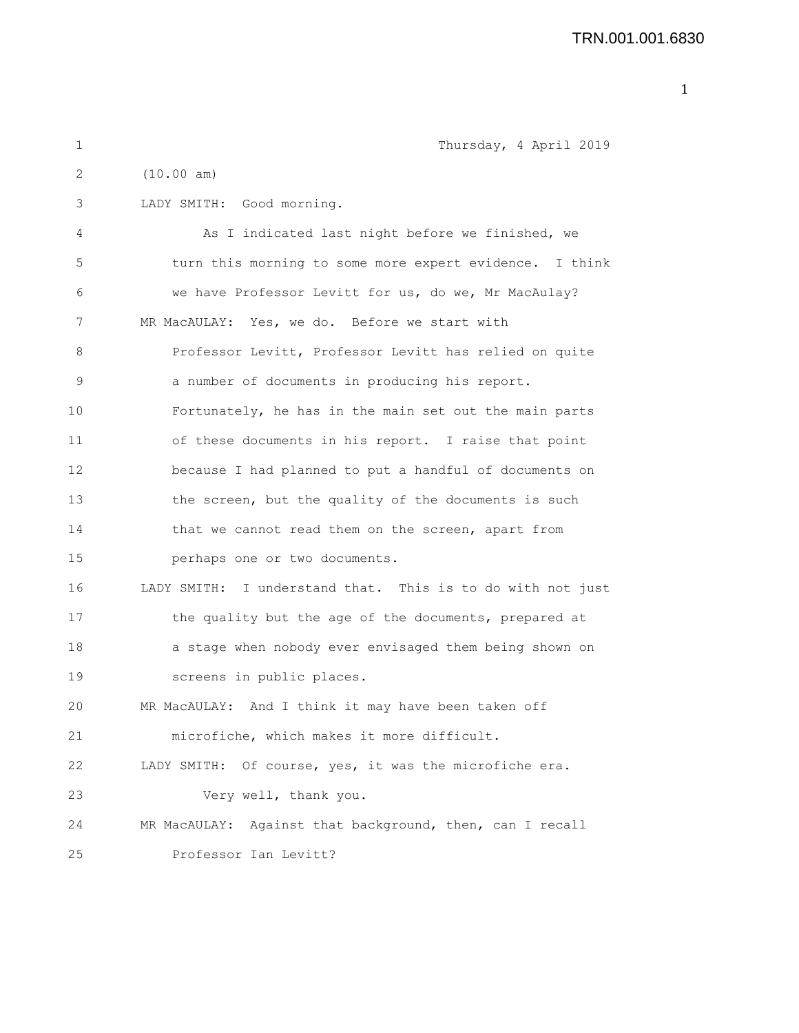Thursday, 4 April 2019

(10.00 am)

LADY SMITH: Good morning.

As I indicated last night before we finished, we turn this morning to some more expert evidence. I think we have Professor Levitt for us, do we, Mr MacAulay?

MR MacAULAY: Yes, we do. Before we start with Professor Levitt, Professor Levitt has relied on quite a number of documents in producing his report. Fortunately, he has in the main set out the main parts of these documents in his report. I raise that point because I had planned to put a handful of documents on the screen, but the quality of the documents is such that we cannot read them on the screen, apart from perhaps one or two documents.

LADY SMITH: I understand that. This is to do with not just the quality but the age of the documents, prepared at a stage when nobody ever envisaged them being shown on screens in public places.

MR MacAULAY: And I think it may have been taken off microfiche, which makes it more difficult.

LADY SMITH: Of course, yes, it was the microfiche era.

Very well, thank you.

MR MacAULAY: Against that background, then, can I recall Professor Ian Levitt?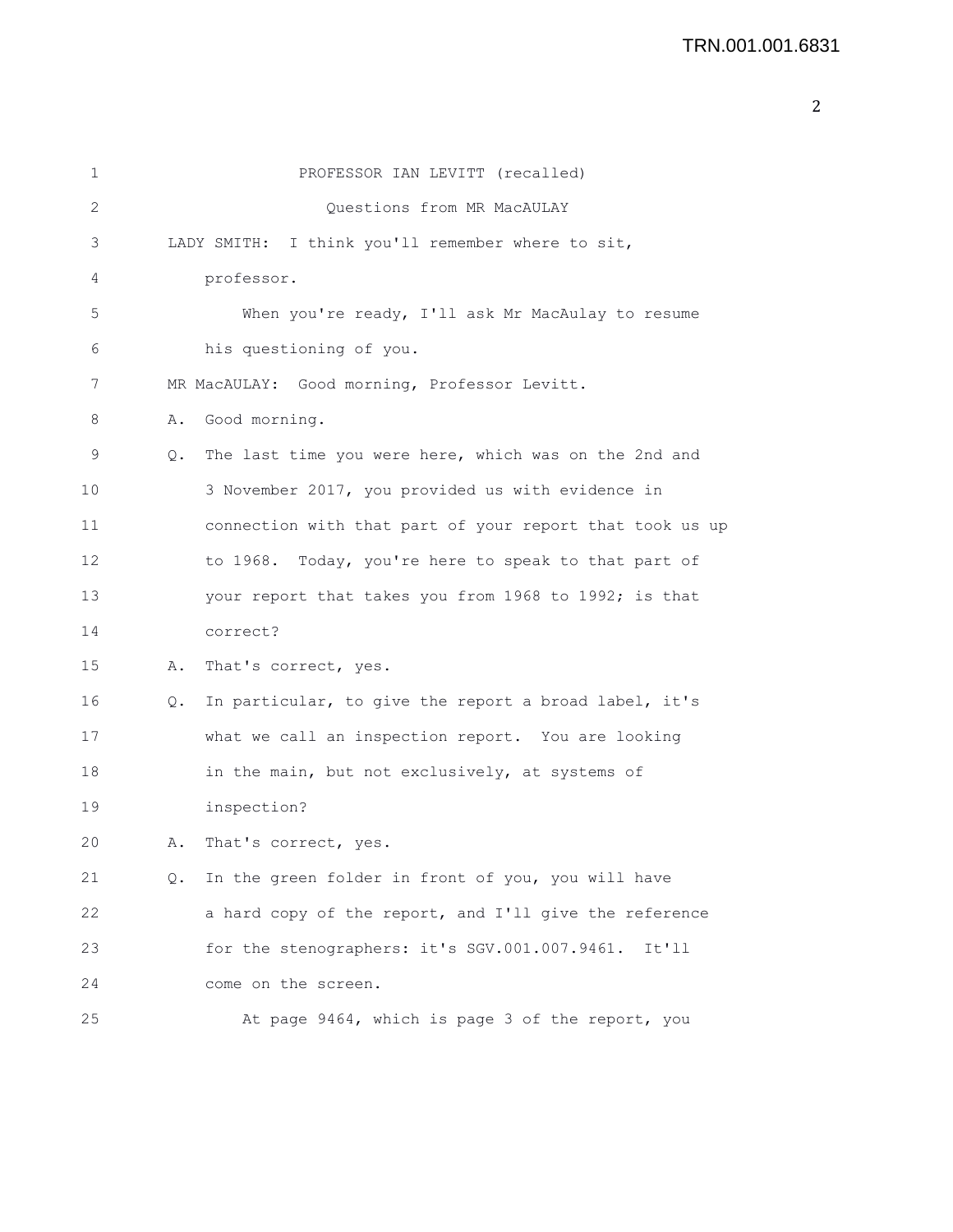PROFESSOR IAN LEVITT (recalled)

Questions from MR MacAULAY

LADY SMITH: I think you'll remember where to sit, professor.

When you're ready, I'll ask Mr MacAulay to resume his questioning of you.

MR MacAULAY: Good morning, Professor Levitt.

A. Good morning.

Q. The last time you were here, which was on the 2nd and 3 November 2017, you provided us with evidence in connection with that part of your report that took us up to 1968. Today, you're here to speak to that part of your report that takes you from 1968 to 1992; is that correct?

A. That's correct, yes.

Q. In particular, to give the report a broad label, it's what we call an inspection report. You are looking in the main, but not exclusively, at systems of inspection?

A. That's correct, yes.

Q. In the green folder in front of you, you will have a hard copy of the report, and I'll give the reference for the stenographers: it's SGV.001.007.9461. It'll come on the screen.

At page 9464, which is page 3 of the report, you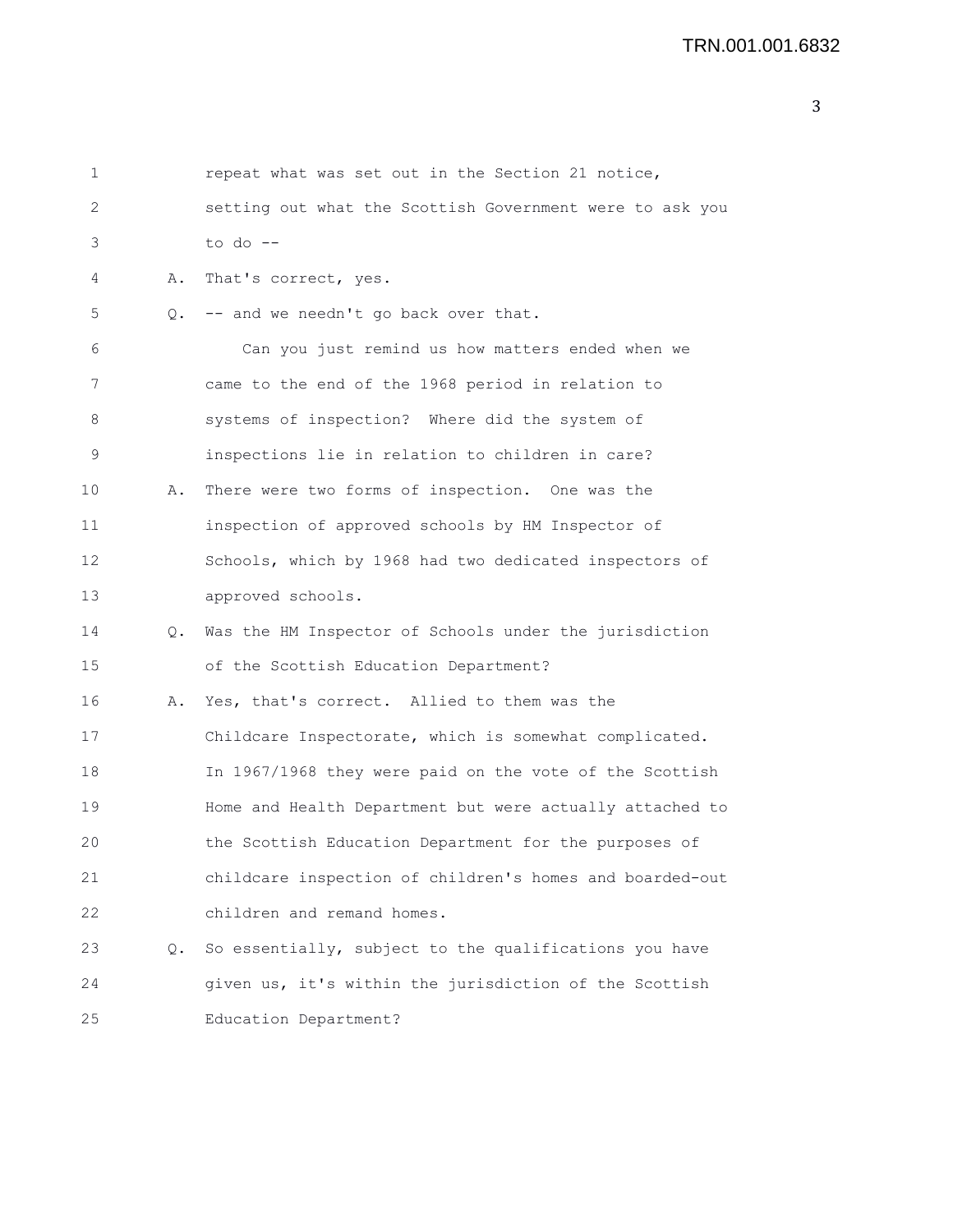1 repeat what was set out in the Section 21 notice,
2 setting out what the Scottish Government were to ask you
3 to do --

4 A. That's correct, yes.

5 Q. -- and we needn't go back over that.

6 Can you just remind us how matters ended when we
7 came to the end of the 1968 period in relation to
8 systems of inspection? Where did the system of
9 inspections lie in relation to children in care?

10 A. There were two forms of inspection. One was the
11 inspection of approved schools by HM Inspector of
12 Schools, which by 1968 had two dedicated inspectors of
13 approved schools.

14 Q. Was the HM Inspector of Schools under the jurisdiction
15 of the Scottish Education Department?

16 A. Yes, that's correct. Allied to them was the
17 Childcare Inspectorate, which is somewhat complicated.
18 In 1967/1968 they were paid on the vote of the Scottish
19 Home and Health Department but were actually attached to
20 the Scottish Education Department for the purposes of
21 childcare inspection of children's homes and boarded-out
22 children and remand homes.

23 Q. So essentially, subject to the qualifications you have
24 given us, it's within the jurisdiction of the Scottish
25 Education Department?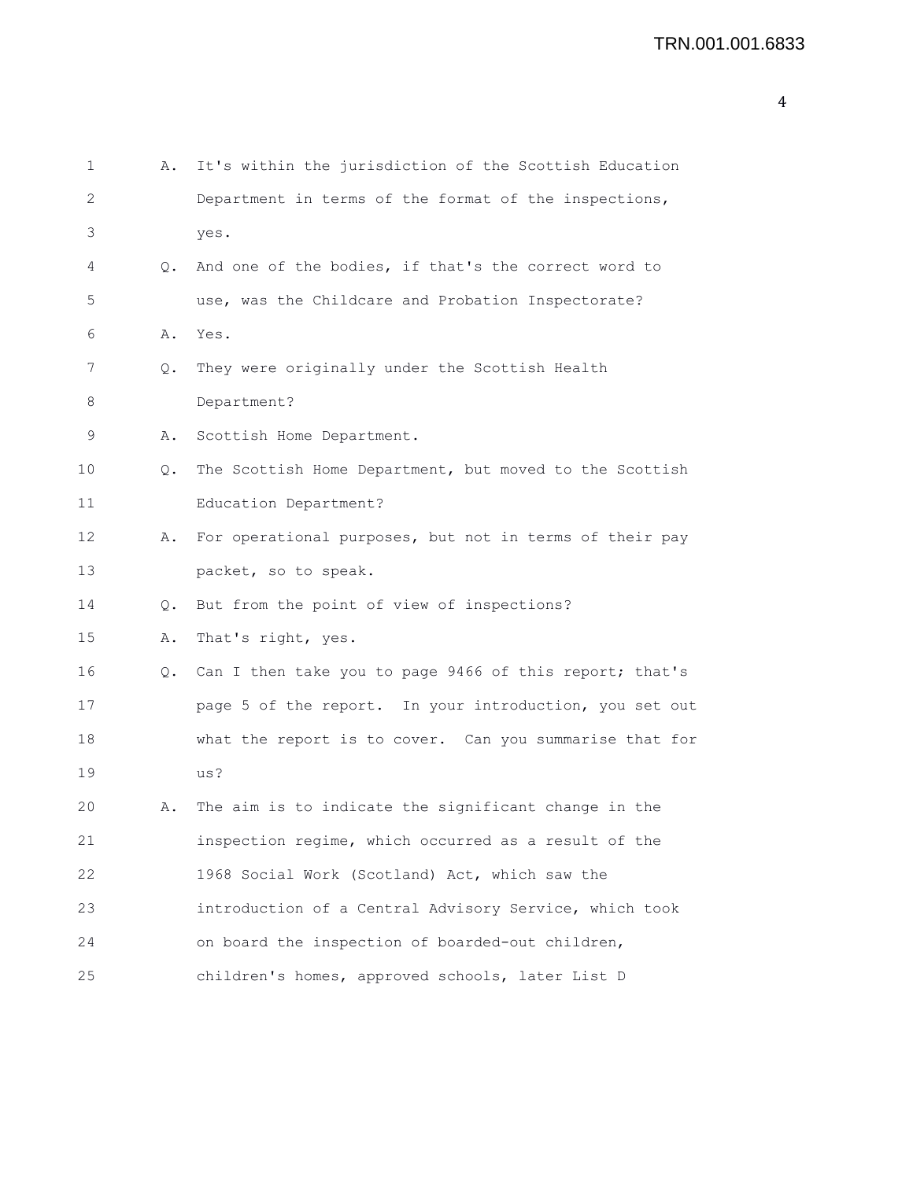A. It's within the jurisdiction of the Scottish Education Department in terms of the format of the inspections, yes.

Q. And one of the bodies, if that's the correct word to use, was the Childcare and Probation Inspectorate?

A. Yes.

Q. They were originally under the Scottish Health Department?

A. Scottish Home Department.

Q. The Scottish Home Department, but moved to the Scottish Education Department?

A. For operational purposes, but not in terms of their pay packet, so to speak.

Q. But from the point of view of inspections?

A. That's right, yes.

Q. Can I then take you to page 9466 of this report; that's page 5 of the report. In your introduction, you set out what the report is to cover. Can you summarise that for us?

A. The aim is to indicate the significant change in the inspection regime, which occurred as a result of the 1968 Social Work (Scotland) Act, which saw the introduction of a Central Advisory Service, which took on board the inspection of boarded-out children, children's homes, approved schools, later List D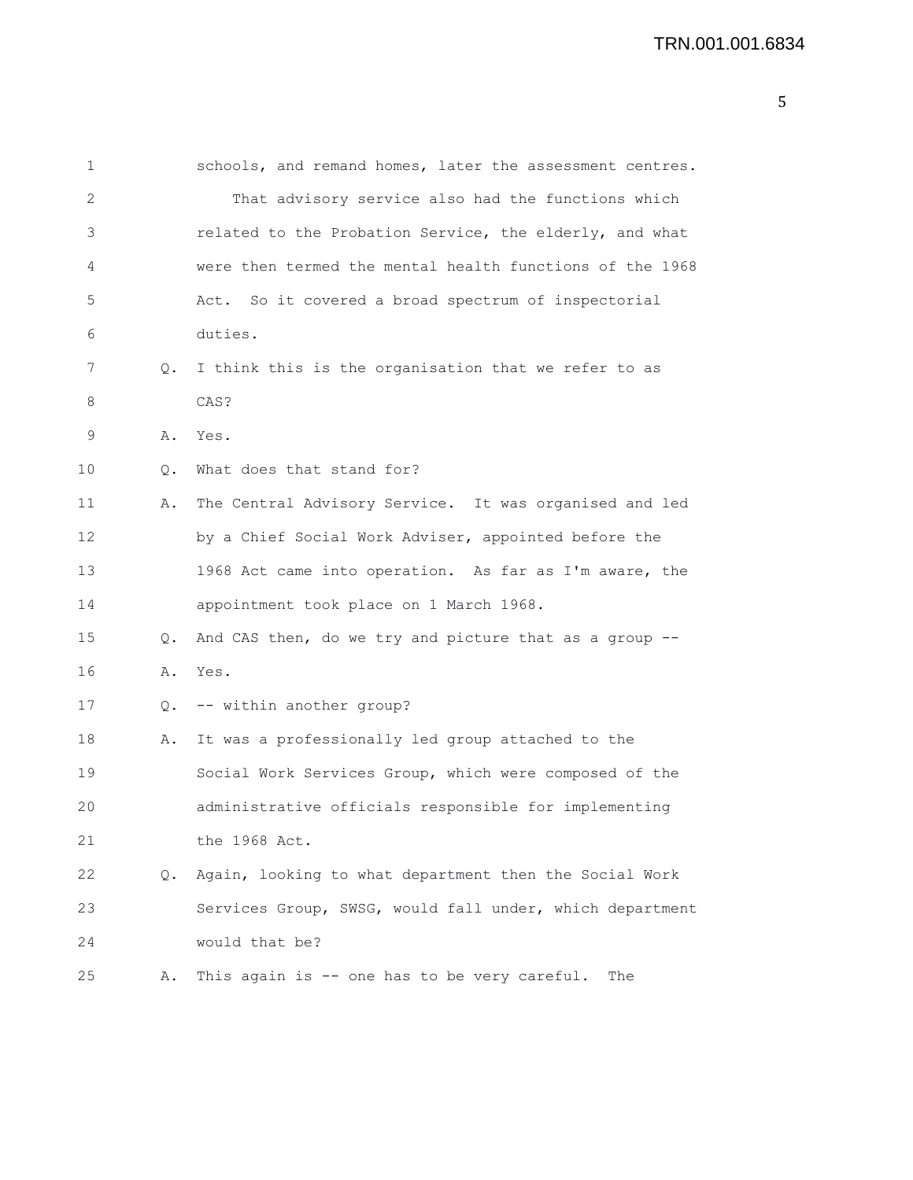1 schools, and remand homes, later the assessment centres.

2 That advisory service also had the functions which

3 related to the Probation Service, the elderly, and what

4 were then termed the mental health functions of the 1968

5 Act. So it covered a broad spectrum of inspectorial

6 duties.

7 Q. I think this is the organisation that we refer to as

8 CAS?

9 A. Yes.

10 Q. What does that stand for?

11 A. The Central Advisory Service. It was organised and led

12 by a Chief Social Work Adviser, appointed before the

13 1968 Act came into operation. As far as I'm aware, the

14 appointment took place on 1 March 1968.

15 Q. And CAS then, do we try and picture that as a group --

16 A. Yes.

17 Q. -- within another group?

18 A. It was a professionally led group attached to the

19 Social Work Services Group, which were composed of the

20 administrative officials responsible for implementing

21 the 1968 Act.

22 Q. Again, looking to what department then the Social Work

23 Services Group, SWSG, would fall under, which department

24 would that be?

25 A. This again is -- one has to be very careful. The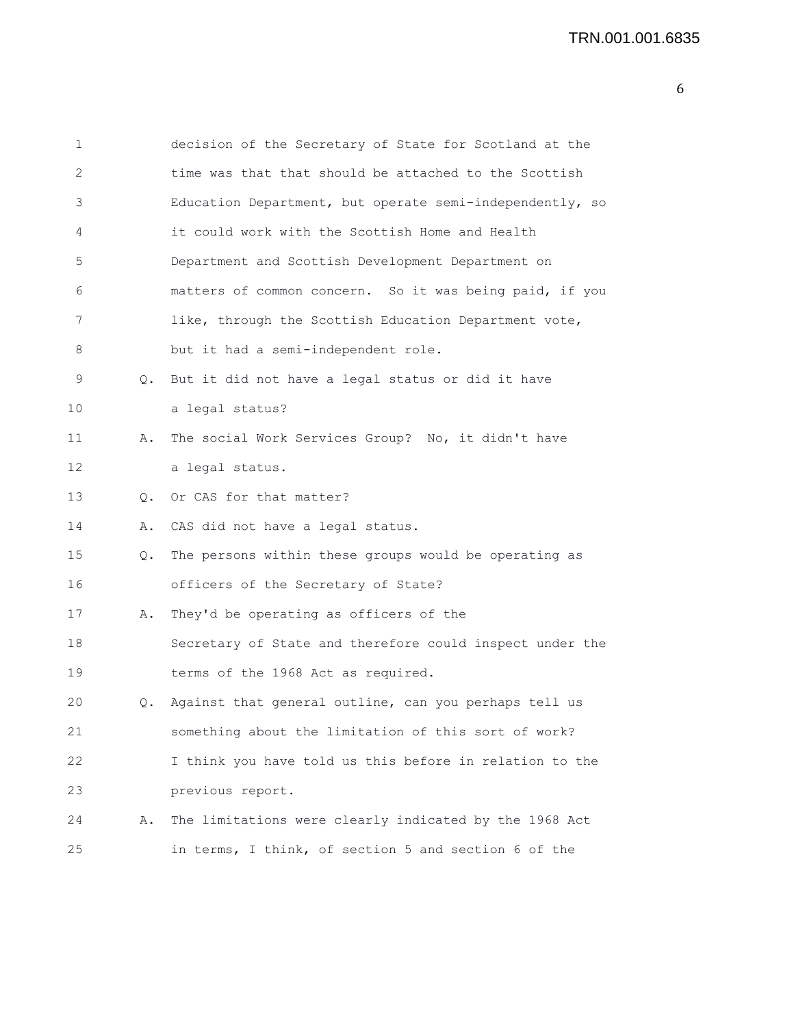decision of the Secretary of State for Scotland at the time was that that should be attached to the Scottish Education Department, but operate semi-independently, so it could work with the Scottish Home and Health Department and Scottish Development Department on matters of common concern. So it was being paid, if you like, through the Scottish Education Department vote, but it had a semi-independent role.

Q. But it did not have a legal status or did it have a legal status?

A. The social Work Services Group? No, it didn't have a legal status.

Q. Or CAS for that matter?

A. CAS did not have a legal status.

Q. The persons within these groups would be operating as officers of the Secretary of State?

A. They'd be operating as officers of the Secretary of State and therefore could inspect under the terms of the 1968 Act as required.

Q. Against that general outline, can you perhaps tell us something about the limitation of this sort of work? I think you have told us this before in relation to the previous report.

A. The limitations were clearly indicated by the 1968 Act in terms, I think, of section 5 and section 6 of the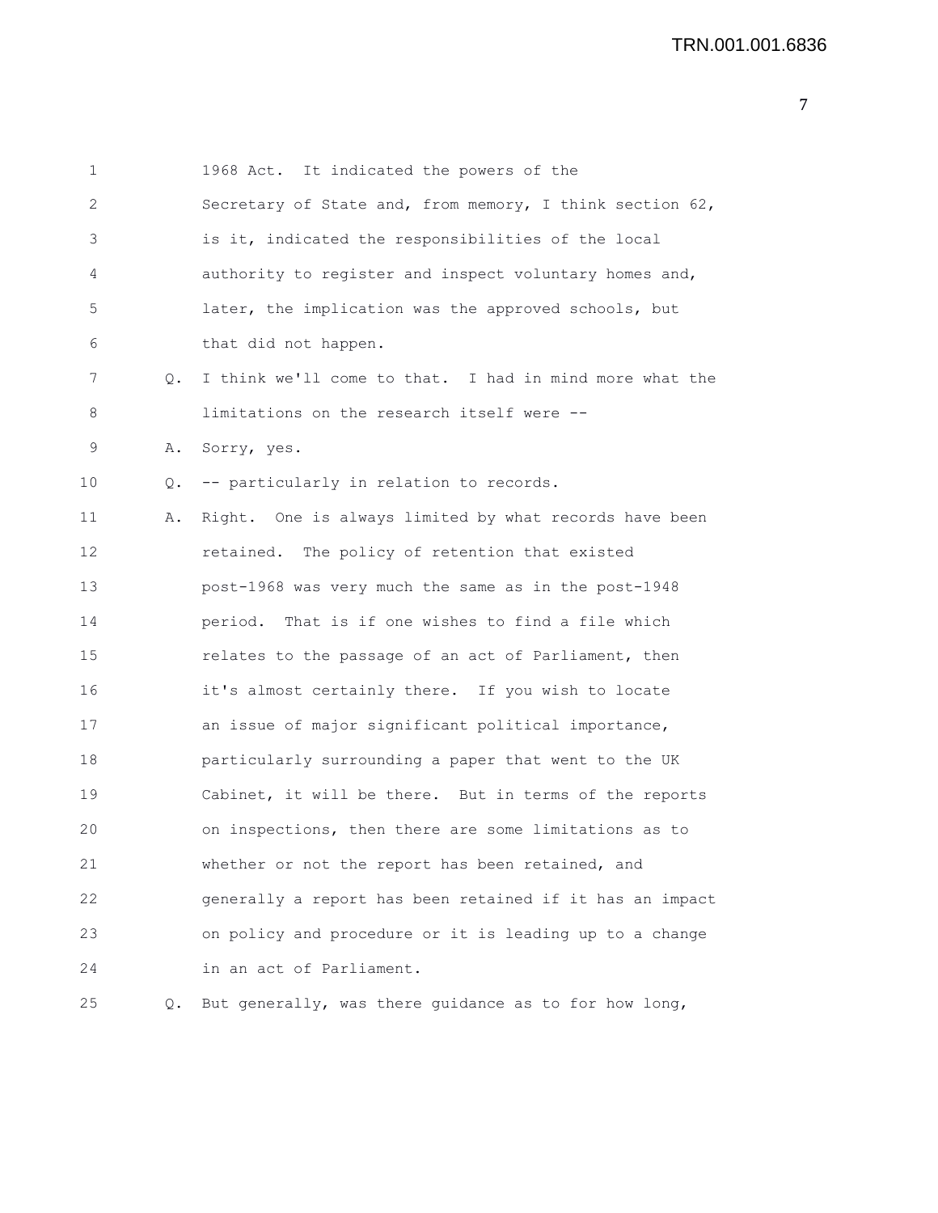1968 Act. It indicated the powers of the Secretary of State and, from memory, I think section 62, is it, indicated the responsibilities of the local authority to register and inspect voluntary homes and, later, the implication was the approved schools, but that did not happen.

Q. I think we'll come to that. I had in mind more what the limitations on the research itself were --

A. Sorry, yes.

Q. -- particularly in relation to records.

A. Right. One is always limited by what records have been retained. The policy of retention that existed post-1968 was very much the same as in the post-1948 period. That is if one wishes to find a file which relates to the passage of an act of Parliament, then it's almost certainly there. If you wish to locate an issue of major significant political importance, particularly surrounding a paper that went to the UK Cabinet, it will be there. But in terms of the reports on inspections, then there are some limitations as to whether or not the report has been retained, and generally a report has been retained if it has an impact on policy and procedure or it is leading up to a change in an act of Parliament.

Q. But generally, was there guidance as to for how long,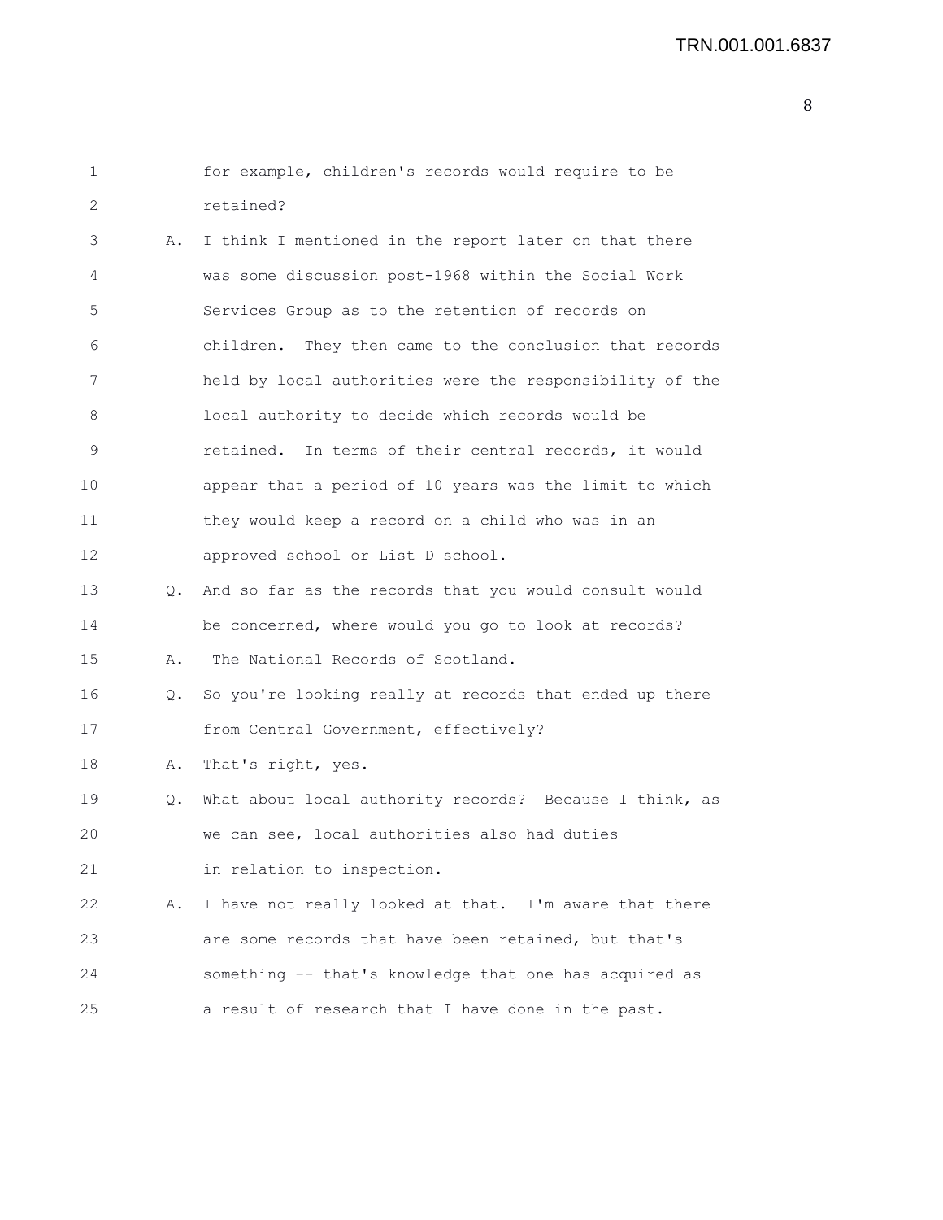for example, children's records would require to be retained?

A. I think I mentioned in the report later on that there was some discussion post-1968 within the Social Work Services Group as to the retention of records on children. They then came to the conclusion that records held by local authorities were the responsibility of the local authority to decide which records would be retained. In terms of their central records, it would appear that a period of 10 years was the limit to which they would keep a record on a child who was in an approved school or List D school.

Q. And so far as the records that you would consult would be concerned, where would you go to look at records?

A. The National Records of Scotland.

Q. So you're looking really at records that ended up there from Central Government, effectively?

A. That's right, yes.

Q. What about local authority records? Because I think, as we can see, local authorities also had duties in relation to inspection.

A. I have not really looked at that. I'm aware that there are some records that have been retained, but that's something -- that's knowledge that one has acquired as a result of research that I have done in the past.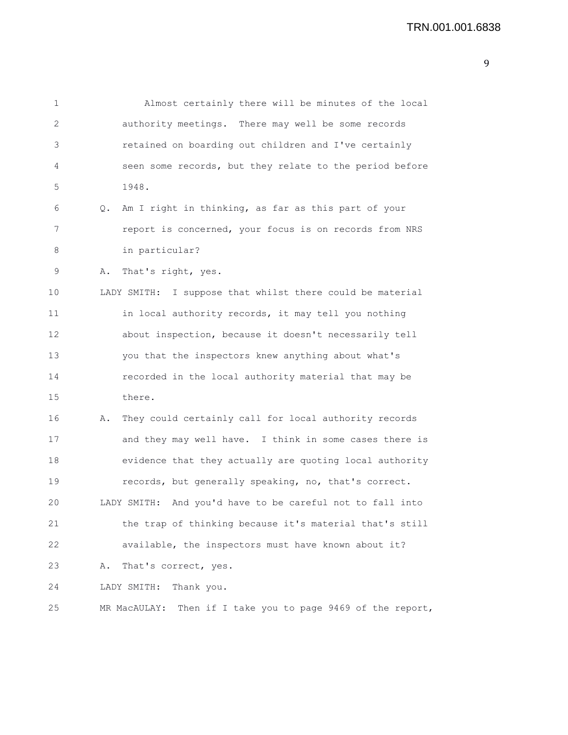Almost certainly there will be minutes of the local authority meetings. There may well be some records retained on boarding out children and I've certainly seen some records, but they relate to the period before 1948.

Q. Am I right in thinking, as far as this part of your report is concerned, your focus is on records from NRS in particular?

A. That's right, yes.

LADY SMITH: I suppose that whilst there could be material in local authority records, it may tell you nothing about inspection, because it doesn't necessarily tell you that the inspectors knew anything about what's recorded in the local authority material that may be there.

A. They could certainly call for local authority records and they may well have. I think in some cases there is evidence that they actually are quoting local authority records, but generally speaking, no, that's correct.

LADY SMITH: And you'd have to be careful not to fall into the trap of thinking because it's material that's still available, the inspectors must have known about it?

A. That's correct, yes.

LADY SMITH: Thank you.

MR MacAULAY: Then if I take you to page 9469 of the report,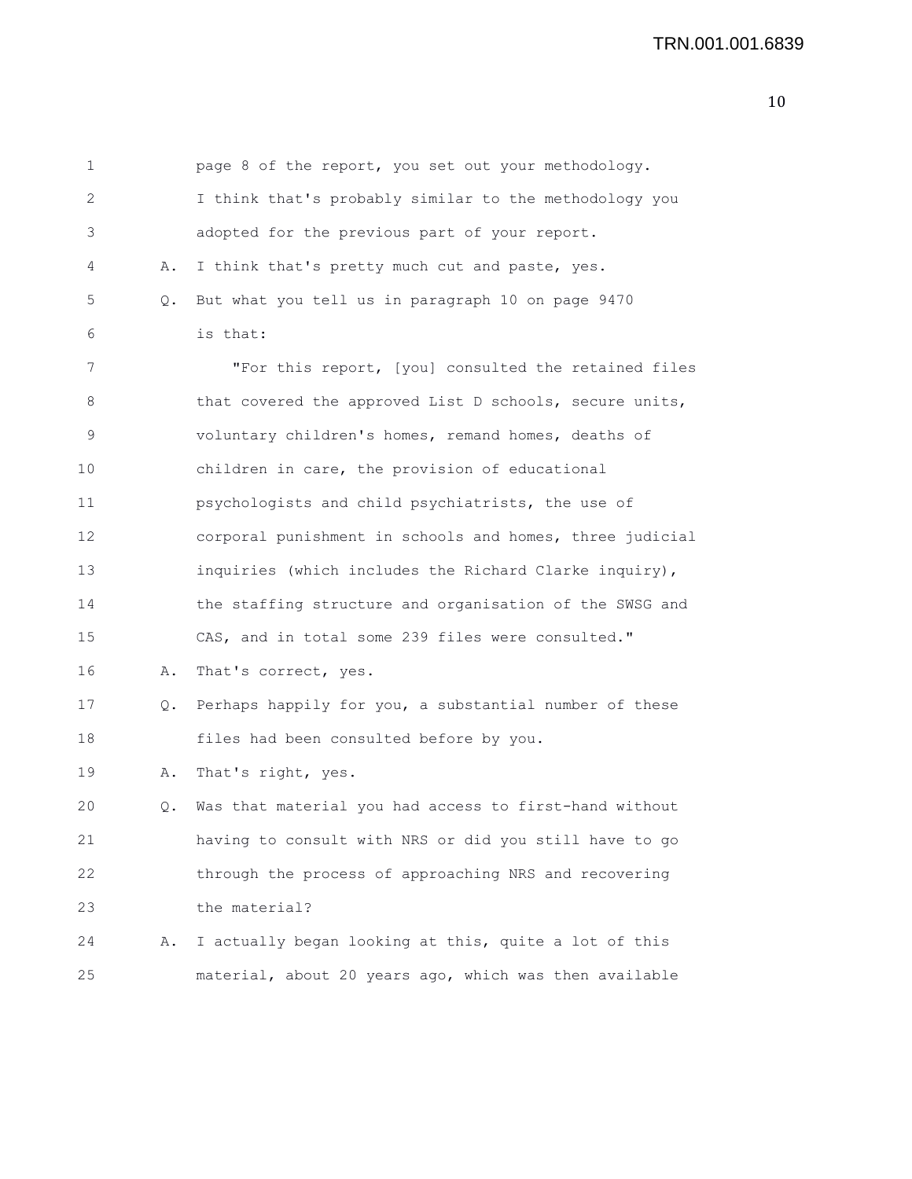page 8 of the report, you set out your methodology. I think that's probably similar to the methodology you adopted for the previous part of your report.

A. I think that's pretty much cut and paste, yes.

Q. But what you tell us in paragraph 10 on page 9470 is that:

"For this report, [you] consulted the retained files that covered the approved List D schools, secure units, voluntary children's homes, remand homes, deaths of children in care, the provision of educational psychologists and child psychiatrists, the use of corporal punishment in schools and homes, three judicial inquiries (which includes the Richard Clarke inquiry), the staffing structure and organisation of the SWSG and CAS, and in total some 239 files were consulted."

A. That's correct, yes.

Q. Perhaps happily for you, a substantial number of these files had been consulted before by you.

A. That's right, yes.

Q. Was that material you had access to first-hand without having to consult with NRS or did you still have to go through the process of approaching NRS and recovering the material?

A. I actually began looking at this, quite a lot of this material, about 20 years ago, which was then available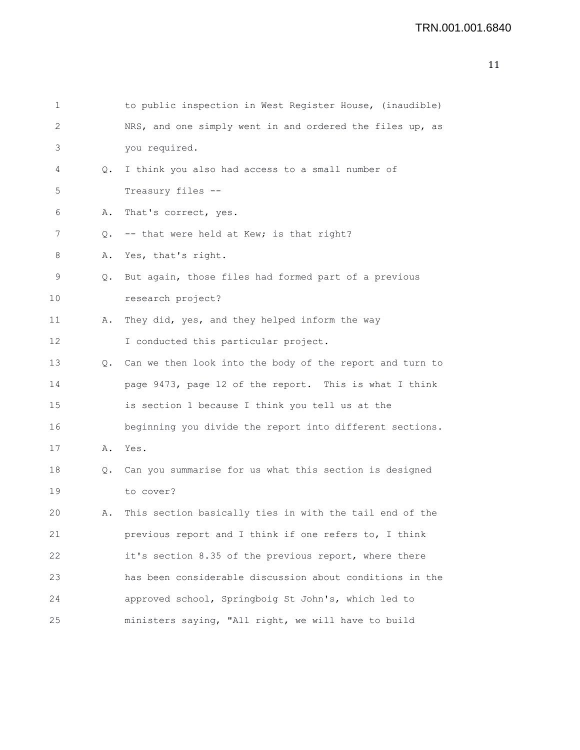1 to public inspection in West Register House, (inaudible)
2 NRS, and one simply went in and ordered the files up, as
3 you required.

4 Q. I think you also had access to a small number of
5 Treasury files --

6 A. That's correct, yes.

7 Q. -- that were held at Kew; is that right?

8 A. Yes, that's right.

9 Q. But again, those files had formed part of a previous
10 research project?

11 A. They did, yes, and they helped inform the way
12 I conducted this particular project.

13 Q. Can we then look into the body of the report and turn to
14 page 9473, page 12 of the report. This is what I think
15 is section 1 because I think you tell us at the
16 beginning you divide the report into different sections.

17 A. Yes.

18 Q. Can you summarise for us what this section is designed
19 to cover?

20 A. This section basically ties in with the tail end of the
21 previous report and I think if one refers to, I think
22 it's section 8.35 of the previous report, where there
23 has been considerable discussion about conditions in the
24 approved school, Springboig St John's, which led to
25 ministers saying, "All right, we will have to build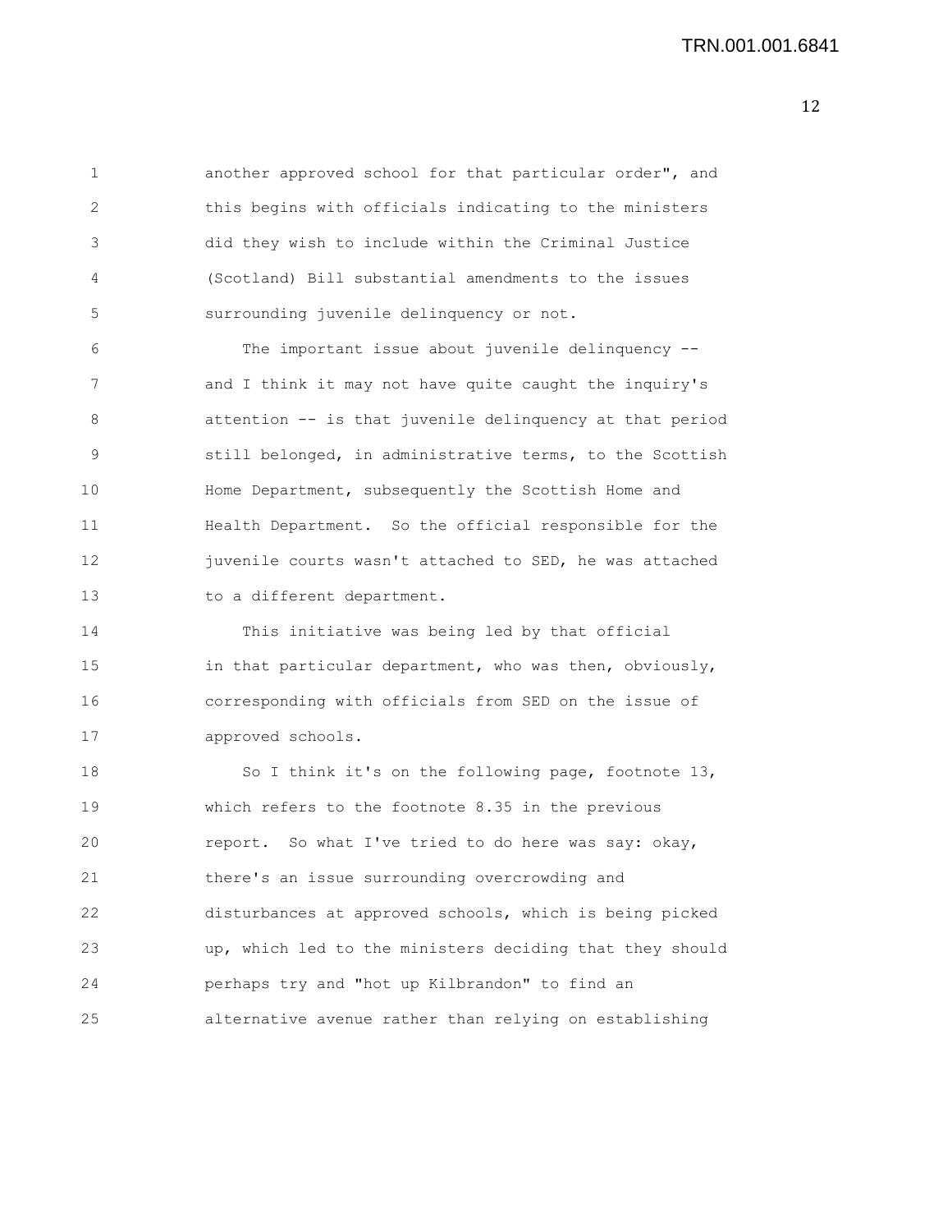another approved school for that particular order", and this begins with officials indicating to the ministers did they wish to include within the Criminal Justice (Scotland) Bill substantial amendments to the issues surrounding juvenile delinquency or not.

The important issue about juvenile delinquency -- and I think it may not have quite caught the inquiry's attention -- is that juvenile delinquency at that period still belonged, in administrative terms, to the Scottish Home Department, subsequently the Scottish Home and Health Department. So the official responsible for the juvenile courts wasn't attached to SED, he was attached to a different department.

This initiative was being led by that official in that particular department, who was then, obviously, corresponding with officials from SED on the issue of approved schools.

So I think it's on the following page, footnote 13, which refers to the footnote 8.35 in the previous report. So what I've tried to do here was say: okay, there's an issue surrounding overcrowding and disturbances at approved schools, which is being picked up, which led to the ministers deciding that they should perhaps try and "hot up Kilbrandon" to find an alternative avenue rather than relying on establishing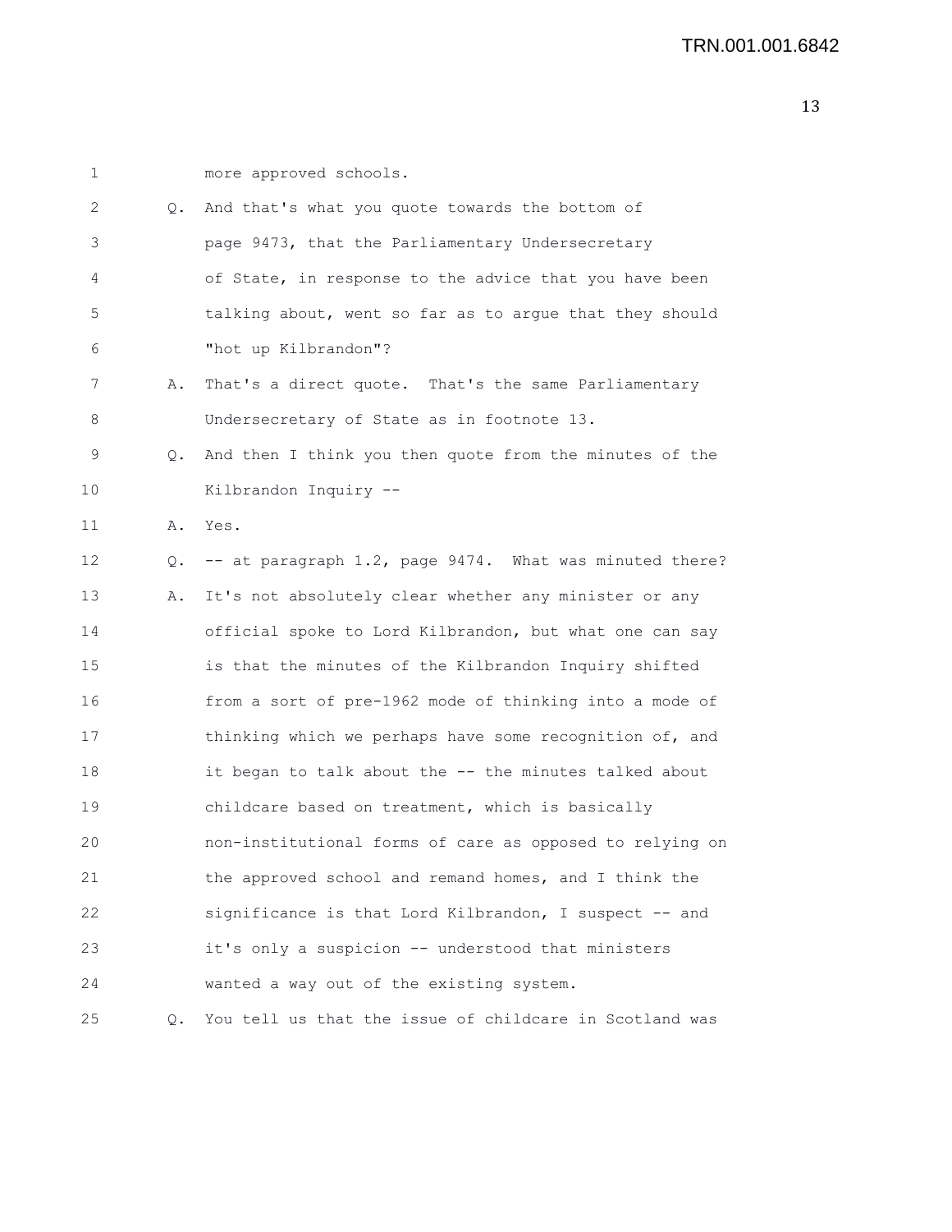1 more approved schools.

2 Q. And that's what you quote towards the bottom of

3 page 9473, that the Parliamentary Undersecretary

4 of State, in response to the advice that you have been

5 talking about, went so far as to argue that they should

6 "hot up Kilbrandon"?

7 A. That's a direct quote. That's the same Parliamentary

8 Undersecretary of State as in footnote 13.

9 Q. And then I think you then quote from the minutes of the

10 Kilbrandon Inquiry --

11 A. Yes.

12 Q. -- at paragraph 1.2, page 9474. What was minuted there?

13 A. It's not absolutely clear whether any minister or any

14 official spoke to Lord Kilbrandon, but what one can say

15 is that the minutes of the Kilbrandon Inquiry shifted

16 from a sort of pre-1962 mode of thinking into a mode of

17 thinking which we perhaps have some recognition of, and

18 it began to talk about the -- the minutes talked about

19 childcare based on treatment, which is basically

20 non-institutional forms of care as opposed to relying on

21 the approved school and remand homes, and I think the

22 significance is that Lord Kilbrandon, I suspect -- and

23 it's only a suspicion -- understood that ministers

24 wanted a way out of the existing system.

25 Q. You tell us that the issue of childcare in Scotland was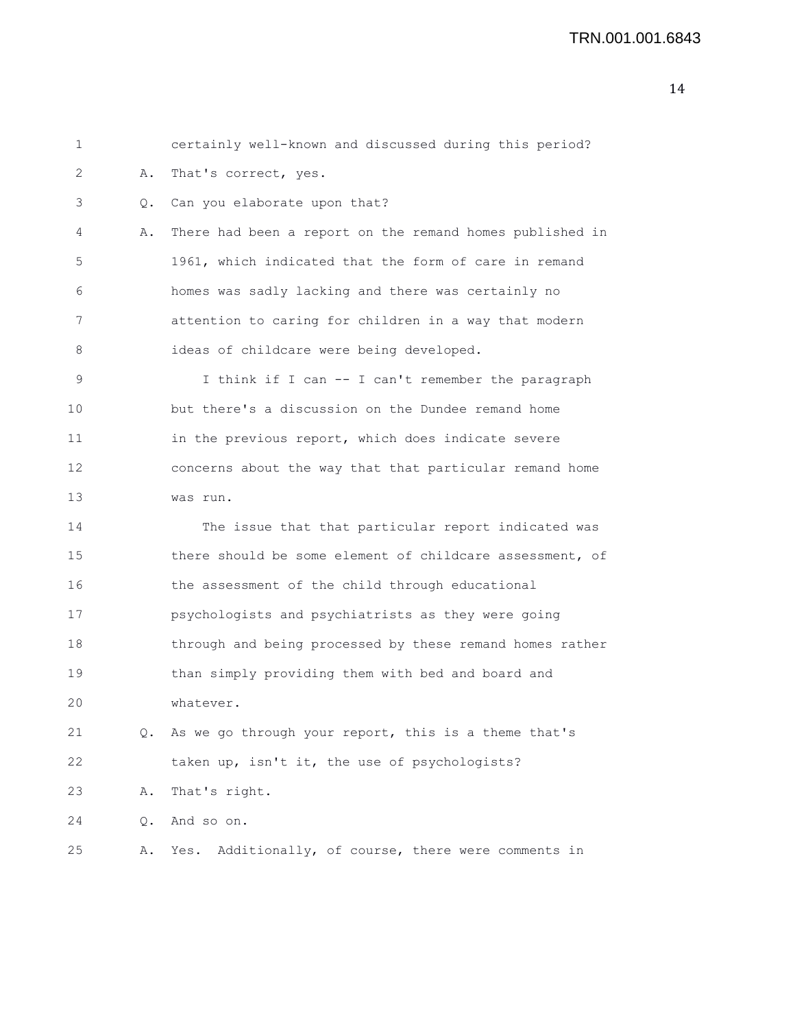certainly well-known and discussed during this period?

A. That's correct, yes.

Q. Can you elaborate upon that?

A. There had been a report on the remand homes published in 1961, which indicated that the form of care in remand homes was sadly lacking and there was certainly no attention to caring for children in a way that modern ideas of childcare were being developed.

I think if I can -- I can't remember the paragraph but there's a discussion on the Dundee remand home in the previous report, which does indicate severe concerns about the way that that particular remand home was run.

The issue that that particular report indicated was there should be some element of childcare assessment, of the assessment of the child through educational psychologists and psychiatrists as they were going through and being processed by these remand homes rather than simply providing them with bed and board and whatever.

Q. As we go through your report, this is a theme that's taken up, isn't it, the use of psychologists?

A. That's right.

Q. And so on.

A. Yes. Additionally, of course, there were comments in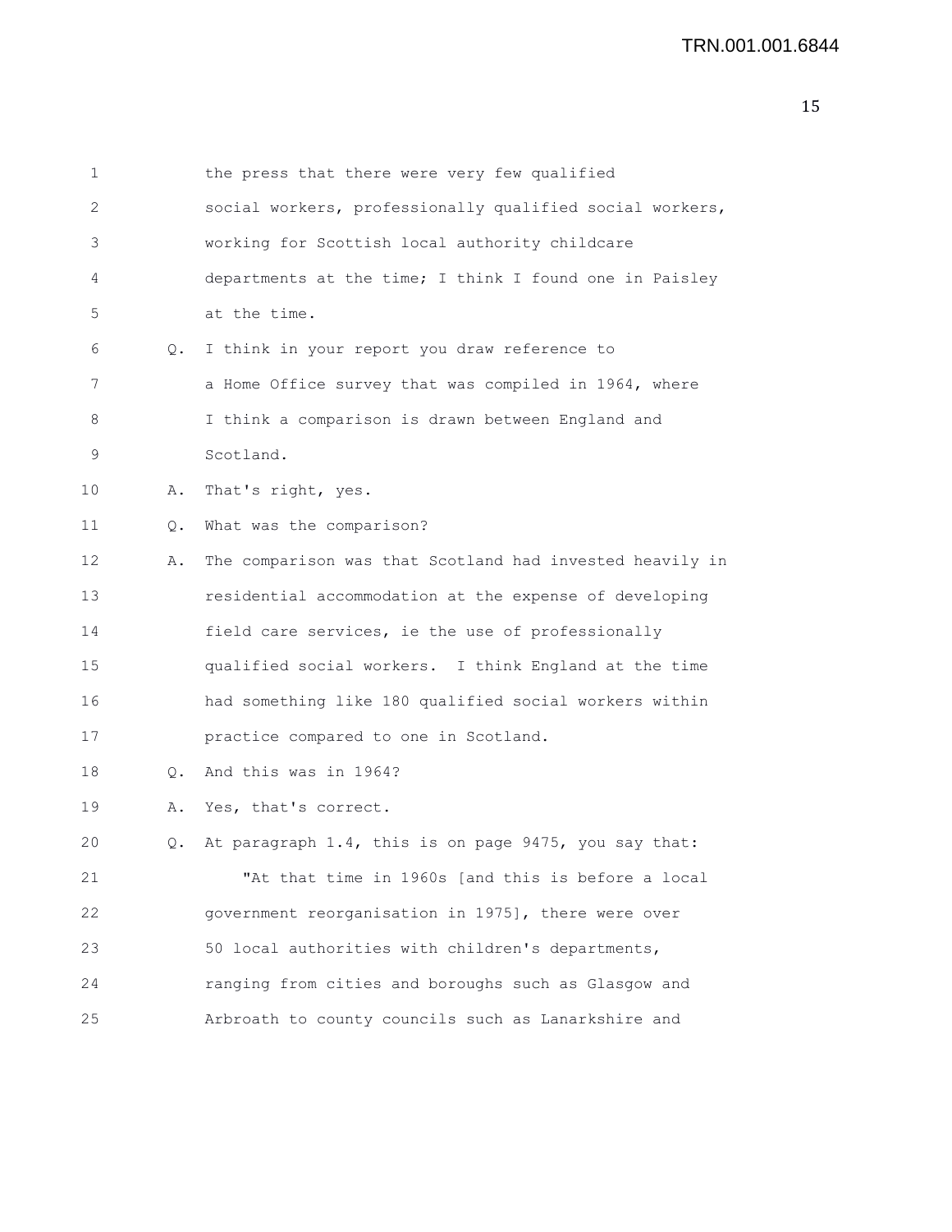1 the press that there were very few qualified
2 social workers, professionally qualified social workers,
3 working for Scottish local authority childcare
4 departments at the time; I think I found one in Paisley
5 at the time.

6 Q. I think in your report you draw reference to
7 a Home Office survey that was compiled in 1964, where
8 I think a comparison is drawn between England and
9 Scotland.

10 A. That's right, yes.

11 Q. What was the comparison?

12 A. The comparison was that Scotland had invested heavily in
13 residential accommodation at the expense of developing
14 field care services, ie the use of professionally
15 qualified social workers. I think England at the time
16 had something like 180 qualified social workers within
17 practice compared to one in Scotland.

18 Q. And this was in 1964?

19 A. Yes, that's correct.

20 Q. At paragraph 1.4, this is on page 9475, you say that:

21 "At that time in 1960s [and this is before a local
22 government reorganisation in 1975], there were over
23 50 local authorities with children's departments,
24 ranging from cities and boroughs such as Glasgow and
25 Arbroath to county councils such as Lanarkshire and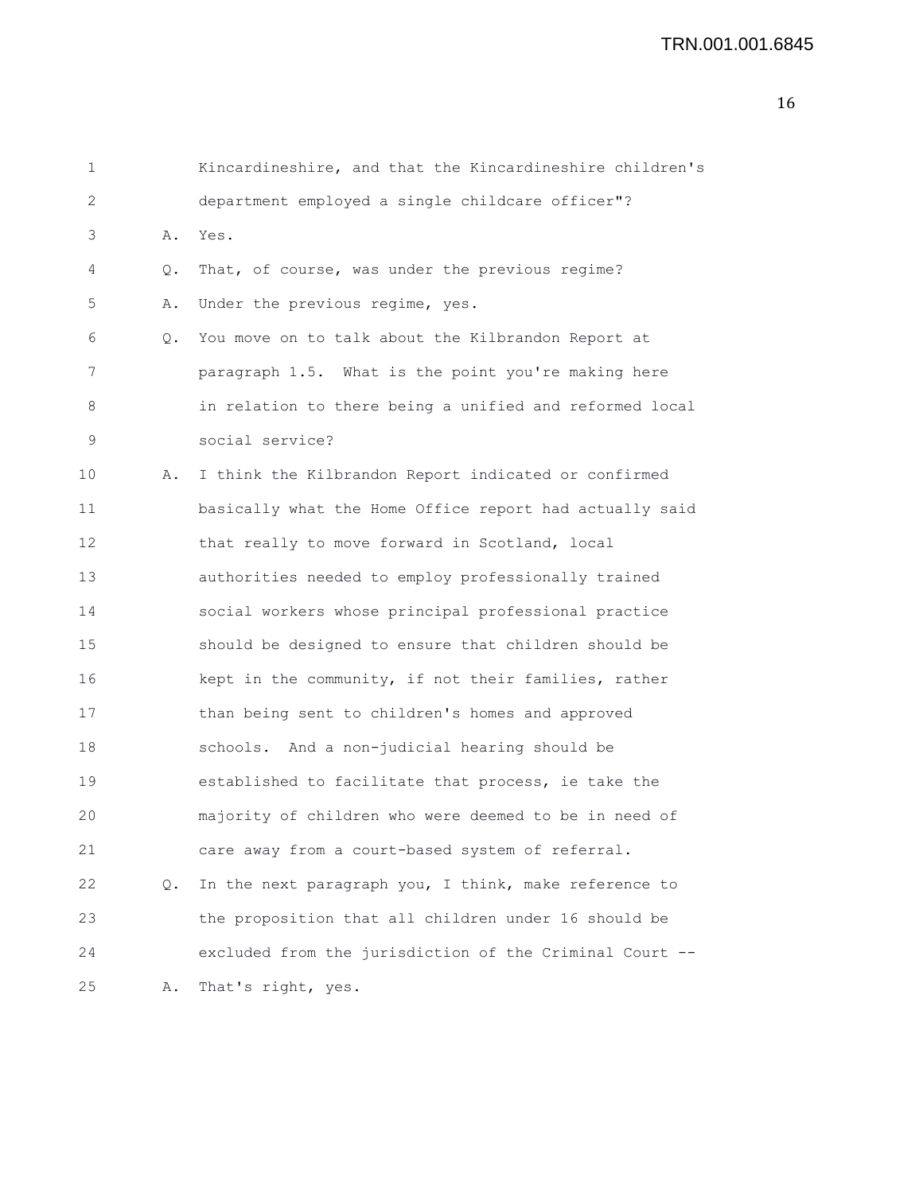1 Kincardineshire, and that the Kincardineshire children's
2 department employed a single childcare officer"?
3 A. Yes.
4 Q. That, of course, was under the previous regime?
5 A. Under the previous regime, yes.
6 Q. You move on to talk about the Kilbrandon Report at
7 paragraph 1.5. What is the point you're making here
8 in relation to there being a unified and reformed local
9 social service?
10 A. I think the Kilbrandon Report indicated or confirmed
11 basically what the Home Office report had actually said
12 that really to move forward in Scotland, local
13 authorities needed to employ professionally trained
14 social workers whose principal professional practice
15 should be designed to ensure that children should be
16 kept in the community, if not their families, rather
17 than being sent to children's homes and approved
18 schools. And a non-judicial hearing should be
19 established to facilitate that process, ie take the
20 majority of children who were deemed to be in need of
21 care away from a court-based system of referral.
22 Q. In the next paragraph you, I think, make reference to
23 the proposition that all children under 16 should be
24 excluded from the jurisdiction of the Criminal Court --
25 A. That's right, yes.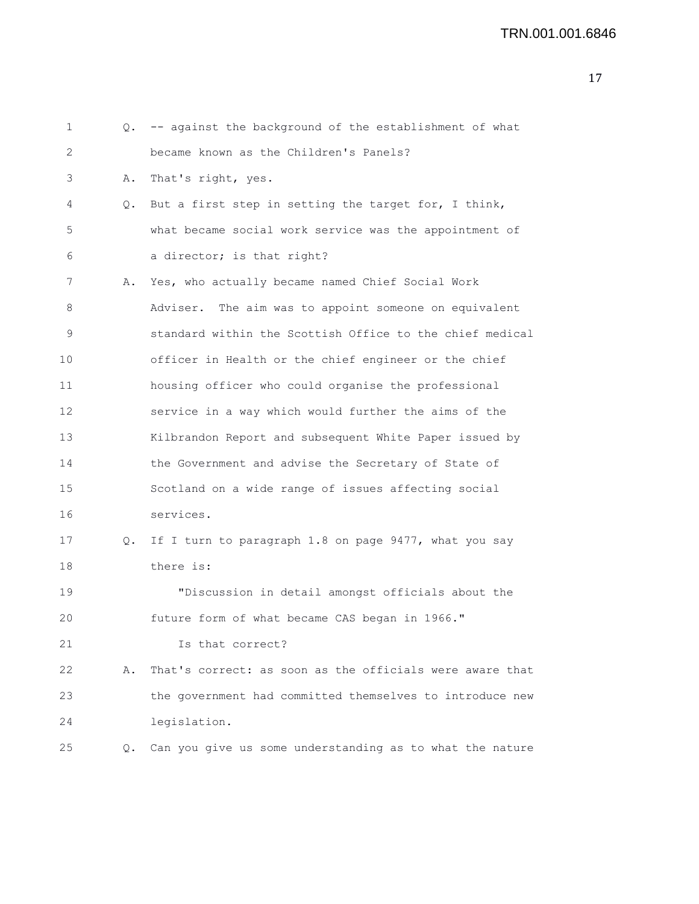Q. -- against the background of the establishment of what became known as the Children's Panels?

A. That's right, yes.

Q. But a first step in setting the target for, I think, what became social work service was the appointment of a director; is that right?

A. Yes, who actually became named Chief Social Work Adviser. The aim was to appoint someone on equivalent standard within the Scottish Office to the chief medical officer in Health or the chief engineer or the chief housing officer who could organise the professional service in a way which would further the aims of the Kilbrandon Report and subsequent White Paper issued by the Government and advise the Secretary of State of Scotland on a wide range of issues affecting social services.

Q. If I turn to paragraph 1.8 on page 9477, what you say there is:

"Discussion in detail amongst officials about the future form of what became CAS began in 1966."

Is that correct?

A. That's correct: as soon as the officials were aware that the government had committed themselves to introduce new legislation.

Q. Can you give us some understanding as to what the nature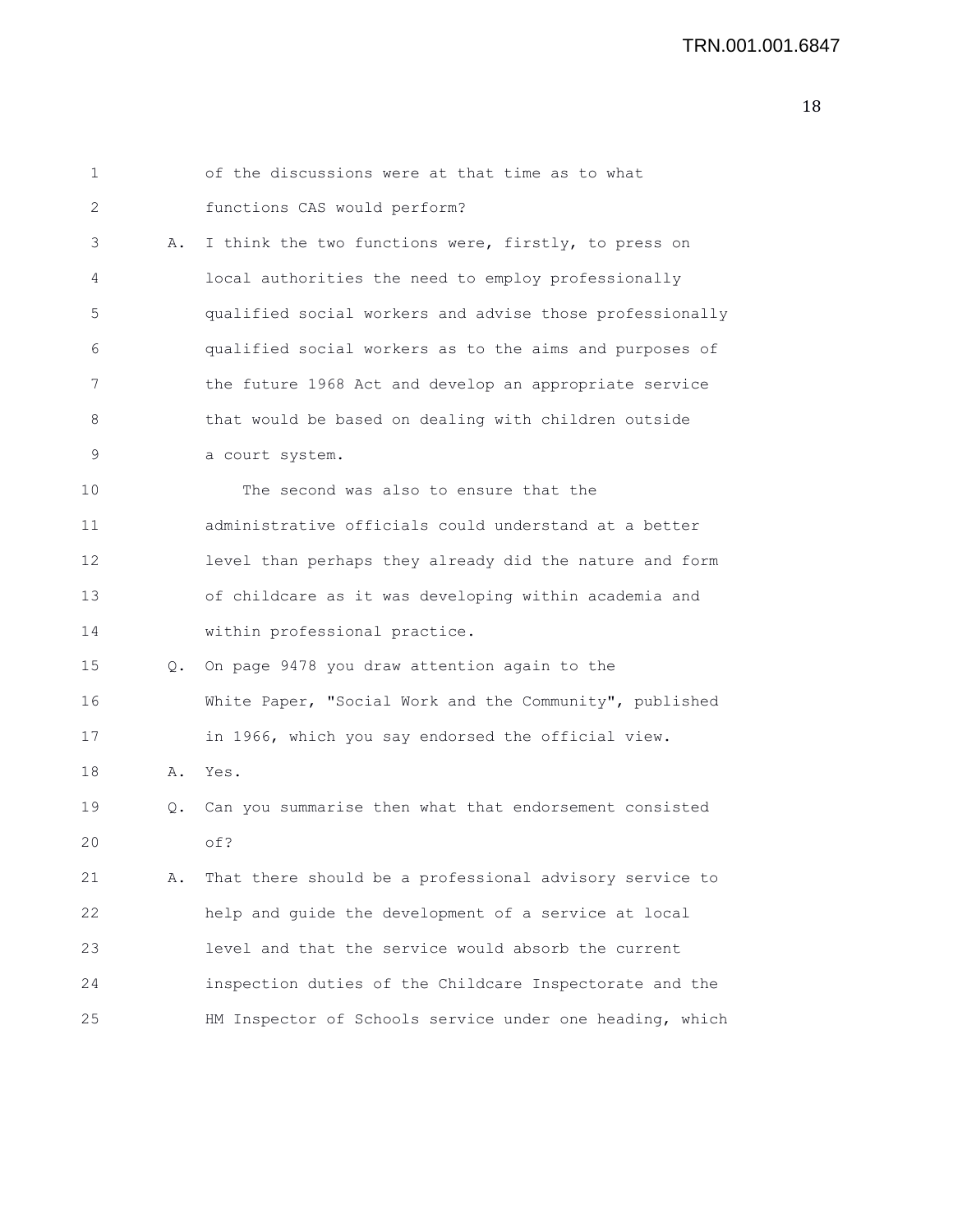of the discussions were at that time as to what functions CAS would perform?

A. I think the two functions were, firstly, to press on local authorities the need to employ professionally qualified social workers and advise those professionally qualified social workers as to the aims and purposes of the future 1968 Act and develop an appropriate service that would be based on dealing with children outside a court system.

The second was also to ensure that the administrative officials could understand at a better level than perhaps they already did the nature and form of childcare as it was developing within academia and within professional practice.

Q. On page 9478 you draw attention again to the White Paper, "Social Work and the Community", published in 1966, which you say endorsed the official view.

A. Yes.

Q. Can you summarise then what that endorsement consisted of?

A. That there should be a professional advisory service to help and guide the development of a service at local level and that the service would absorb the current inspection duties of the Childcare Inspectorate and the HM Inspector of Schools service under one heading, which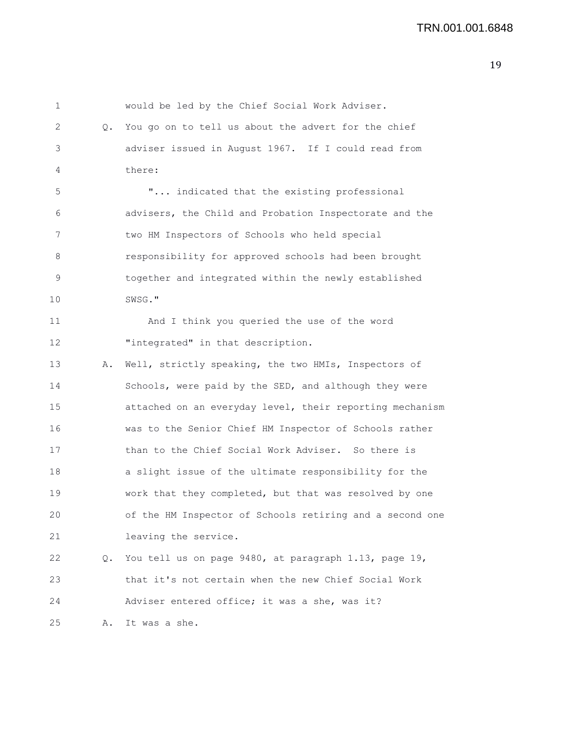would be led by the Chief Social Work Adviser.

Q. You go on to tell us about the advert for the chief adviser issued in August 1967. If I could read from there:

"... indicated that the existing professional advisers, the Child and Probation Inspectorate and the two HM Inspectors of Schools who held special responsibility for approved schools had been brought together and integrated within the newly established SWSG."

And I think you queried the use of the word "integrated" in that description.

A. Well, strictly speaking, the two HMIs, Inspectors of Schools, were paid by the SED, and although they were attached on an everyday level, their reporting mechanism was to the Senior Chief HM Inspector of Schools rather than to the Chief Social Work Adviser. So there is a slight issue of the ultimate responsibility for the work that they completed, but that was resolved by one of the HM Inspector of Schools retiring and a second one leaving the service.

Q. You tell us on page 9480, at paragraph 1.13, page 19, that it's not certain when the new Chief Social Work Adviser entered office; it was a she, was it?

A. It was a she.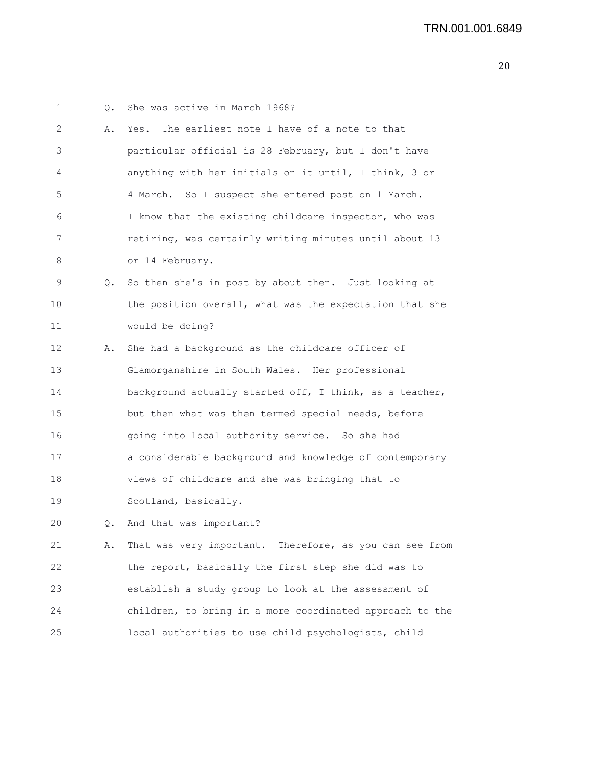Q. She was active in March 1968?

A. Yes. The earliest note I have of a note to that particular official is 28 February, but I don't have anything with her initials on it until, I think, 3 or 4 March. So I suspect she entered post on 1 March. I know that the existing childcare inspector, who was retiring, was certainly writing minutes until about 13 or 14 February.

Q. So then she's in post by about then. Just looking at the position overall, what was the expectation that she would be doing?

A. She had a background as the childcare officer of Glamorganshire in South Wales. Her professional background actually started off, I think, as a teacher, but then what was then termed special needs, before going into local authority service. So she had a considerable background and knowledge of contemporary views of childcare and she was bringing that to Scotland, basically.

Q. And that was important?

A. That was very important. Therefore, as you can see from the report, basically the first step she did was to establish a study group to look at the assessment of children, to bring in a more coordinated approach to the local authorities to use child psychologists, child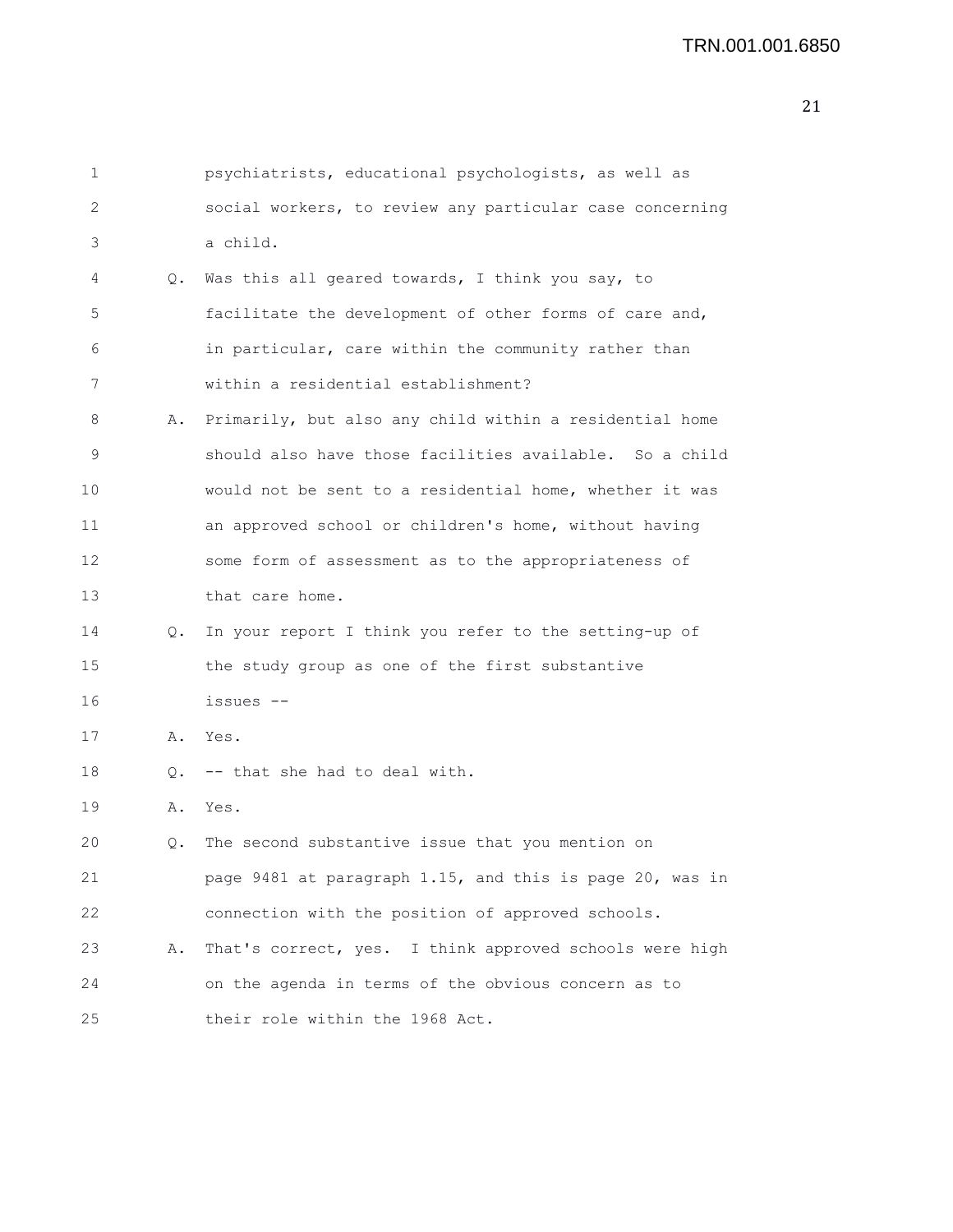psychiatrists, educational psychologists, as well as social workers, to review any particular case concerning a child.

Q. Was this all geared towards, I think you say, to facilitate the development of other forms of care and, in particular, care within the community rather than within a residential establishment?

A. Primarily, but also any child within a residential home should also have those facilities available. So a child would not be sent to a residential home, whether it was an approved school or children's home, without having some form of assessment as to the appropriateness of that care home.

Q. In your report I think you refer to the setting-up of the study group as one of the first substantive issues --

A. Yes.

Q. -- that she had to deal with.

A. Yes.

Q. The second substantive issue that you mention on page 9481 at paragraph 1.15, and this is page 20, was in connection with the position of approved schools.

A. That's correct, yes. I think approved schools were high on the agenda in terms of the obvious concern as to their role within the 1968 Act.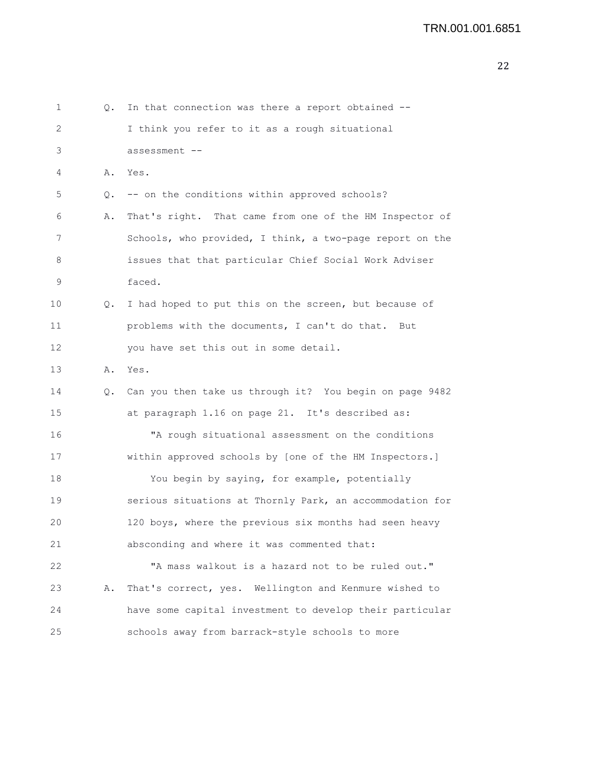Q. In that connection was there a report obtained -- I think you refer to it as a rough situational assessment --

A. Yes.

Q. -- on the conditions within approved schools?

A. That's right. That came from one of the HM Inspector of Schools, who provided, I think, a two-page report on the issues that that particular Chief Social Work Adviser faced.

Q. I had hoped to put this on the screen, but because of problems with the documents, I can't do that. But you have set this out in some detail.

A. Yes.

Q. Can you then take us through it? You begin on page 9482 at paragraph 1.16 on page 21. It's described as:

"A rough situational assessment on the conditions within approved schools by [one of the HM Inspectors.]

You begin by saying, for example, potentially serious situations at Thornly Park, an accommodation for 120 boys, where the previous six months had seen heavy absconding and where it was commented that:

"A mass walkout is a hazard not to be ruled out."

A. That's correct, yes. Wellington and Kenmure wished to have some capital investment to develop their particular schools away from barrack-style schools to more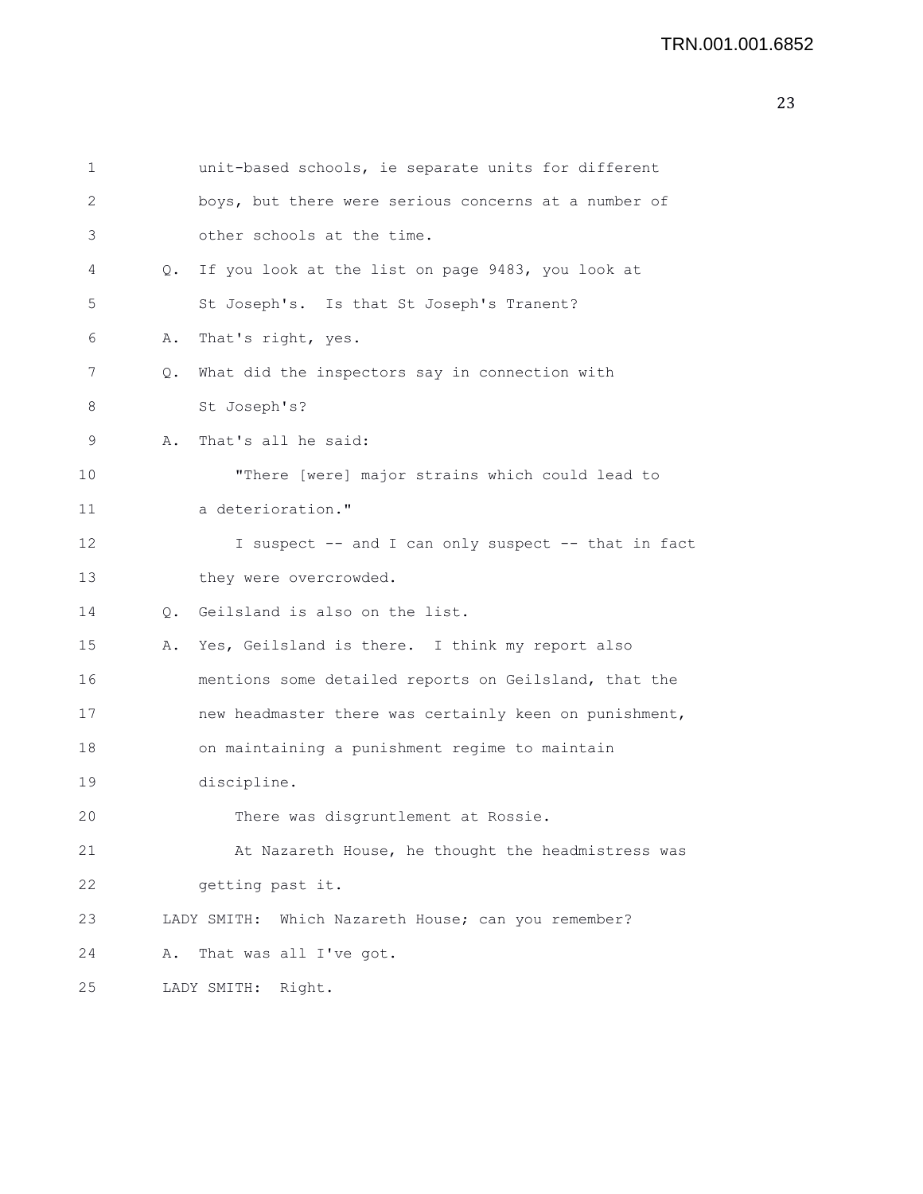unit-based schools, ie separate units for different boys, but there were serious concerns at a number of other schools at the time.

Q. If you look at the list on page 9483, you look at St Joseph's. Is that St Joseph's Tranent?

A. That's right, yes.

Q. What did the inspectors say in connection with St Joseph's?

A. That's all he said:

"There [were] major strains which could lead to a deterioration."

I suspect -- and I can only suspect -- that in fact they were overcrowded.

Q. Geilsland is also on the list.

A. Yes, Geilsland is there. I think my report also mentions some detailed reports on Geilsland, that the new headmaster there was certainly keen on punishment, on maintaining a punishment regime to maintain discipline.

There was disgruntlement at Rossie.

At Nazareth House, he thought the headmistress was getting past it.

LADY SMITH: Which Nazareth House; can you remember?

A. That was all I've got.

LADY SMITH: Right.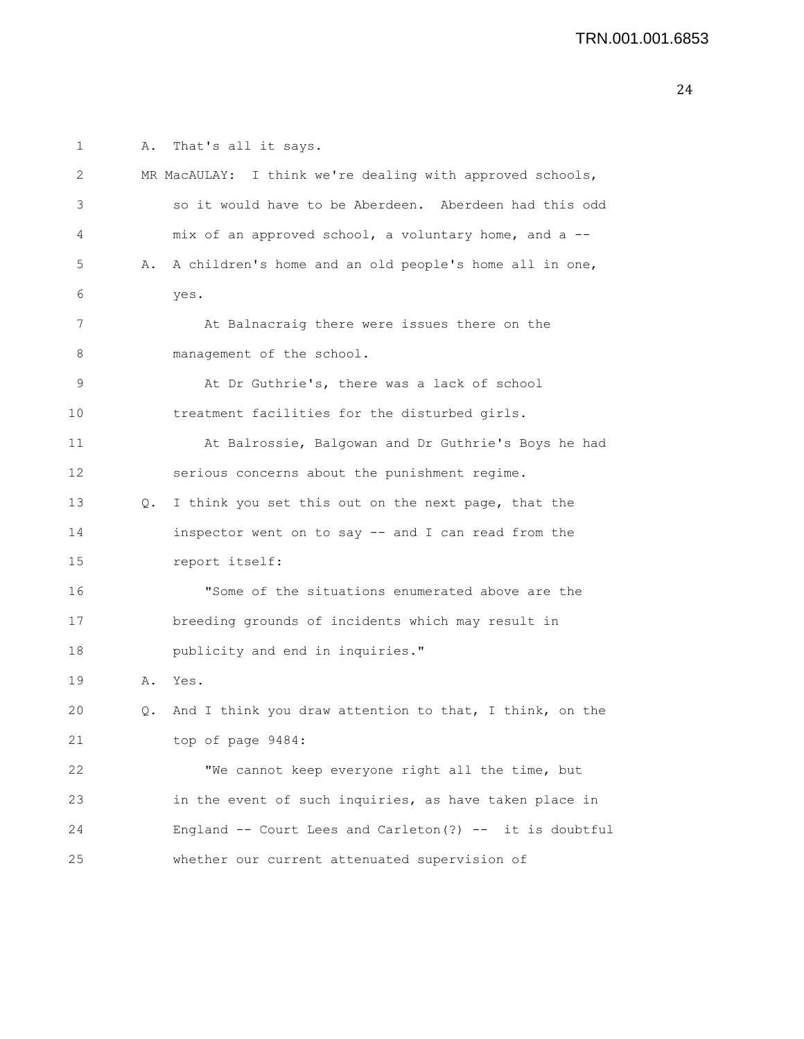A. That's all it says.

MR MacAULAY: I think we're dealing with approved schools, so it would have to be Aberdeen. Aberdeen had this odd mix of an approved school, a voluntary home, and a --

A. A children's home and an old people's home all in one, yes.

At Balnacraig there were issues there on the management of the school.

At Dr Guthrie's, there was a lack of school treatment facilities for the disturbed girls.

At Balrossie, Balgowan and Dr Guthrie's Boys he had serious concerns about the punishment regime.

Q. I think you set this out on the next page, that the inspector went on to say -- and I can read from the report itself:

"Some of the situations enumerated above are the breeding grounds of incidents which may result in publicity and end in inquiries."

A. Yes.

Q. And I think you draw attention to that, I think, on the top of page 9484:

"We cannot keep everyone right all the time, but in the event of such inquiries, as have taken place in England -- Court Lees and Carleton(?) -- it is doubtful whether our current attenuated supervision of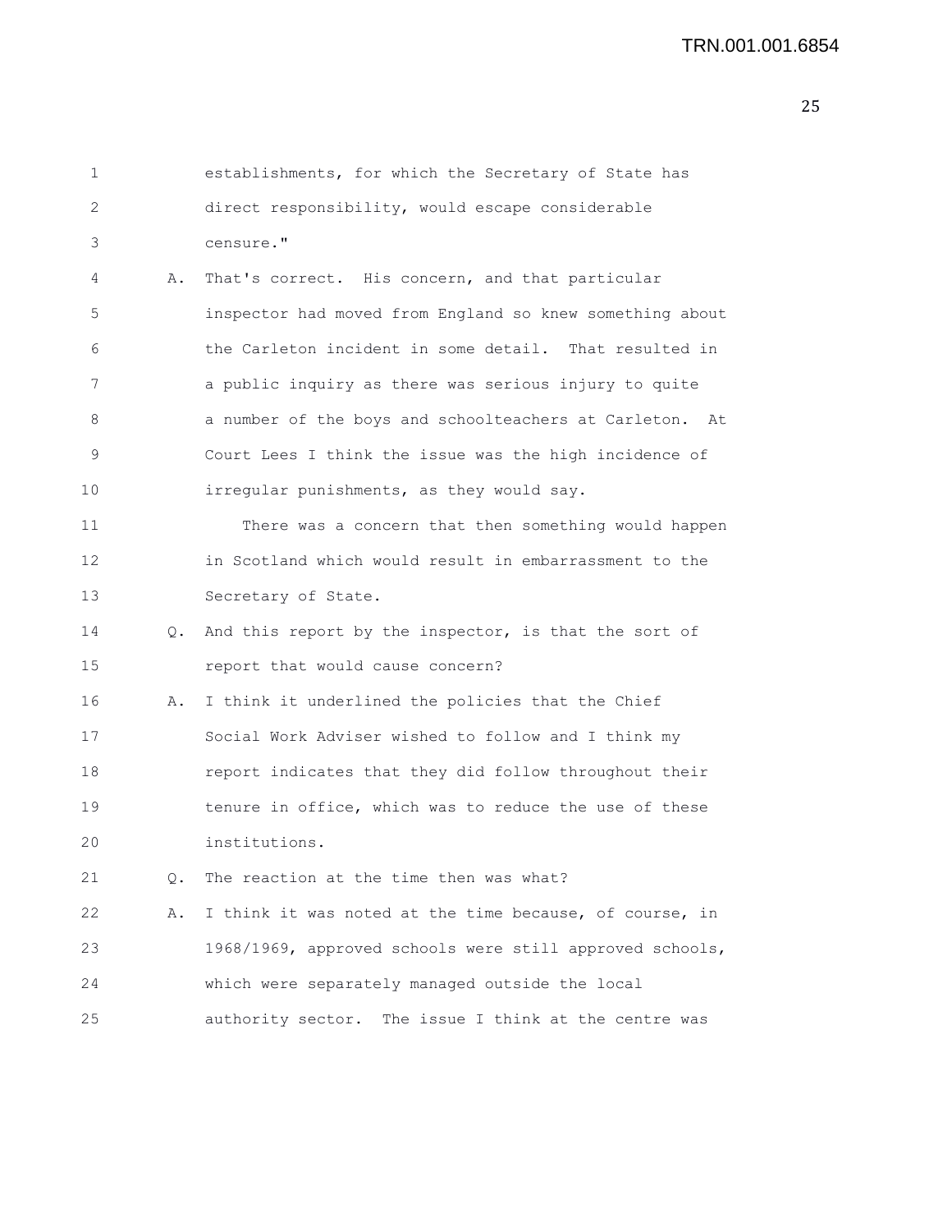establishments, for which the Secretary of State has direct responsibility, would escape considerable censure."

A. That's correct. His concern, and that particular inspector had moved from England so knew something about the Carleton incident in some detail. That resulted in a public inquiry as there was serious injury to quite a number of the boys and schoolteachers at Carleton. At Court Lees I think the issue was the high incidence of irregular punishments, as they would say.

There was a concern that then something would happen in Scotland which would result in embarrassment to the Secretary of State.

Q. And this report by the inspector, is that the sort of report that would cause concern?

A. I think it underlined the policies that the Chief Social Work Adviser wished to follow and I think my report indicates that they did follow throughout their tenure in office, which was to reduce the use of these institutions.

Q. The reaction at the time then was what?

A. I think it was noted at the time because, of course, in 1968/1969, approved schools were still approved schools, which were separately managed outside the local authority sector. The issue I think at the centre was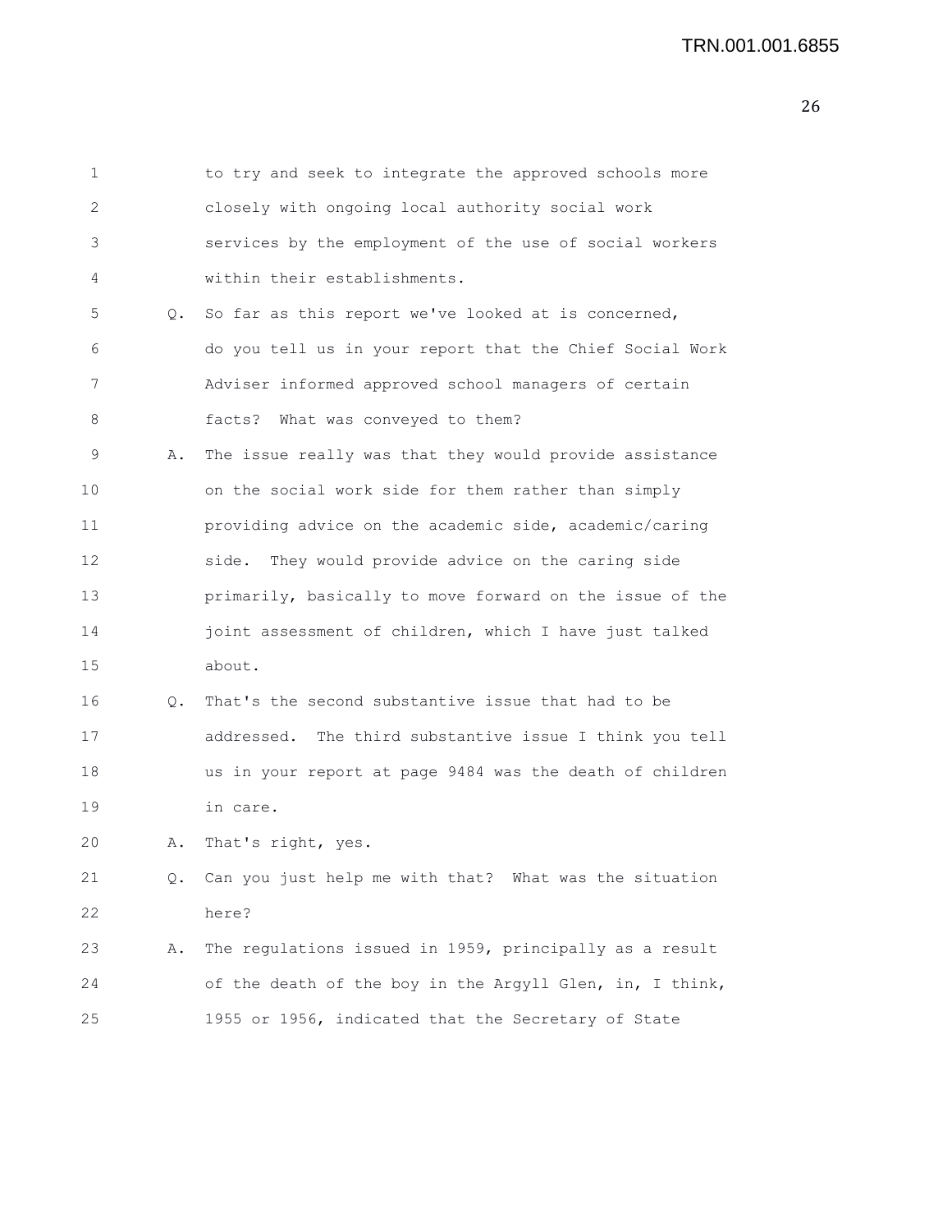to try and seek to integrate the approved schools more closely with ongoing local authority social work services by the employment of the use of social workers within their establishments.

Q. So far as this report we've looked at is concerned, do you tell us in your report that the Chief Social Work Adviser informed approved school managers of certain facts? What was conveyed to them?

A. The issue really was that they would provide assistance on the social work side for them rather than simply providing advice on the academic side, academic/caring side. They would provide advice on the caring side primarily, basically to move forward on the issue of the joint assessment of children, which I have just talked about.

Q. That's the second substantive issue that had to be addressed. The third substantive issue I think you tell us in your report at page 9484 was the death of children in care.

A. That's right, yes.

Q. Can you just help me with that? What was the situation here?

A. The regulations issued in 1959, principally as a result of the death of the boy in the Argyll Glen, in, I think, 1955 or 1956, indicated that the Secretary of State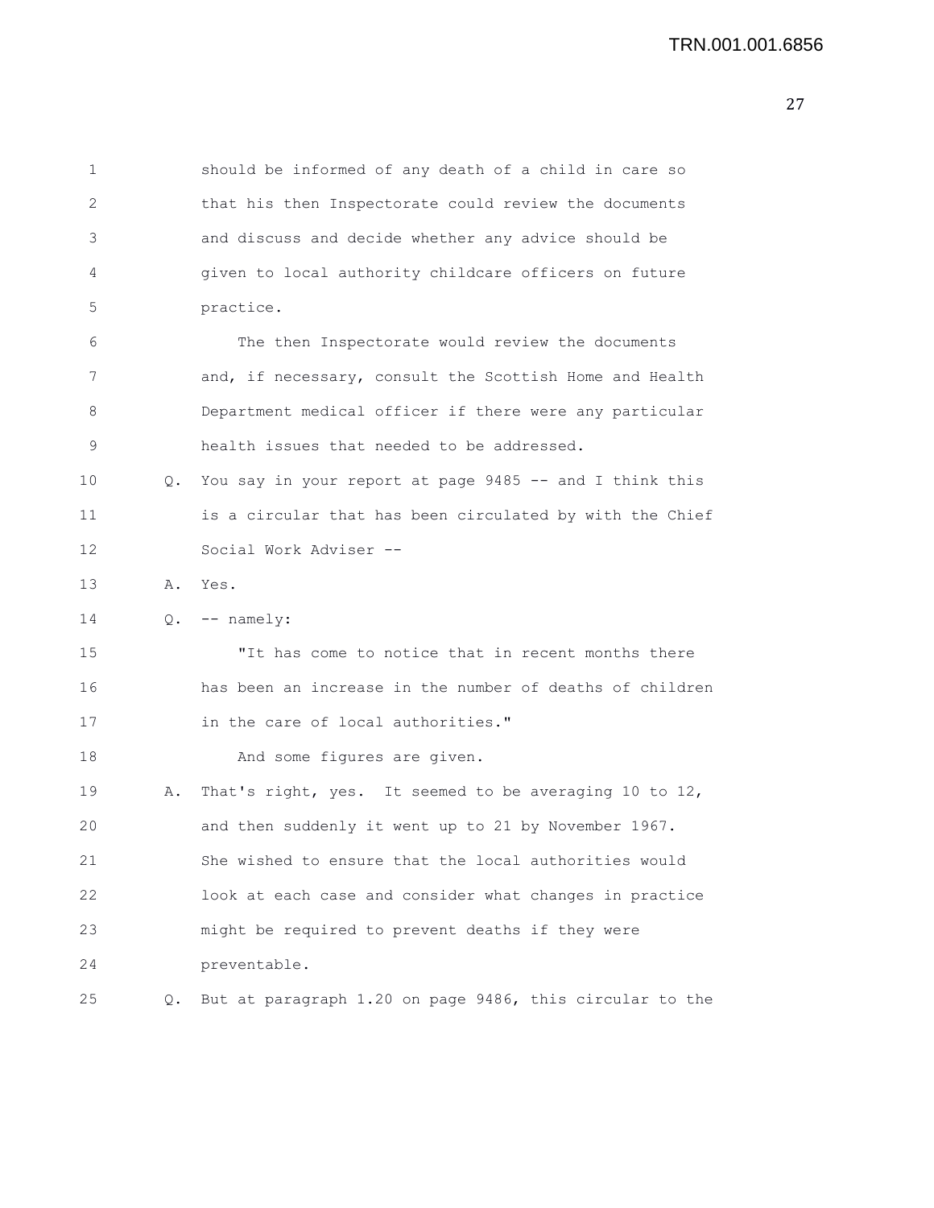should be informed of any death of a child in care so that his then Inspectorate could review the documents and discuss and decide whether any advice should be given to local authority childcare officers on future practice.

The then Inspectorate would review the documents and, if necessary, consult the Scottish Home and Health Department medical officer if there were any particular health issues that needed to be addressed.

Q. You say in your report at page 9485 -- and I think this is a circular that has been circulated by with the Chief Social Work Adviser --

A. Yes.

Q. -- namely:

"It has come to notice that in recent months there has been an increase in the number of deaths of children in the care of local authorities."

And some figures are given.

A. That's right, yes. It seemed to be averaging 10 to 12, and then suddenly it went up to 21 by November 1967. She wished to ensure that the local authorities would look at each case and consider what changes in practice might be required to prevent deaths if they were preventable.

Q. But at paragraph 1.20 on page 9486, this circular to the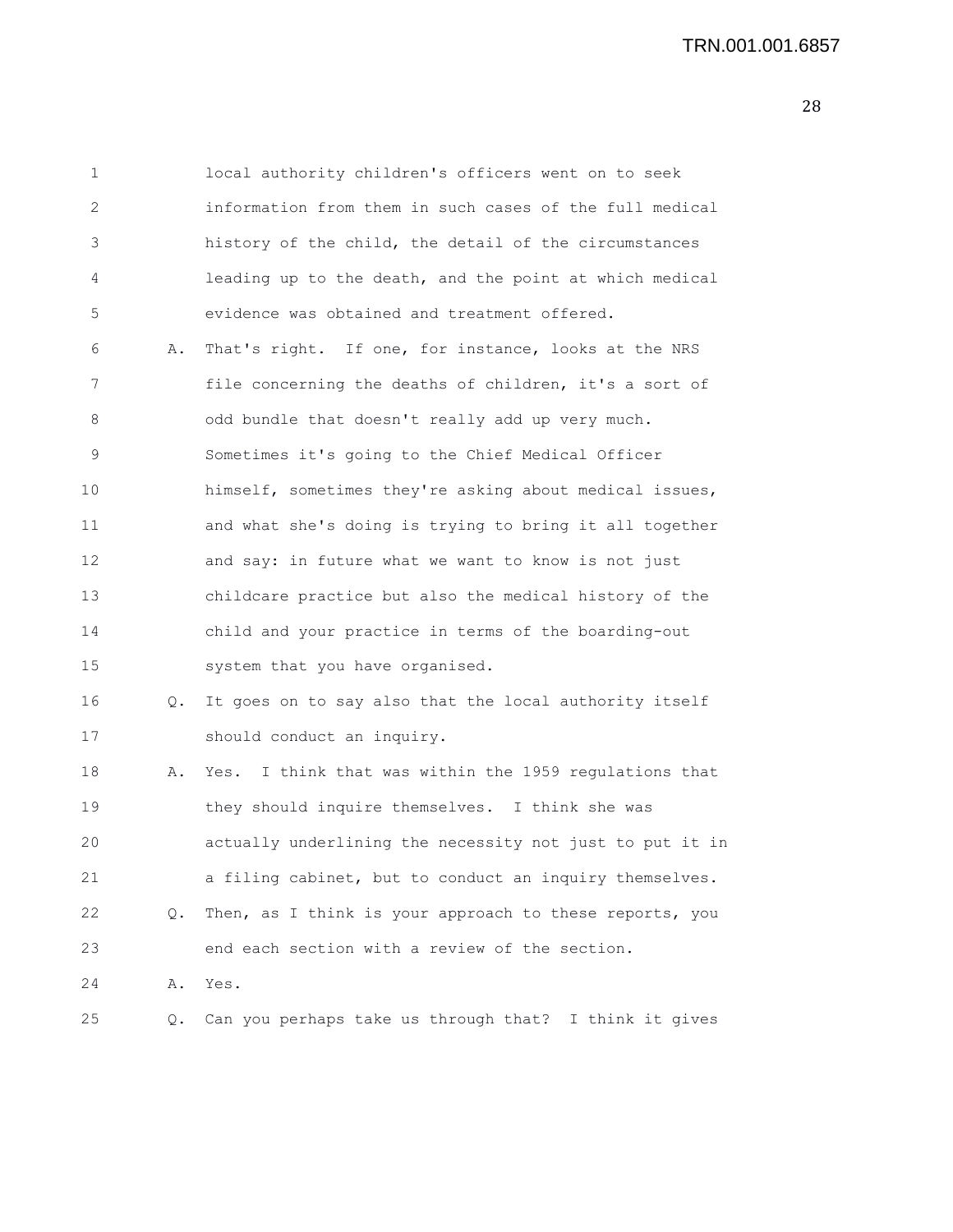1 local authority children's officers went on to seek
2 information from them in such cases of the full medical
3 history of the child, the detail of the circumstances
4 leading up to the death, and the point at which medical
5 evidence was obtained and treatment offered.

6 A. That's right. If one, for instance, looks at the NRS
7 file concerning the deaths of children, it's a sort of
8 odd bundle that doesn't really add up very much.
9 Sometimes it's going to the Chief Medical Officer
10 himself, sometimes they're asking about medical issues,
11 and what she's doing is trying to bring it all together
12 and say: in future what we want to know is not just
13 childcare practice but also the medical history of the
14 child and your practice in terms of the boarding-out
15 system that you have organised.

16 Q. It goes on to say also that the local authority itself
17 should conduct an inquiry.

18 A. Yes. I think that was within the 1959 regulations that
19 they should inquire themselves. I think she was
20 actually underlining the necessity not just to put it in
21 a filing cabinet, but to conduct an inquiry themselves.

22 Q. Then, as I think is your approach to these reports, you
23 end each section with a review of the section.

24 A. Yes.

25 Q. Can you perhaps take us through that? I think it gives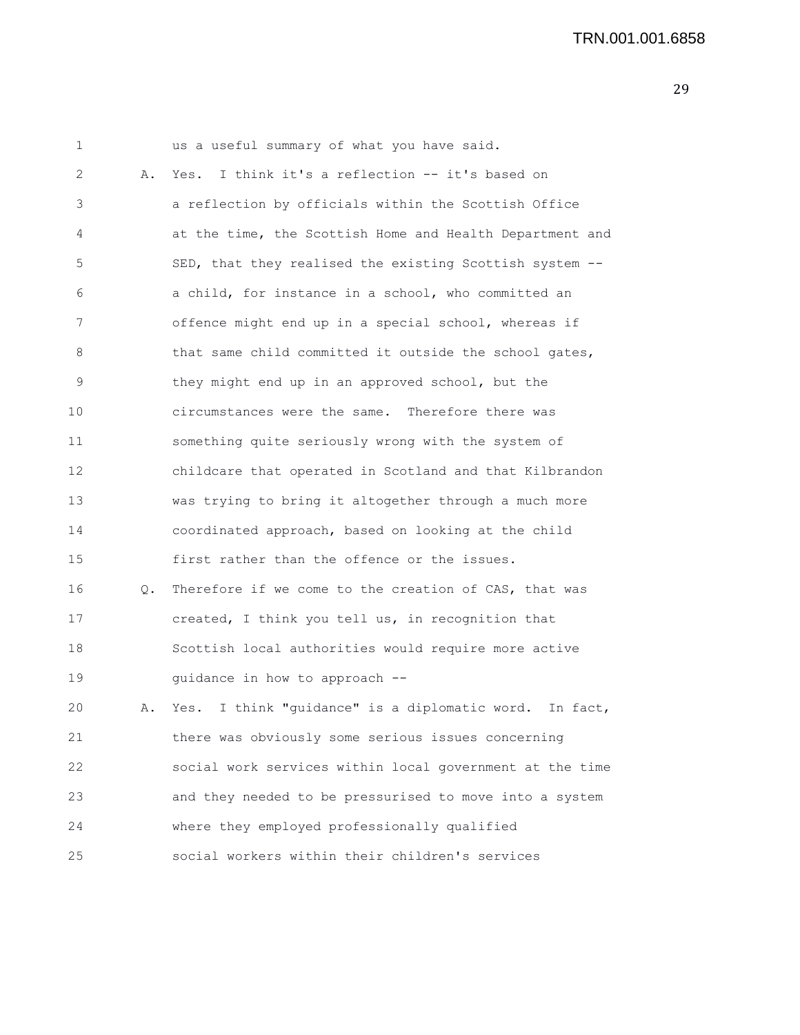us a useful summary of what you have said.

A. Yes. I think it's a reflection -- it's based on a reflection by officials within the Scottish Office at the time, the Scottish Home and Health Department and SED, that they realised the existing Scottish system -- a child, for instance in a school, who committed an offence might end up in a special school, whereas if that same child committed it outside the school gates, they might end up in an approved school, but the circumstances were the same. Therefore there was something quite seriously wrong with the system of childcare that operated in Scotland and that Kilbrandon was trying to bring it altogether through a much more coordinated approach, based on looking at the child first rather than the offence or the issues.

Q. Therefore if we come to the creation of CAS, that was created, I think you tell us, in recognition that Scottish local authorities would require more active guidance in how to approach --

A. Yes. I think "guidance" is a diplomatic word. In fact, there was obviously some serious issues concerning social work services within local government at the time and they needed to be pressurised to move into a system where they employed professionally qualified social workers within their children's services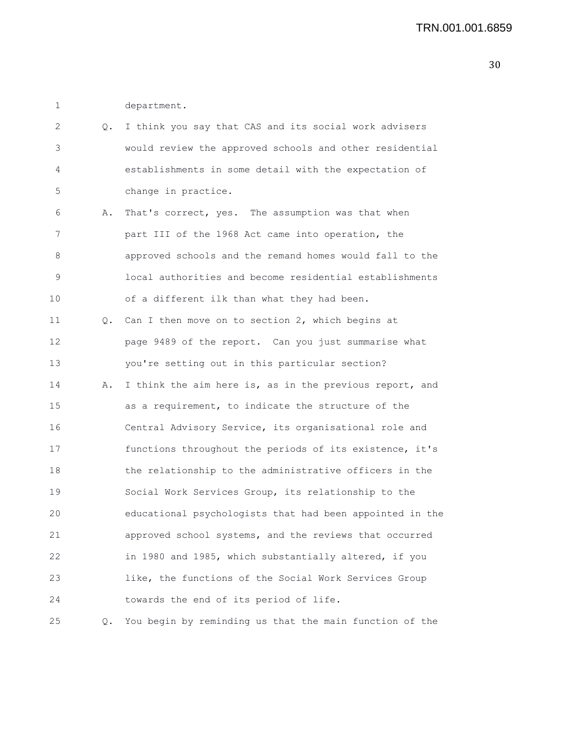department.

Q. I think you say that CAS and its social work advisers would review the approved schools and other residential establishments in some detail with the expectation of change in practice.

A. That's correct, yes. The assumption was that when part III of the 1968 Act came into operation, the approved schools and the remand homes would fall to the local authorities and become residential establishments of a different ilk than what they had been.

Q. Can I then move on to section 2, which begins at page 9489 of the report. Can you just summarise what you're setting out in this particular section?

A. I think the aim here is, as in the previous report, and as a requirement, to indicate the structure of the Central Advisory Service, its organisational role and functions throughout the periods of its existence, it's the relationship to the administrative officers in the Social Work Services Group, its relationship to the educational psychologists that had been appointed in the approved school systems, and the reviews that occurred in 1980 and 1985, which substantially altered, if you like, the functions of the Social Work Services Group towards the end of its period of life.

Q. You begin by reminding us that the main function of the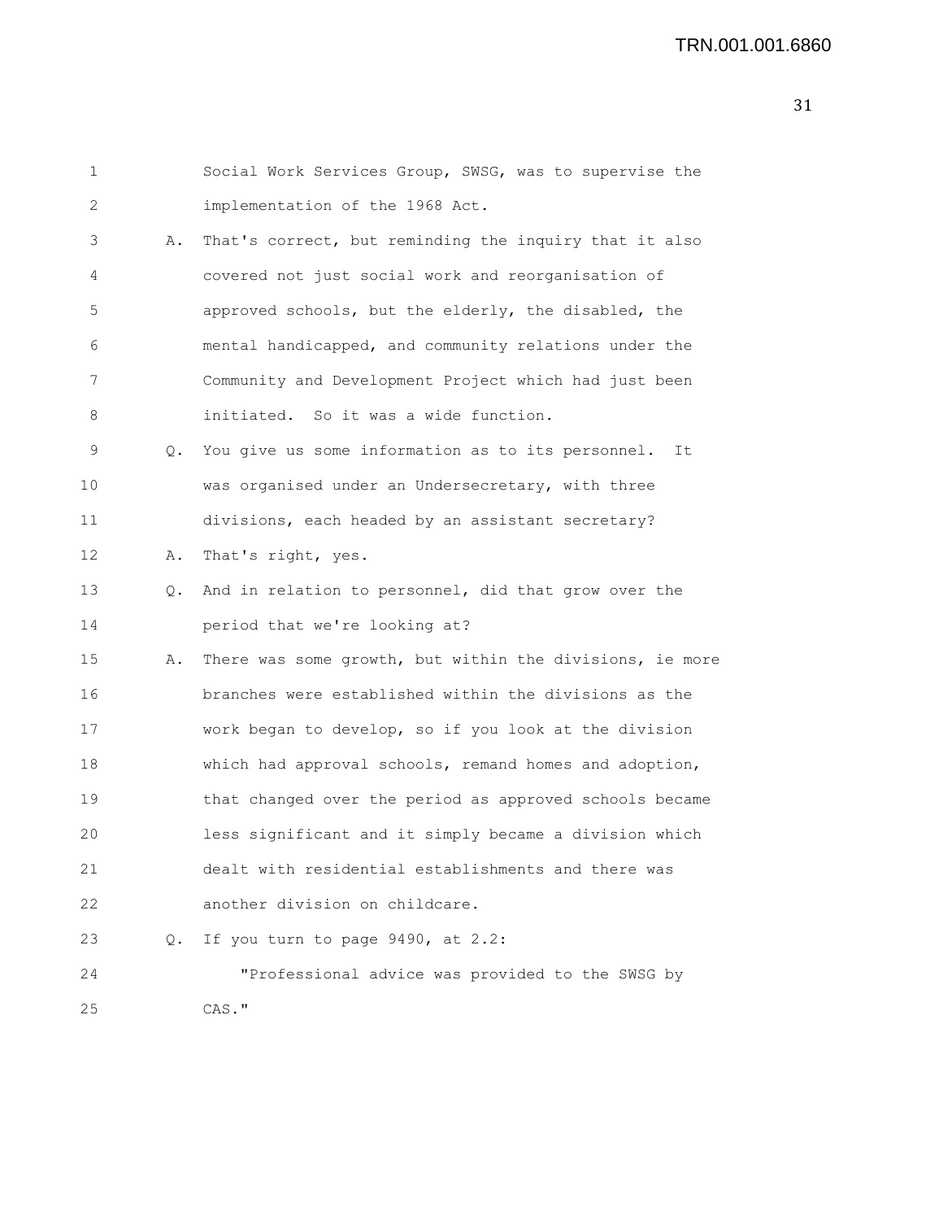Social Work Services Group, SWSG, was to supervise the implementation of the 1968 Act.

A. That's correct, but reminding the inquiry that it also covered not just social work and reorganisation of approved schools, but the elderly, the disabled, the mental handicapped, and community relations under the Community and Development Project which had just been initiated. So it was a wide function.

Q. You give us some information as to its personnel. It was organised under an Undersecretary, with three divisions, each headed by an assistant secretary?

A. That's right, yes.

Q. And in relation to personnel, did that grow over the period that we're looking at?

A. There was some growth, but within the divisions, ie more branches were established within the divisions as the work began to develop, so if you look at the division which had approval schools, remand homes and adoption, that changed over the period as approved schools became less significant and it simply became a division which dealt with residential establishments and there was another division on childcare.

Q. If you turn to page 9490, at 2.2:

"Professional advice was provided to the SWSG by CAS."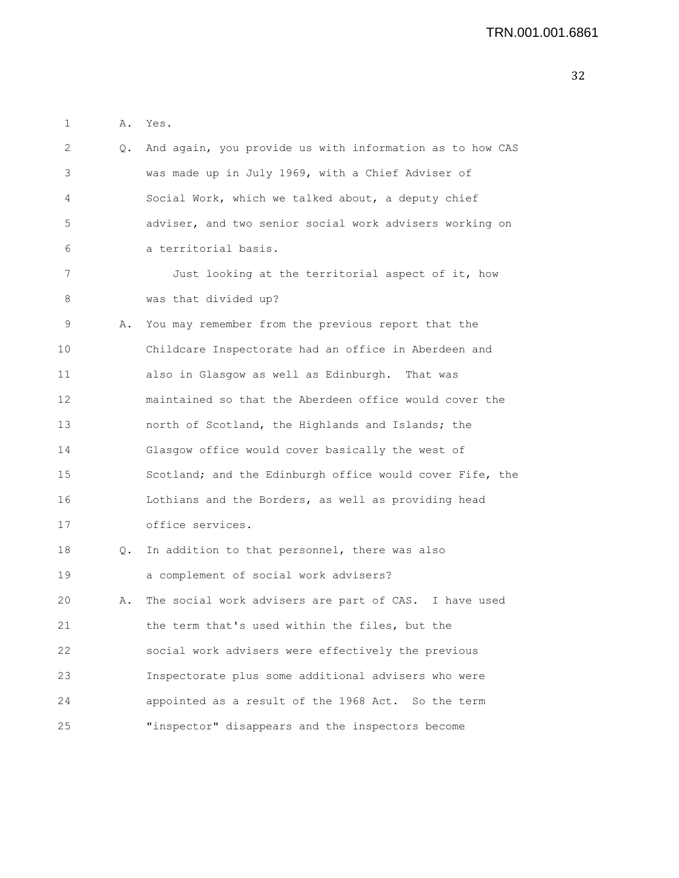A. Yes.

Q. And again, you provide us with information as to how CAS was made up in July 1969, with a Chief Adviser of Social Work, which we talked about, a deputy chief adviser, and two senior social work advisers working on a territorial basis.

Just looking at the territorial aspect of it, how was that divided up?

A. You may remember from the previous report that the Childcare Inspectorate had an office in Aberdeen and also in Glasgow as well as Edinburgh. That was maintained so that the Aberdeen office would cover the north of Scotland, the Highlands and Islands; the Glasgow office would cover basically the west of Scotland; and the Edinburgh office would cover Fife, the Lothians and the Borders, as well as providing head office services.

Q. In addition to that personnel, there was also a complement of social work advisers?

A. The social work advisers are part of CAS. I have used the term that's used within the files, but the social work advisers were effectively the previous Inspectorate plus some additional advisers who were appointed as a result of the 1968 Act. So the term "inspector" disappears and the inspectors become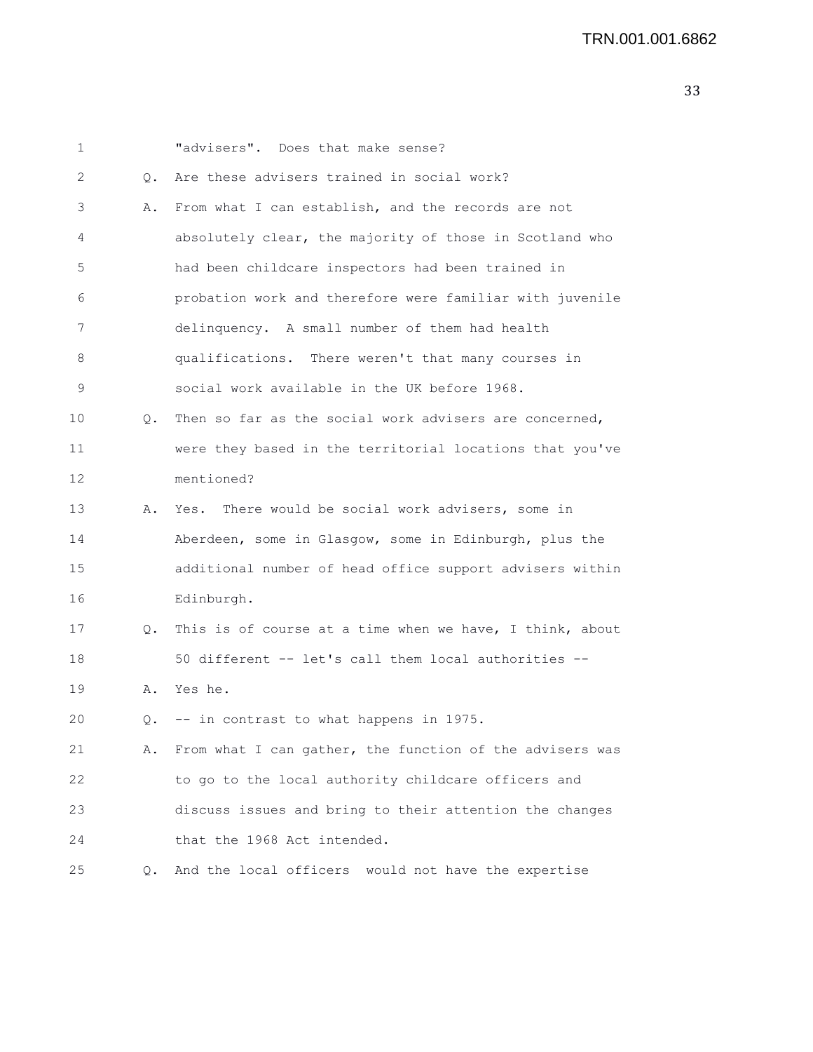"advisers". Does that make sense?

Q. Are these advisers trained in social work?

A. From what I can establish, and the records are not absolutely clear, the majority of those in Scotland who had been childcare inspectors had been trained in probation work and therefore were familiar with juvenile delinquency. A small number of them had health qualifications. There weren't that many courses in social work available in the UK before 1968.

Q. Then so far as the social work advisers are concerned, were they based in the territorial locations that you've mentioned?

A. Yes. There would be social work advisers, some in Aberdeen, some in Glasgow, some in Edinburgh, plus the additional number of head office support advisers within Edinburgh.

Q. This is of course at a time when we have, I think, about 50 different -- let's call them local authorities --

A. Yes he.

Q. -- in contrast to what happens in 1975.

A. From what I can gather, the function of the advisers was to go to the local authority childcare officers and discuss issues and bring to their attention the changes that the 1968 Act intended.

Q. And the local officers would not have the expertise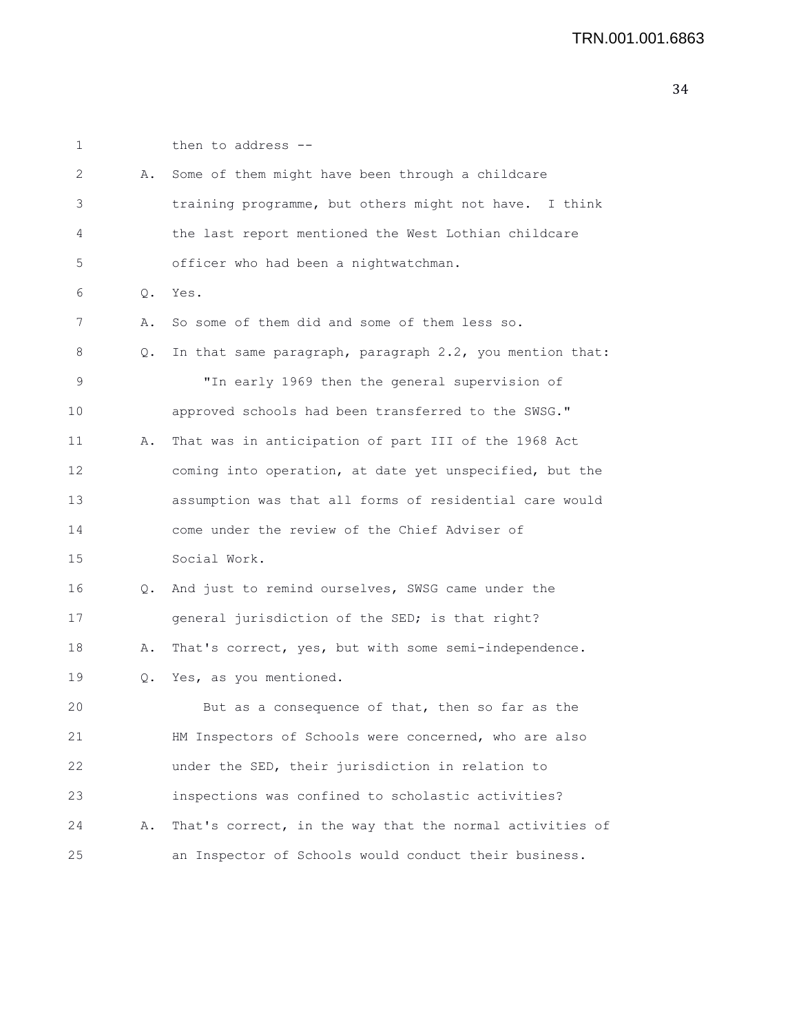1 then to address --

2 A. Some of them might have been through a childcare
3 training programme, but others might not have. I think
4 the last report mentioned the West Lothian childcare
5 officer who had been a nightwatchman.

6 Q. Yes.

7 A. So some of them did and some of them less so.

8 Q. In that same paragraph, paragraph 2.2, you mention that:

9 "In early 1969 then the general supervision of
10 approved schools had been transferred to the SWSG."

11 A. That was in anticipation of part III of the 1968 Act
12 coming into operation, at date yet unspecified, but the
13 assumption was that all forms of residential care would
14 come under the review of the Chief Adviser of
15 Social Work.

16 Q. And just to remind ourselves, SWSG came under the
17 general jurisdiction of the SED; is that right?

18 A. That's correct, yes, but with some semi-independence.

19 Q. Yes, as you mentioned.

20 But as a consequence of that, then so far as the
21 HM Inspectors of Schools were concerned, who are also
22 under the SED, their jurisdiction in relation to
23 inspections was confined to scholastic activities?

24 A. That's correct, in the way that the normal activities of
25 an Inspector of Schools would conduct their business.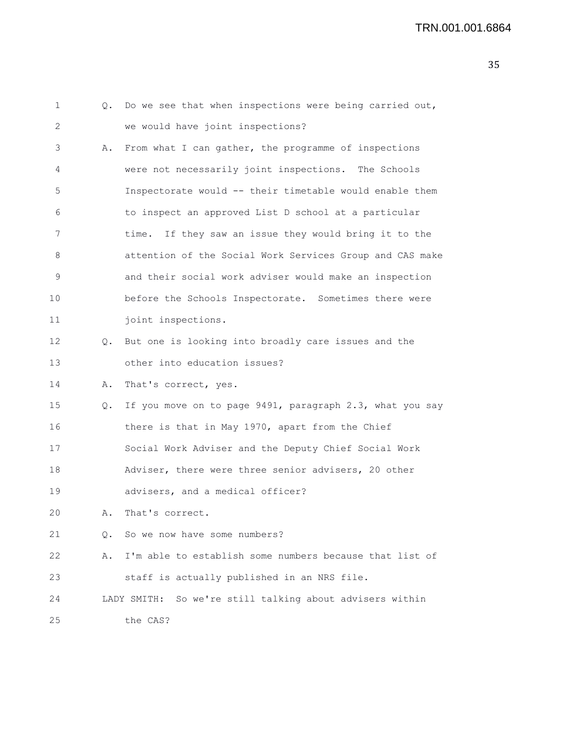Q. Do we see that when inspections were being carried out, we would have joint inspections?

A. From what I can gather, the programme of inspections were not necessarily joint inspections. The Schools Inspectorate would -- their timetable would enable them to inspect an approved List D school at a particular time. If they saw an issue they would bring it to the attention of the Social Work Services Group and CAS make and their social work adviser would make an inspection before the Schools Inspectorate. Sometimes there were joint inspections.

Q. But one is looking into broadly care issues and the other into education issues?

A. That's correct, yes.

Q. If you move on to page 9491, paragraph 2.3, what you say there is that in May 1970, apart from the Chief Social Work Adviser and the Deputy Chief Social Work Adviser, there were three senior advisers, 20 other advisers, and a medical officer?

A. That's correct.

Q. So we now have some numbers?

A. I'm able to establish some numbers because that list of staff is actually published in an NRS file.

LADY SMITH: So we're still talking about advisers within the CAS?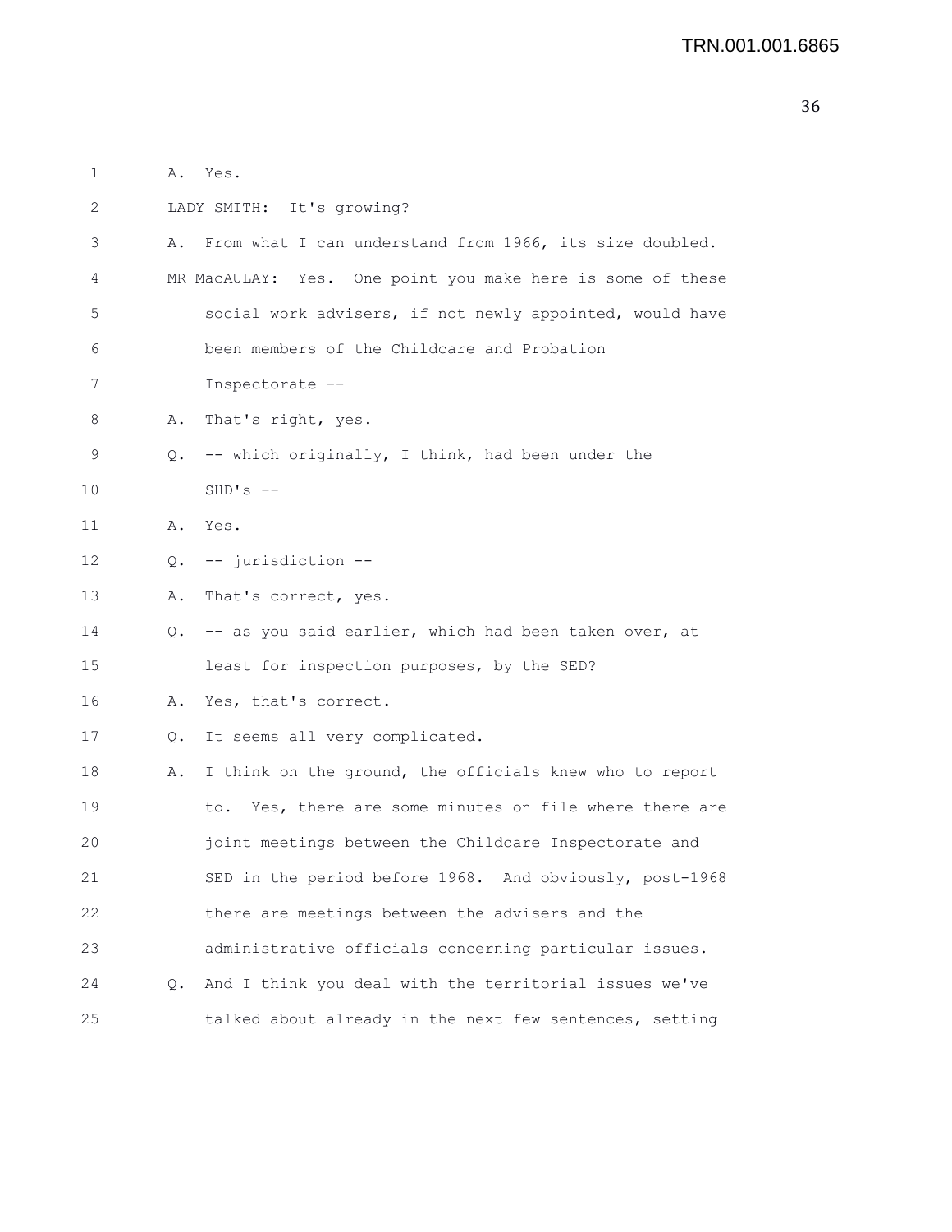A. Yes.

LADY SMITH: It's growing?

A. From what I can understand from 1966, its size doubled.

MR MacAULAY: Yes. One point you make here is some of these social work advisers, if not newly appointed, would have been members of the Childcare and Probation Inspectorate --

A. That's right, yes.

Q. -- which originally, I think, had been under the SHD's --

A. Yes.

Q. -- jurisdiction --

A. That's correct, yes.

Q. -- as you said earlier, which had been taken over, at least for inspection purposes, by the SED?

A. Yes, that's correct.

Q. It seems all very complicated.

A. I think on the ground, the officials knew who to report to. Yes, there are some minutes on file where there are joint meetings between the Childcare Inspectorate and SED in the period before 1968. And obviously, post-1968 there are meetings between the advisers and the administrative officials concerning particular issues.

Q. And I think you deal with the territorial issues we've talked about already in the next few sentences, setting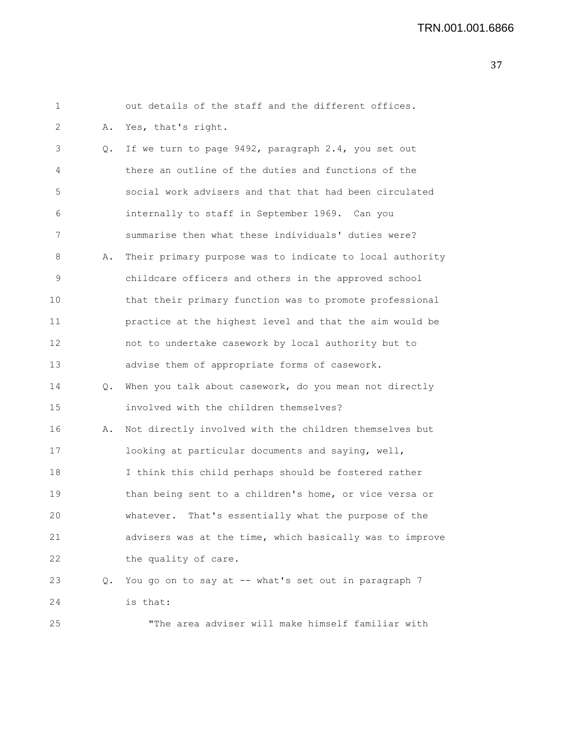out details of the staff and the different offices.

A. Yes, that's right.

Q. If we turn to page 9492, paragraph 2.4, you set out there an outline of the duties and functions of the social work advisers and that that had been circulated internally to staff in September 1969. Can you summarise then what these individuals' duties were?

A. Their primary purpose was to indicate to local authority childcare officers and others in the approved school that their primary function was to promote professional practice at the highest level and that the aim would be not to undertake casework by local authority but to advise them of appropriate forms of casework.

Q. When you talk about casework, do you mean not directly involved with the children themselves?

A. Not directly involved with the children themselves but looking at particular documents and saying, well, I think this child perhaps should be fostered rather than being sent to a children's home, or vice versa or whatever. That's essentially what the purpose of the advisers was at the time, which basically was to improve the quality of care.

Q. You go on to say at -- what's set out in paragraph 7 is that:

"The area adviser will make himself familiar with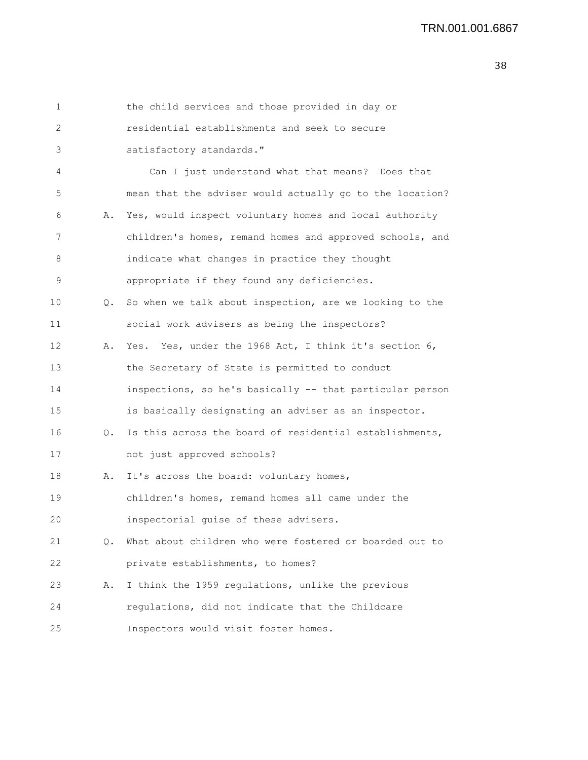the child services and those provided in day or residential establishments and seek to secure satisfactory standards."

Can I just understand what that means? Does that mean that the adviser would actually go to the location?

A. Yes, would inspect voluntary homes and local authority children's homes, remand homes and approved schools, and indicate what changes in practice they thought appropriate if they found any deficiencies.

Q. So when we talk about inspection, are we looking to the social work advisers as being the inspectors?

A. Yes. Yes, under the 1968 Act, I think it's section 6, the Secretary of State is permitted to conduct inspections, so he's basically -- that particular person is basically designating an adviser as an inspector.

Q. Is this across the board of residential establishments, not just approved schools?

A. It's across the board: voluntary homes, children's homes, remand homes all came under the inspectorial guise of these advisers.

Q. What about children who were fostered or boarded out to private establishments, to homes?

A. I think the 1959 regulations, unlike the previous regulations, did not indicate that the Childcare Inspectors would visit foster homes.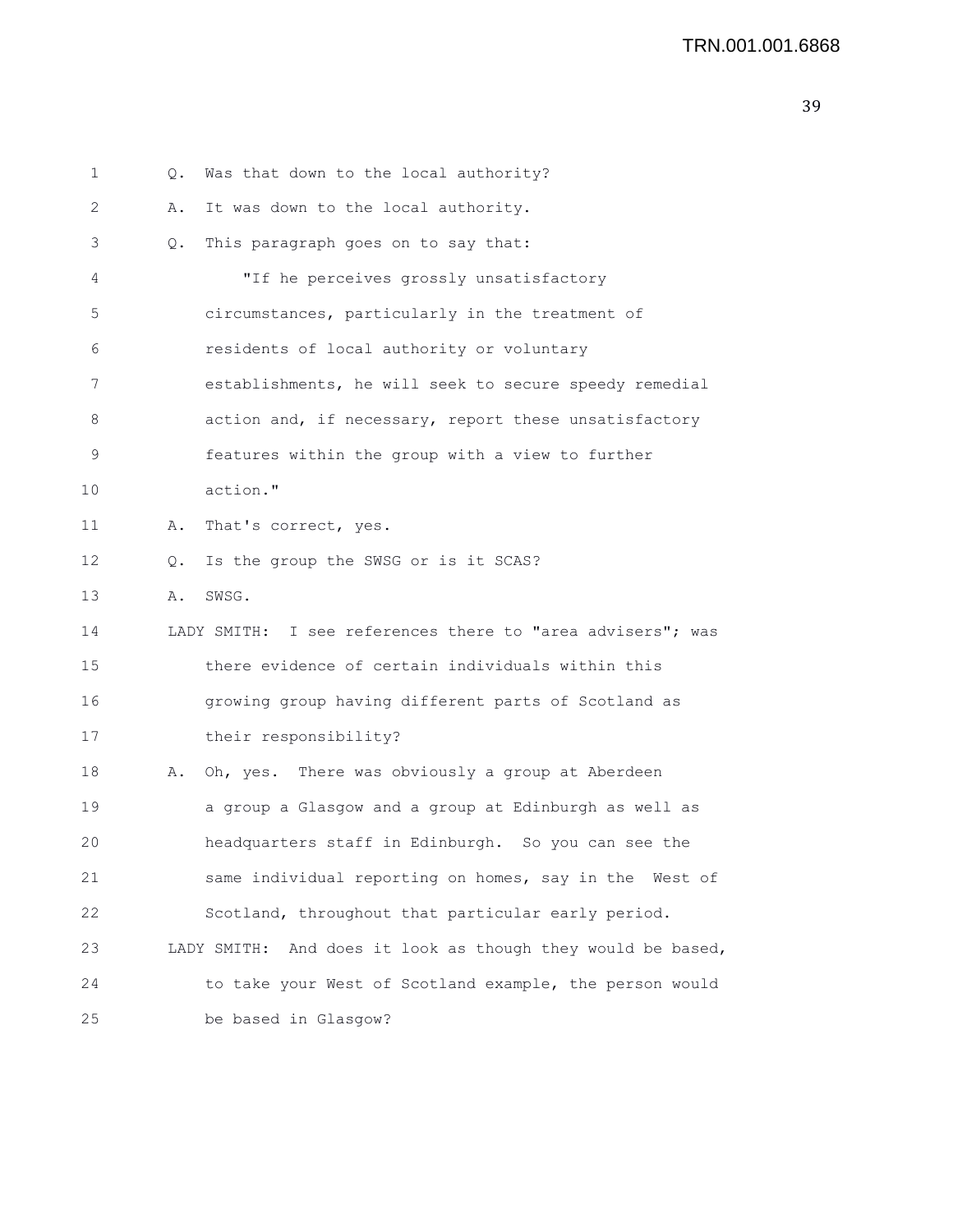Q. Was that down to the local authority?

A. It was down to the local authority.

Q. This paragraph goes on to say that:

"If he perceives grossly unsatisfactory circumstances, particularly in the treatment of residents of local authority or voluntary establishments, he will seek to secure speedy remedial action and, if necessary, report these unsatisfactory features within the group with a view to further action."

A. That's correct, yes.

Q. Is the group the SWSG or is it SCAS?

A. SWSG.

LADY SMITH: I see references there to "area advisers"; was there evidence of certain individuals within this growing group having different parts of Scotland as their responsibility?

A. Oh, yes. There was obviously a group at Aberdeen a group a Glasgow and a group at Edinburgh as well as headquarters staff in Edinburgh. So you can see the same individual reporting on homes, say in the West of Scotland, throughout that particular early period.

LADY SMITH: And does it look as though they would be based, to take your West of Scotland example, the person would be based in Glasgow?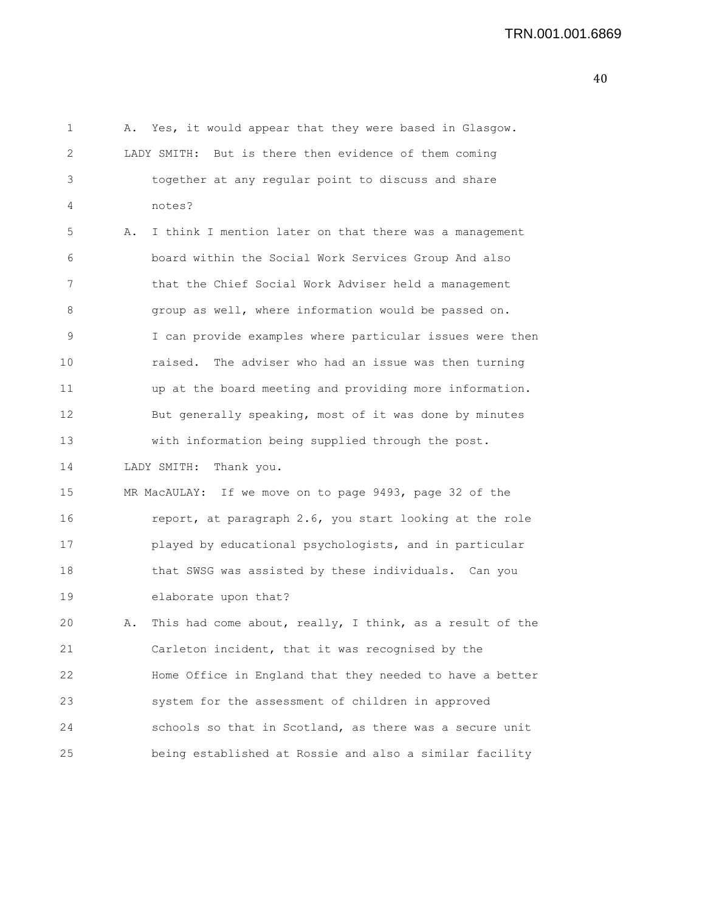A. Yes, it would appear that they were based in Glasgow.

LADY SMITH: But is there then evidence of them coming together at any regular point to discuss and share notes?

A. I think I mention later on that there was a management board within the Social Work Services Group And also that the Chief Social Work Adviser held a management group as well, where information would be passed on. I can provide examples where particular issues were then raised. The adviser who had an issue was then turning up at the board meeting and providing more information. But generally speaking, most of it was done by minutes with information being supplied through the post.

LADY SMITH: Thank you.

MR MacAULAY: If we move on to page 9493, page 32 of the report, at paragraph 2.6, you start looking at the role played by educational psychologists, and in particular that SWSG was assisted by these individuals. Can you elaborate upon that?

A. This had come about, really, I think, as a result of the Carleton incident, that it was recognised by the Home Office in England that they needed to have a better system for the assessment of children in approved schools so that in Scotland, as there was a secure unit being established at Rossie and also a similar facility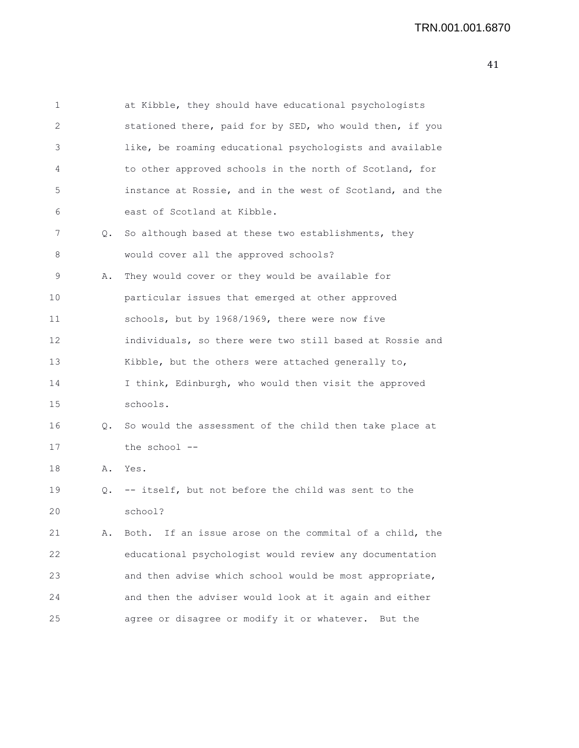1 at Kibble, they should have educational psychologists
2 stationed there, paid for by SED, who would then, if you
3 like, be roaming educational psychologists and available
4 to other approved schools in the north of Scotland, for
5 instance at Rossie, and in the west of Scotland, and the
6 east of Scotland at Kibble.

7 Q. So although based at these two establishments, they
8 would cover all the approved schools?

9 A. They would cover or they would be available for
10 particular issues that emerged at other approved
11 schools, but by 1968/1969, there were now five
12 individuals, so there were two still based at Rossie and
13 Kibble, but the others were attached generally to,
14 I think, Edinburgh, who would then visit the approved
15 schools.

16 Q. So would the assessment of the child then take place at
17 the school --

18 A. Yes.

19 Q. -- itself, but not before the child was sent to the
20 school?

21 A. Both. If an issue arose on the commital of a child, the
22 educational psychologist would review any documentation
23 and then advise which school would be most appropriate,
24 and then the adviser would look at it again and either
25 agree or disagree or modify it or whatever. But the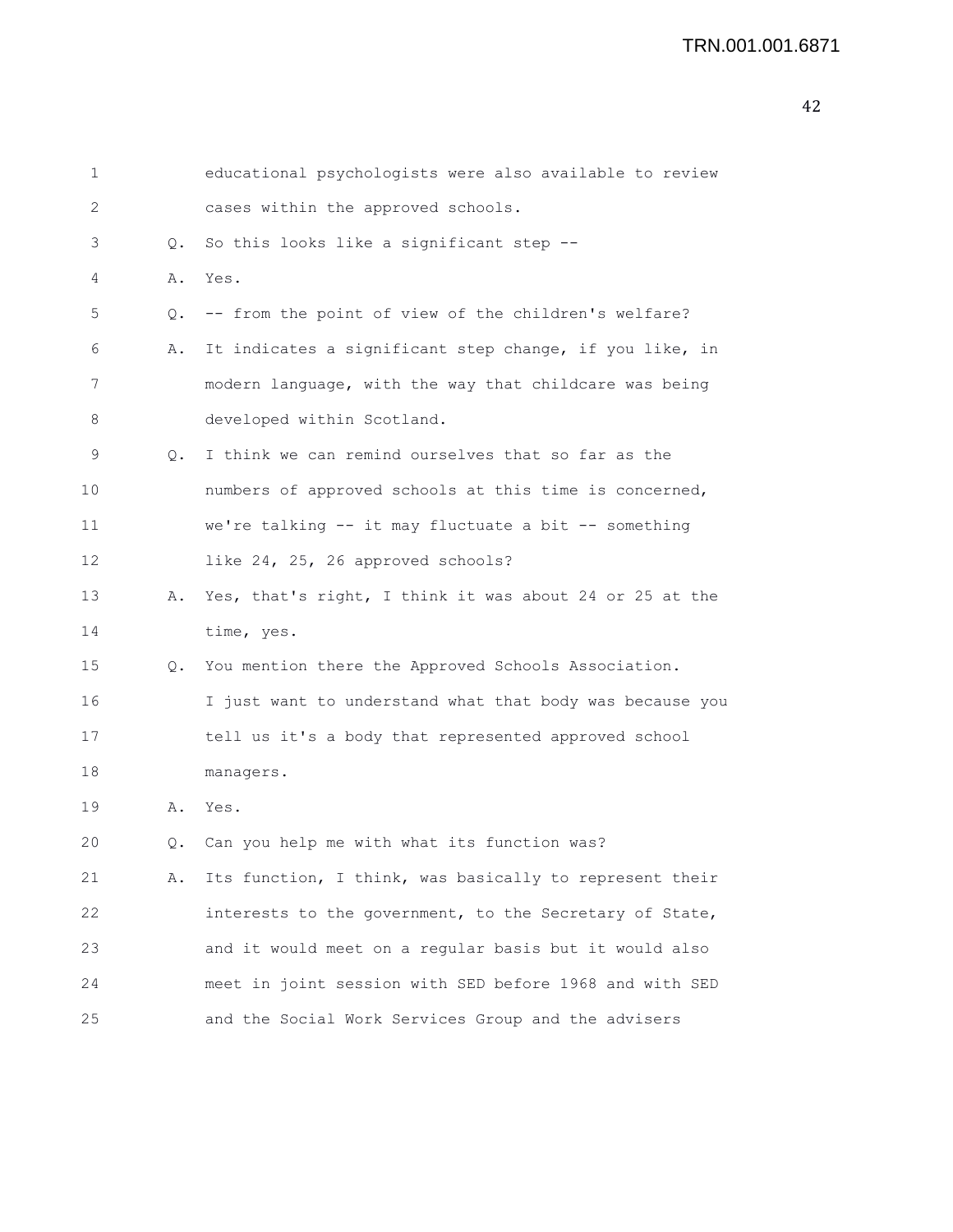1 educational psychologists were also available to review
2 cases within the approved schools.
3 Q. So this looks like a significant step --
4 A. Yes.
5 Q. -- from the point of view of the children's welfare?
6 A. It indicates a significant step change, if you like, in
7 modern language, with the way that childcare was being
8 developed within Scotland.
9 Q. I think we can remind ourselves that so far as the
10 numbers of approved schools at this time is concerned,
11 we're talking -- it may fluctuate a bit -- something
12 like 24, 25, 26 approved schools?
13 A. Yes, that's right, I think it was about 24 or 25 at the
14 time, yes.
15 Q. You mention there the Approved Schools Association.
16 I just want to understand what that body was because you
17 tell us it's a body that represented approved school
18 managers.
19 A. Yes.
20 Q. Can you help me with what its function was?
21 A. Its function, I think, was basically to represent their
22 interests to the government, to the Secretary of State,
23 and it would meet on a regular basis but it would also
24 meet in joint session with SED before 1968 and with SED
25 and the Social Work Services Group and the advisers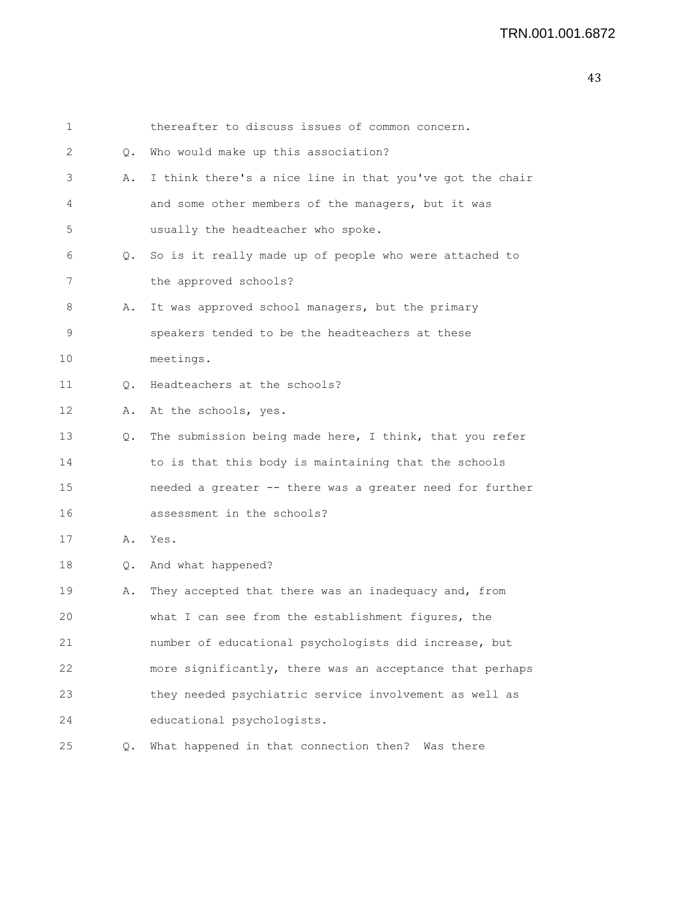thereafter to discuss issues of common concern.

Q. Who would make up this association?

A. I think there's a nice line in that you've got the chair and some other members of the managers, but it was usually the headteacher who spoke.

Q. So is it really made up of people who were attached to the approved schools?

A. It was approved school managers, but the primary speakers tended to be the headteachers at these meetings.

Q. Headteachers at the schools?

A. At the schools, yes.

Q. The submission being made here, I think, that you refer to is that this body is maintaining that the schools needed a greater -- there was a greater need for further assessment in the schools?

A. Yes.

Q. And what happened?

A. They accepted that there was an inadequacy and, from what I can see from the establishment figures, the number of educational psychologists did increase, but more significantly, there was an acceptance that perhaps they needed psychiatric service involvement as well as educational psychologists.

Q. What happened in that connection then? Was there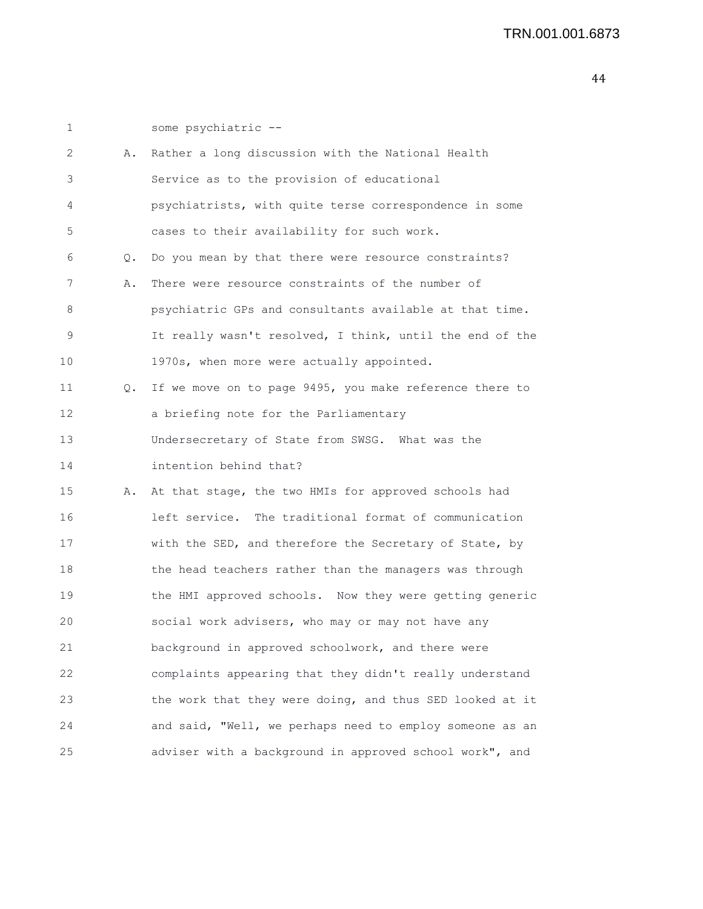some psychiatric --

A. Rather a long discussion with the National Health Service as to the provision of educational psychiatrists, with quite terse correspondence in some cases to their availability for such work.

Q. Do you mean by that there were resource constraints?

A. There were resource constraints of the number of psychiatric GPs and consultants available at that time. It really wasn't resolved, I think, until the end of the 1970s, when more were actually appointed.

Q. If we move on to page 9495, you make reference there to a briefing note for the Parliamentary Undersecretary of State from SWSG. What was the intention behind that?

A. At that stage, the two HMIs for approved schools had left service. The traditional format of communication with the SED, and therefore the Secretary of State, by the head teachers rather than the managers was through the HMI approved schools. Now they were getting generic social work advisers, who may or may not have any background in approved schoolwork, and there were complaints appearing that they didn't really understand the work that they were doing, and thus SED looked at it and said, "Well, we perhaps need to employ someone as an adviser with a background in approved school work", and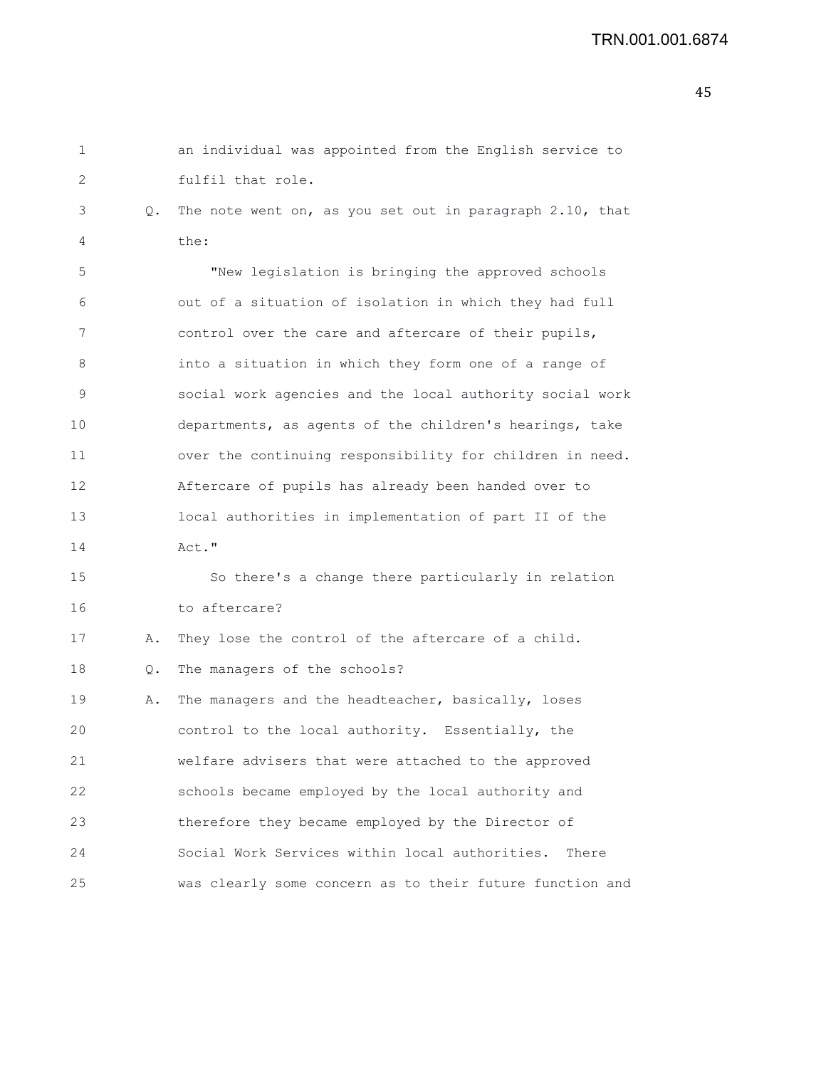an individual was appointed from the English service to fulfil that role.

Q. The note went on, as you set out in paragraph 2.10, that the:

"New legislation is bringing the approved schools out of a situation of isolation in which they had full control over the care and aftercare of their pupils, into a situation in which they form one of a range of social work agencies and the local authority social work departments, as agents of the children's hearings, take over the continuing responsibility for children in need. Aftercare of pupils has already been handed over to local authorities in implementation of part II of the Act."

So there's a change there particularly in relation to aftercare?

A. They lose the control of the aftercare of a child.

Q. The managers of the schools?

A. The managers and the headteacher, basically, loses control to the local authority. Essentially, the welfare advisers that were attached to the approved schools became employed by the local authority and therefore they became employed by the Director of Social Work Services within local authorities. There was clearly some concern as to their future function and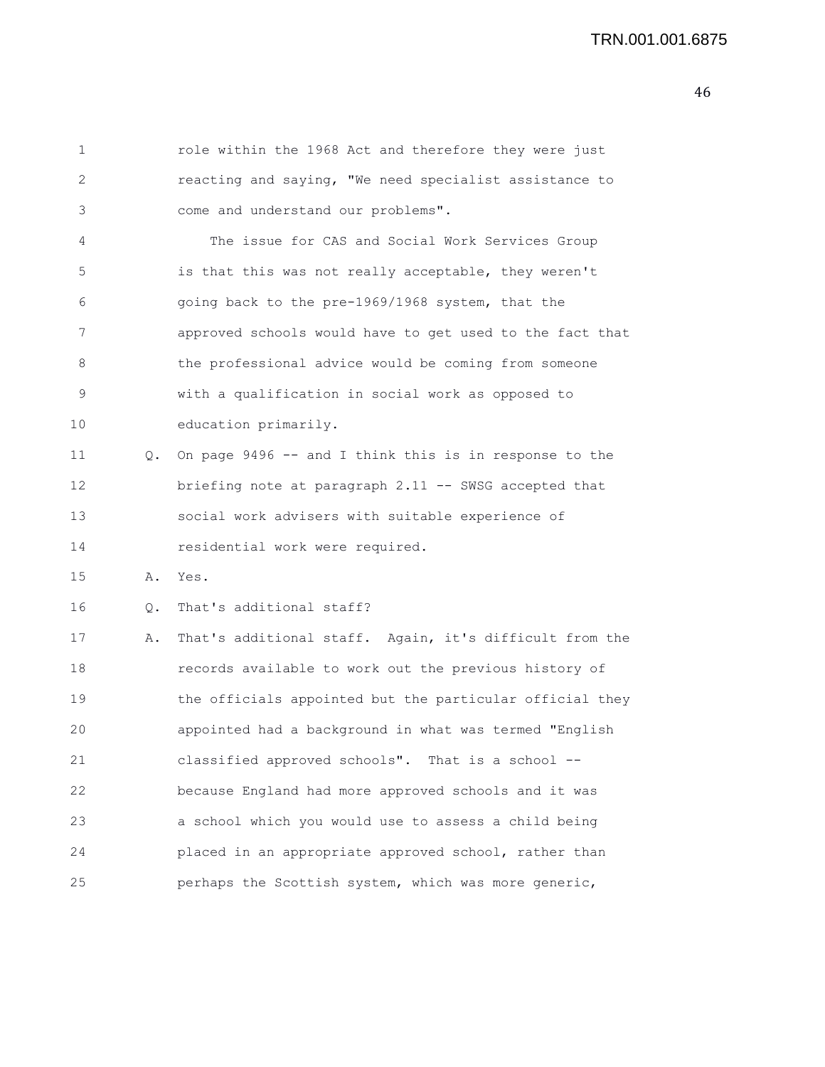role within the 1968 Act and therefore they were just reacting and saying, "We need specialist assistance to come and understand our problems".

The issue for CAS and Social Work Services Group is that this was not really acceptable, they weren't going back to the pre-1969/1968 system, that the approved schools would have to get used to the fact that the professional advice would be coming from someone with a qualification in social work as opposed to education primarily.

Q. On page 9496 -- and I think this is in response to the briefing note at paragraph 2.11 -- SWSG accepted that social work advisers with suitable experience of residential work were required.

A. Yes.

Q. That's additional staff?

A. That's additional staff. Again, it's difficult from the records available to work out the previous history of the officials appointed but the particular official they appointed had a background in what was termed "English classified approved schools". That is a school -- because England had more approved schools and it was a school which you would use to assess a child being placed in an appropriate approved school, rather than perhaps the Scottish system, which was more generic,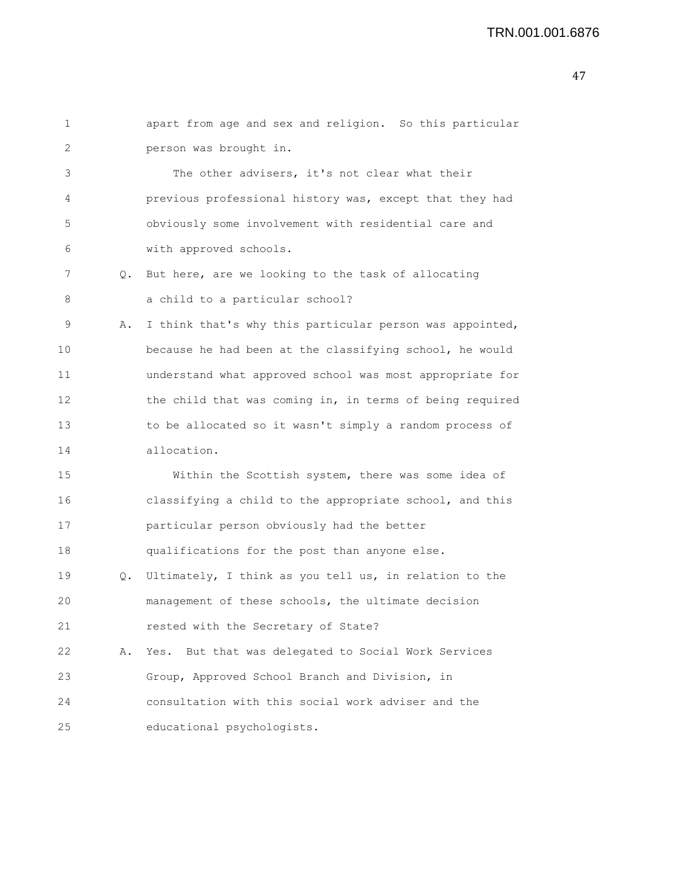apart from age and sex and religion. So this particular person was brought in.

The other advisers, it's not clear what their previous professional history was, except that they had obviously some involvement with residential care and with approved schools.

Q. But here, are we looking to the task of allocating a child to a particular school?

A. I think that's why this particular person was appointed, because he had been at the classifying school, he would understand what approved school was most appropriate for the child that was coming in, in terms of being required to be allocated so it wasn't simply a random process of allocation.

Within the Scottish system, there was some idea of classifying a child to the appropriate school, and this particular person obviously had the better qualifications for the post than anyone else.

Q. Ultimately, I think as you tell us, in relation to the management of these schools, the ultimate decision rested with the Secretary of State?

A. Yes. But that was delegated to Social Work Services Group, Approved School Branch and Division, in consultation with this social work adviser and the educational psychologists.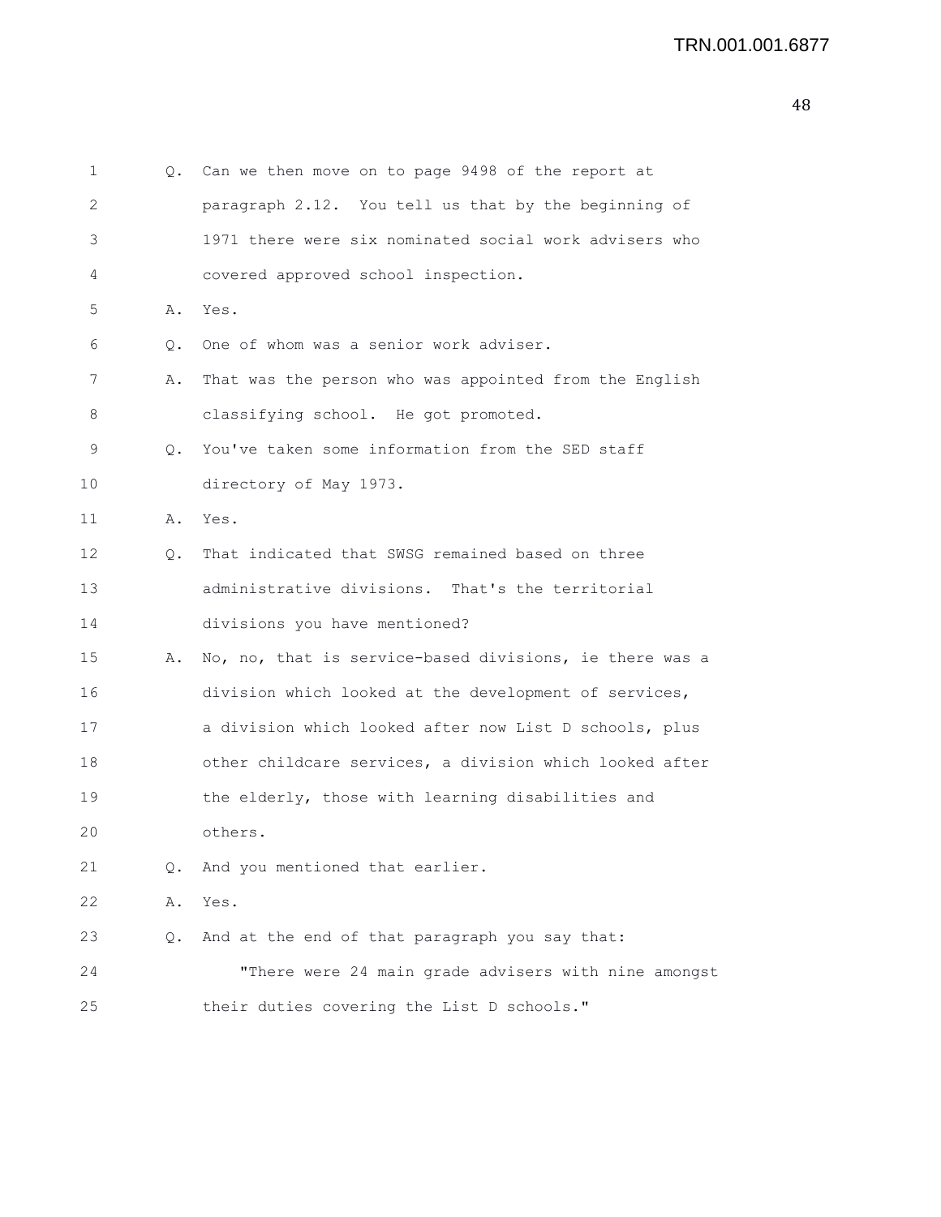Q. Can we then move on to page 9498 of the report at paragraph 2.12. You tell us that by the beginning of 1971 there were six nominated social work advisers who covered approved school inspection.

A. Yes.

Q. One of whom was a senior work adviser.

A. That was the person who was appointed from the English classifying school. He got promoted.

Q. You've taken some information from the SED staff directory of May 1973.

A. Yes.

Q. That indicated that SWSG remained based on three administrative divisions. That's the territorial divisions you have mentioned?

A. No, no, that is service-based divisions, ie there was a division which looked at the development of services, a division which looked after now List D schools, plus other childcare services, a division which looked after the elderly, those with learning disabilities and others.

Q. And you mentioned that earlier.

A. Yes.

Q. And at the end of that paragraph you say that:

"There were 24 main grade advisers with nine amongst their duties covering the List D schools."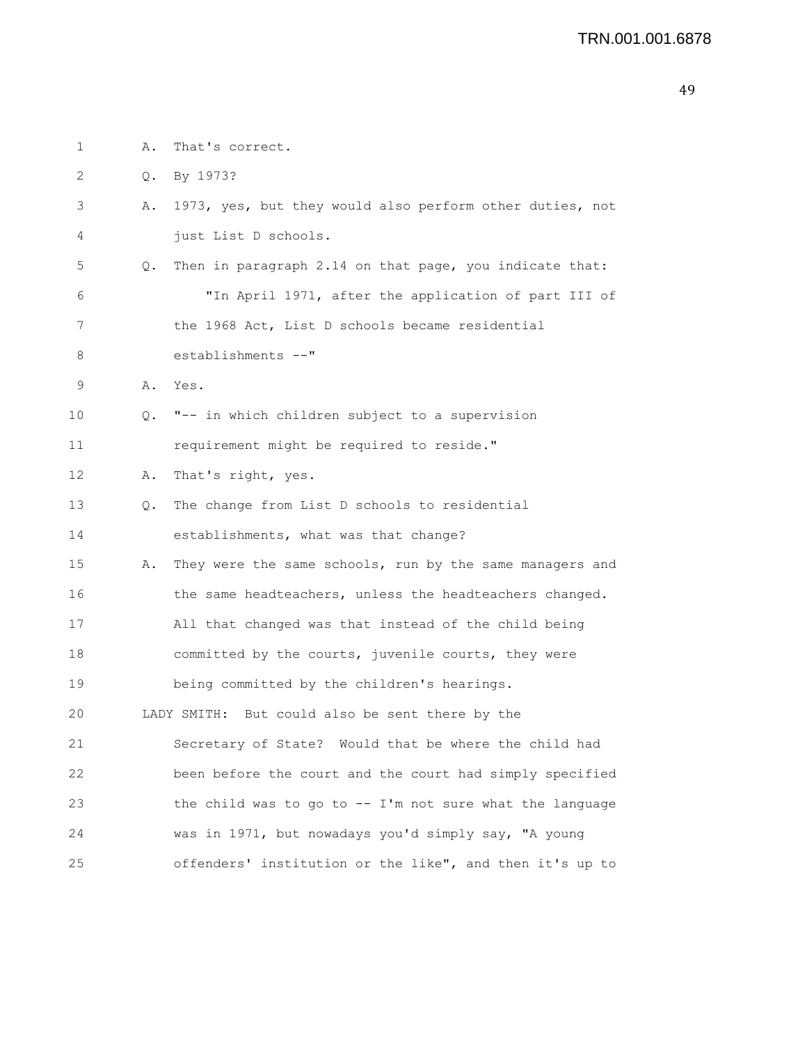1 A. That's correct.

2 Q. By 1973?

3 A. 1973, yes, but they would also perform other duties, not

4 just List D schools.

5 Q. Then in paragraph 2.14 on that page, you indicate that:

6 "In April 1971, after the application of part III of

7 the 1968 Act, List D schools became residential

8 establishments --"

9 A. Yes.

10 Q. "-- in which children subject to a supervision

11 requirement might be required to reside."

12 A. That's right, yes.

13 Q. The change from List D schools to residential

14 establishments, what was that change?

15 A. They were the same schools, run by the same managers and

16 the same headteachers, unless the headteachers changed.

17 All that changed was that instead of the child being

18 committed by the courts, juvenile courts, they were

19 being committed by the children's hearings.

20 LADY SMITH: But could also be sent there by the

21 Secretary of State? Would that be where the child had

22 been before the court and the court had simply specified

23 the child was to go to -- I'm not sure what the language

24 was in 1971, but nowadays you'd simply say, "A young

25 offenders' institution or the like", and then it's up to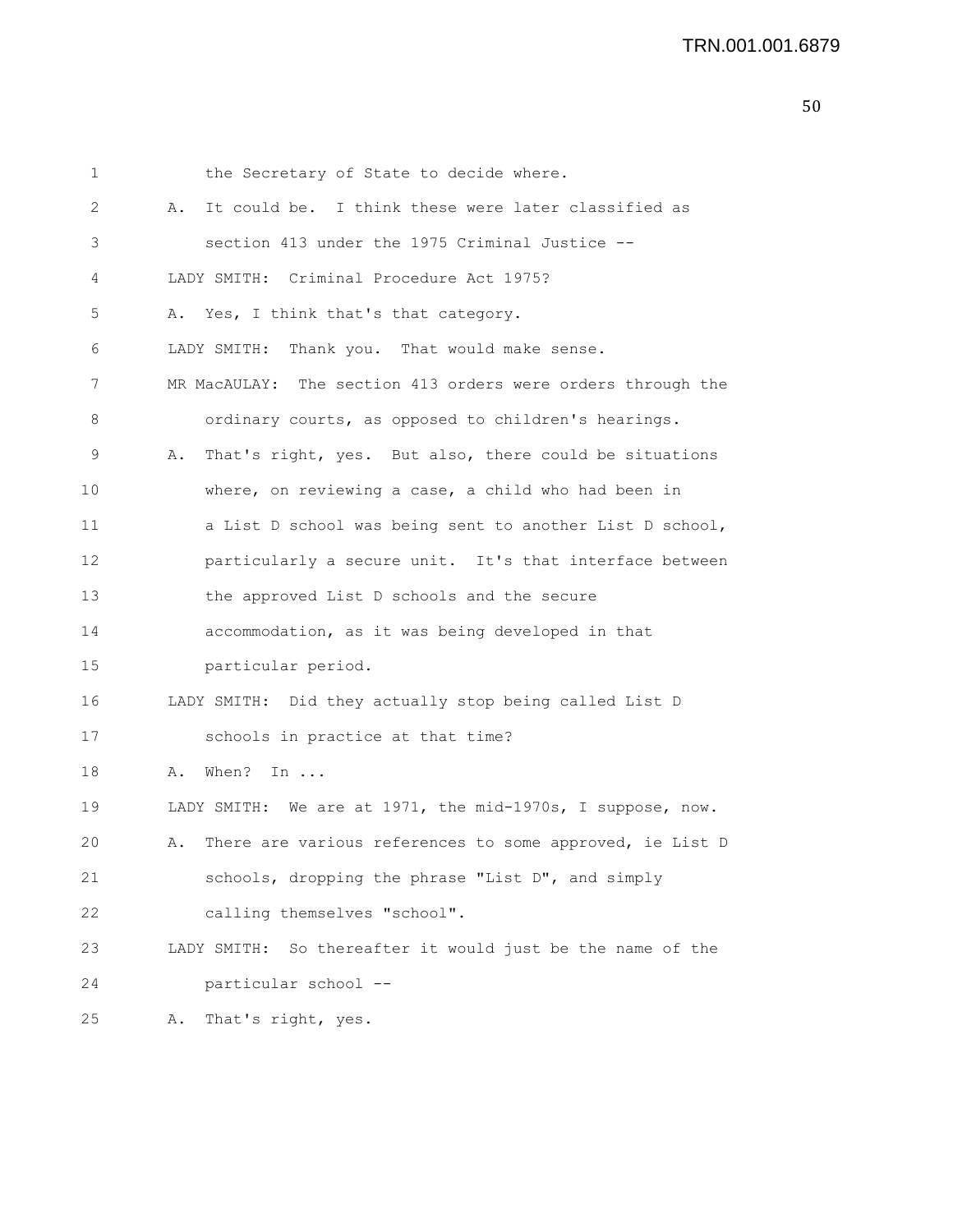1 the Secretary of State to decide where.

2 A. It could be. I think these were later classified as

3 section 413 under the 1975 Criminal Justice --

4 LADY SMITH: Criminal Procedure Act 1975?

5 A. Yes, I think that's that category.

6 LADY SMITH: Thank you. That would make sense.

7 MR MacAULAY: The section 413 orders were orders through the

8 ordinary courts, as opposed to children's hearings.

9 A. That's right, yes. But also, there could be situations

10 where, on reviewing a case, a child who had been in

11 a List D school was being sent to another List D school,

12 particularly a secure unit. It's that interface between

13 the approved List D schools and the secure

14 accommodation, as it was being developed in that

15 particular period.

16 LADY SMITH: Did they actually stop being called List D

17 schools in practice at that time?

18 A. When? In ...

19 LADY SMITH: We are at 1971, the mid-1970s, I suppose, now.

20 A. There are various references to some approved, ie List D

21 schools, dropping the phrase "List D", and simply

22 calling themselves "school".

23 LADY SMITH: So thereafter it would just be the name of the

24 particular school --

25 A. That's right, yes.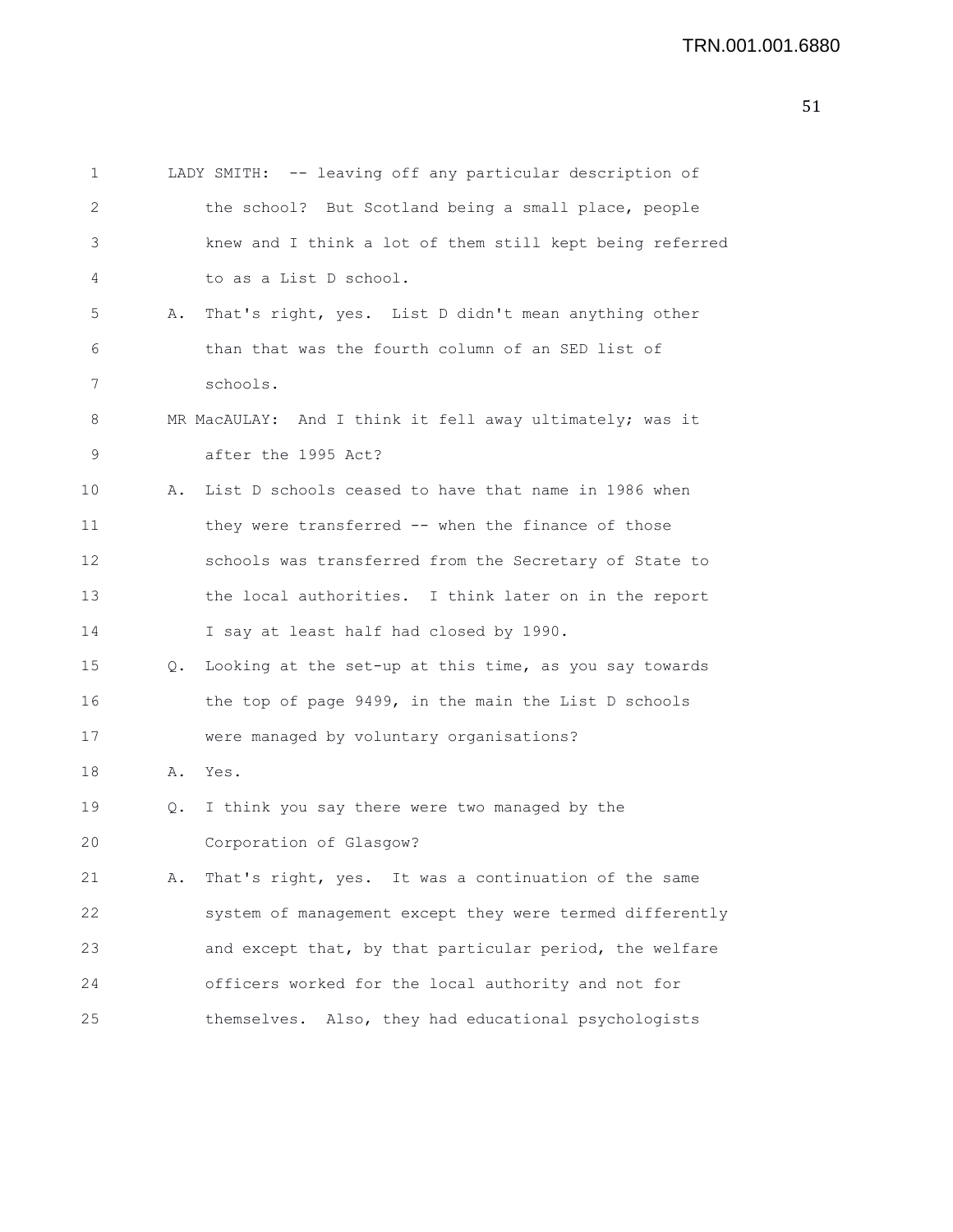LADY SMITH: -- leaving off any particular description of the school? But Scotland being a small place, people knew and I think a lot of them still kept being referred to as a List D school.

A. That's right, yes. List D didn't mean anything other than that was the fourth column of an SED list of schools.

MR MacAULAY: And I think it fell away ultimately; was it after the 1995 Act?

A. List D schools ceased to have that name in 1986 when they were transferred -- when the finance of those schools was transferred from the Secretary of State to the local authorities. I think later on in the report I say at least half had closed by 1990.

Q. Looking at the set-up at this time, as you say towards the top of page 9499, in the main the List D schools were managed by voluntary organisations?

A. Yes.

Q. I think you say there were two managed by the Corporation of Glasgow?

A. That's right, yes. It was a continuation of the same system of management except they were termed differently and except that, by that particular period, the welfare officers worked for the local authority and not for themselves. Also, they had educational psychologists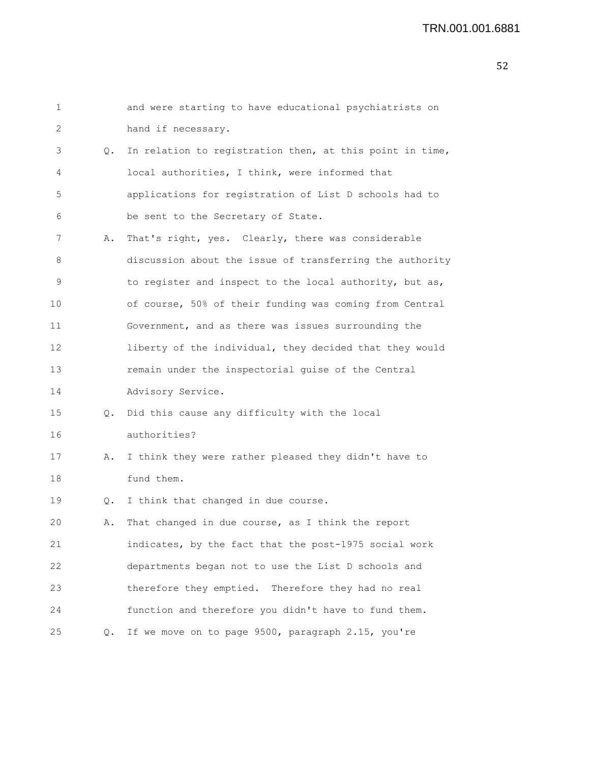1 and were starting to have educational psychiatrists on
2 hand if necessary.

3 Q. In relation to registration then, at this point in time,
4 local authorities, I think, were informed that
5 applications for registration of List D schools had to
6 be sent to the Secretary of State.

7 A. That's right, yes. Clearly, there was considerable
8 discussion about the issue of transferring the authority
9 to register and inspect to the local authority, but as,
10 of course, 50% of their funding was coming from Central
11 Government, and as there was issues surrounding the
12 liberty of the individual, they decided that they would
13 remain under the inspectorial guise of the Central
14 Advisory Service.

15 Q. Did this cause any difficulty with the local
16 authorities?

17 A. I think they were rather pleased they didn't have to
18 fund them.

19 Q. I think that changed in due course.

20 A. That changed in due course, as I think the report
21 indicates, by the fact that the post-1975 social work
22 departments began not to use the List D schools and
23 therefore they emptied. Therefore they had no real
24 function and therefore you didn't have to fund them.

25 Q. If we move on to page 9500, paragraph 2.15, you're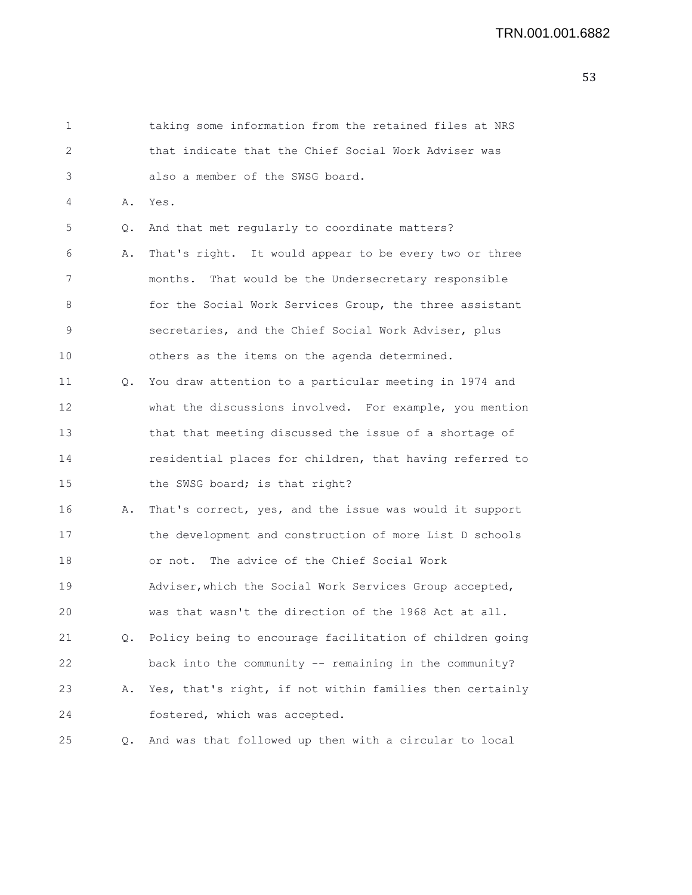1 taking some information from the retained files at NRS
2 that indicate that the Chief Social Work Adviser was
3 also a member of the SWSG board.

4 A. Yes.

5 Q. And that met regularly to coordinate matters?

6 A. That's right. It would appear to be every two or three
7 months. That would be the Undersecretary responsible
8 for the Social Work Services Group, the three assistant
9 secretaries, and the Chief Social Work Adviser, plus
10 others as the items on the agenda determined.

11 Q. You draw attention to a particular meeting in 1974 and
12 what the discussions involved. For example, you mention
13 that that meeting discussed the issue of a shortage of
14 residential places for children, that having referred to
15 the SWSG board; is that right?

16 A. That's correct, yes, and the issue was would it support
17 the development and construction of more List D schools
18 or not. The advice of the Chief Social Work
19 Adviser,which the Social Work Services Group accepted,
20 was that wasn't the direction of the 1968 Act at all.

21 Q. Policy being to encourage facilitation of children going
22 back into the community -- remaining in the community?

23 A. Yes, that's right, if not within families then certainly
24 fostered, which was accepted.

25 Q. And was that followed up then with a circular to local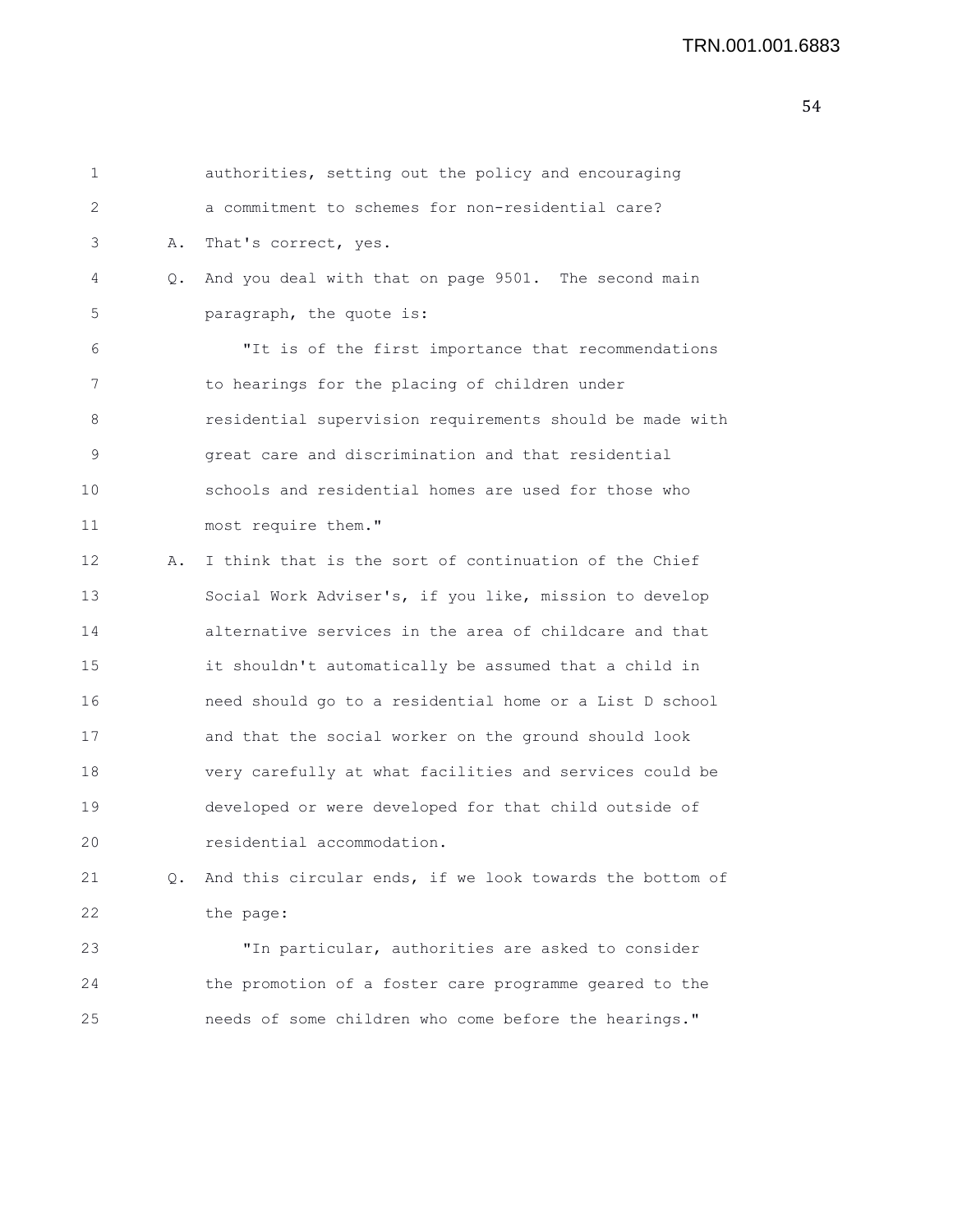authorities, setting out the policy and encouraging a commitment to schemes for non-residential care?

A. That's correct, yes.

Q. And you deal with that on page 9501. The second main paragraph, the quote is:

"It is of the first importance that recommendations to hearings for the placing of children under residential supervision requirements should be made with great care and discrimination and that residential schools and residential homes are used for those who most require them."

A. I think that is the sort of continuation of the Chief Social Work Adviser's, if you like, mission to develop alternative services in the area of childcare and that it shouldn't automatically be assumed that a child in need should go to a residential home or a List D school and that the social worker on the ground should look very carefully at what facilities and services could be developed or were developed for that child outside of residential accommodation.

Q. And this circular ends, if we look towards the bottom of the page:

"In particular, authorities are asked to consider the promotion of a foster care programme geared to the needs of some children who come before the hearings."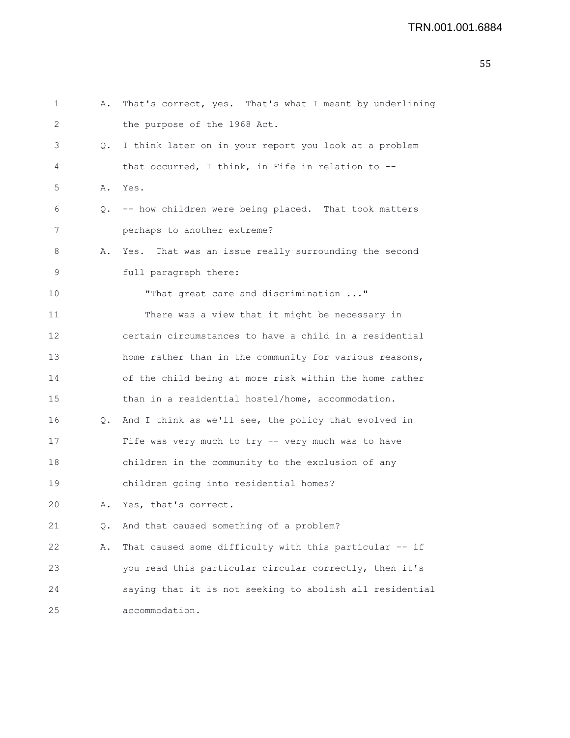A. That's correct, yes. That's what I meant by underlining the purpose of the 1968 Act.

Q. I think later on in your report you look at a problem that occurred, I think, in Fife in relation to --

A. Yes.

Q. -- how children were being placed. That took matters perhaps to another extreme?

A. Yes. That was an issue really surrounding the second full paragraph there:

"That great care and discrimination ..."

There was a view that it might be necessary in certain circumstances to have a child in a residential home rather than in the community for various reasons, of the child being at more risk within the home rather than in a residential hostel/home, accommodation.

Q. And I think as we'll see, the policy that evolved in Fife was very much to try -- very much was to have children in the community to the exclusion of any children going into residential homes?

A. Yes, that's correct.

Q. And that caused something of a problem?

A. That caused some difficulty with this particular -- if you read this particular circular correctly, then it's saying that it is not seeking to abolish all residential accommodation.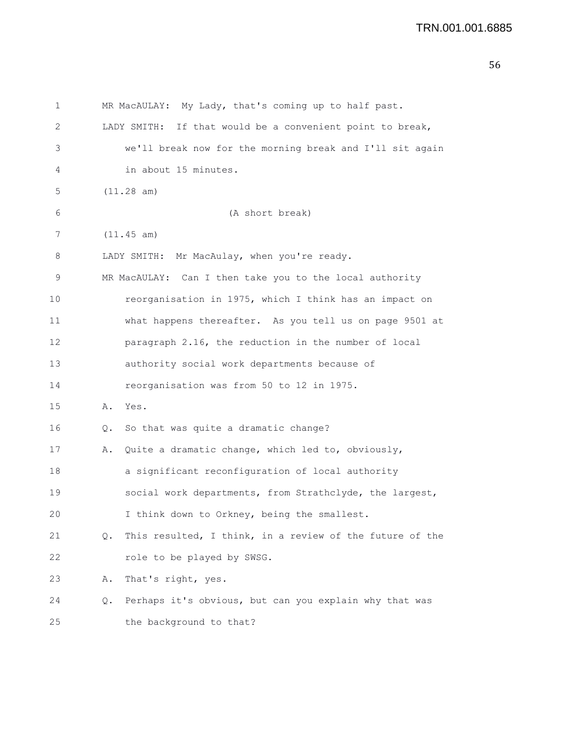MR MacAULAY: My Lady, that's coming up to half past.

LADY SMITH: If that would be a convenient point to break, we'll break now for the morning break and I'll sit again in about 15 minutes.

(11.28 am)

(A short break)

(11.45 am)

LADY SMITH: Mr MacAulay, when you're ready.

MR MacAULAY: Can I then take you to the local authority reorganisation in 1975, which I think has an impact on what happens thereafter. As you tell us on page 9501 at paragraph 2.16, the reduction in the number of local authority social work departments because of reorganisation was from 50 to 12 in 1975.

A. Yes.

Q. So that was quite a dramatic change?

A. Quite a dramatic change, which led to, obviously, a significant reconfiguration of local authority social work departments, from Strathclyde, the largest, I think down to Orkney, being the smallest.

Q. This resulted, I think, in a review of the future of the role to be played by SWSG.

A. That's right, yes.

Q. Perhaps it's obvious, but can you explain why that was the background to that?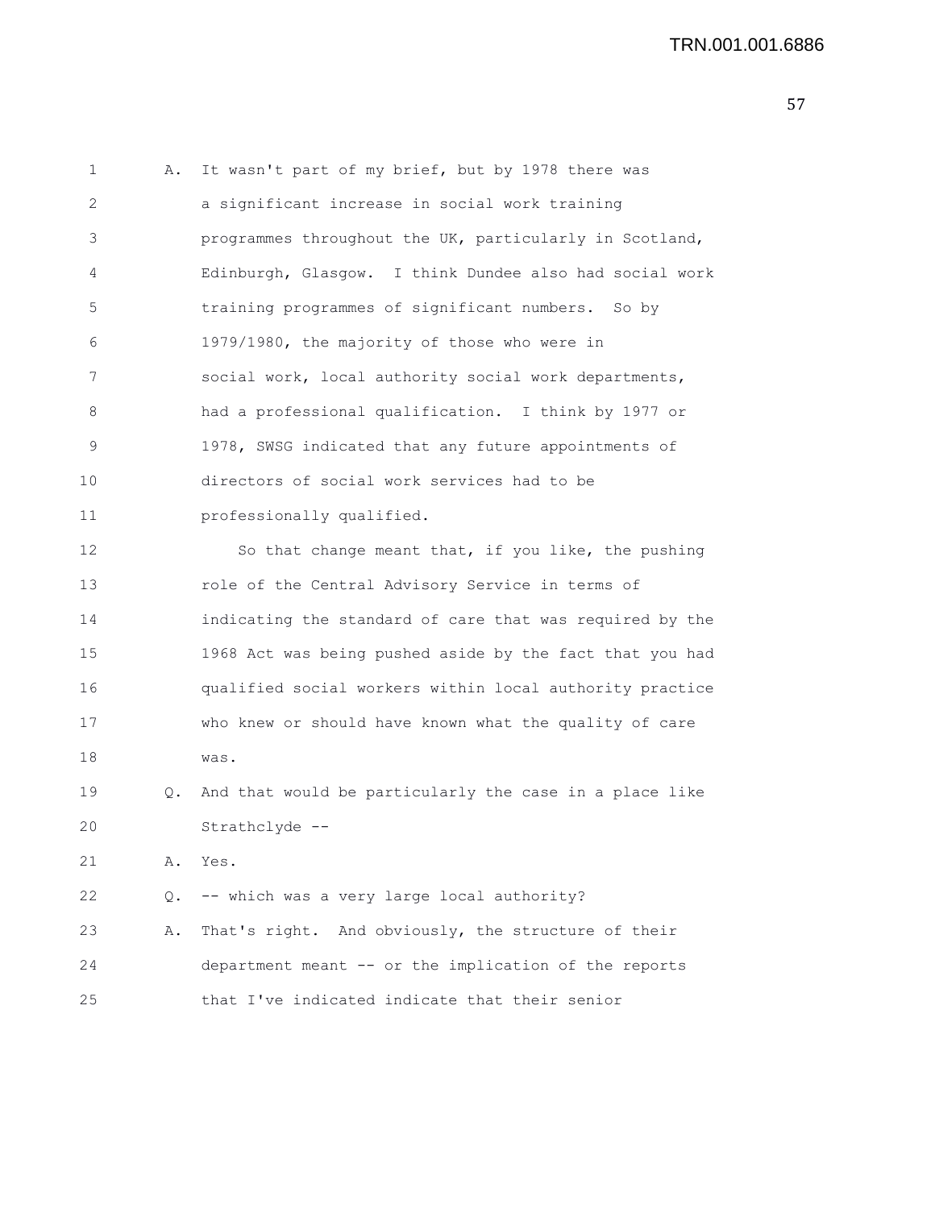A. It wasn't part of my brief, but by 1978 there was a significant increase in social work training programmes throughout the UK, particularly in Scotland, Edinburgh, Glasgow. I think Dundee also had social work training programmes of significant numbers. So by 1979/1980, the majority of those who were in social work, local authority social work departments, had a professional qualification. I think by 1977 or 1978, SWSG indicated that any future appointments of directors of social work services had to be professionally qualified.

So that change meant that, if you like, the pushing role of the Central Advisory Service in terms of indicating the standard of care that was required by the 1968 Act was being pushed aside by the fact that you had qualified social workers within local authority practice who knew or should have known what the quality of care was.

Q. And that would be particularly the case in a place like Strathclyde --

A. Yes.

Q. -- which was a very large local authority?

A. That's right. And obviously, the structure of their department meant -- or the implication of the reports that I've indicated indicate that their senior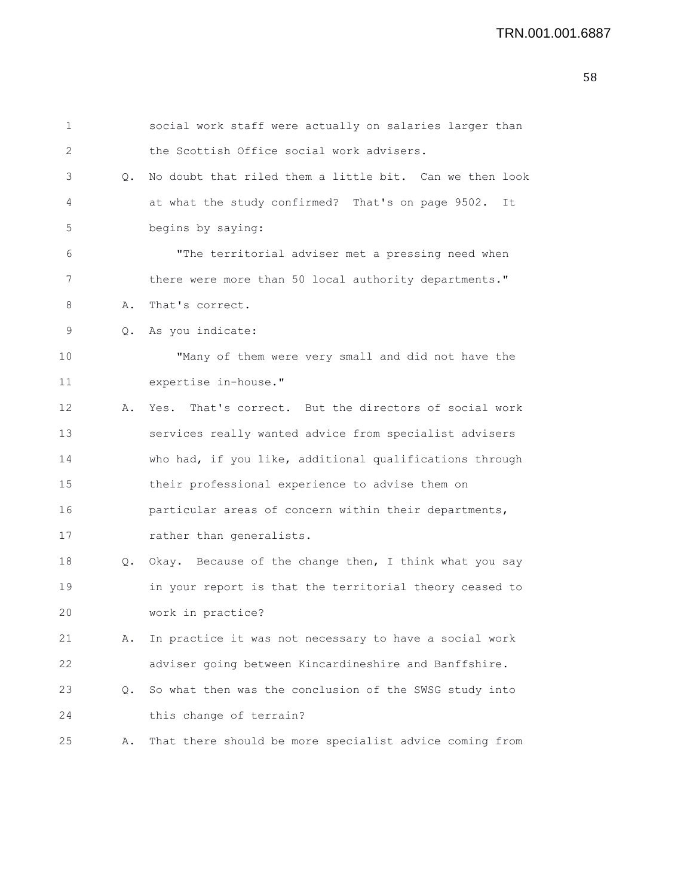social work staff were actually on salaries larger than the Scottish Office social work advisers.

Q. No doubt that riled them a little bit. Can we then look at what the study confirmed? That's on page 9502. It begins by saying:

"The territorial adviser met a pressing need when there were more than 50 local authority departments."

A. That's correct.

Q. As you indicate:

"Many of them were very small and did not have the expertise in-house."

A. Yes. That's correct. But the directors of social work services really wanted advice from specialist advisers who had, if you like, additional qualifications through their professional experience to advise them on particular areas of concern within their departments, rather than generalists.

Q. Okay. Because of the change then, I think what you say in your report is that the territorial theory ceased to work in practice?

A. In practice it was not necessary to have a social work adviser going between Kincardineshire and Banffshire.

Q. So what then was the conclusion of the SWSG study into this change of terrain?

A. That there should be more specialist advice coming from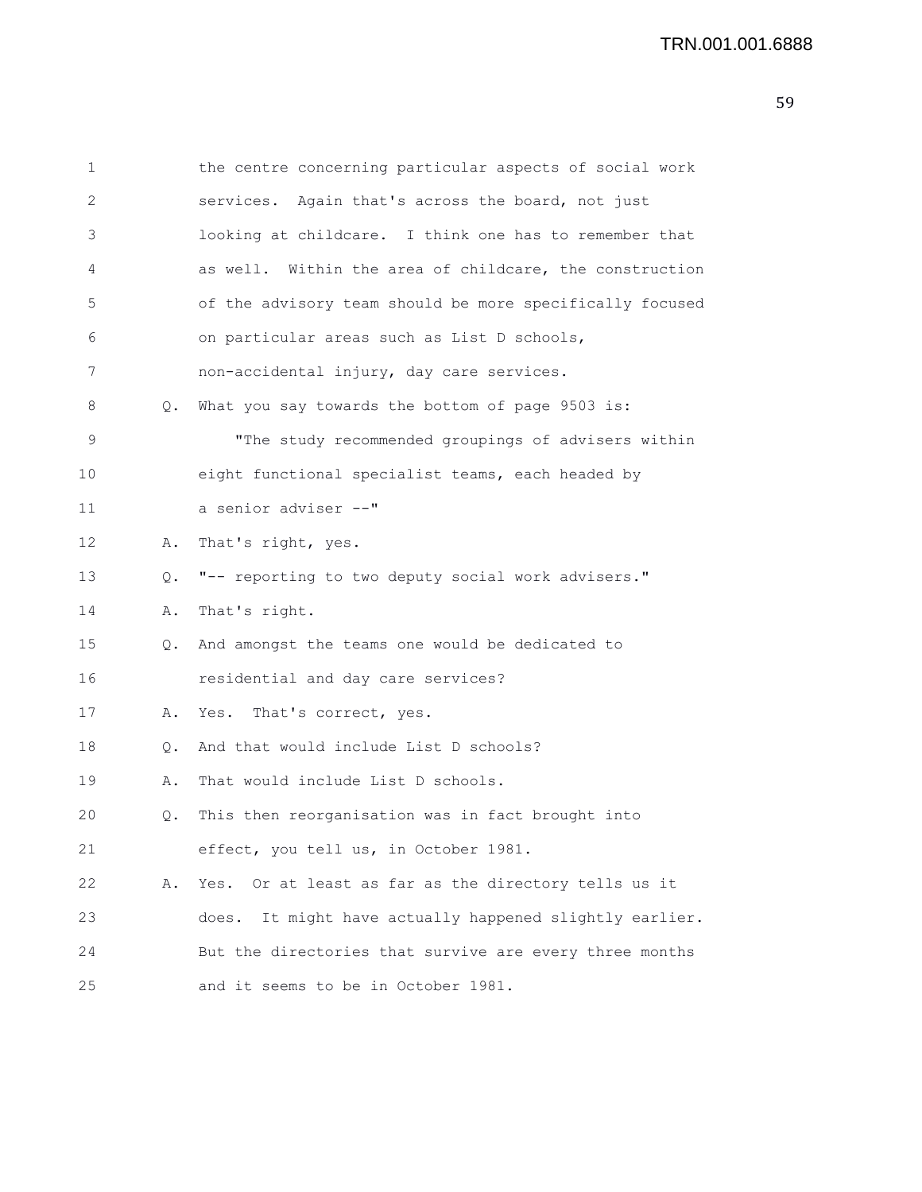the centre concerning particular aspects of social work services. Again that's across the board, not just looking at childcare. I think one has to remember that as well. Within the area of childcare, the construction of the advisory team should be more specifically focused on particular areas such as List D schools, non-accidental injury, day care services.

Q. What you say towards the bottom of page 9503 is:

"The study recommended groupings of advisers within eight functional specialist teams, each headed by a senior adviser --"

A. That's right, yes.

Q. "-- reporting to two deputy social work advisers."

A. That's right.

Q. And amongst the teams one would be dedicated to residential and day care services?

A. Yes. That's correct, yes.

Q. And that would include List D schools?

A. That would include List D schools.

Q. This then reorganisation was in fact brought into effect, you tell us, in October 1981.

A. Yes. Or at least as far as the directory tells us it does. It might have actually happened slightly earlier. But the directories that survive are every three months and it seems to be in October 1981.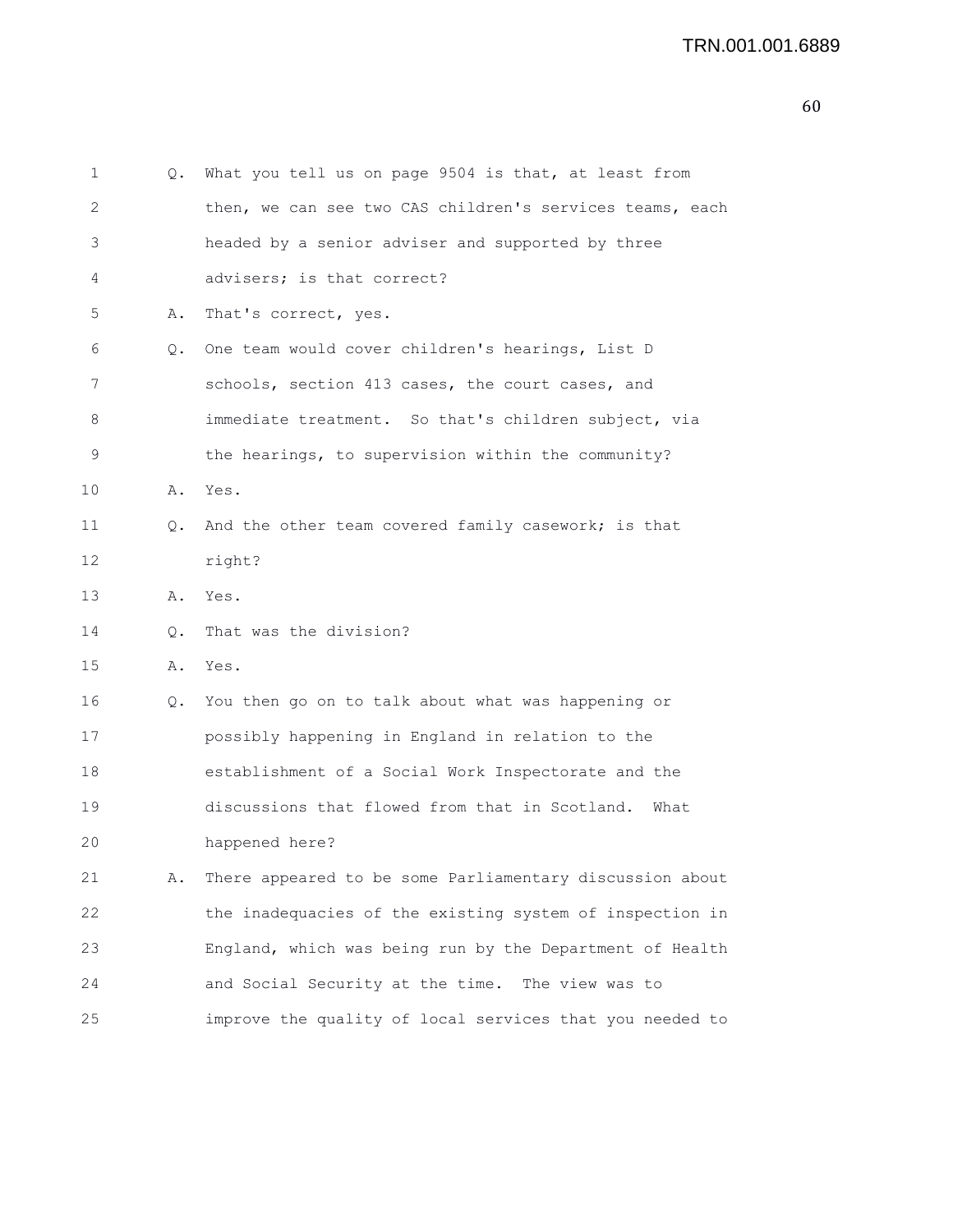1 Q. What you tell us on page 9504 is that, at least from
2 then, we can see two CAS children's services teams, each
3 headed by a senior adviser and supported by three
4 advisers; is that correct?
5 A. That's correct, yes.
6 Q. One team would cover children's hearings, List D
7 schools, section 413 cases, the court cases, and
8 immediate treatment. So that's children subject, via
9 the hearings, to supervision within the community?
10 A. Yes.
11 Q. And the other team covered family casework; is that
12 right?
13 A. Yes.
14 Q. That was the division?
15 A. Yes.
16 Q. You then go on to talk about what was happening or
17 possibly happening in England in relation to the
18 establishment of a Social Work Inspectorate and the
19 discussions that flowed from that in Scotland. What
20 happened here?
21 A. There appeared to be some Parliamentary discussion about
22 the inadequacies of the existing system of inspection in
23 England, which was being run by the Department of Health
24 and Social Security at the time. The view was to
25 improve the quality of local services that you needed to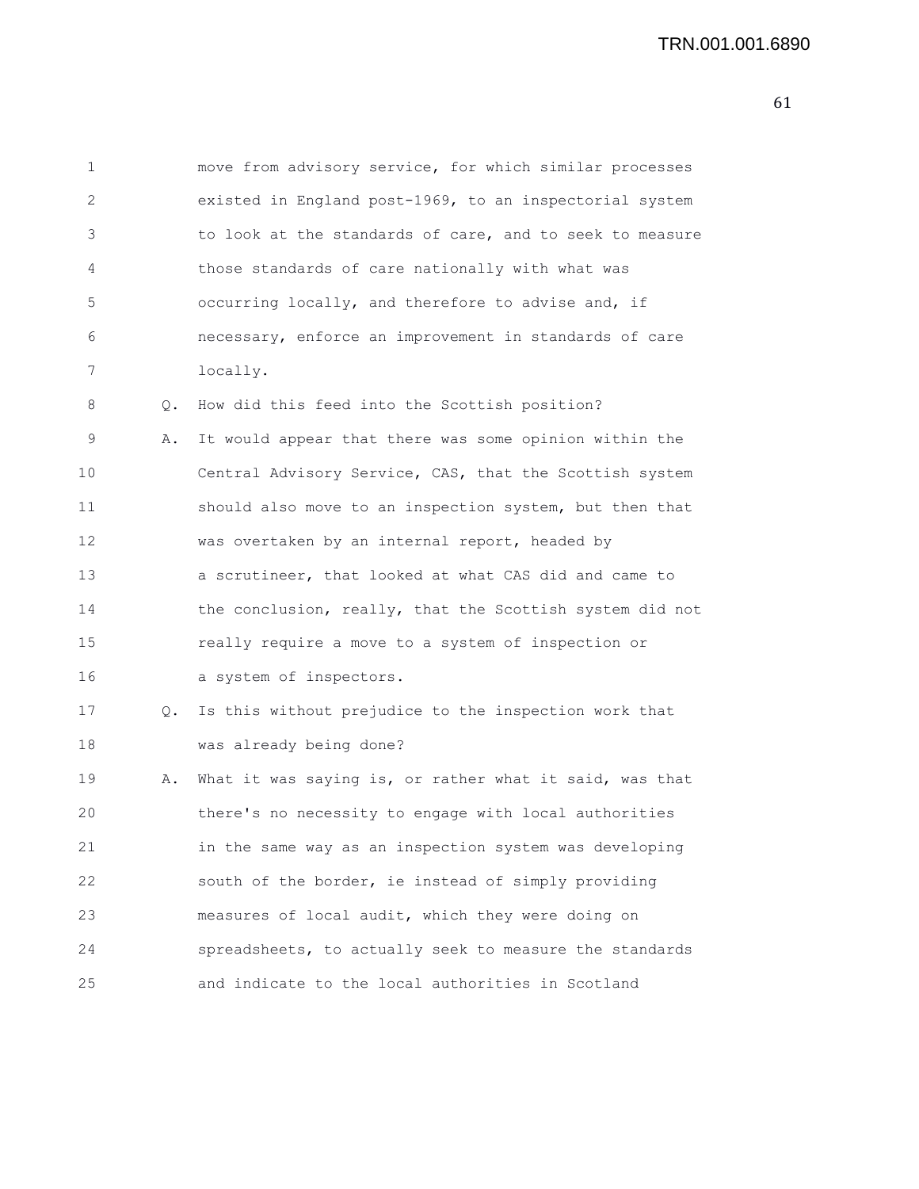move from advisory service, for which similar processes existed in England post-1969, to an inspectorial system to look at the standards of care, and to seek to measure those standards of care nationally with what was occurring locally, and therefore to advise and, if necessary, enforce an improvement in standards of care locally.

Q. How did this feed into the Scottish position?

A. It would appear that there was some opinion within the Central Advisory Service, CAS, that the Scottish system should also move to an inspection system, but then that was overtaken by an internal report, headed by a scrutineer, that looked at what CAS did and came to the conclusion, really, that the Scottish system did not really require a move to a system of inspection or a system of inspectors.

Q. Is this without prejudice to the inspection work that was already being done?

A. What it was saying is, or rather what it said, was that there's no necessity to engage with local authorities in the same way as an inspection system was developing south of the border, ie instead of simply providing measures of local audit, which they were doing on spreadsheets, to actually seek to measure the standards and indicate to the local authorities in Scotland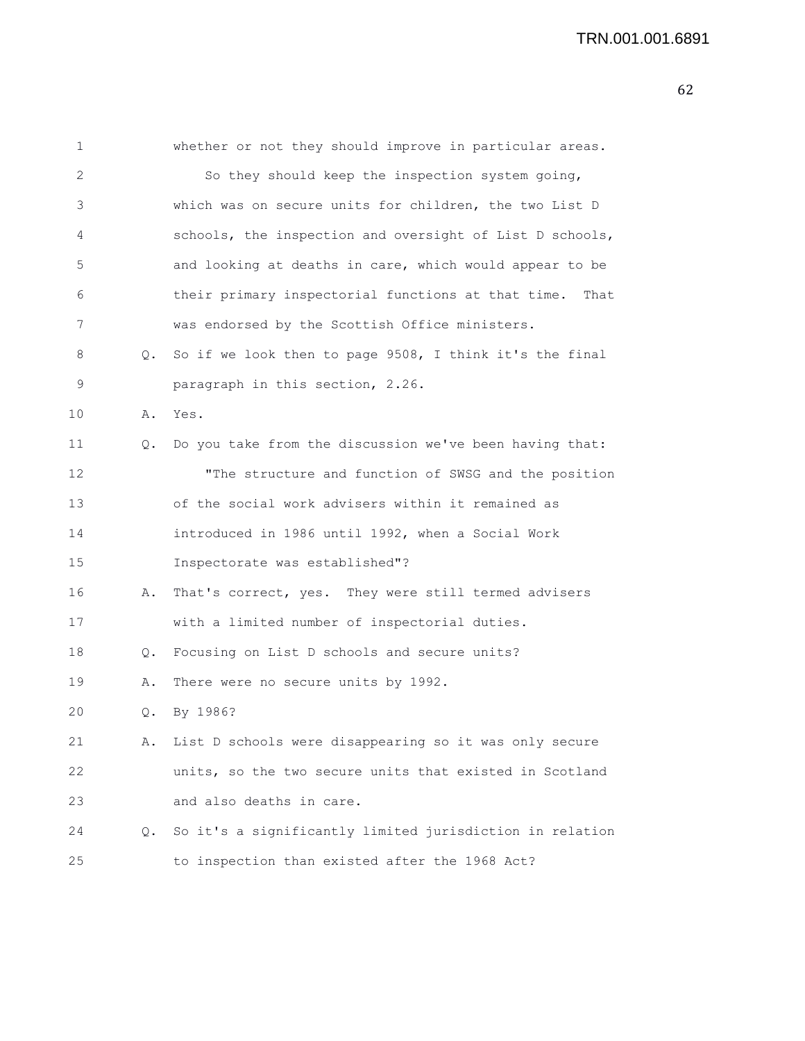whether or not they should improve in particular areas.

So they should keep the inspection system going, which was on secure units for children, the two List D schools, the inspection and oversight of List D schools, and looking at deaths in care, which would appear to be their primary inspectorial functions at that time. That was endorsed by the Scottish Office ministers.

Q. So if we look then to page 9508, I think it's the final paragraph in this section, 2.26.

A. Yes.

Q. Do you take from the discussion we've been having that:

"The structure and function of SWSG and the position of the social work advisers within it remained as introduced in 1986 until 1992, when a Social Work Inspectorate was established"?

A. That's correct, yes. They were still termed advisers with a limited number of inspectorial duties.

Q. Focusing on List D schools and secure units?

A. There were no secure units by 1992.

Q. By 1986?

A. List D schools were disappearing so it was only secure units, so the two secure units that existed in Scotland and also deaths in care.

Q. So it's a significantly limited jurisdiction in relation to inspection than existed after the 1968 Act?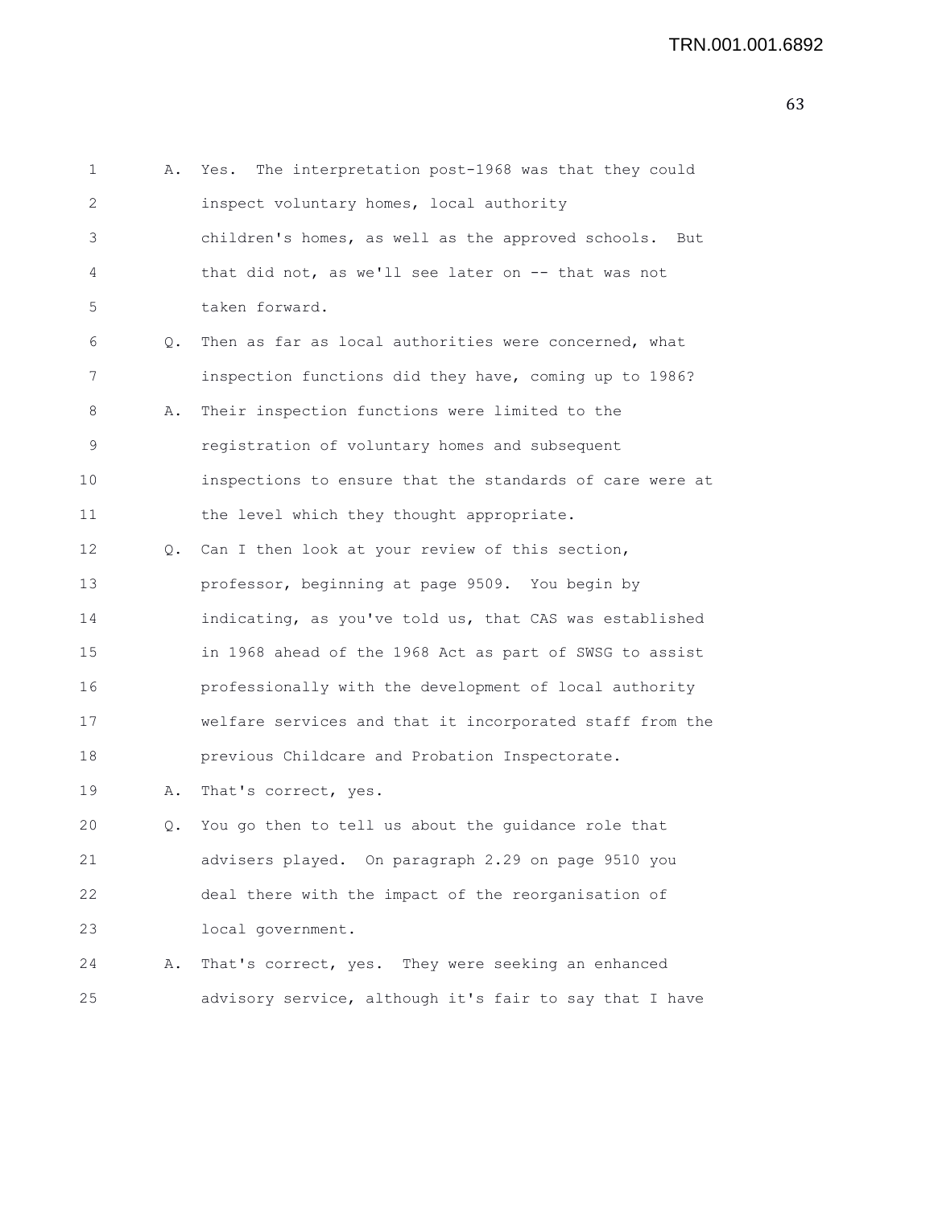A. Yes. The interpretation post-1968 was that they could inspect voluntary homes, local authority children's homes, as well as the approved schools. But that did not, as we'll see later on -- that was not taken forward.

Q. Then as far as local authorities were concerned, what inspection functions did they have, coming up to 1986?

A. Their inspection functions were limited to the registration of voluntary homes and subsequent inspections to ensure that the standards of care were at the level which they thought appropriate.

Q. Can I then look at your review of this section, professor, beginning at page 9509. You begin by indicating, as you've told us, that CAS was established in 1968 ahead of the 1968 Act as part of SWSG to assist professionally with the development of local authority welfare services and that it incorporated staff from the previous Childcare and Probation Inspectorate.

A. That's correct, yes.

Q. You go then to tell us about the guidance role that advisers played. On paragraph 2.29 on page 9510 you deal there with the impact of the reorganisation of local government.

A. That's correct, yes. They were seeking an enhanced advisory service, although it's fair to say that I have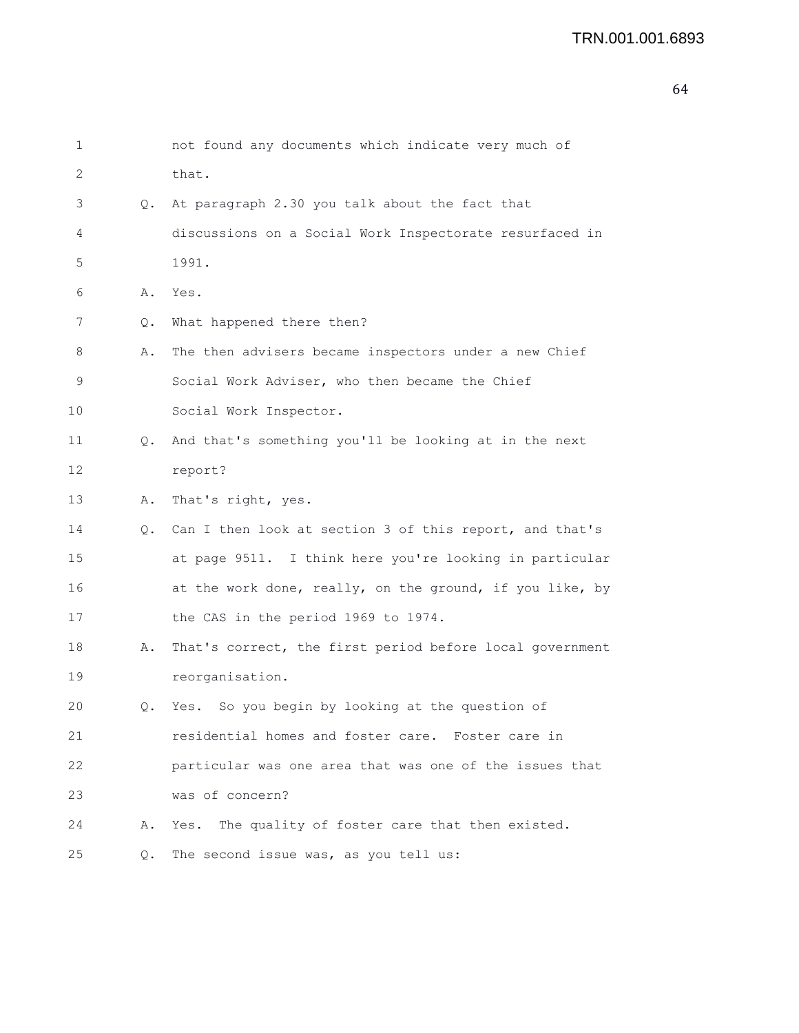not found any documents which indicate very much of that.

Q. At paragraph 2.30 you talk about the fact that discussions on a Social Work Inspectorate resurfaced in 1991.

A. Yes.

Q. What happened there then?

A. The then advisers became inspectors under a new Chief Social Work Adviser, who then became the Chief Social Work Inspector.

Q. And that's something you'll be looking at in the next report?

A. That's right, yes.

Q. Can I then look at section 3 of this report, and that's at page 9511. I think here you're looking in particular at the work done, really, on the ground, if you like, by the CAS in the period 1969 to 1974.

A. That's correct, the first period before local government reorganisation.

Q. Yes. So you begin by looking at the question of residential homes and foster care. Foster care in particular was one area that was one of the issues that was of concern?

A. Yes. The quality of foster care that then existed.

Q. The second issue was, as you tell us: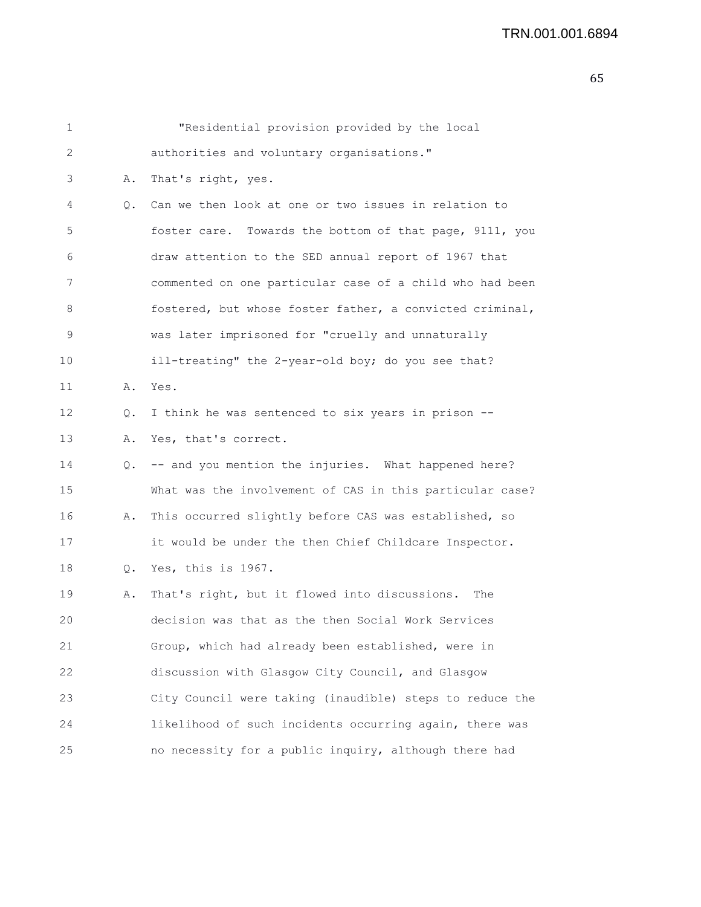"Residential provision provided by the local authorities and voluntary organisations."

A. That's right, yes.

Q. Can we then look at one or two issues in relation to foster care. Towards the bottom of that page, 9111, you draw attention to the SED annual report of 1967 that commented on one particular case of a child who had been fostered, but whose foster father, a convicted criminal, was later imprisoned for "cruelly and unnaturally ill-treating" the 2-year-old boy; do you see that?

A. Yes.

Q. I think he was sentenced to six years in prison --

A. Yes, that's correct.

Q. -- and you mention the injuries. What happened here? What was the involvement of CAS in this particular case?

A. This occurred slightly before CAS was established, so it would be under the then Chief Childcare Inspector.

Q. Yes, this is 1967.

A. That's right, but it flowed into discussions. The decision was that as the then Social Work Services Group, which had already been established, were in discussion with Glasgow City Council, and Glasgow City Council were taking (inaudible) steps to reduce the likelihood of such incidents occurring again, there was no necessity for a public inquiry, although there had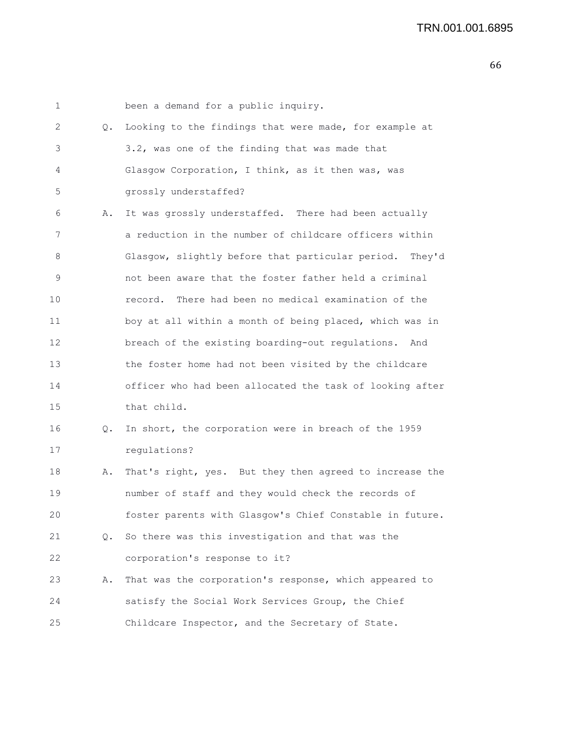been a demand for a public inquiry.

Q. Looking to the findings that were made, for example at 3.2, was one of the finding that was made that Glasgow Corporation, I think, as it then was, was grossly understaffed?

A. It was grossly understaffed. There had been actually a reduction in the number of childcare officers within Glasgow, slightly before that particular period. They'd not been aware that the foster father held a criminal record. There had been no medical examination of the boy at all within a month of being placed, which was in breach of the existing boarding-out regulations. And the foster home had not been visited by the childcare officer who had been allocated the task of looking after that child.

Q. In short, the corporation were in breach of the 1959 regulations?

A. That's right, yes. But they then agreed to increase the number of staff and they would check the records of foster parents with Glasgow's Chief Constable in future.

Q. So there was this investigation and that was the corporation's response to it?

A. That was the corporation's response, which appeared to satisfy the Social Work Services Group, the Chief Childcare Inspector, and the Secretary of State.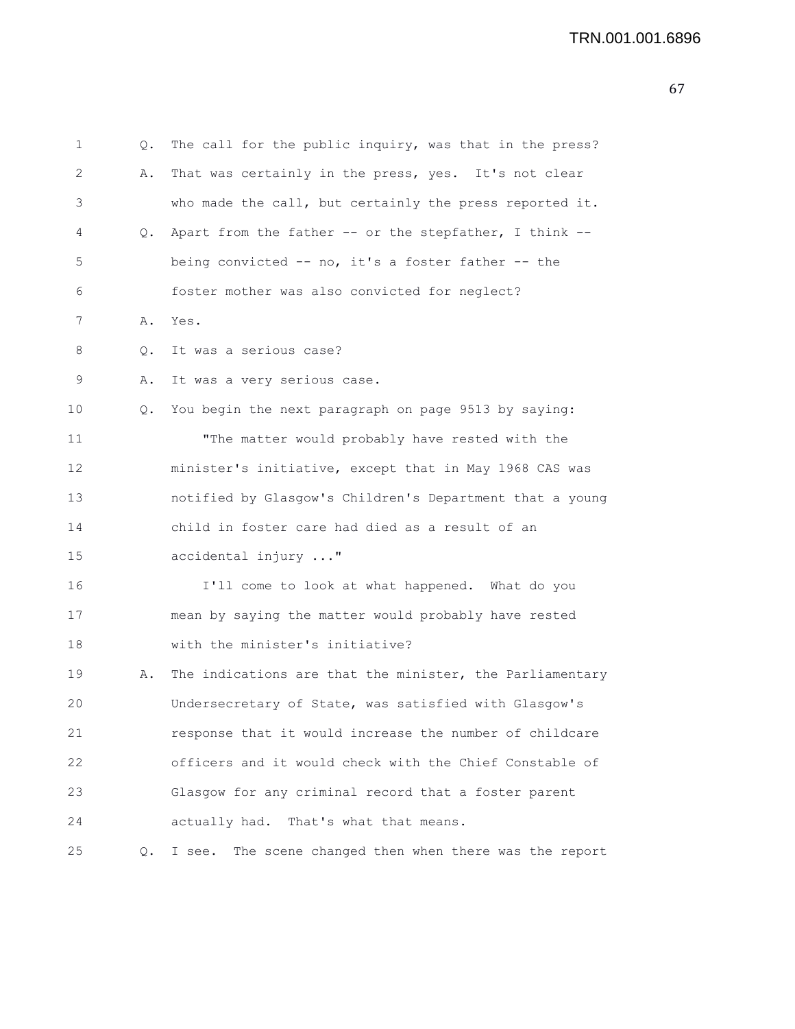Q. The call for the public inquiry, was that in the press?

A. That was certainly in the press, yes. It's not clear who made the call, but certainly the press reported it.

Q. Apart from the father -- or the stepfather, I think -- being convicted -- no, it's a foster father -- the foster mother was also convicted for neglect?

A. Yes.

Q. It was a serious case?

A. It was a very serious case.

Q. You begin the next paragraph on page 9513 by saying:

"The matter would probably have rested with the minister's initiative, except that in May 1968 CAS was notified by Glasgow's Children's Department that a young child in foster care had died as a result of an accidental injury ..."

I'll come to look at what happened. What do you mean by saying the matter would probably have rested with the minister's initiative?

A. The indications are that the minister, the Parliamentary Undersecretary of State, was satisfied with Glasgow's response that it would increase the number of childcare officers and it would check with the Chief Constable of Glasgow for any criminal record that a foster parent actually had. That's what that means.

Q. I see. The scene changed then when there was the report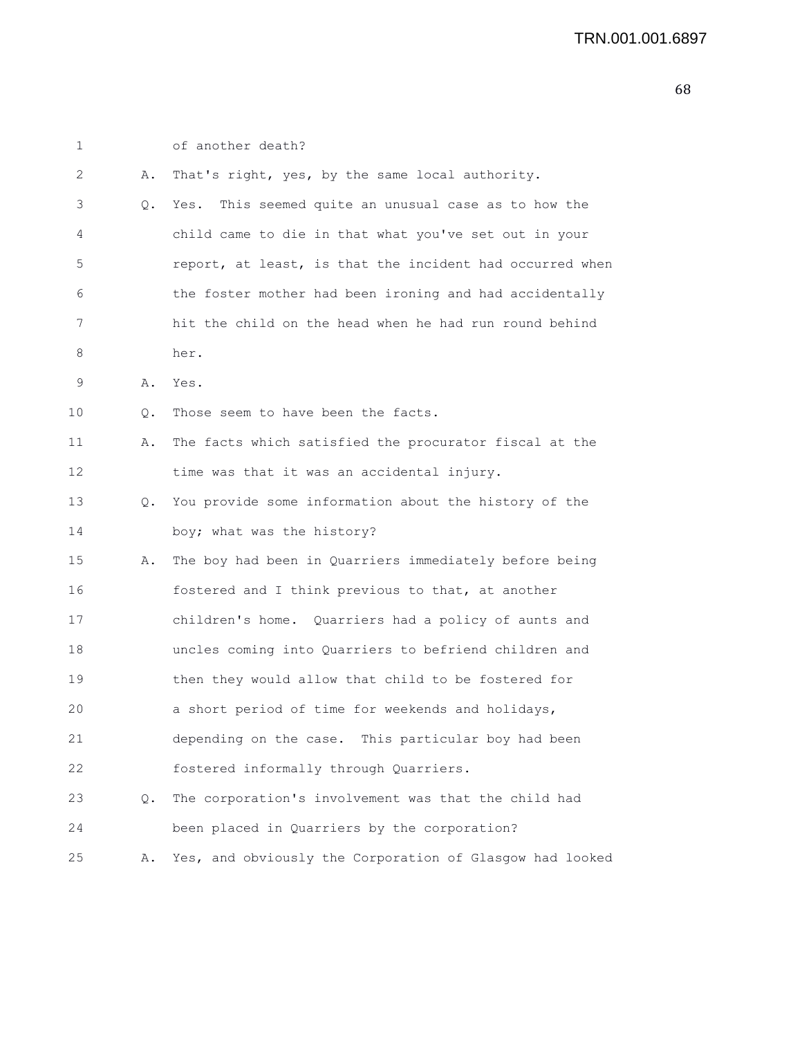1 of another death?

2 A. That's right, yes, by the same local authority.

3 Q. Yes. This seemed quite an unusual case as to how the
4 child came to die in that what you've set out in your
5 report, at least, is that the incident had occurred when
6 the foster mother had been ironing and had accidentally
7 hit the child on the head when he had run round behind
8 her.

9 A. Yes.

10 Q. Those seem to have been the facts.

11 A. The facts which satisfied the procurator fiscal at the
12 time was that it was an accidental injury.

13 Q. You provide some information about the history of the
14 boy; what was the history?

15 A. The boy had been in Quarriers immediately before being
16 fostered and I think previous to that, at another
17 children's home. Quarriers had a policy of aunts and
18 uncles coming into Quarriers to befriend children and
19 then they would allow that child to be fostered for
20 a short period of time for weekends and holidays,
21 depending on the case. This particular boy had been
22 fostered informally through Quarriers.

23 Q. The corporation's involvement was that the child had
24 been placed in Quarriers by the corporation?

25 A. Yes, and obviously the Corporation of Glasgow had looked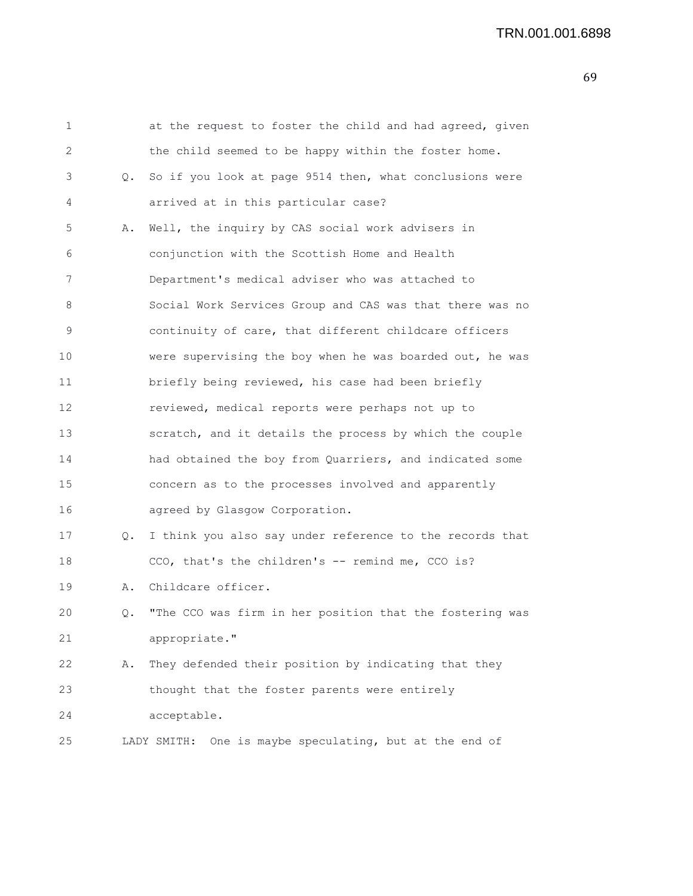1 at the request to foster the child and had agreed, given
2 the child seemed to be happy within the foster home.
3 Q. So if you look at page 9514 then, what conclusions were
4 arrived at in this particular case?
5 A. Well, the inquiry by CAS social work advisers in
6 conjunction with the Scottish Home and Health
7 Department's medical adviser who was attached to
8 Social Work Services Group and CAS was that there was no
9 continuity of care, that different childcare officers
10 were supervising the boy when he was boarded out, he was
11 briefly being reviewed, his case had been briefly
12 reviewed, medical reports were perhaps not up to
13 scratch, and it details the process by which the couple
14 had obtained the boy from Quarriers, and indicated some
15 concern as to the processes involved and apparently
16 agreed by Glasgow Corporation.
17 Q. I think you also say under reference to the records that
18 CCO, that's the children's -- remind me, CCO is?
19 A. Childcare officer.
20 Q. "The CCO was firm in her position that the fostering was
21 appropriate."
22 A. They defended their position by indicating that they
23 thought that the foster parents were entirely
24 acceptable.
25 LADY SMITH: One is maybe speculating, but at the end of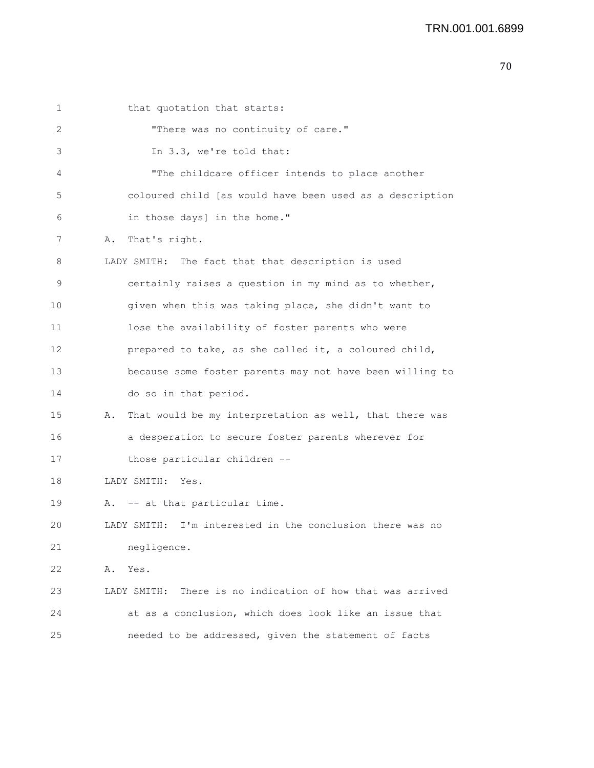that quotation that starts:

"There was no continuity of care."

In 3.3, we're told that:

"The childcare officer intends to place another coloured child [as would have been used as a description in those days] in the home."

A. That's right.

LADY SMITH: The fact that that description is used certainly raises a question in my mind as to whether, given when this was taking place, she didn't want to lose the availability of foster parents who were prepared to take, as she called it, a coloured child, because some foster parents may not have been willing to do so in that period.

A. That would be my interpretation as well, that there was a desperation to secure foster parents wherever for those particular children --

LADY SMITH: Yes.

A. -- at that particular time.

LADY SMITH: I'm interested in the conclusion there was no negligence.

A. Yes.

LADY SMITH: There is no indication of how that was arrived at as a conclusion, which does look like an issue that needed to be addressed, given the statement of facts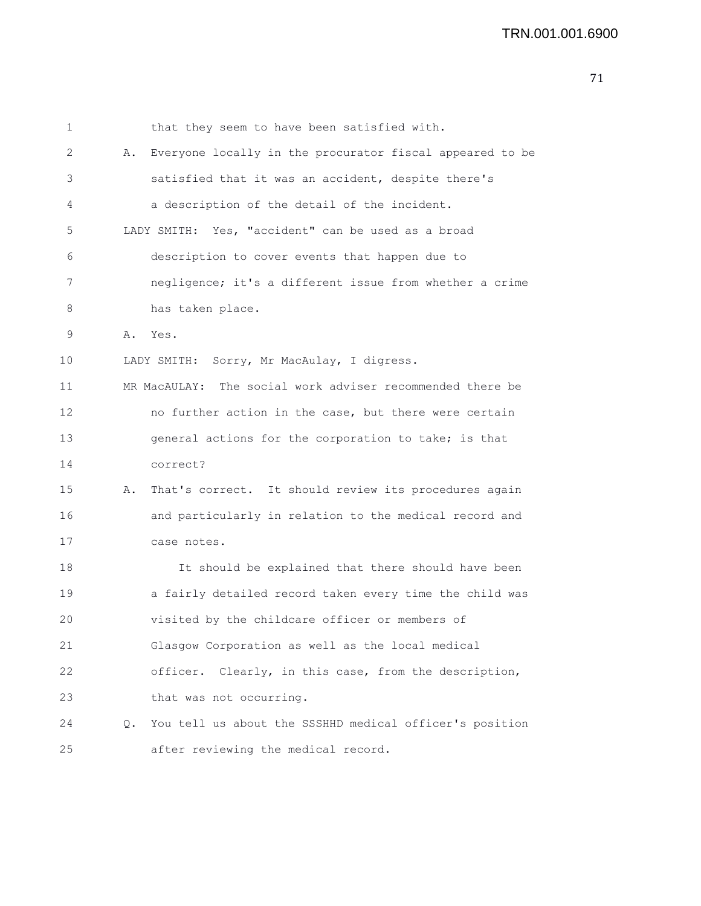1 that they seem to have been satisfied with.

2 A. Everyone locally in the procurator fiscal appeared to be

3 satisfied that it was an accident, despite there's

4 a description of the detail of the incident.

5 LADY SMITH: Yes, "accident" can be used as a broad

6 description to cover events that happen due to

7 negligence; it's a different issue from whether a crime

8 has taken place.

9 A. Yes.

10 LADY SMITH: Sorry, Mr MacAulay, I digress.

11 MR MacAULAY: The social work adviser recommended there be

12 no further action in the case, but there were certain

13 general actions for the corporation to take; is that

14 correct?

15 A. That's correct. It should review its procedures again

16 and particularly in relation to the medical record and

17 case notes.

18 It should be explained that there should have been

19 a fairly detailed record taken every time the child was

20 visited by the childcare officer or members of

21 Glasgow Corporation as well as the local medical

22 officer. Clearly, in this case, from the description,

23 that was not occurring.

24 Q. You tell us about the SSSHHD medical officer's position

25 after reviewing the medical record.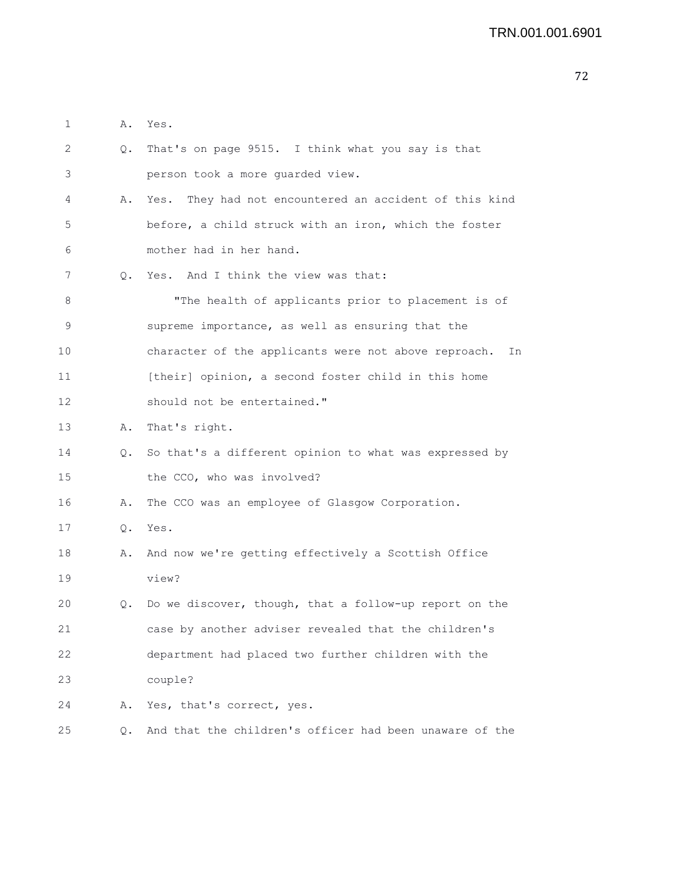1 A. Yes.

2 Q. That's on page 9515. I think what you say is that

3 person took a more guarded view.

4 A. Yes. They had not encountered an accident of this kind

5 before, a child struck with an iron, which the foster

6 mother had in her hand.

7 Q. Yes. And I think the view was that:

8 "The health of applicants prior to placement is of

9 supreme importance, as well as ensuring that the

10 character of the applicants were not above reproach. In

11 [their] opinion, a second foster child in this home

12 should not be entertained."

13 A. That's right.

14 Q. So that's a different opinion to what was expressed by

15 the CCO, who was involved?

16 A. The CCO was an employee of Glasgow Corporation.

17 Q. Yes.

18 A. And now we're getting effectively a Scottish Office

19 view?

20 Q. Do we discover, though, that a follow-up report on the

21 case by another adviser revealed that the children's

22 department had placed two further children with the

23 couple?

24 A. Yes, that's correct, yes.

25 Q. And that the children's officer had been unaware of the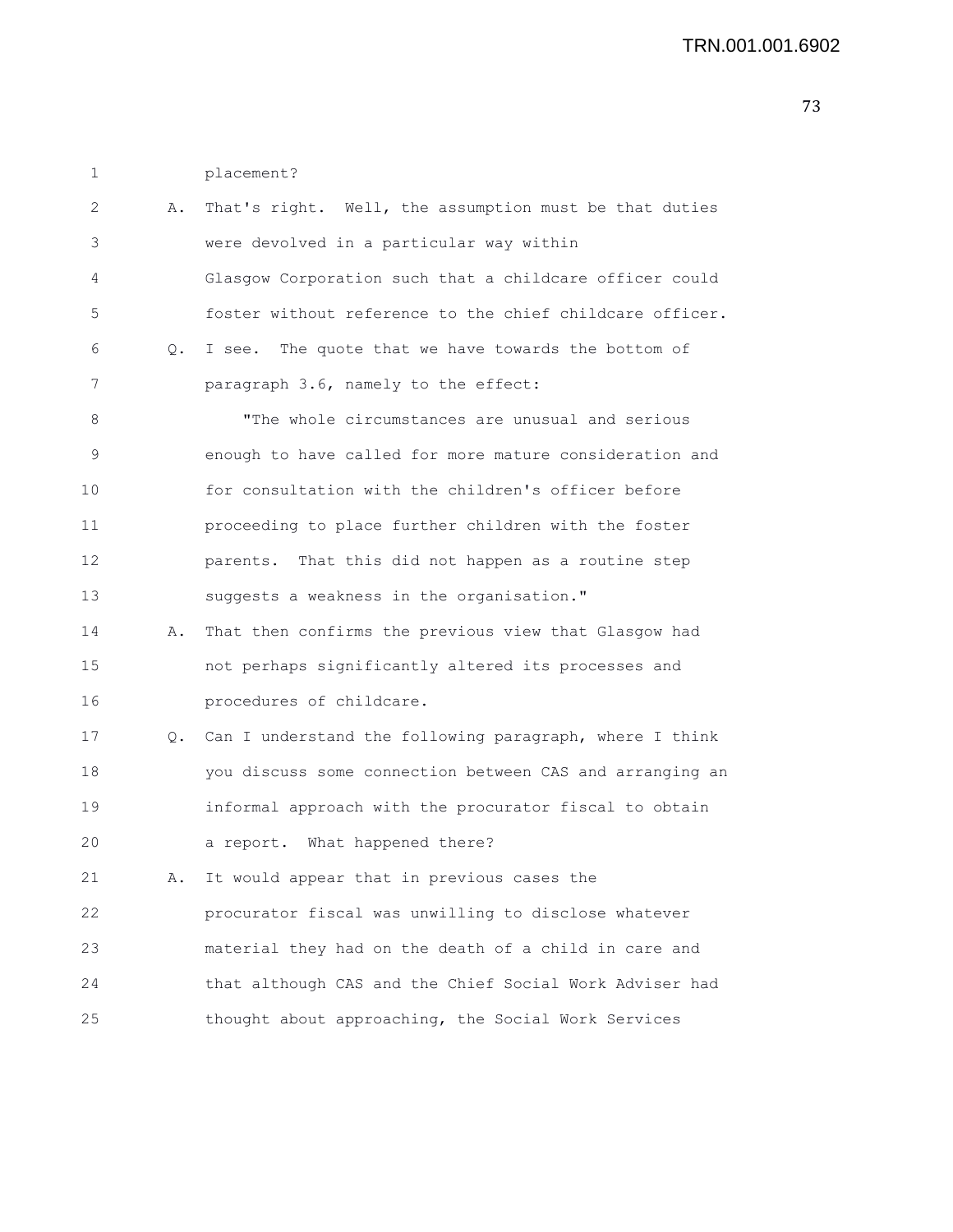placement?

A. That's right. Well, the assumption must be that duties were devolved in a particular way within Glasgow Corporation such that a childcare officer could foster without reference to the chief childcare officer.

Q. I see. The quote that we have towards the bottom of paragraph 3.6, namely to the effect:

"The whole circumstances are unusual and serious enough to have called for more mature consideration and for consultation with the children's officer before proceeding to place further children with the foster parents. That this did not happen as a routine step suggests a weakness in the organisation."

A. That then confirms the previous view that Glasgow had not perhaps significantly altered its processes and procedures of childcare.

Q. Can I understand the following paragraph, where I think you discuss some connection between CAS and arranging an informal approach with the procurator fiscal to obtain a report. What happened there?

A. It would appear that in previous cases the procurator fiscal was unwilling to disclose whatever material they had on the death of a child in care and that although CAS and the Chief Social Work Adviser had thought about approaching, the Social Work Services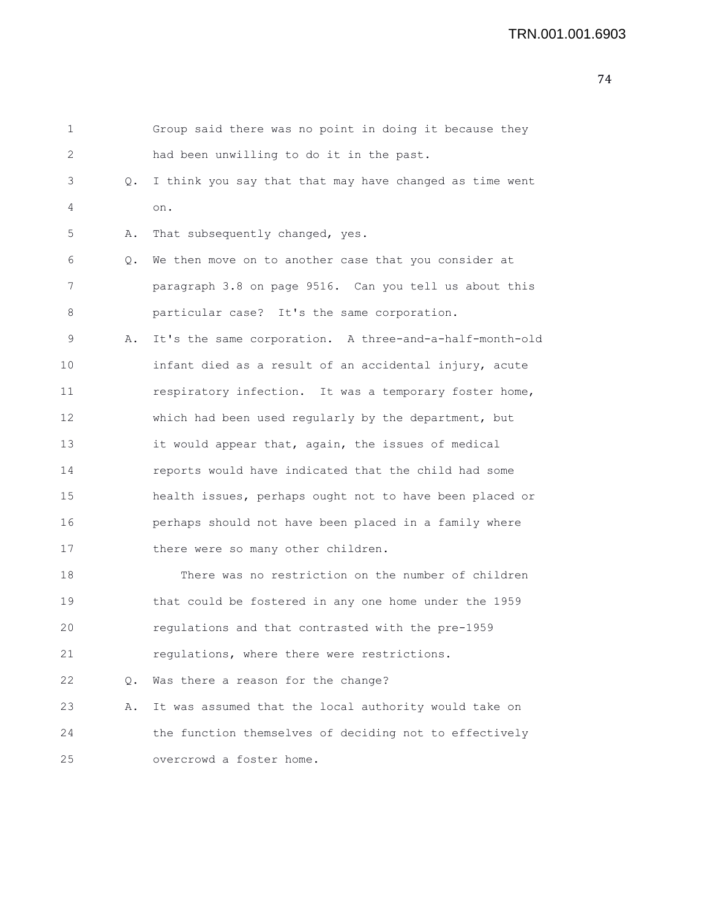Group said there was no point in doing it because they had been unwilling to do it in the past.

Q. I think you say that that may have changed as time went on.

A. That subsequently changed, yes.

Q. We then move on to another case that you consider at paragraph 3.8 on page 9516. Can you tell us about this particular case? It's the same corporation.

A. It's the same corporation. A three-and-a-half-month-old infant died as a result of an accidental injury, acute respiratory infection. It was a temporary foster home, which had been used regularly by the department, but it would appear that, again, the issues of medical reports would have indicated that the child had some health issues, perhaps ought not to have been placed or perhaps should not have been placed in a family where there were so many other children.

There was no restriction on the number of children that could be fostered in any one home under the 1959 regulations and that contrasted with the pre-1959 regulations, where there were restrictions.

Q. Was there a reason for the change?

A. It was assumed that the local authority would take on the function themselves of deciding not to effectively overcrowd a foster home.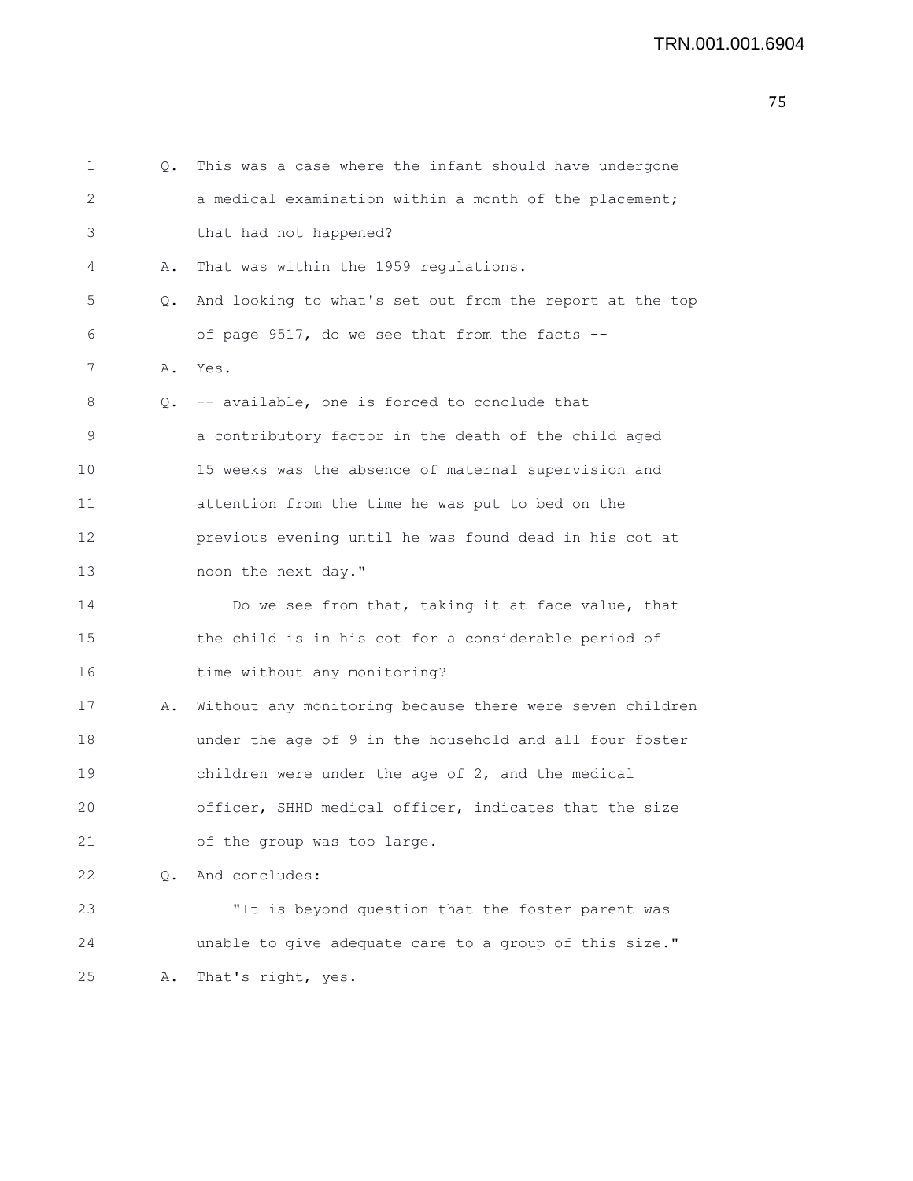1 Q. This was a case where the infant should have undergone
2 a medical examination within a month of the placement;
3 that had not happened?
4 A. That was within the 1959 regulations.
5 Q. And looking to what's set out from the report at the top
6 of page 9517, do we see that from the facts --
7 A. Yes.
8 Q. -- available, one is forced to conclude that
9 a contributory factor in the death of the child aged
10 15 weeks was the absence of maternal supervision and
11 attention from the time he was put to bed on the
12 previous evening until he was found dead in his cot at
13 noon the next day."
14 Do we see from that, taking it at face value, that
15 the child is in his cot for a considerable period of
16 time without any monitoring?
17 A. Without any monitoring because there were seven children
18 under the age of 9 in the household and all four foster
19 children were under the age of 2, and the medical
20 officer, SHHD medical officer, indicates that the size
21 of the group was too large.
22 Q. And concludes:
23 "It is beyond question that the foster parent was
24 unable to give adequate care to a group of this size."
25 A. That's right, yes.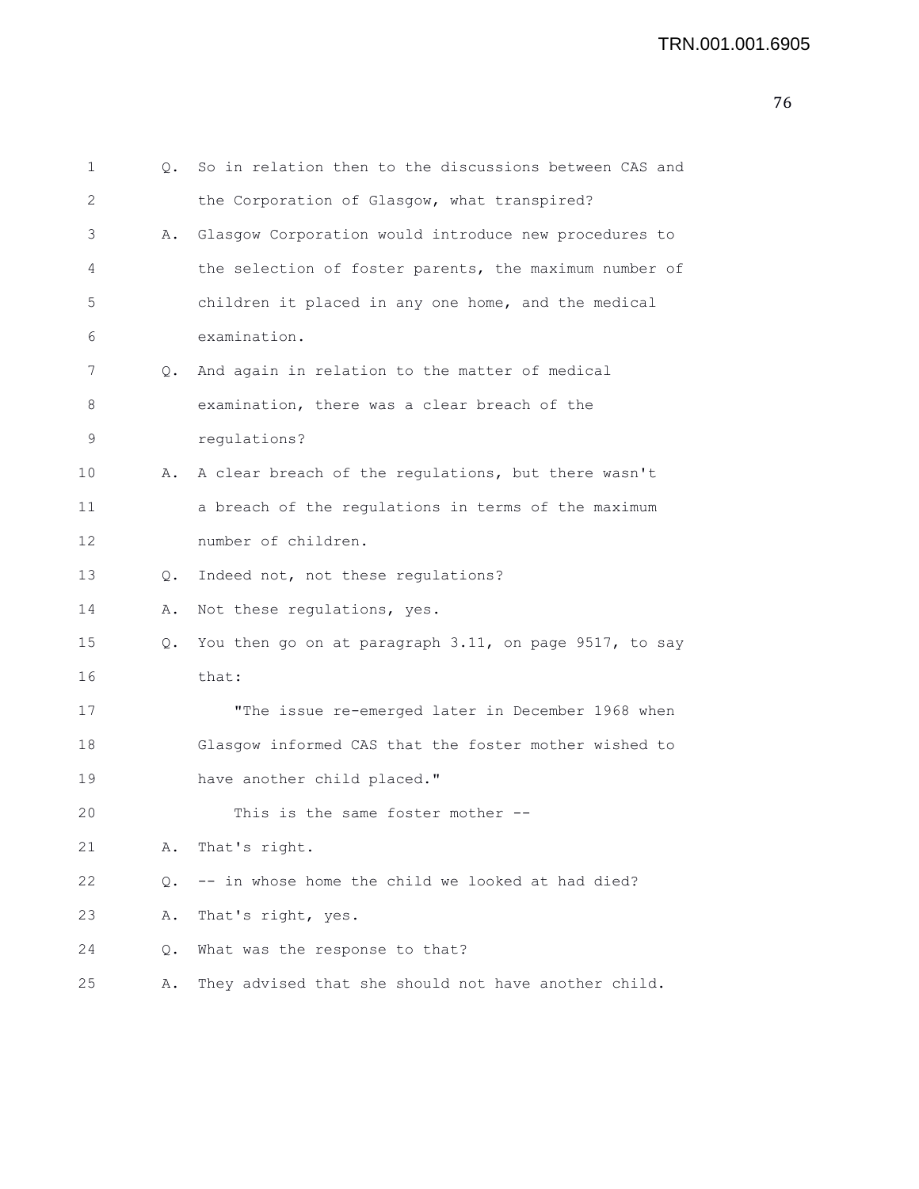Q. So in relation then to the discussions between CAS and the Corporation of Glasgow, what transpired?

A. Glasgow Corporation would introduce new procedures to the selection of foster parents, the maximum number of children it placed in any one home, and the medical examination.

Q. And again in relation to the matter of medical examination, there was a clear breach of the regulations?

A. A clear breach of the regulations, but there wasn't a breach of the regulations in terms of the maximum number of children.

Q. Indeed not, not these regulations?

A. Not these regulations, yes.

Q. You then go on at paragraph 3.11, on page 9517, to say that:

"The issue re-emerged later in December 1968 when Glasgow informed CAS that the foster mother wished to have another child placed."

This is the same foster mother --

A. That's right.

Q. -- in whose home the child we looked at had died?

A. That's right, yes.

Q. What was the response to that?

A. They advised that she should not have another child.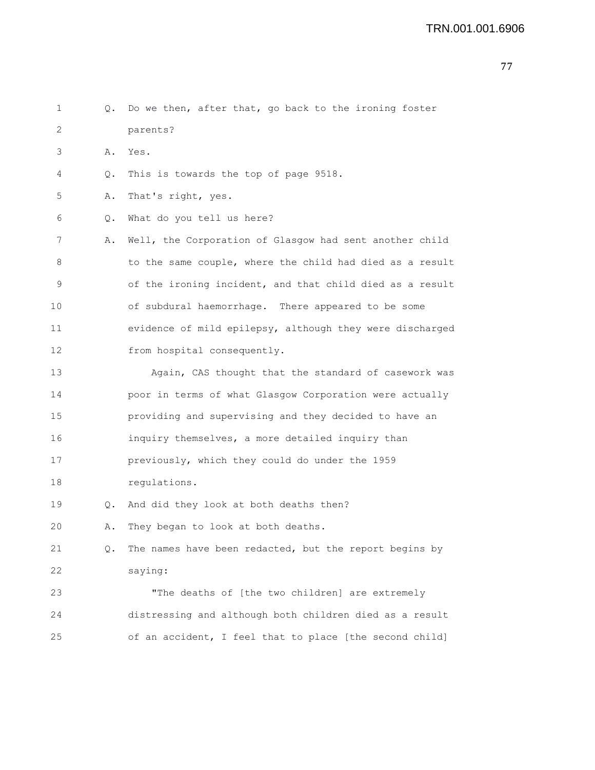1 Q. Do we then, after that, go back to the ironing foster
2 parents?
3 A. Yes.
4 Q. This is towards the top of page 9518.
5 A. That's right, yes.
6 Q. What do you tell us here?
7 A. Well, the Corporation of Glasgow had sent another child
8 to the same couple, where the child had died as a result
9 of the ironing incident, and that child died as a result
10 of subdural haemorrhage. There appeared to be some
11 evidence of mild epilepsy, although they were discharged
12 from hospital consequently.
13 Again, CAS thought that the standard of casework was
14 poor in terms of what Glasgow Corporation were actually
15 providing and supervising and they decided to have an
16 inquiry themselves, a more detailed inquiry than
17 previously, which they could do under the 1959
18 regulations.
19 Q. And did they look at both deaths then?
20 A. They began to look at both deaths.
21 Q. The names have been redacted, but the report begins by
22 saying:
23 "The deaths of [the two children] are extremely
24 distressing and although both children died as a result
25 of an accident, I feel that to place [the second child]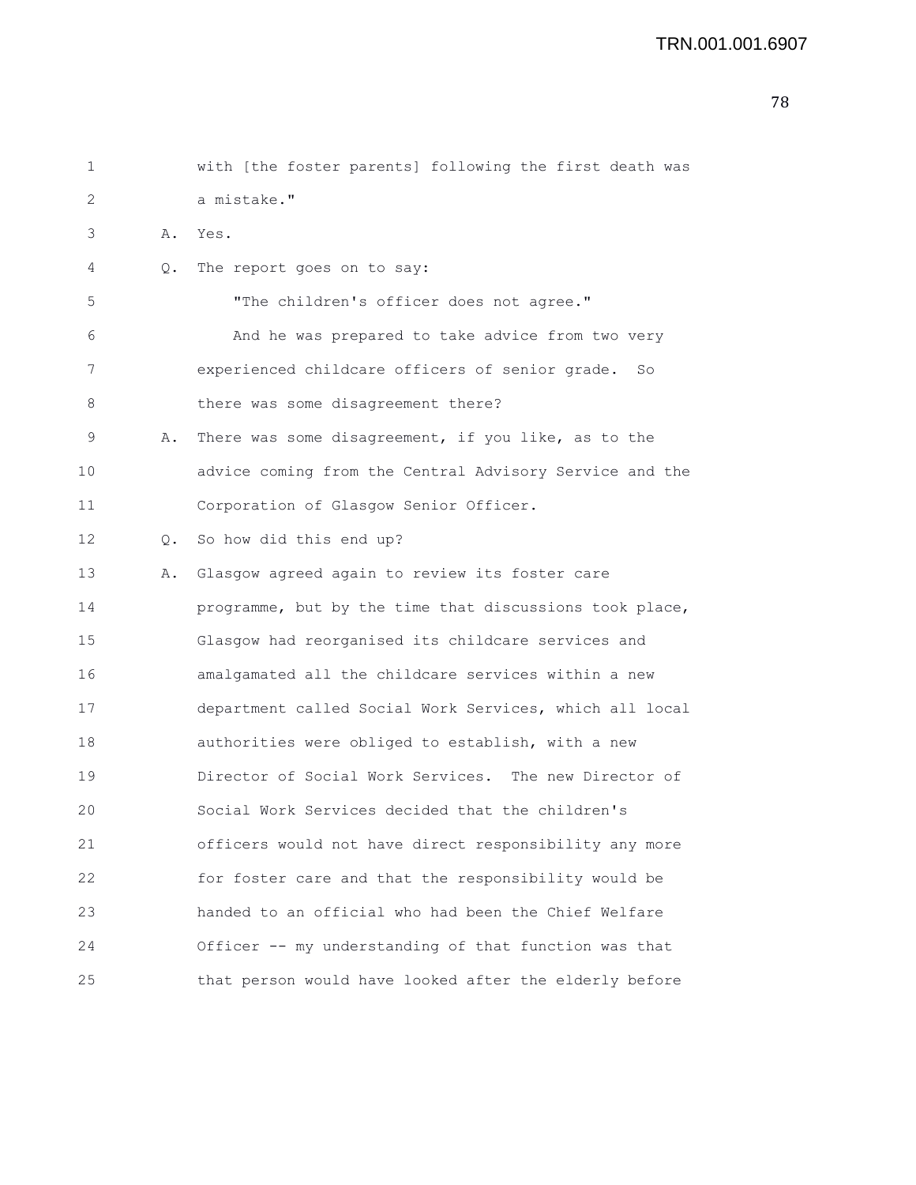with [the foster parents] following the first death was a mistake."

A. Yes.

Q. The report goes on to say:

"The children's officer does not agree."

And he was prepared to take advice from two very experienced childcare officers of senior grade. So there was some disagreement there?

A. There was some disagreement, if you like, as to the advice coming from the Central Advisory Service and the Corporation of Glasgow Senior Officer.

Q. So how did this end up?

A. Glasgow agreed again to review its foster care programme, but by the time that discussions took place, Glasgow had reorganised its childcare services and amalgamated all the childcare services within a new department called Social Work Services, which all local authorities were obliged to establish, with a new Director of Social Work Services. The new Director of Social Work Services decided that the children's officers would not have direct responsibility any more for foster care and that the responsibility would be handed to an official who had been the Chief Welfare Officer -- my understanding of that function was that that person would have looked after the elderly before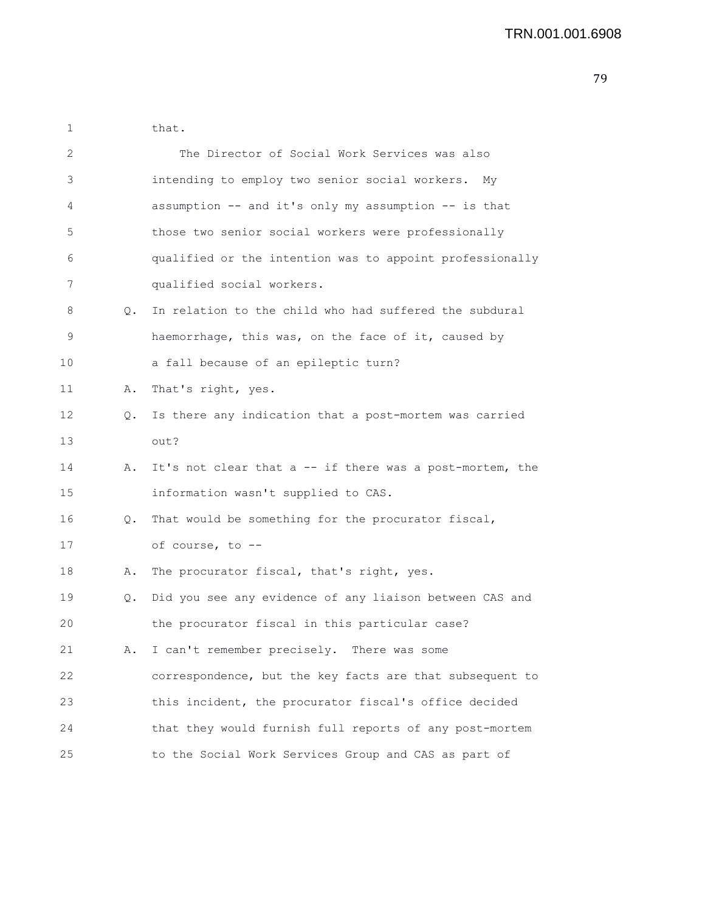that.

The Director of Social Work Services was also intending to employ two senior social workers. My assumption -- and it's only my assumption -- is that those two senior social workers were professionally qualified or the intention was to appoint professionally qualified social workers.

Q. In relation to the child who had suffered the subdural haemorrhage, this was, on the face of it, caused by a fall because of an epileptic turn?

A. That's right, yes.

Q. Is there any indication that a post-mortem was carried out?

A. It's not clear that a -- if there was a post-mortem, the information wasn't supplied to CAS.

Q. That would be something for the procurator fiscal, of course, to --

A. The procurator fiscal, that's right, yes.

Q. Did you see any evidence of any liaison between CAS and the procurator fiscal in this particular case?

A. I can't remember precisely. There was some correspondence, but the key facts are that subsequent to this incident, the procurator fiscal's office decided that they would furnish full reports of any post-mortem to the Social Work Services Group and CAS as part of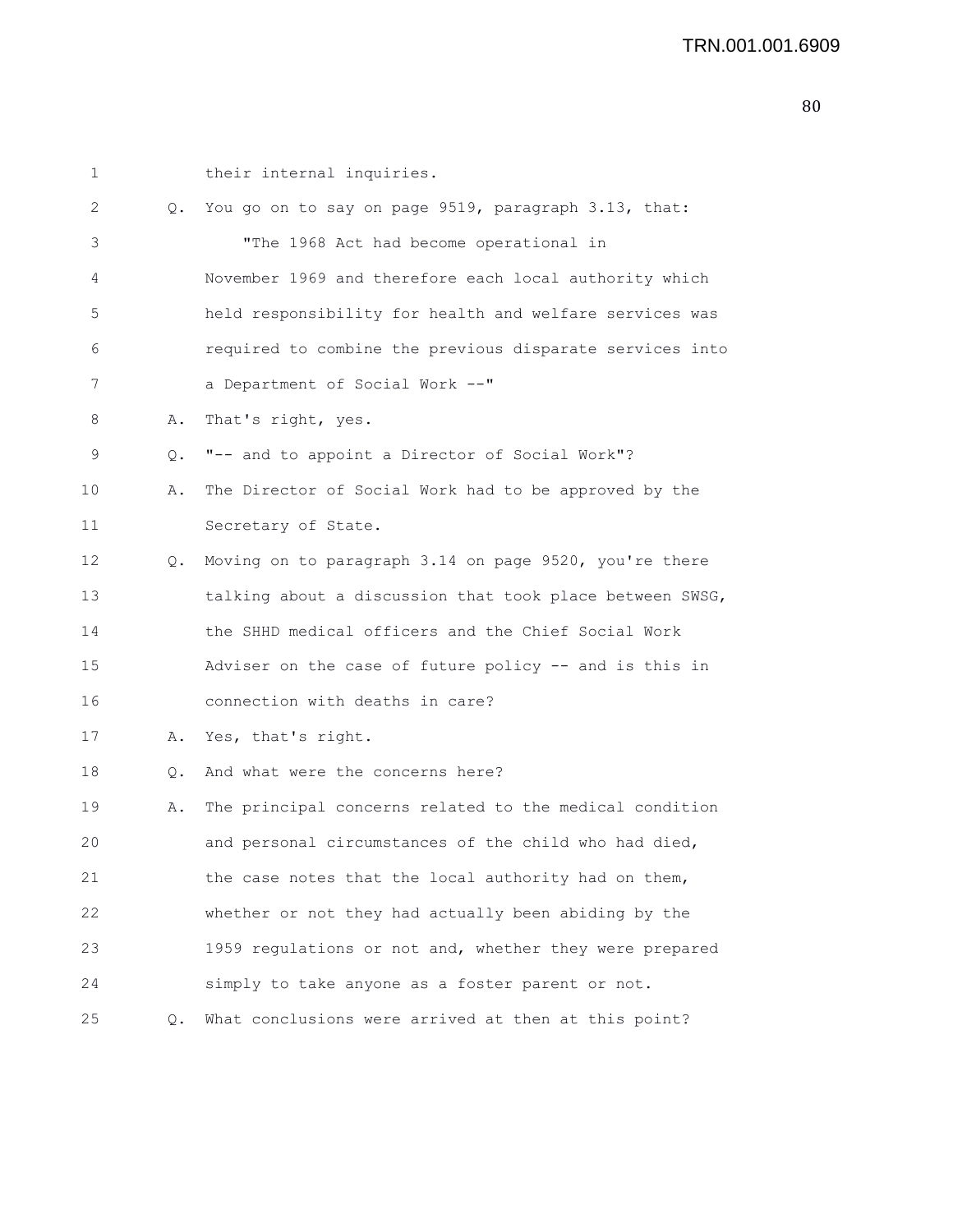their internal inquiries.

Q. You go on to say on page 9519, paragraph 3.13, that:

"The 1968 Act had become operational in November 1969 and therefore each local authority which held responsibility for health and welfare services was required to combine the previous disparate services into a Department of Social Work --"

A. That's right, yes.

Q. "-- and to appoint a Director of Social Work"?

A. The Director of Social Work had to be approved by the Secretary of State.

Q. Moving on to paragraph 3.14 on page 9520, you're there talking about a discussion that took place between SWSG, the SHHD medical officers and the Chief Social Work Adviser on the case of future policy -- and is this in connection with deaths in care?

A. Yes, that's right.

Q. And what were the concerns here?

A. The principal concerns related to the medical condition and personal circumstances of the child who had died, the case notes that the local authority had on them, whether or not they had actually been abiding by the 1959 regulations or not and, whether they were prepared simply to take anyone as a foster parent or not.

Q. What conclusions were arrived at then at this point?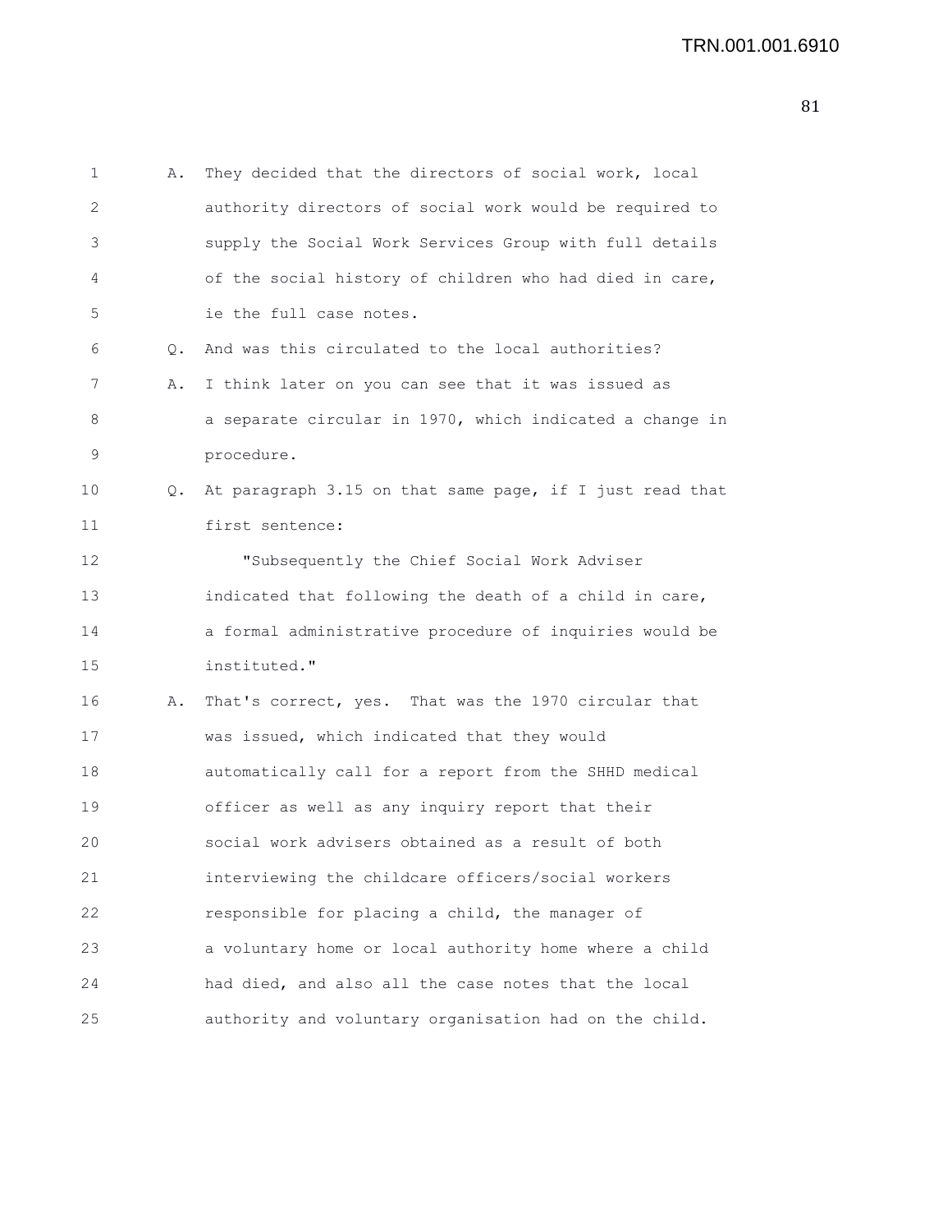A. They decided that the directors of social work, local authority directors of social work would be required to supply the Social Work Services Group with full details of the social history of children who had died in care, ie the full case notes.

Q. And was this circulated to the local authorities?

A. I think later on you can see that it was issued as a separate circular in 1970, which indicated a change in procedure.

Q. At paragraph 3.15 on that same page, if I just read that first sentence:

"Subsequently the Chief Social Work Adviser indicated that following the death of a child in care, a formal administrative procedure of inquiries would be instituted."

A. That's correct, yes. That was the 1970 circular that was issued, which indicated that they would automatically call for a report from the SHHD medical officer as well as any inquiry report that their social work advisers obtained as a result of both interviewing the childcare officers/social workers responsible for placing a child, the manager of a voluntary home or local authority home where a child had died, and also all the case notes that the local authority and voluntary organisation had on the child.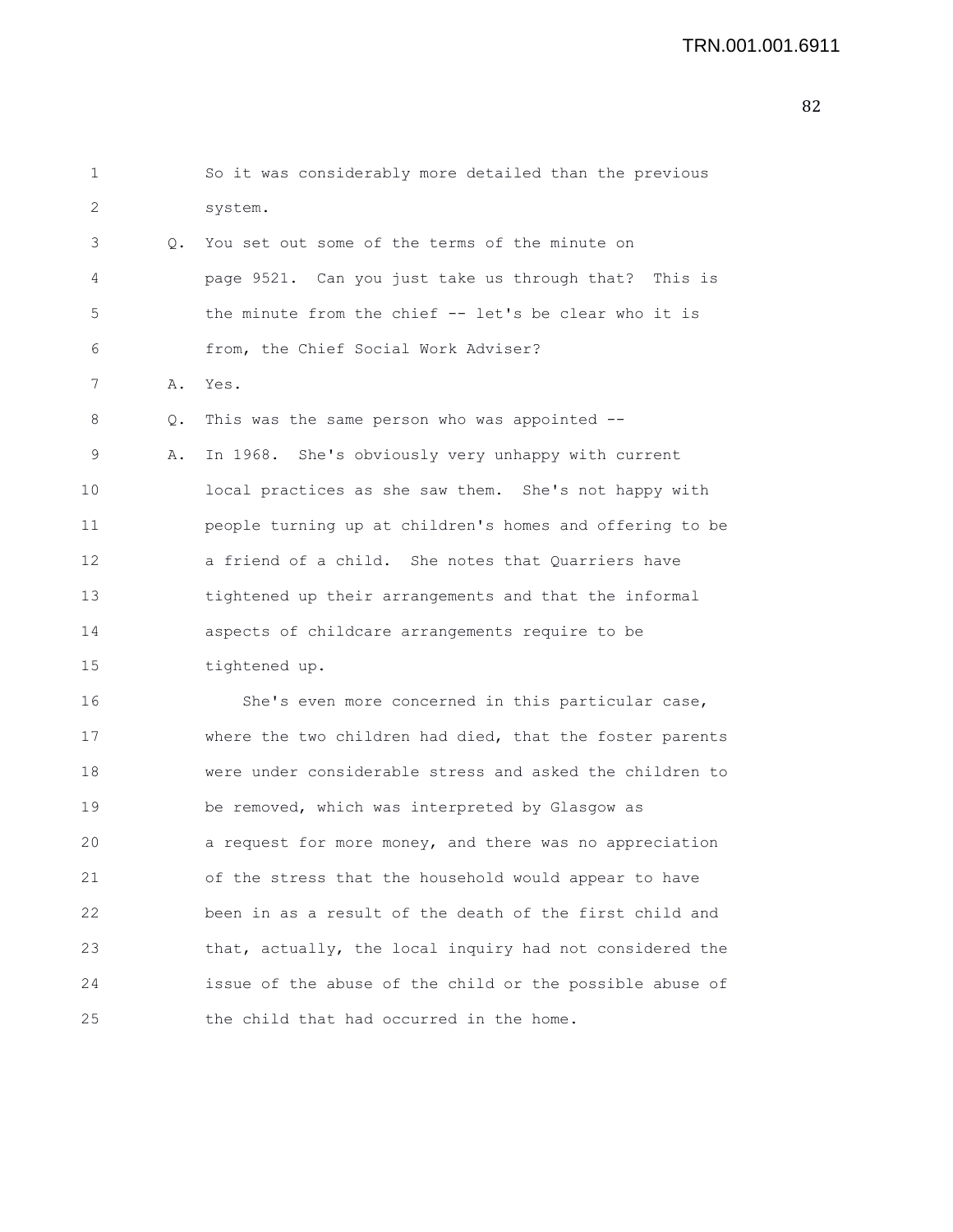So it was considerably more detailed than the previous system.

Q. You set out some of the terms of the minute on page 9521. Can you just take us through that? This is the minute from the chief -- let's be clear who it is from, the Chief Social Work Adviser?

A. Yes.

Q. This was the same person who was appointed --

A. In 1968. She's obviously very unhappy with current local practices as she saw them. She's not happy with people turning up at children's homes and offering to be a friend of a child. She notes that Quarriers have tightened up their arrangements and that the informal aspects of childcare arrangements require to be tightened up.

She's even more concerned in this particular case, where the two children had died, that the foster parents were under considerable stress and asked the children to be removed, which was interpreted by Glasgow as a request for more money, and there was no appreciation of the stress that the household would appear to have been in as a result of the death of the first child and that, actually, the local inquiry had not considered the issue of the abuse of the child or the possible abuse of the child that had occurred in the home.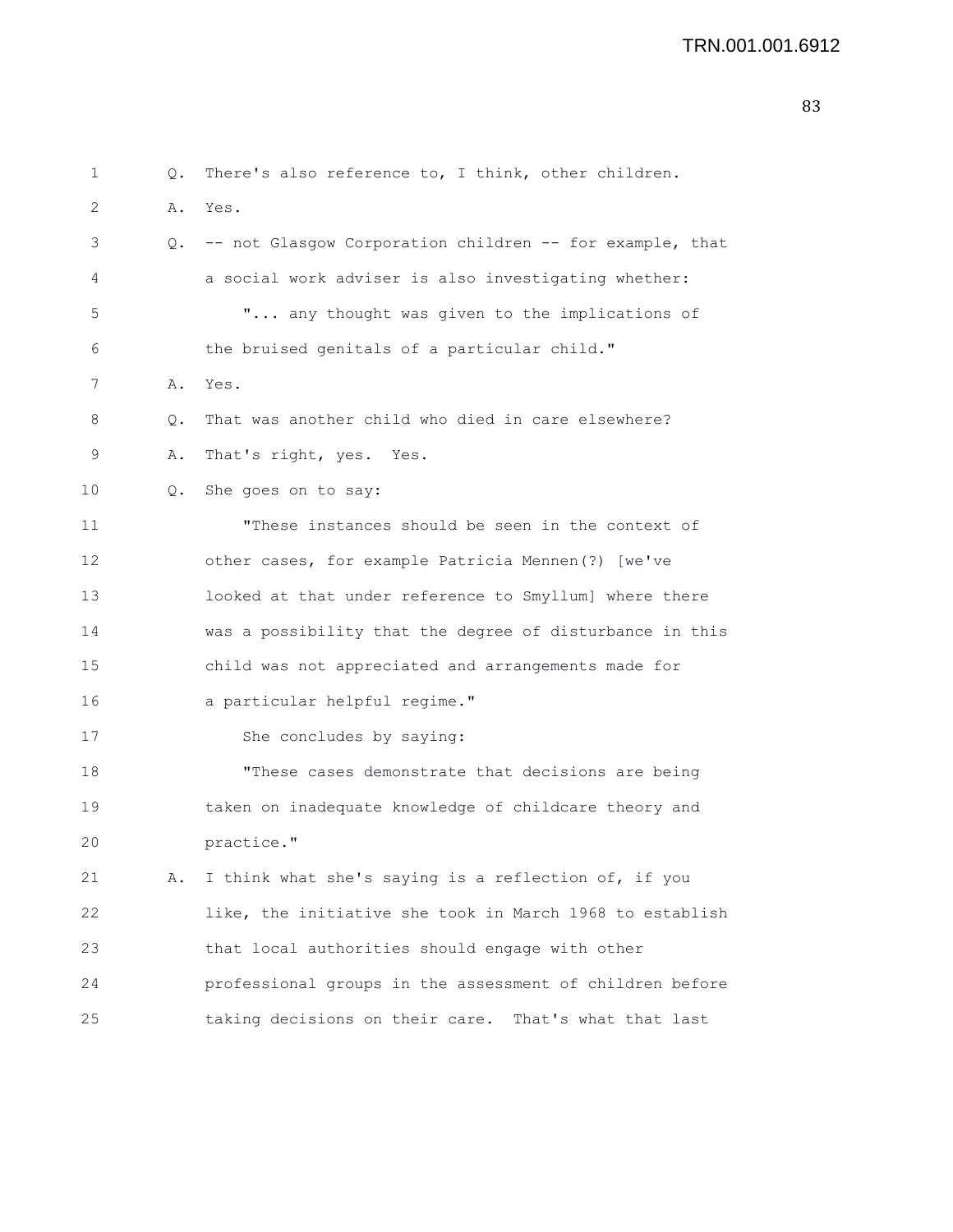1 Q. There's also reference to, I think, other children.

2 A. Yes.

3 Q. -- not Glasgow Corporation children -- for example, that

4 a social work adviser is also investigating whether:

5 "... any thought was given to the implications of

6 the bruised genitals of a particular child."

7 A. Yes.

8 Q. That was another child who died in care elsewhere?

9 A. That's right, yes. Yes.

10 Q. She goes on to say:

11 "These instances should be seen in the context of

12 other cases, for example Patricia Mennen(?) [we've

13 looked at that under reference to Smyllum] where there

14 was a possibility that the degree of disturbance in this

15 child was not appreciated and arrangements made for

16 a particular helpful regime."

17 She concludes by saying:

18 "These cases demonstrate that decisions are being

19 taken on inadequate knowledge of childcare theory and

20 practice."

21 A. I think what she's saying is a reflection of, if you

22 like, the initiative she took in March 1968 to establish

23 that local authorities should engage with other

24 professional groups in the assessment of children before

25 taking decisions on their care. That's what that last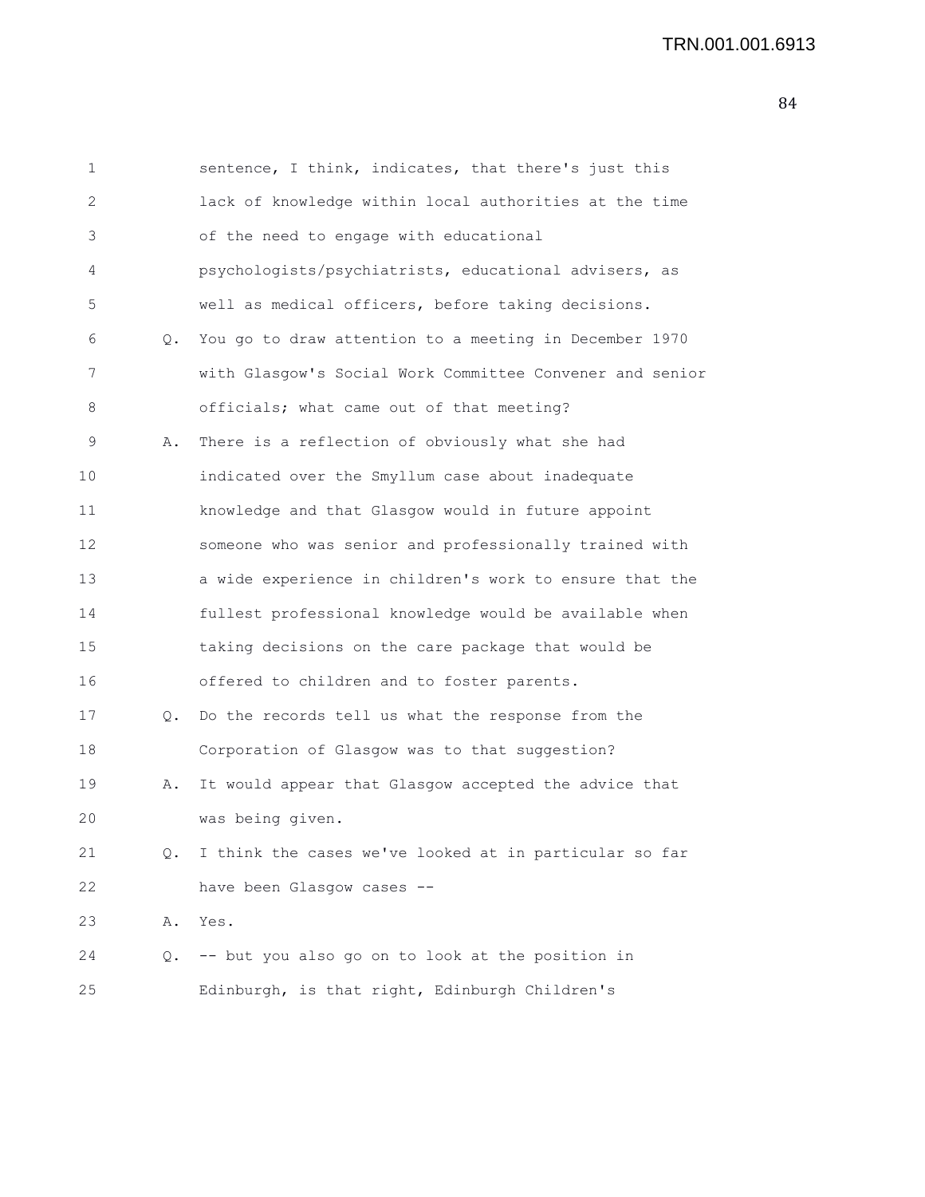sentence, I think, indicates, that there's just this lack of knowledge within local authorities at the time of the need to engage with educational psychologists/psychiatrists, educational advisers, as well as medical officers, before taking decisions.

Q. You go to draw attention to a meeting in December 1970 with Glasgow's Social Work Committee Convener and senior officials; what came out of that meeting?

A. There is a reflection of obviously what she had indicated over the Smyllum case about inadequate knowledge and that Glasgow would in future appoint someone who was senior and professionally trained with a wide experience in children's work to ensure that the fullest professional knowledge would be available when taking decisions on the care package that would be offered to children and to foster parents.

Q. Do the records tell us what the response from the Corporation of Glasgow was to that suggestion?

A. It would appear that Glasgow accepted the advice that was being given.

Q. I think the cases we've looked at in particular so far have been Glasgow cases --

A. Yes.

Q. -- but you also go on to look at the position in Edinburgh, is that right, Edinburgh Children's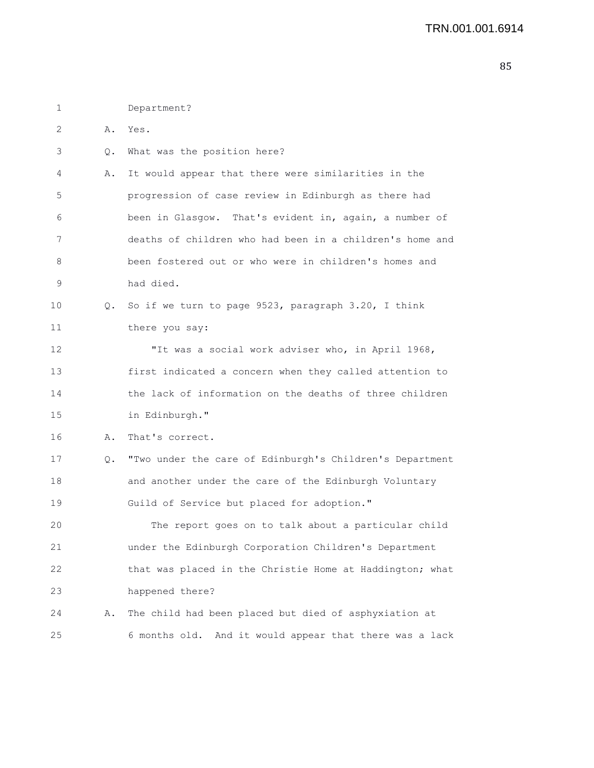Department?

A. Yes.

Q. What was the position here?

A. It would appear that there were similarities in the progression of case review in Edinburgh as there had been in Glasgow. That's evident in, again, a number of deaths of children who had been in a children's home and been fostered out or who were in children's homes and had died.

Q. So if we turn to page 9523, paragraph 3.20, I think there you say:

"It was a social work adviser who, in April 1968, first indicated a concern when they called attention to the lack of information on the deaths of three children in Edinburgh."

A. That's correct.

Q. "Two under the care of Edinburgh's Children's Department and another under the care of the Edinburgh Voluntary Guild of Service but placed for adoption."

The report goes on to talk about a particular child under the Edinburgh Corporation Children's Department that was placed in the Christie Home at Haddington; what happened there?

A. The child had been placed but died of asphyxiation at 6 months old. And it would appear that there was a lack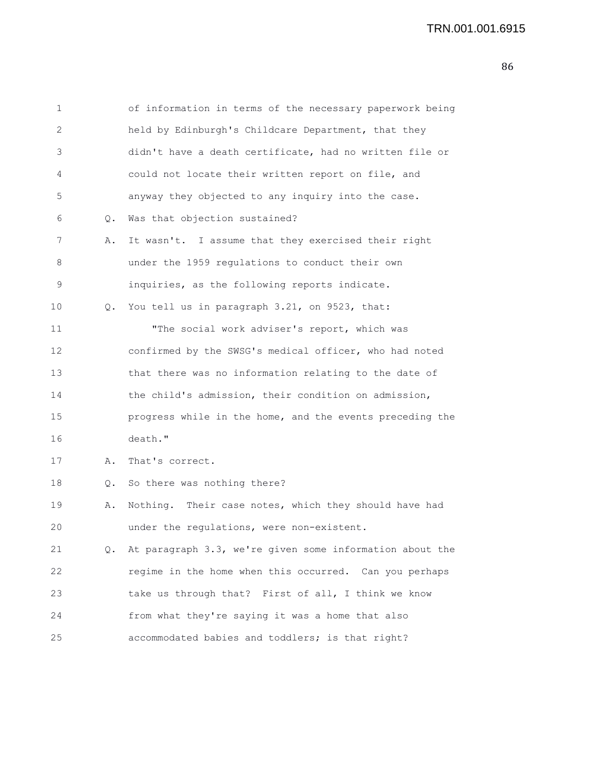of information in terms of the necessary paperwork being held by Edinburgh's Childcare Department, that they didn't have a death certificate, had no written file or could not locate their written report on file, and anyway they objected to any inquiry into the case.

Q. Was that objection sustained?

A. It wasn't. I assume that they exercised their right under the 1959 regulations to conduct their own inquiries, as the following reports indicate.

Q. You tell us in paragraph 3.21, on 9523, that:

"The social work adviser's report, which was confirmed by the SWSG's medical officer, who had noted that there was no information relating to the date of the child's admission, their condition on admission, progress while in the home, and the events preceding the death."

A. That's correct.

Q. So there was nothing there?

A. Nothing. Their case notes, which they should have had under the regulations, were non-existent.

Q. At paragraph 3.3, we're given some information about the regime in the home when this occurred. Can you perhaps take us through that? First of all, I think we know from what they're saying it was a home that also accommodated babies and toddlers; is that right?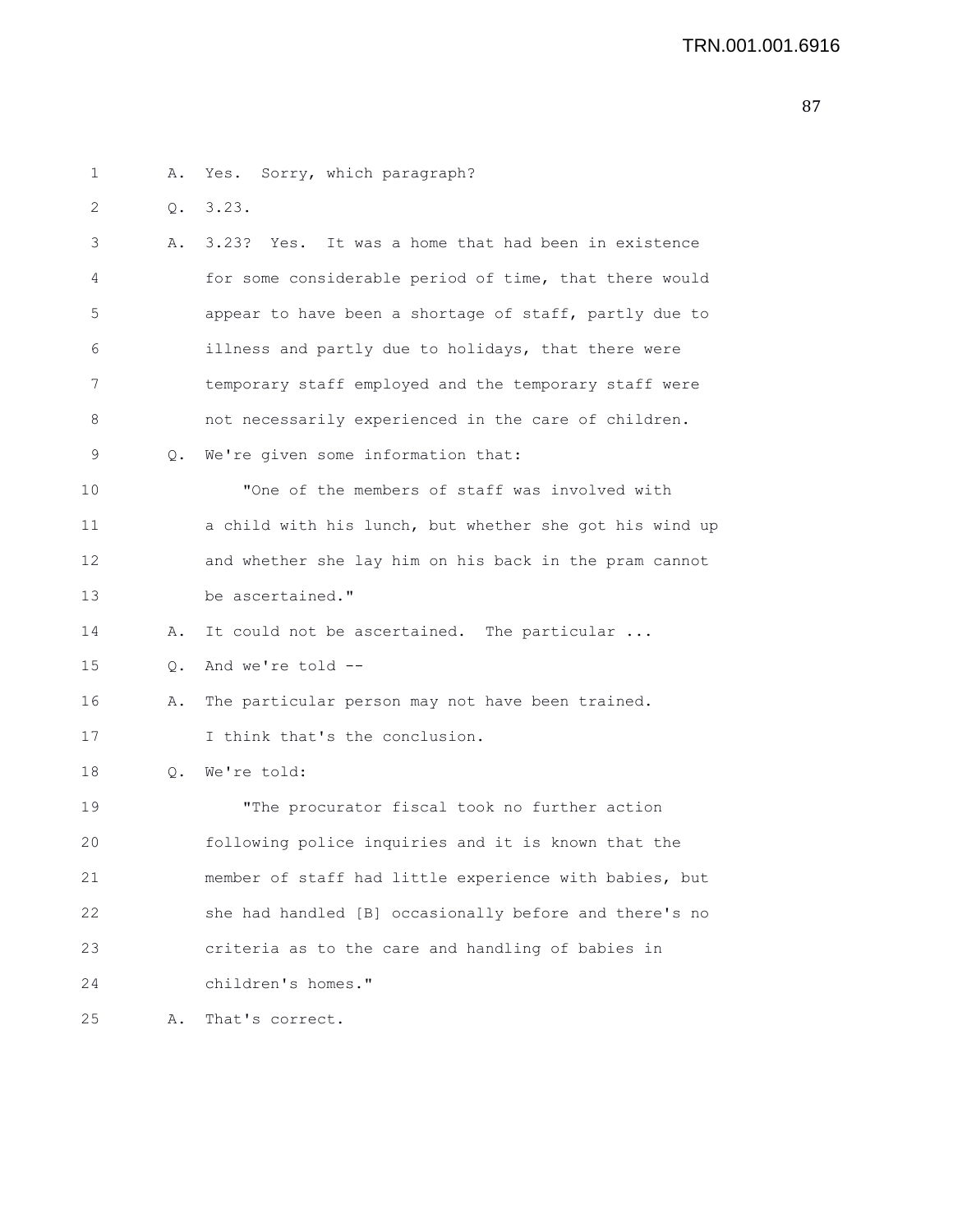1 A. Yes. Sorry, which paragraph?

2 Q. 3.23.

3 A. 3.23? Yes. It was a home that had been in existence
4 for some considerable period of time, that there would
5 appear to have been a shortage of staff, partly due to
6 illness and partly due to holidays, that there were
7 temporary staff employed and the temporary staff were
8 not necessarily experienced in the care of children.

9 Q. We're given some information that:

10 "One of the members of staff was involved with
11 a child with his lunch, but whether she got his wind up
12 and whether she lay him on his back in the pram cannot
13 be ascertained."

14 A. It could not be ascertained. The particular ...

15 Q. And we're told --

16 A. The particular person may not have been trained.
17 I think that's the conclusion.

18 Q. We're told:

19 "The procurator fiscal took no further action
20 following police inquiries and it is known that the
21 member of staff had little experience with babies, but
22 she had handled [B] occasionally before and there's no
23 criteria as to the care and handling of babies in
24 children's homes."

25 A. That's correct.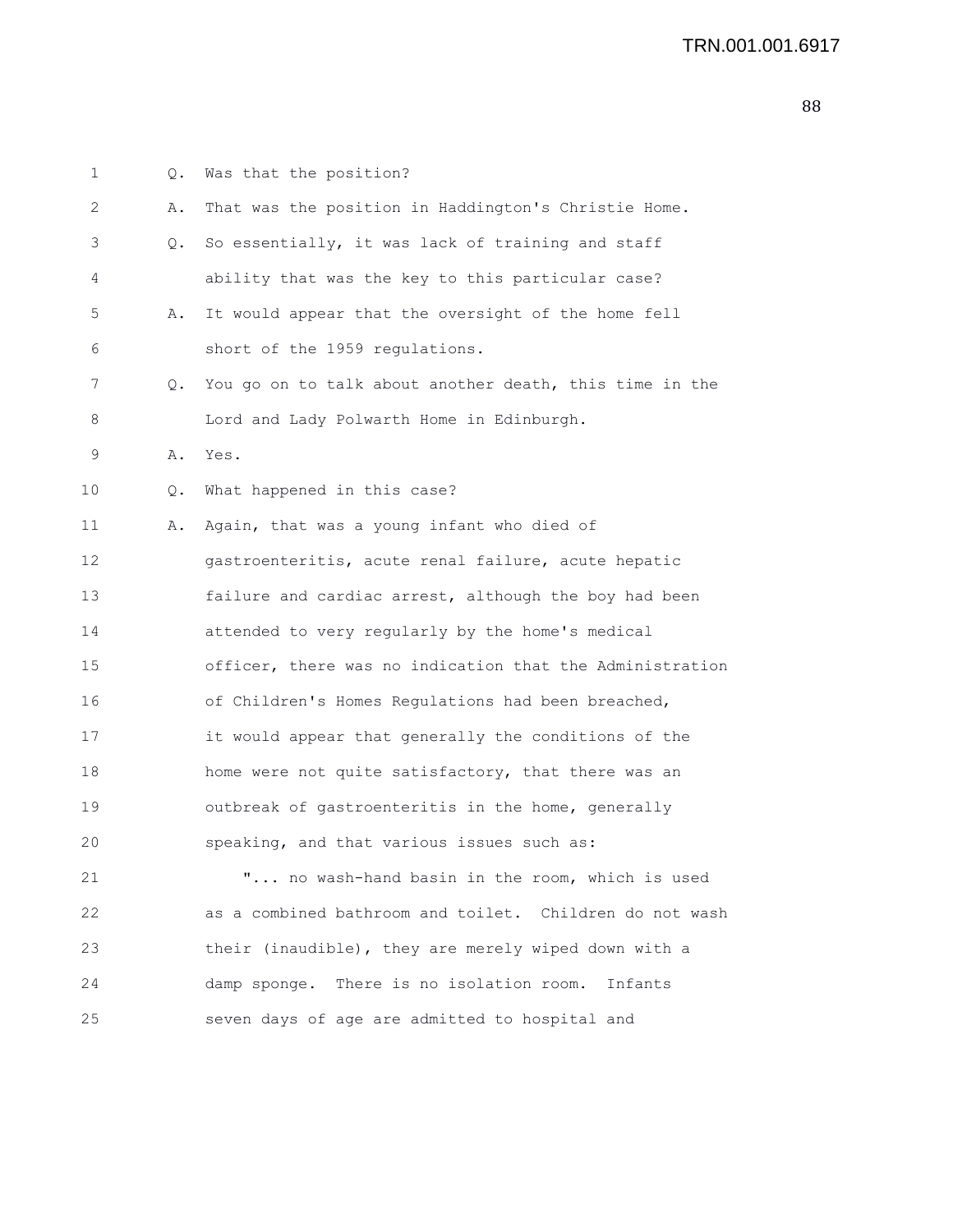Q. Was that the position?

A. That was the position in Haddington's Christie Home.

Q. So essentially, it was lack of training and staff ability that was the key to this particular case?

A. It would appear that the oversight of the home fell short of the 1959 regulations.

Q. You go on to talk about another death, this time in the Lord and Lady Polwarth Home in Edinburgh.

A. Yes.

Q. What happened in this case?

A. Again, that was a young infant who died of gastroenteritis, acute renal failure, acute hepatic failure and cardiac arrest, although the boy had been attended to very regularly by the home's medical officer, there was no indication that the Administration of Children's Homes Regulations had been breached, it would appear that generally the conditions of the home were not quite satisfactory, that there was an outbreak of gastroenteritis in the home, generally speaking, and that various issues such as:

"... no wash-hand basin in the room, which is used as a combined bathroom and toilet. Children do not wash their (inaudible), they are merely wiped down with a damp sponge. There is no isolation room. Infants seven days of age are admitted to hospital and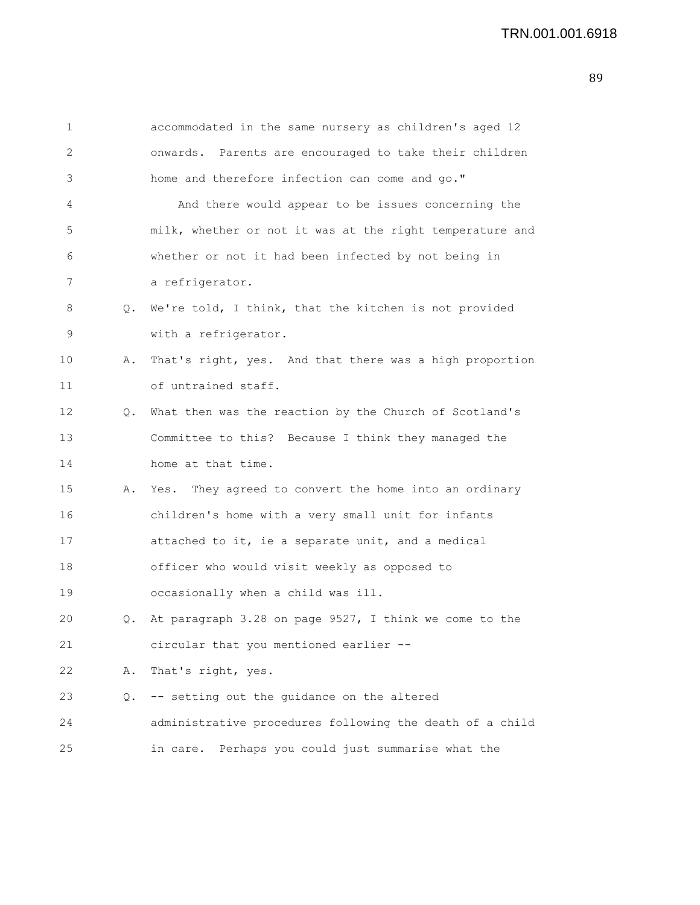accommodated in the same nursery as children's aged 12 onwards. Parents are encouraged to take their children home and therefore infection can come and go."

And there would appear to be issues concerning the milk, whether or not it was at the right temperature and whether or not it had been infected by not being in a refrigerator.

Q. We're told, I think, that the kitchen is not provided with a refrigerator.

A. That's right, yes. And that there was a high proportion of untrained staff.

Q. What then was the reaction by the Church of Scotland's Committee to this? Because I think they managed the home at that time.

A. Yes. They agreed to convert the home into an ordinary children's home with a very small unit for infants attached to it, ie a separate unit, and a medical officer who would visit weekly as opposed to occasionally when a child was ill.

Q. At paragraph 3.28 on page 9527, I think we come to the circular that you mentioned earlier --

A. That's right, yes.

Q. -- setting out the guidance on the altered administrative procedures following the death of a child in care. Perhaps you could just summarise what the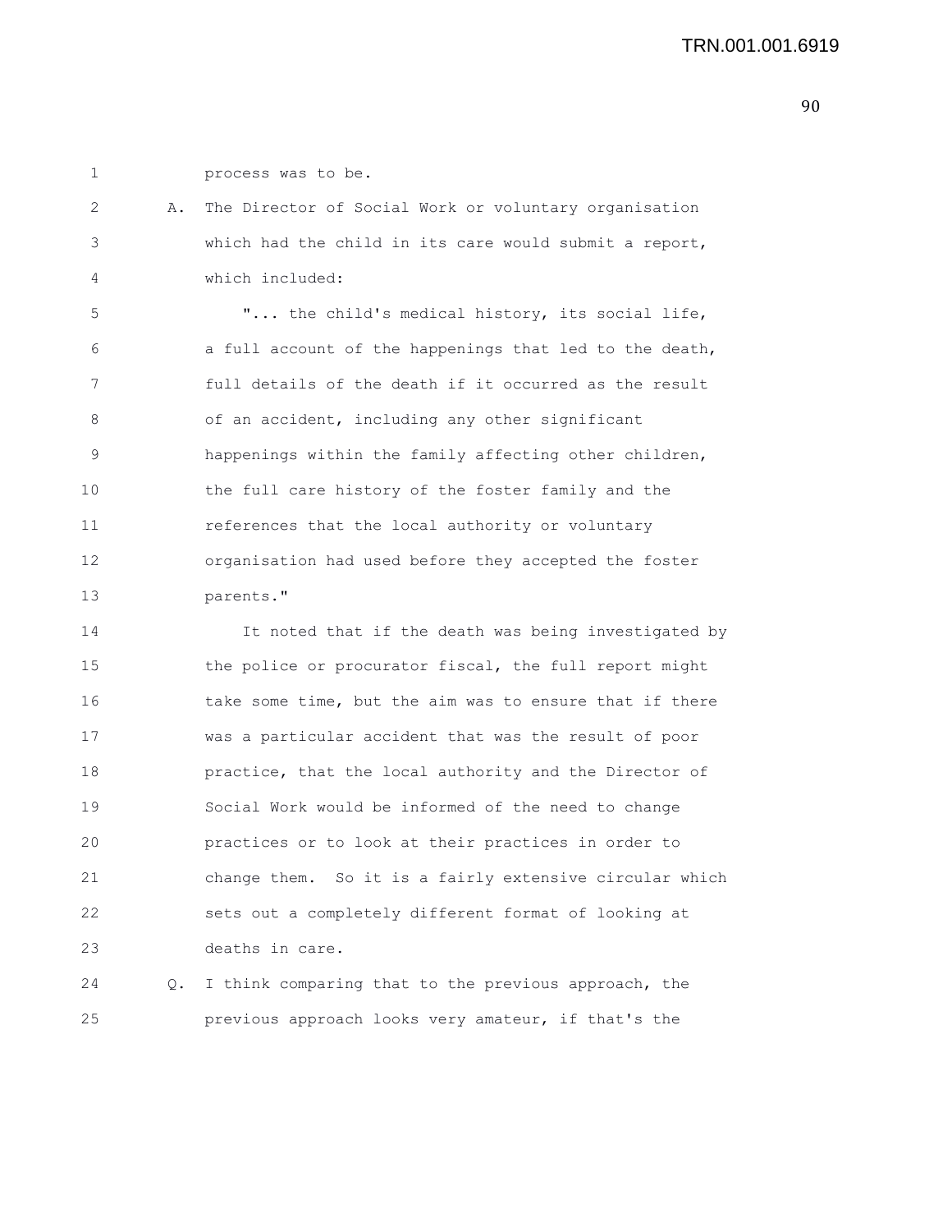process was to be.

A. The Director of Social Work or voluntary organisation which had the child in its care would submit a report, which included:

"... the child's medical history, its social life, a full account of the happenings that led to the death, full details of the death if it occurred as the result of an accident, including any other significant happenings within the family affecting other children, the full care history of the foster family and the references that the local authority or voluntary organisation had used before they accepted the foster parents."

It noted that if the death was being investigated by the police or procurator fiscal, the full report might take some time, but the aim was to ensure that if there was a particular accident that was the result of poor practice, that the local authority and the Director of Social Work would be informed of the need to change practices or to look at their practices in order to change them. So it is a fairly extensive circular which sets out a completely different format of looking at deaths in care.

Q. I think comparing that to the previous approach, the previous approach looks very amateur, if that's the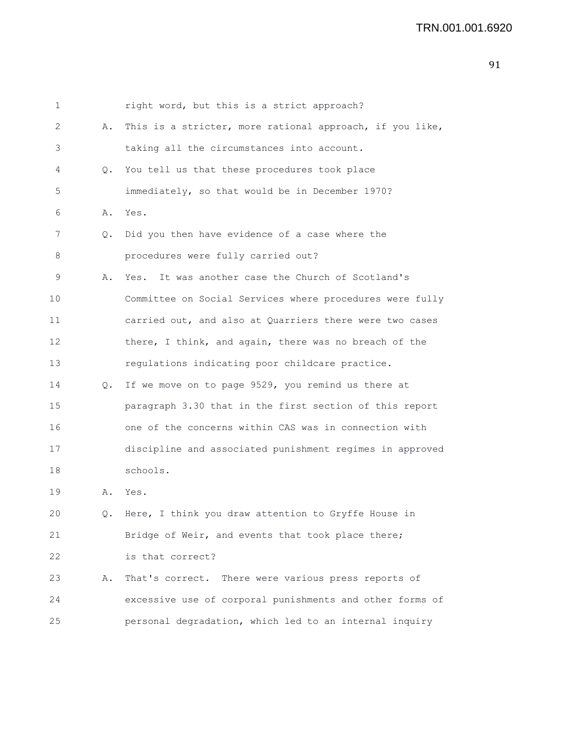1 right word, but this is a strict approach?

2 A. This is a stricter, more rational approach, if you like,

3 taking all the circumstances into account.

4 Q. You tell us that these procedures took place

5 immediately, so that would be in December 1970?

6 A. Yes.

7 Q. Did you then have evidence of a case where the

8 procedures were fully carried out?

9 A. Yes. It was another case the Church of Scotland's

10 Committee on Social Services where procedures were fully

11 carried out, and also at Quarriers there were two cases

12 there, I think, and again, there was no breach of the

13 regulations indicating poor childcare practice.

14 Q. If we move on to page 9529, you remind us there at

15 paragraph 3.30 that in the first section of this report

16 one of the concerns within CAS was in connection with

17 discipline and associated punishment regimes in approved

18 schools.

19 A. Yes.

20 Q. Here, I think you draw attention to Gryffe House in

21 Bridge of Weir, and events that took place there;

22 is that correct?

23 A. That's correct. There were various press reports of

24 excessive use of corporal punishments and other forms of

25 personal degradation, which led to an internal inquiry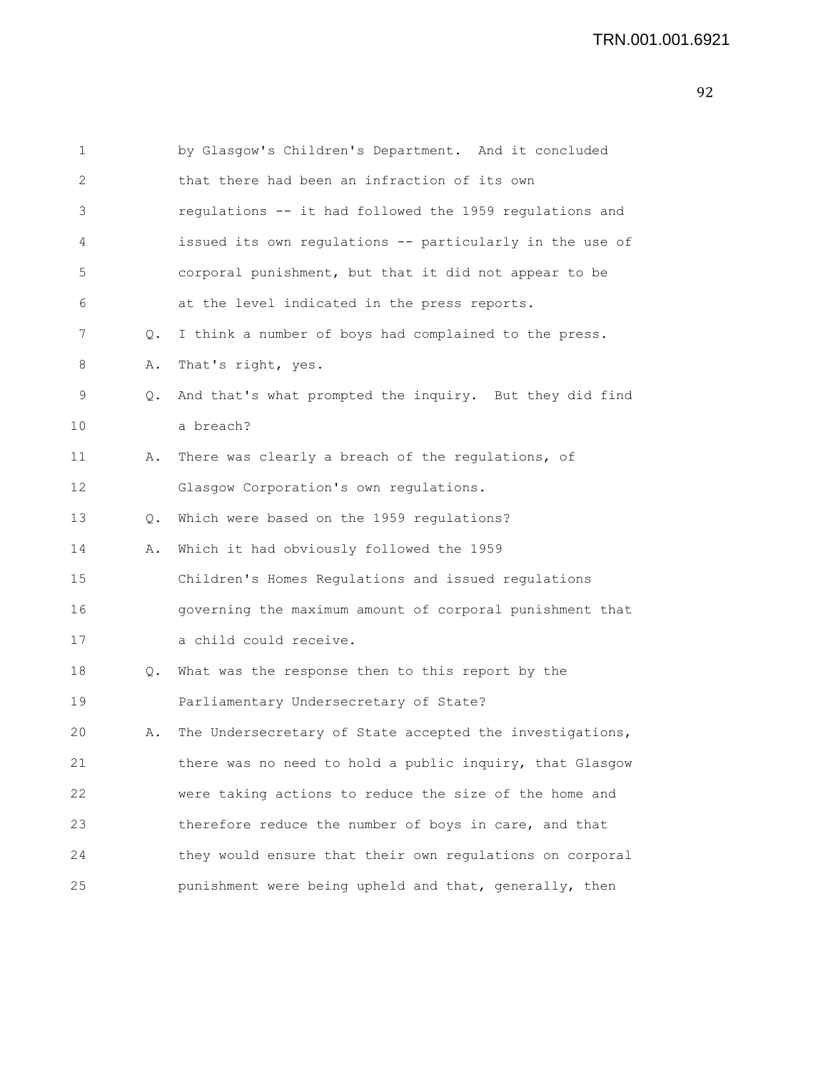by Glasgow's Children's Department. And it concluded that there had been an infraction of its own regulations -- it had followed the 1959 regulations and issued its own regulations -- particularly in the use of corporal punishment, but that it did not appear to be at the level indicated in the press reports.

Q. I think a number of boys had complained to the press.

A. That's right, yes.

Q. And that's what prompted the inquiry. But they did find a breach?

A. There was clearly a breach of the regulations, of Glasgow Corporation's own regulations.

Q. Which were based on the 1959 regulations?

A. Which it had obviously followed the 1959 Children's Homes Regulations and issued regulations governing the maximum amount of corporal punishment that a child could receive.

Q. What was the response then to this report by the Parliamentary Undersecretary of State?

A. The Undersecretary of State accepted the investigations, there was no need to hold a public inquiry, that Glasgow were taking actions to reduce the size of the home and therefore reduce the number of boys in care, and that they would ensure that their own regulations on corporal punishment were being upheld and that, generally, then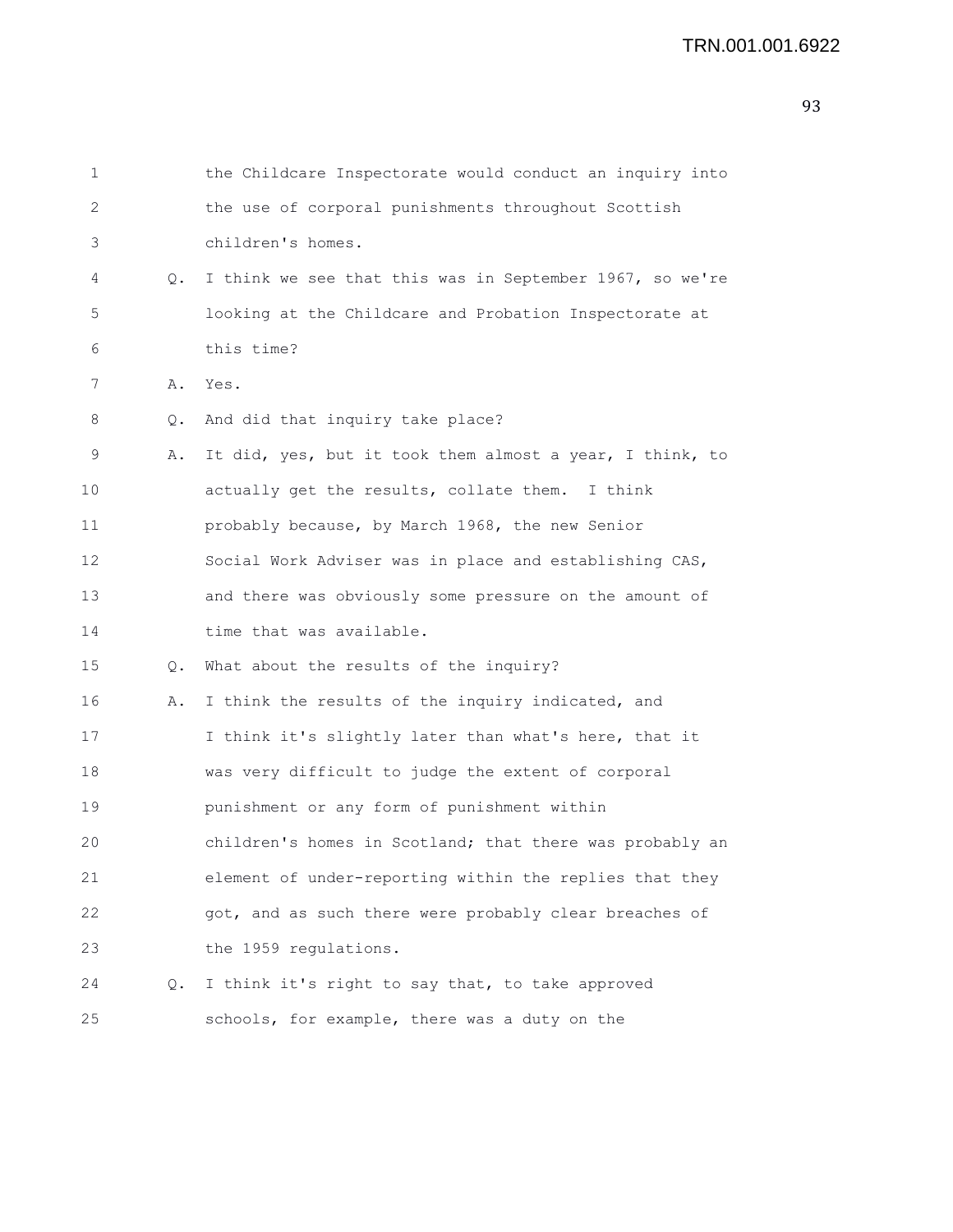the Childcare Inspectorate would conduct an inquiry into the use of corporal punishments throughout Scottish children's homes.

Q. I think we see that this was in September 1967, so we're looking at the Childcare and Probation Inspectorate at this time?

A. Yes.

Q. And did that inquiry take place?

A. It did, yes, but it took them almost a year, I think, to actually get the results, collate them. I think probably because, by March 1968, the new Senior Social Work Adviser was in place and establishing CAS, and there was obviously some pressure on the amount of time that was available.

Q. What about the results of the inquiry?

A. I think the results of the inquiry indicated, and I think it's slightly later than what's here, that it was very difficult to judge the extent of corporal punishment or any form of punishment within children's homes in Scotland; that there was probably an element of under-reporting within the replies that they got, and as such there were probably clear breaches of the 1959 regulations.

Q. I think it's right to say that, to take approved schools, for example, there was a duty on the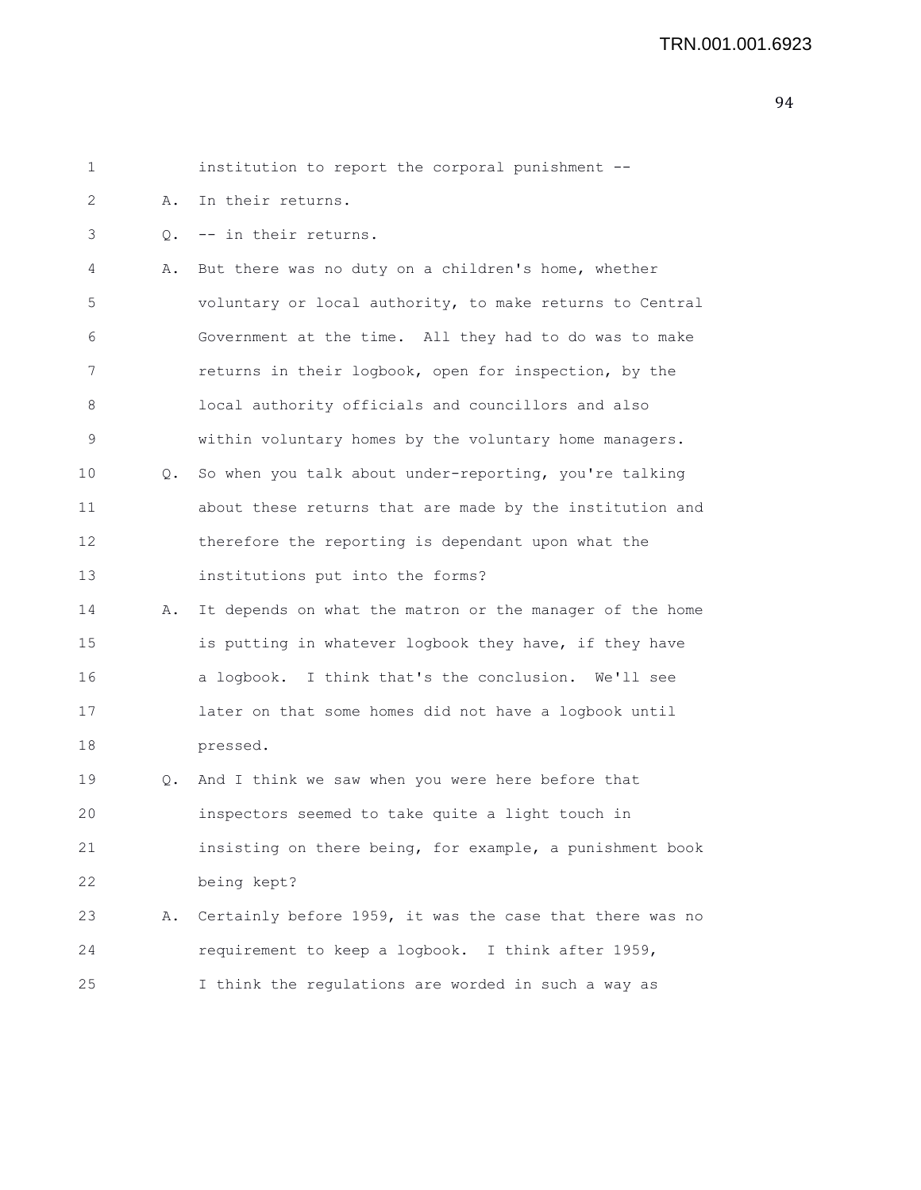1 institution to report the corporal punishment --

2 A. In their returns.

3 Q. -- in their returns.

4 A. But there was no duty on a children's home, whether

5 voluntary or local authority, to make returns to Central

6 Government at the time. All they had to do was to make

7 returns in their logbook, open for inspection, by the

8 local authority officials and councillors and also

9 within voluntary homes by the voluntary home managers.

10 Q. So when you talk about under-reporting, you're talking

11 about these returns that are made by the institution and

12 therefore the reporting is dependant upon what the

13 institutions put into the forms?

14 A. It depends on what the matron or the manager of the home

15 is putting in whatever logbook they have, if they have

16 a logbook. I think that's the conclusion. We'll see

17 later on that some homes did not have a logbook until

18 pressed.

19 Q. And I think we saw when you were here before that

20 inspectors seemed to take quite a light touch in

21 insisting on there being, for example, a punishment book

22 being kept?

23 A. Certainly before 1959, it was the case that there was no

24 requirement to keep a logbook. I think after 1959,

25 I think the regulations are worded in such a way as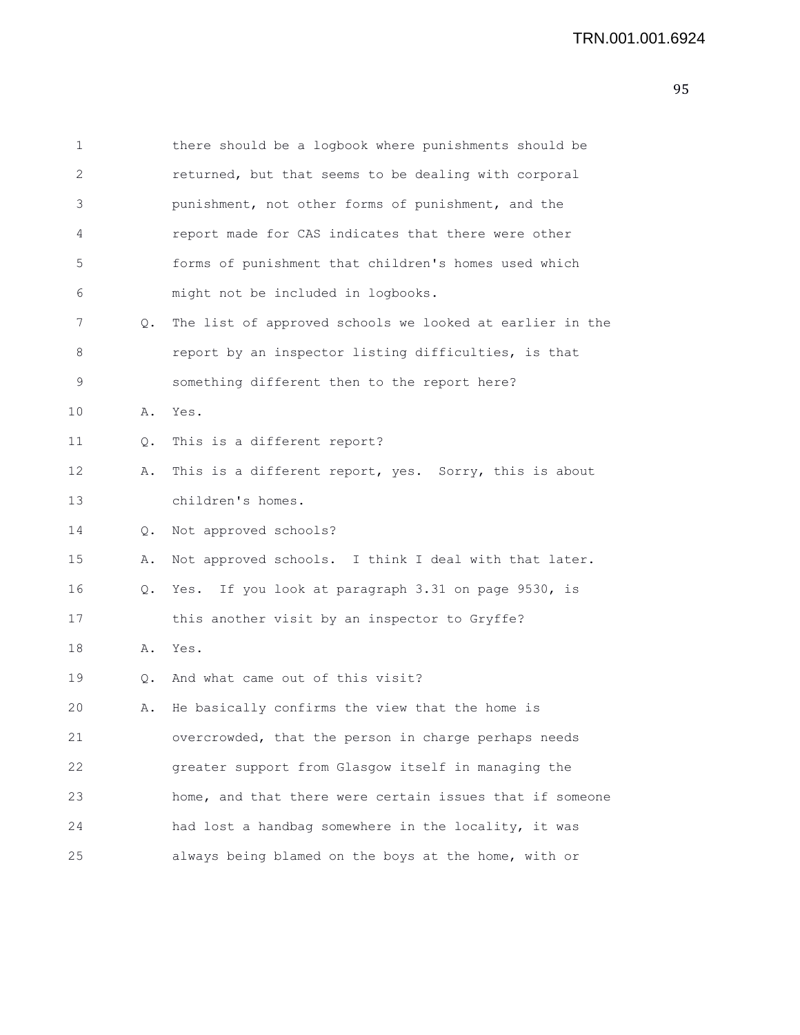1 there should be a logbook where punishments should be
2 returned, but that seems to be dealing with corporal
3 punishment, not other forms of punishment, and the
4 report made for CAS indicates that there were other
5 forms of punishment that children's homes used which
6 might not be included in logbooks.

7 Q. The list of approved schools we looked at earlier in the
8 report by an inspector listing difficulties, is that
9 something different then to the report here?

10 A. Yes.

11 Q. This is a different report?

12 A. This is a different report, yes. Sorry, this is about
13 children's homes.

14 Q. Not approved schools?

15 A. Not approved schools. I think I deal with that later.

16 Q. Yes. If you look at paragraph 3.31 on page 9530, is
17 this another visit by an inspector to Gryffe?

18 A. Yes.

19 Q. And what came out of this visit?

20 A. He basically confirms the view that the home is
21 overcrowded, that the person in charge perhaps needs
22 greater support from Glasgow itself in managing the
23 home, and that there were certain issues that if someone
24 had lost a handbag somewhere in the locality, it was
25 always being blamed on the boys at the home, with or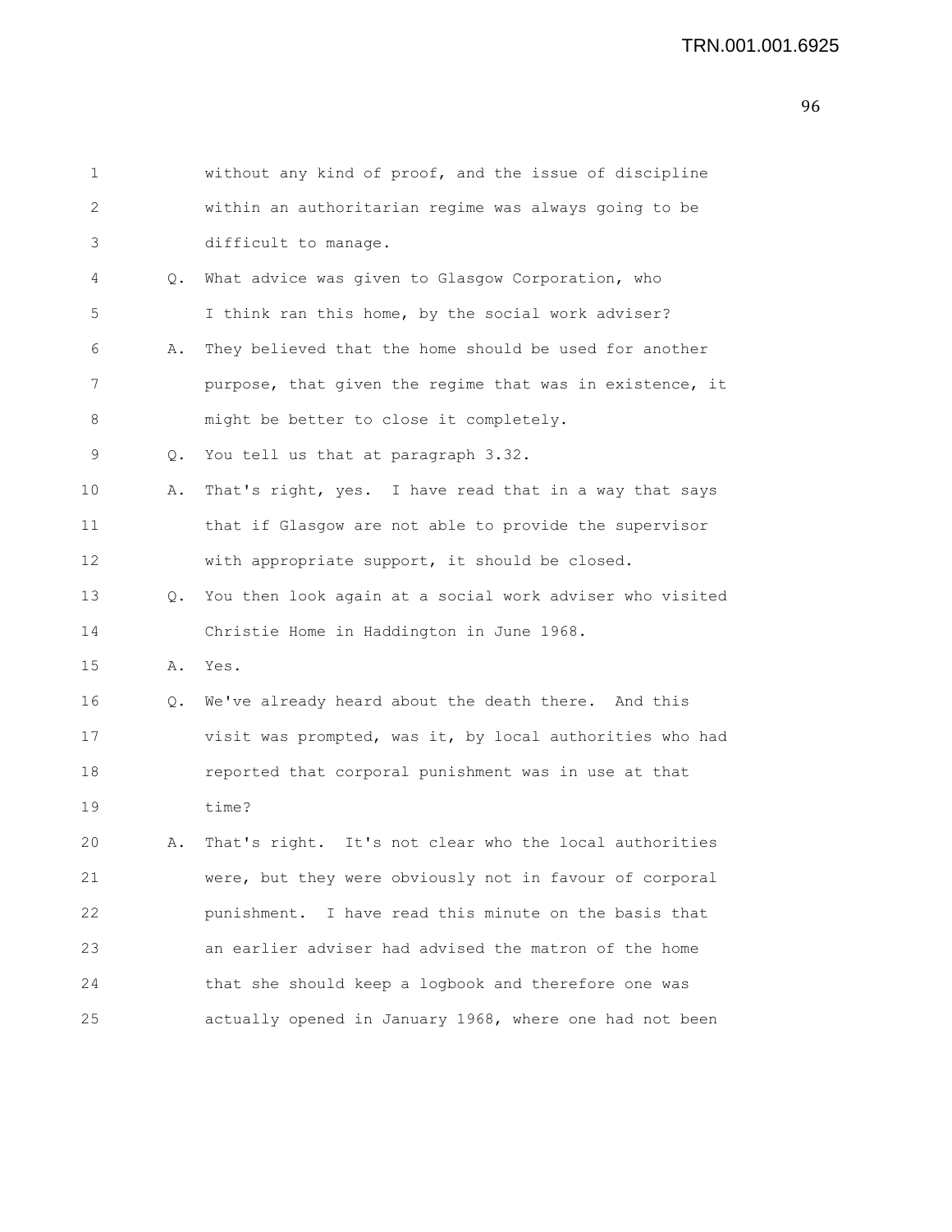1 without any kind of proof, and the issue of discipline
2 within an authoritarian regime was always going to be
3 difficult to manage.

4 Q. What advice was given to Glasgow Corporation, who
5 I think ran this home, by the social work adviser?

6 A. They believed that the home should be used for another
7 purpose, that given the regime that was in existence, it
8 might be better to close it completely.

9 Q. You tell us that at paragraph 3.32.

10 A. That's right, yes. I have read that in a way that says
11 that if Glasgow are not able to provide the supervisor
12 with appropriate support, it should be closed.

13 Q. You then look again at a social work adviser who visited
14 Christie Home in Haddington in June 1968.

15 A. Yes.

16 Q. We've already heard about the death there. And this
17 visit was prompted, was it, by local authorities who had
18 reported that corporal punishment was in use at that
19 time?

20 A. That's right. It's not clear who the local authorities
21 were, but they were obviously not in favour of corporal
22 punishment. I have read this minute on the basis that
23 an earlier adviser had advised the matron of the home
24 that she should keep a logbook and therefore one was
25 actually opened in January 1968, where one had not been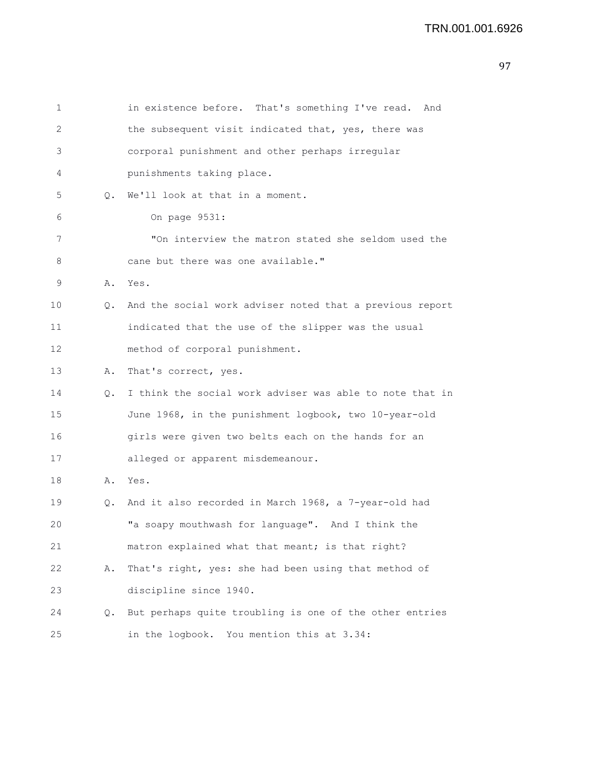1 in existence before. That's something I've read. And
2 the subsequent visit indicated that, yes, there was
3 corporal punishment and other perhaps irregular
4 punishments taking place.

5 Q. We'll look at that in a moment.

6 On page 9531:

7 "On interview the matron stated she seldom used the
8 cane but there was one available."

9 A. Yes.

10 Q. And the social work adviser noted that a previous report
11 indicated that the use of the slipper was the usual
12 method of corporal punishment.

13 A. That's correct, yes.

14 Q. I think the social work adviser was able to note that in
15 June 1968, in the punishment logbook, two 10-year-old
16 girls were given two belts each on the hands for an
17 alleged or apparent misdemeanour.

18 A. Yes.

19 Q. And it also recorded in March 1968, a 7-year-old had
20 "a soapy mouthwash for language". And I think the
21 matron explained what that meant; is that right?

22 A. That's right, yes: she had been using that method of
23 discipline since 1940.

24 Q. But perhaps quite troubling is one of the other entries
25 in the logbook. You mention this at 3.34: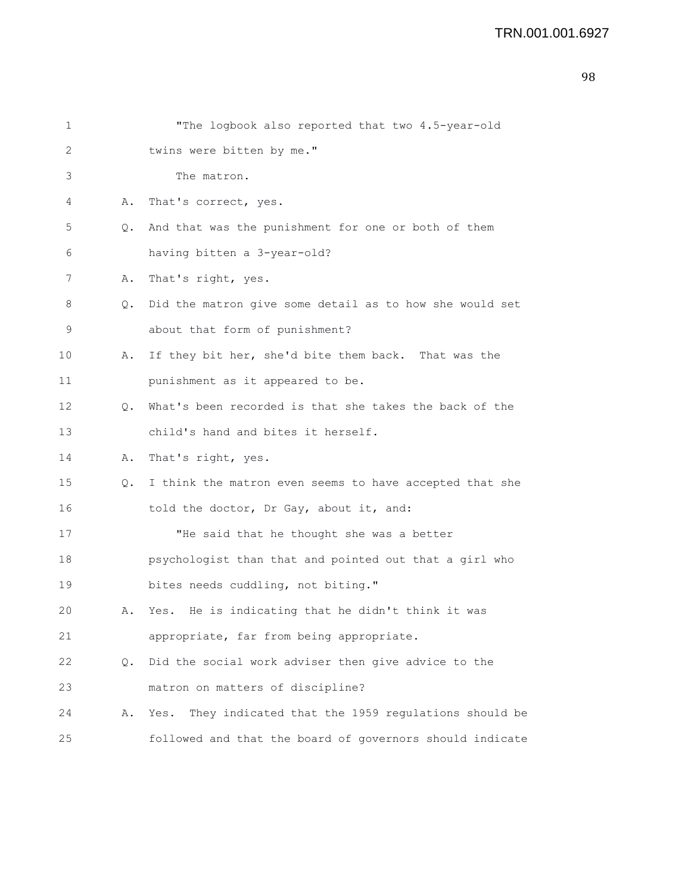"The logbook also reported that two 4.5-year-old twins were bitten by me."

The matron.

A. That's correct, yes.

Q. And that was the punishment for one or both of them having bitten a 3-year-old?

A. That's right, yes.

Q. Did the matron give some detail as to how she would set about that form of punishment?

A. If they bit her, she'd bite them back. That was the punishment as it appeared to be.

Q. What's been recorded is that she takes the back of the child's hand and bites it herself.

A. That's right, yes.

Q. I think the matron even seems to have accepted that she told the doctor, Dr Gay, about it, and:

"He said that he thought she was a better psychologist than that and pointed out that a girl who bites needs cuddling, not biting."

A. Yes. He is indicating that he didn't think it was appropriate, far from being appropriate.

Q. Did the social work adviser then give advice to the matron on matters of discipline?

A. Yes. They indicated that the 1959 regulations should be followed and that the board of governors should indicate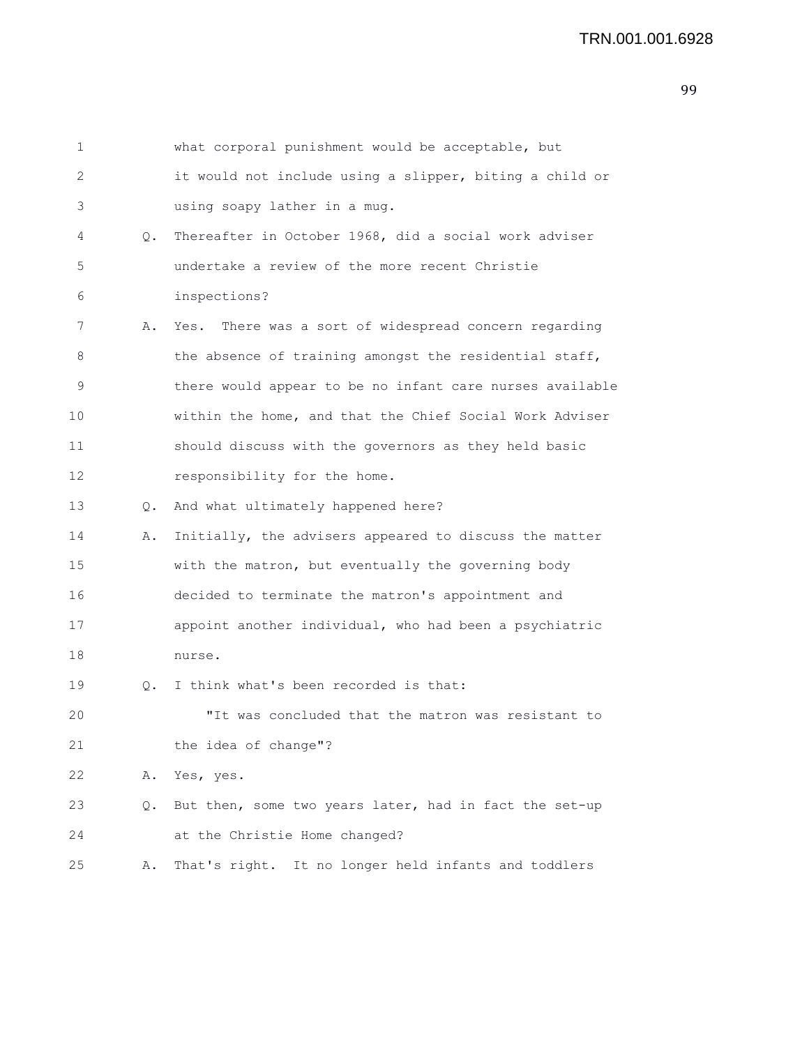what corporal punishment would be acceptable, but it would not include using a slipper, biting a child or using soapy lather in a mug.

Q. Thereafter in October 1968, did a social work adviser undertake a review of the more recent Christie inspections?

A. Yes. There was a sort of widespread concern regarding the absence of training amongst the residential staff, there would appear to be no infant care nurses available within the home, and that the Chief Social Work Adviser should discuss with the governors as they held basic responsibility for the home.

Q. And what ultimately happened here?

A. Initially, the advisers appeared to discuss the matter with the matron, but eventually the governing body decided to terminate the matron's appointment and appoint another individual, who had been a psychiatric nurse.

Q. I think what's been recorded is that:

"It was concluded that the matron was resistant to the idea of change"?

A. Yes, yes.

Q. But then, some two years later, had in fact the set-up at the Christie Home changed?

A. That's right. It no longer held infants and toddlers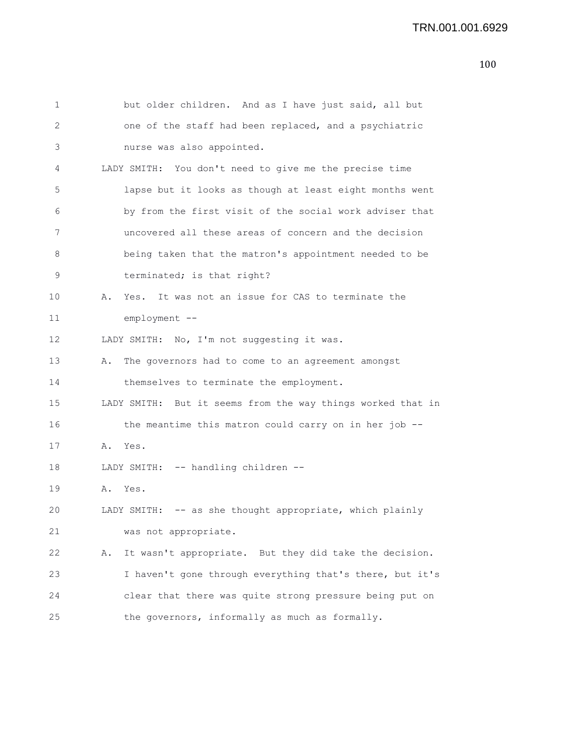but older children. And as I have just said, all but one of the staff had been replaced, and a psychiatric nurse was also appointed.

LADY SMITH: You don't need to give me the precise time lapse but it looks as though at least eight months went by from the first visit of the social work adviser that uncovered all these areas of concern and the decision being taken that the matron's appointment needed to be terminated; is that right?

A. Yes. It was not an issue for CAS to terminate the employment --

LADY SMITH: No, I'm not suggesting it was.

A. The governors had to come to an agreement amongst themselves to terminate the employment.

LADY SMITH: But it seems from the way things worked that in the meantime this matron could carry on in her job --

A. Yes.

LADY SMITH: -- handling children --

A. Yes.

LADY SMITH: -- as she thought appropriate, which plainly was not appropriate.

A. It wasn't appropriate. But they did take the decision. I haven't gone through everything that's there, but it's clear that there was quite strong pressure being put on the governors, informally as much as formally.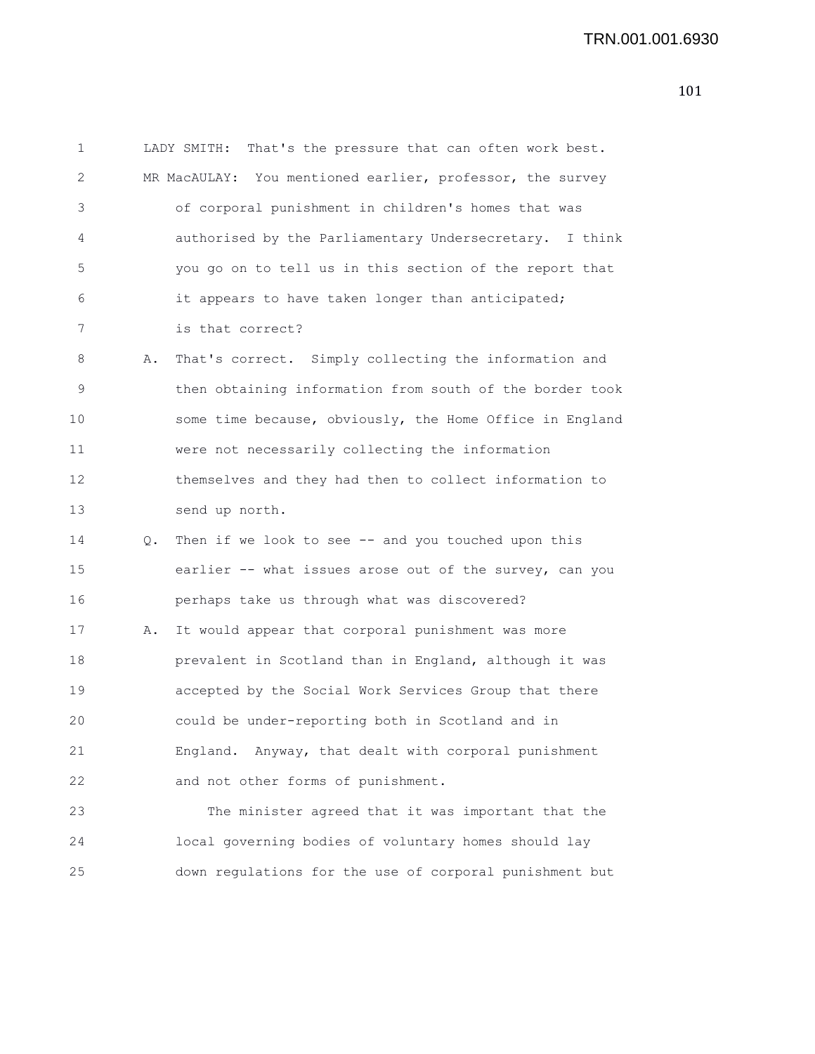LADY SMITH: That's the pressure that can often work best.

MR MacAULAY: You mentioned earlier, professor, the survey of corporal punishment in children's homes that was authorised by the Parliamentary Undersecretary. I think you go on to tell us in this section of the report that it appears to have taken longer than anticipated; is that correct?

A. That's correct. Simply collecting the information and then obtaining information from south of the border took some time because, obviously, the Home Office in England were not necessarily collecting the information themselves and they had then to collect information to send up north.

Q. Then if we look to see -- and you touched upon this earlier -- what issues arose out of the survey, can you perhaps take us through what was discovered?

A. It would appear that corporal punishment was more prevalent in Scotland than in England, although it was accepted by the Social Work Services Group that there could be under-reporting both in Scotland and in England. Anyway, that dealt with corporal punishment and not other forms of punishment.

The minister agreed that it was important that the local governing bodies of voluntary homes should lay down regulations for the use of corporal punishment but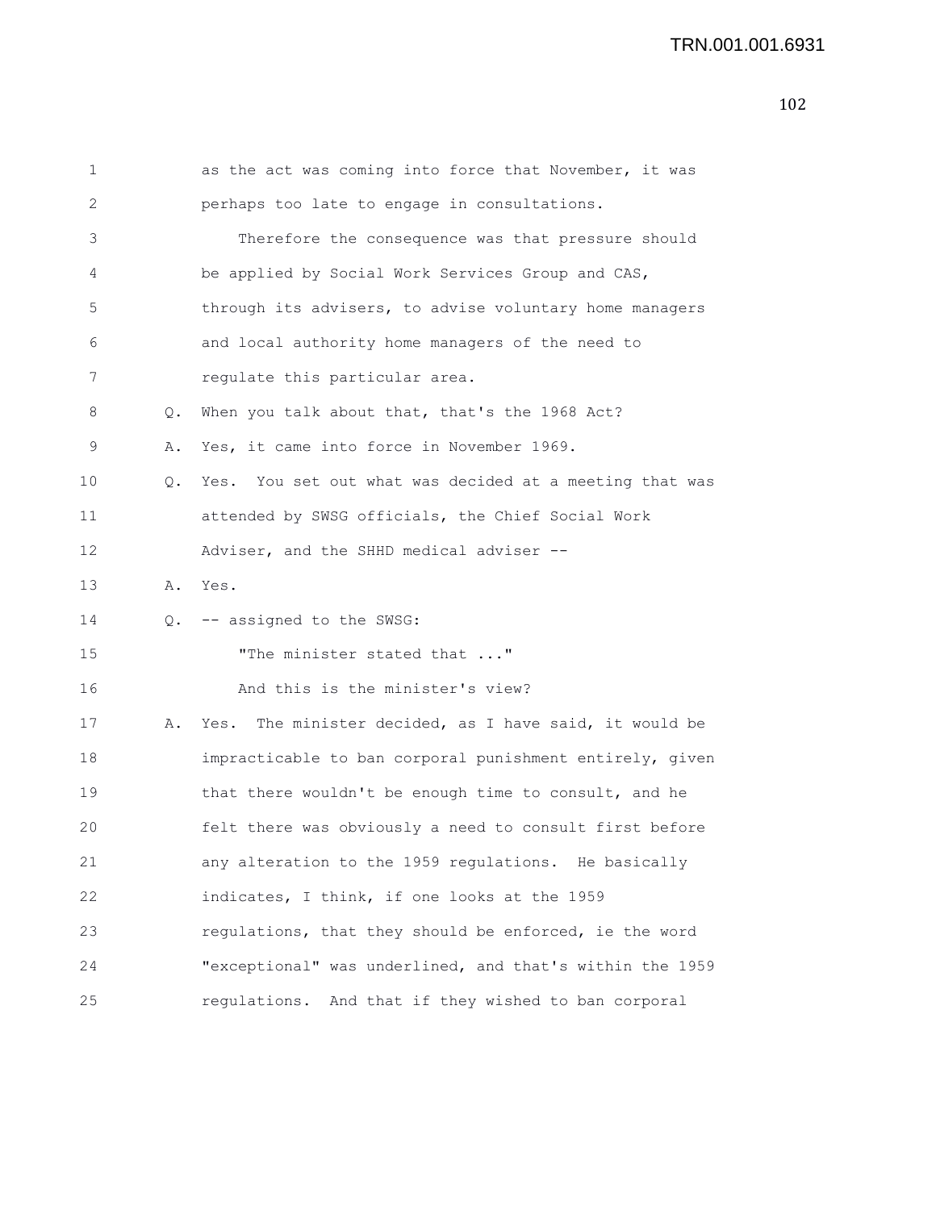as the act was coming into force that November, it was perhaps too late to engage in consultations.

Therefore the consequence was that pressure should be applied by Social Work Services Group and CAS, through its advisers, to advise voluntary home managers and local authority home managers of the need to regulate this particular area.

Q. When you talk about that, that's the 1968 Act?

A. Yes, it came into force in November 1969.

Q. Yes. You set out what was decided at a meeting that was attended by SWSG officials, the Chief Social Work Adviser, and the SHHD medical adviser --

A. Yes.

Q. -- assigned to the SWSG:

"The minister stated that ..."

And this is the minister's view?

A. Yes. The minister decided, as I have said, it would be impracticable to ban corporal punishment entirely, given that there wouldn't be enough time to consult, and he felt there was obviously a need to consult first before any alteration to the 1959 regulations. He basically indicates, I think, if one looks at the 1959 regulations, that they should be enforced, ie the word "exceptional" was underlined, and that's within the 1959 regulations. And that if they wished to ban corporal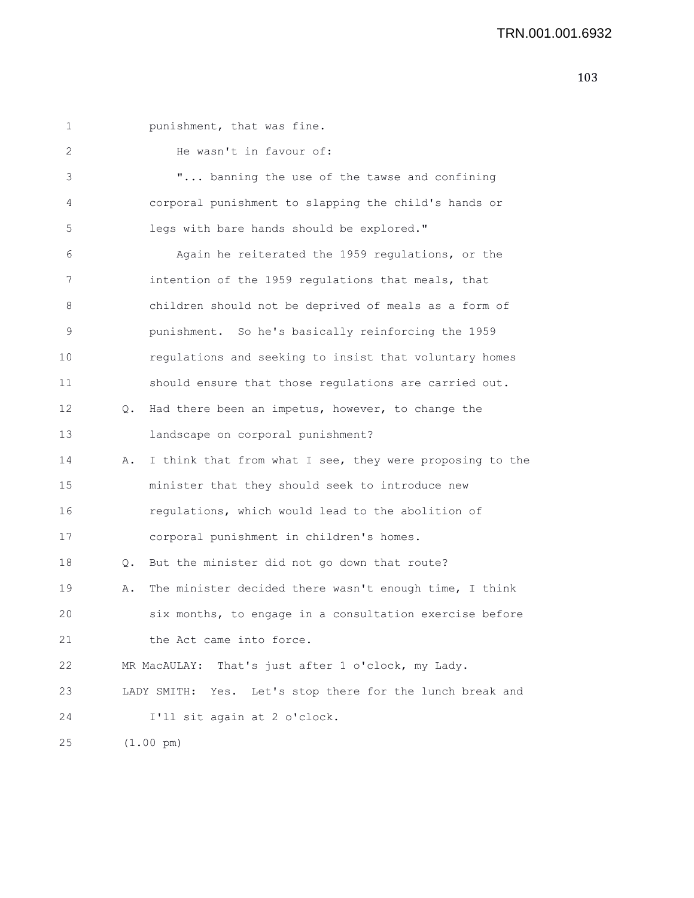punishment, that was fine.

He wasn't in favour of:

"... banning the use of the tawse and confining corporal punishment to slapping the child's hands or legs with bare hands should be explored."

Again he reiterated the 1959 regulations, or the intention of the 1959 regulations that meals, that children should not be deprived of meals as a form of punishment. So he's basically reinforcing the 1959 regulations and seeking to insist that voluntary homes should ensure that those regulations are carried out.

Q. Had there been an impetus, however, to change the landscape on corporal punishment?

A. I think that from what I see, they were proposing to the minister that they should seek to introduce new regulations, which would lead to the abolition of corporal punishment in children's homes.

Q. But the minister did not go down that route?

A. The minister decided there wasn't enough time, I think six months, to engage in a consultation exercise before the Act came into force.

MR MacAULAY: That's just after 1 o'clock, my Lady.

LADY SMITH: Yes. Let's stop there for the lunch break and I'll sit again at 2 o'clock.

(1.00 pm)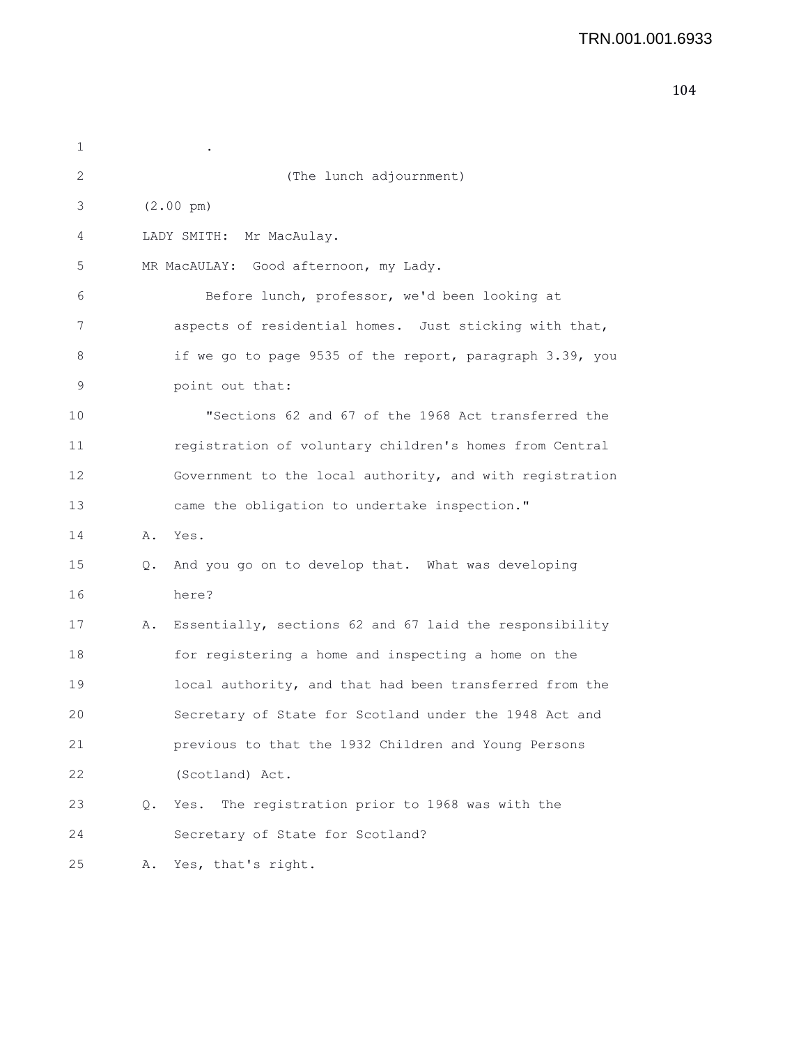.

(The lunch adjournment)

(2.00 pm)

LADY SMITH: Mr MacAulay.

MR MacAULAY: Good afternoon, my Lady.

Before lunch, professor, we'd been looking at aspects of residential homes. Just sticking with that, if we go to page 9535 of the report, paragraph 3.39, you point out that:

"Sections 62 and 67 of the 1968 Act transferred the registration of voluntary children's homes from Central Government to the local authority, and with registration came the obligation to undertake inspection."

A. Yes.

Q. And you go on to develop that. What was developing here?

A. Essentially, sections 62 and 67 laid the responsibility for registering a home and inspecting a home on the local authority, and that had been transferred from the Secretary of State for Scotland under the 1948 Act and previous to that the 1932 Children and Young Persons (Scotland) Act.

Q. Yes. The registration prior to 1968 was with the Secretary of State for Scotland?

A. Yes, that's right.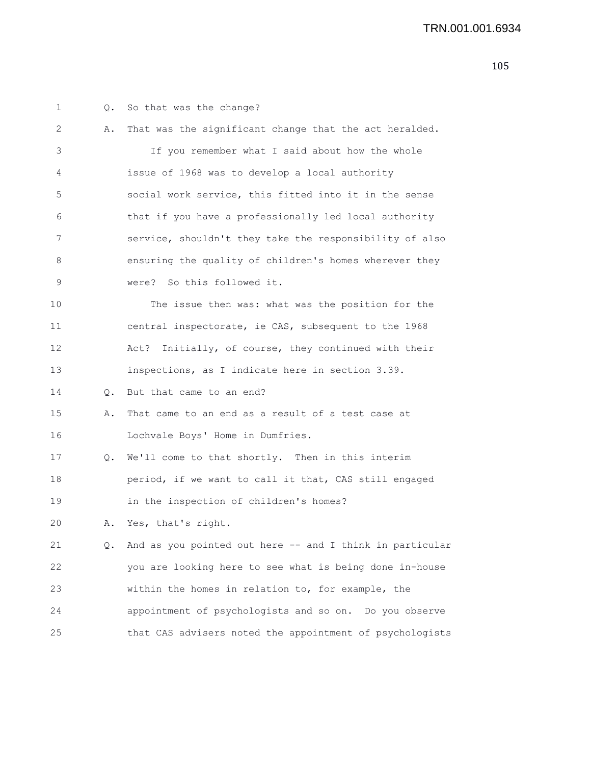Q. So that was the change?

A. That was the significant change that the act heralded.

If you remember what I said about how the whole issue of 1968 was to develop a local authority social work service, this fitted into it in the sense that if you have a professionally led local authority service, shouldn't they take the responsibility of also ensuring the quality of children's homes wherever they were? So this followed it.

The issue then was: what was the position for the central inspectorate, ie CAS, subsequent to the 1968 Act? Initially, of course, they continued with their inspections, as I indicate here in section 3.39.

Q. But that came to an end?

A. That came to an end as a result of a test case at Lochvale Boys' Home in Dumfries.

Q. We'll come to that shortly. Then in this interim period, if we want to call it that, CAS still engaged in the inspection of children's homes?

A. Yes, that's right.

Q. And as you pointed out here -- and I think in particular you are looking here to see what is being done in-house within the homes in relation to, for example, the appointment of psychologists and so on. Do you observe that CAS advisers noted the appointment of psychologists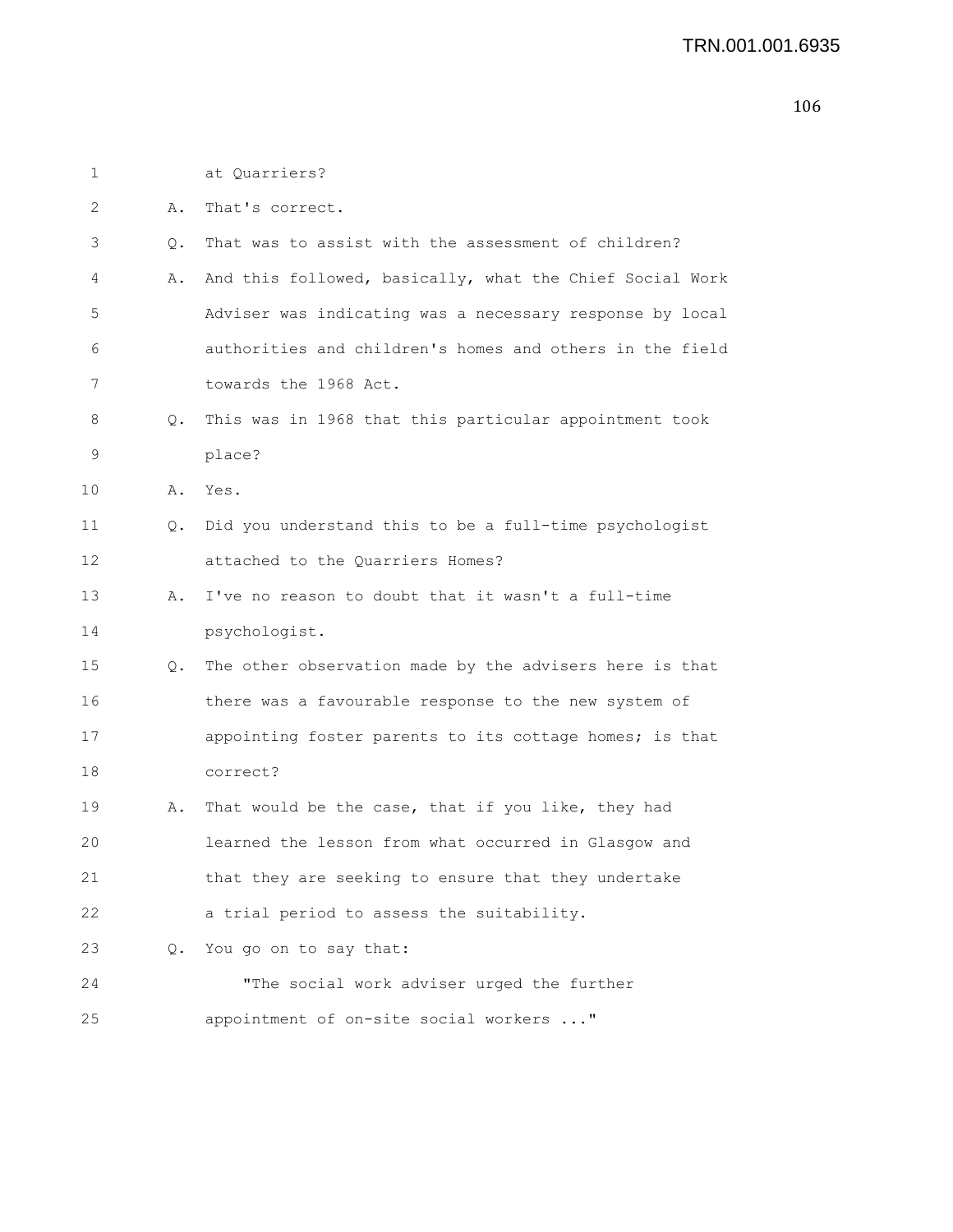1 at Quarriers?

2 A. That's correct.

3 Q. That was to assist with the assessment of children?

4 A. And this followed, basically, what the Chief Social Work

5 Adviser was indicating was a necessary response by local

6 authorities and children's homes and others in the field

7 towards the 1968 Act.

8 Q. This was in 1968 that this particular appointment took

9 place?

10 A. Yes.

11 Q. Did you understand this to be a full-time psychologist

12 attached to the Quarriers Homes?

13 A. I've no reason to doubt that it wasn't a full-time

14 psychologist.

15 Q. The other observation made by the advisers here is that

16 there was a favourable response to the new system of

17 appointing foster parents to its cottage homes; is that

18 correct?

19 A. That would be the case, that if you like, they had

20 learned the lesson from what occurred in Glasgow and

21 that they are seeking to ensure that they undertake

22 a trial period to assess the suitability.

23 Q. You go on to say that:

24 "The social work adviser urged the further

25 appointment of on-site social workers ..."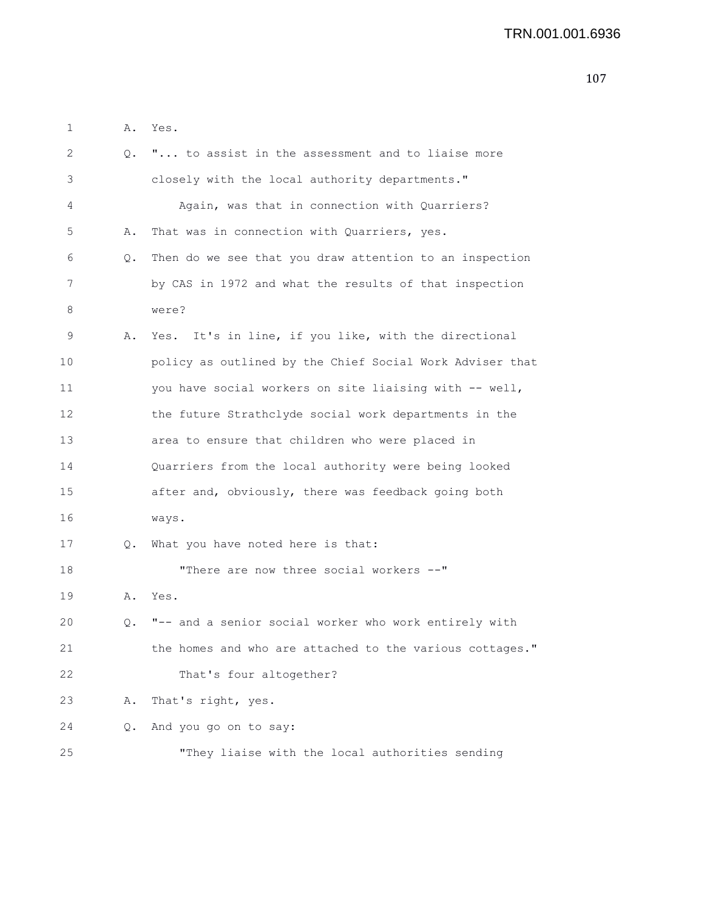1 A. Yes.

2 Q. "... to assist in the assessment and to liaise more

3 closely with the local authority departments."

4 Again, was that in connection with Quarriers?

5 A. That was in connection with Quarriers, yes.

6 Q. Then do we see that you draw attention to an inspection

7 by CAS in 1972 and what the results of that inspection

8 were?

9 A. Yes. It's in line, if you like, with the directional

10 policy as outlined by the Chief Social Work Adviser that

11 you have social workers on site liaising with -- well,

12 the future Strathclyde social work departments in the

13 area to ensure that children who were placed in

14 Quarriers from the local authority were being looked

15 after and, obviously, there was feedback going both

16 ways.

17 Q. What you have noted here is that:

18 "There are now three social workers --"

19 A. Yes.

20 Q. "-- and a senior social worker who work entirely with

21 the homes and who are attached to the various cottages."

22 That's four altogether?

23 A. That's right, yes.

24 Q. And you go on to say:

25 "They liaise with the local authorities sending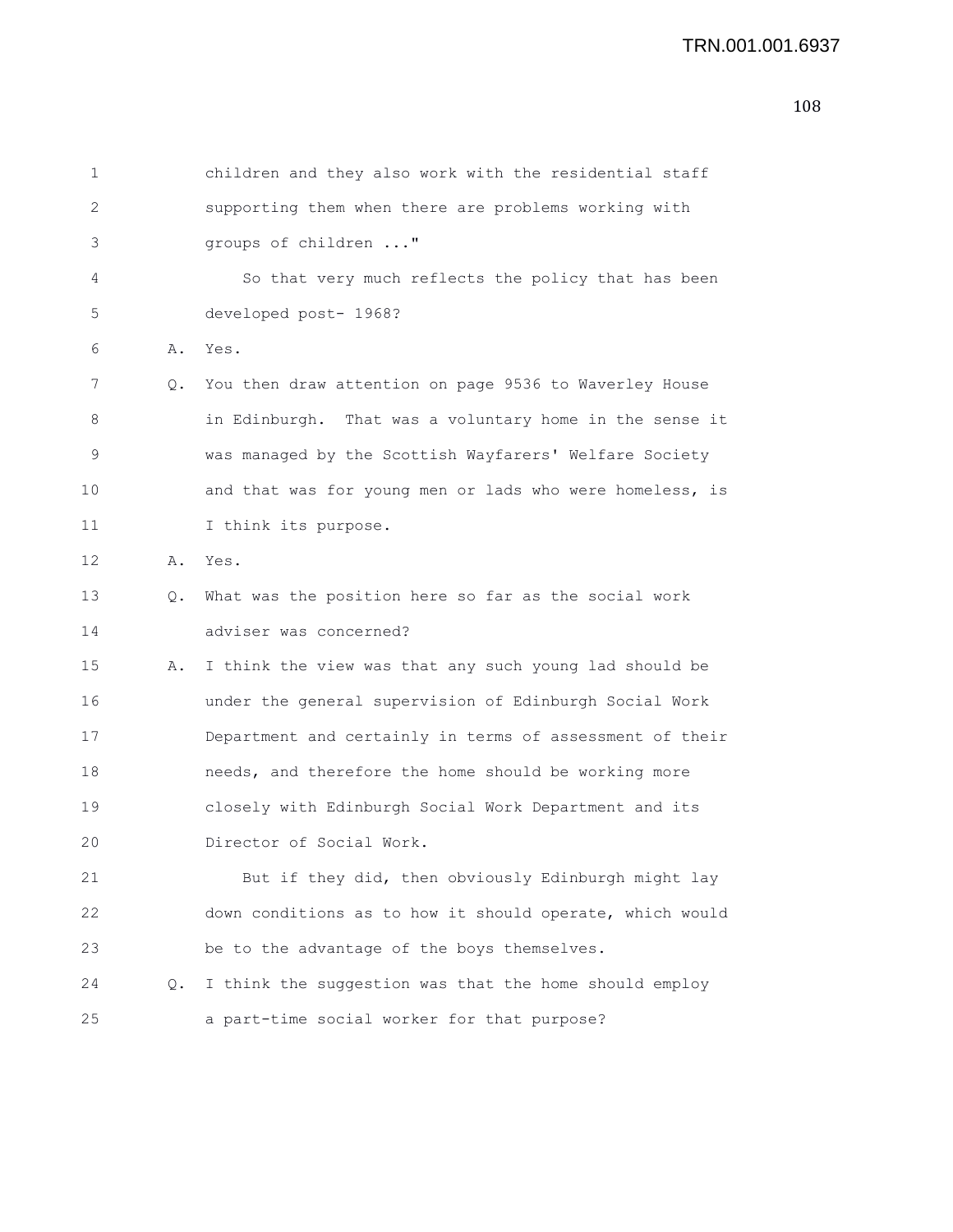children and they also work with the residential staff supporting them when there are problems working with groups of children ..."

So that very much reflects the policy that has been developed post- 1968?

A. Yes.

Q. You then draw attention on page 9536 to Waverley House in Edinburgh. That was a voluntary home in the sense it was managed by the Scottish Wayfarers' Welfare Society and that was for young men or lads who were homeless, is I think its purpose.

A. Yes.

Q. What was the position here so far as the social work adviser was concerned?

A. I think the view was that any such young lad should be under the general supervision of Edinburgh Social Work Department and certainly in terms of assessment of their needs, and therefore the home should be working more closely with Edinburgh Social Work Department and its Director of Social Work.

But if they did, then obviously Edinburgh might lay down conditions as to how it should operate, which would be to the advantage of the boys themselves.

Q. I think the suggestion was that the home should employ a part-time social worker for that purpose?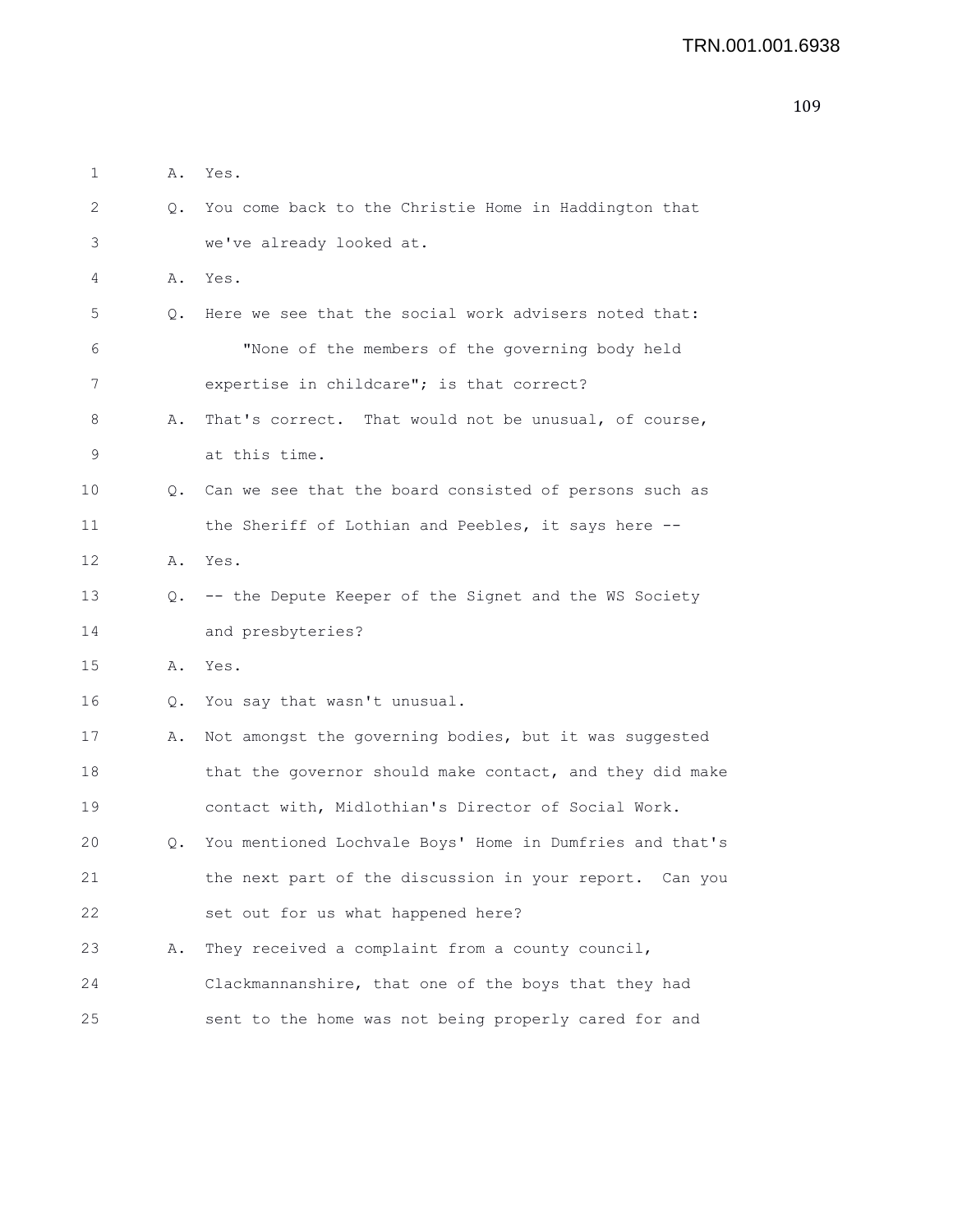1 A. Yes.

2 Q. You come back to the Christie Home in Haddington that

3 we've already looked at.

4 A. Yes.

5 Q. Here we see that the social work advisers noted that:

6 "None of the members of the governing body held

7 expertise in childcare"; is that correct?

8 A. That's correct. That would not be unusual, of course,

9 at this time.

10 Q. Can we see that the board consisted of persons such as

11 the Sheriff of Lothian and Peebles, it says here --

12 A. Yes.

13 Q. -- the Depute Keeper of the Signet and the WS Society

14 and presbyteries?

15 A. Yes.

16 Q. You say that wasn't unusual.

17 A. Not amongst the governing bodies, but it was suggested

18 that the governor should make contact, and they did make

19 contact with, Midlothian's Director of Social Work.

20 Q. You mentioned Lochvale Boys' Home in Dumfries and that's

21 the next part of the discussion in your report. Can you

22 set out for us what happened here?

23 A. They received a complaint from a county council,

24 Clackmannanshire, that one of the boys that they had

25 sent to the home was not being properly cared for and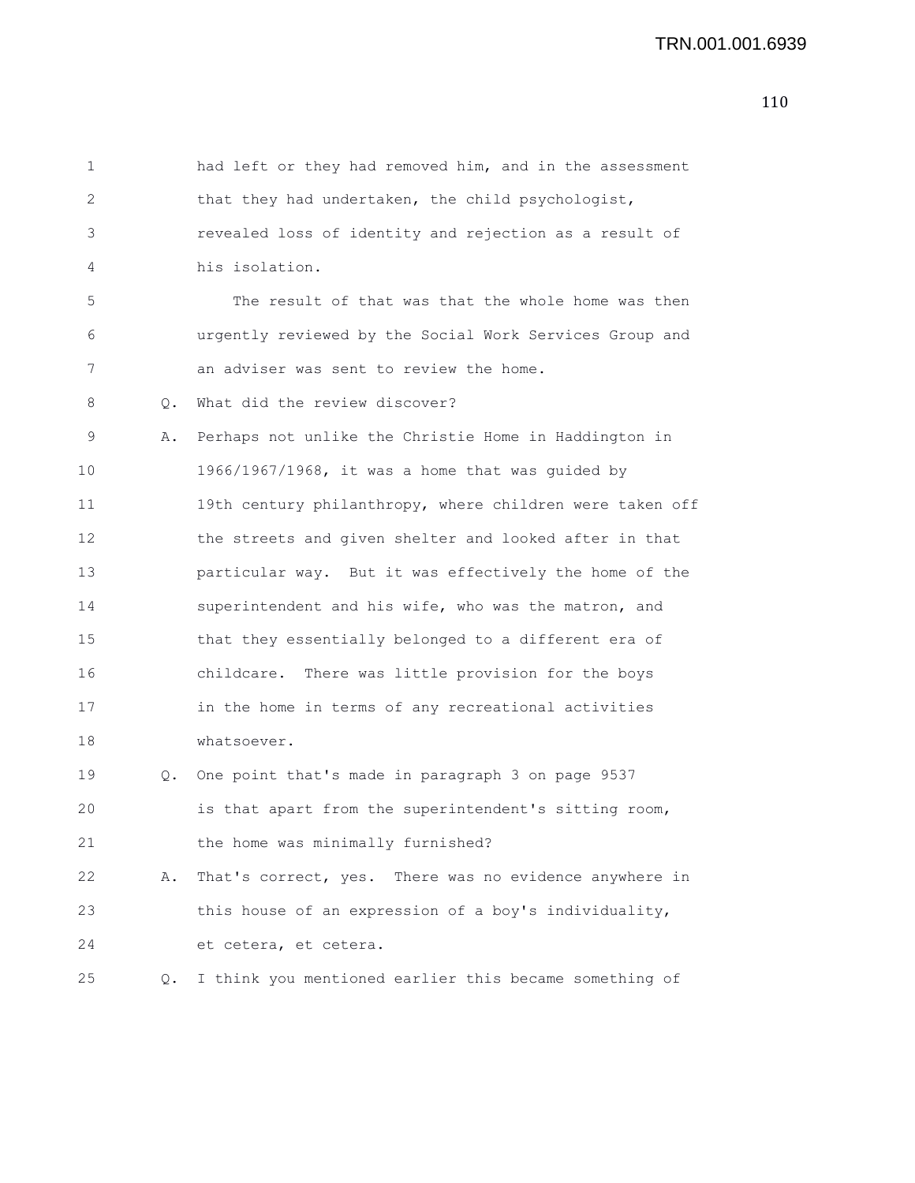had left or they had removed him, and in the assessment that they had undertaken, the child psychologist, revealed loss of identity and rejection as a result of his isolation.

The result of that was that the whole home was then urgently reviewed by the Social Work Services Group and an adviser was sent to review the home.

Q. What did the review discover?

A. Perhaps not unlike the Christie Home in Haddington in 1966/1967/1968, it was a home that was guided by 19th century philanthropy, where children were taken off the streets and given shelter and looked after in that particular way. But it was effectively the home of the superintendent and his wife, who was the matron, and that they essentially belonged to a different era of childcare. There was little provision for the boys in the home in terms of any recreational activities whatsoever.

Q. One point that's made in paragraph 3 on page 9537 is that apart from the superintendent's sitting room, the home was minimally furnished?

A. That's correct, yes. There was no evidence anywhere in this house of an expression of a boy's individuality, et cetera, et cetera.

Q. I think you mentioned earlier this became something of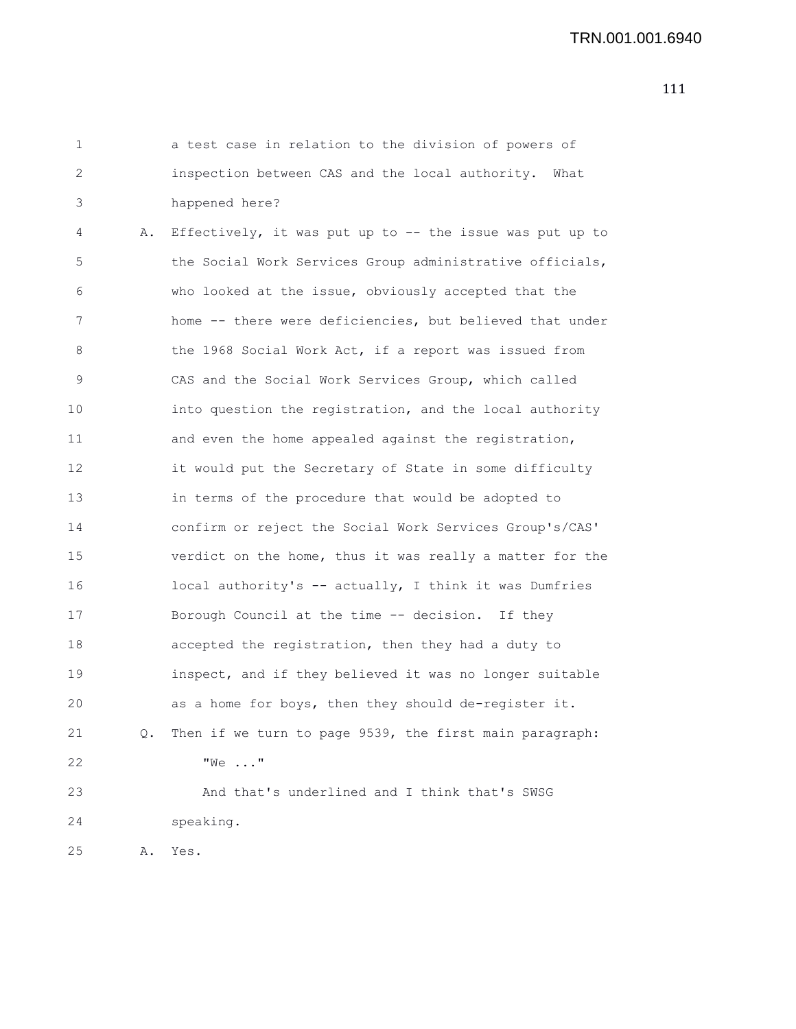a test case in relation to the division of powers of inspection between CAS and the local authority. What happened here?

A. Effectively, it was put up to -- the issue was put up to the Social Work Services Group administrative officials, who looked at the issue, obviously accepted that the home -- there were deficiencies, but believed that under the 1968 Social Work Act, if a report was issued from CAS and the Social Work Services Group, which called into question the registration, and the local authority and even the home appealed against the registration, it would put the Secretary of State in some difficulty in terms of the procedure that would be adopted to confirm or reject the Social Work Services Group's/CAS' verdict on the home, thus it was really a matter for the local authority's -- actually, I think it was Dumfries Borough Council at the time -- decision. If they accepted the registration, then they had a duty to inspect, and if they believed it was no longer suitable as a home for boys, then they should de-register it.

Q. Then if we turn to page 9539, the first main paragraph:

"We ..."

And that's underlined and I think that's SWSG speaking.

A. Yes.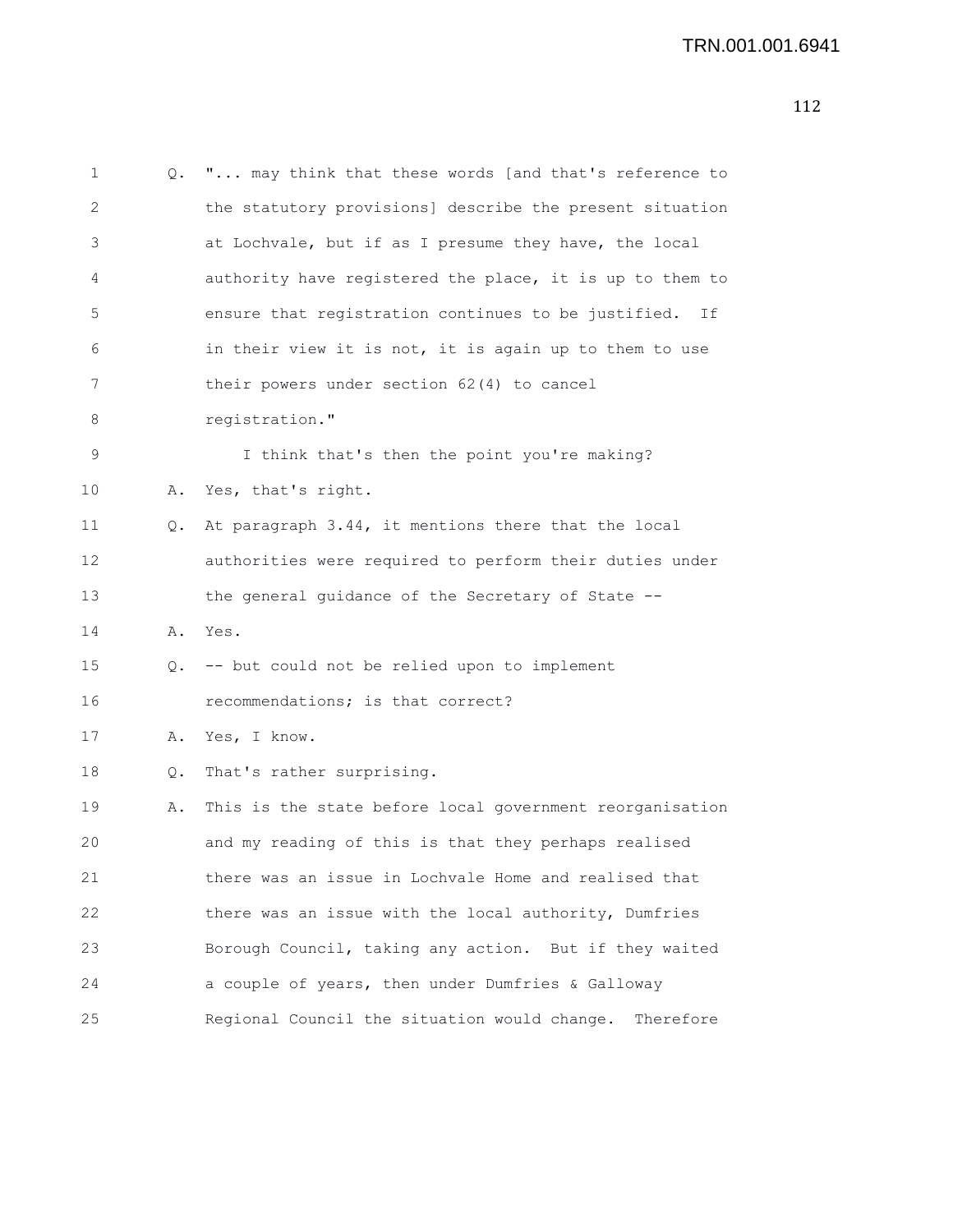Q. "... may think that these words [and that's reference to the statutory provisions] describe the present situation at Lochvale, but if as I presume they have, the local authority have registered the place, it is up to them to ensure that registration continues to be justified. If in their view it is not, it is again up to them to use their powers under section 62(4) to cancel registration."

I think that's then the point you're making?

A. Yes, that's right.

Q. At paragraph 3.44, it mentions there that the local authorities were required to perform their duties under the general guidance of the Secretary of State --

A. Yes.

Q. -- but could not be relied upon to implement recommendations; is that correct?

A. Yes, I know.

Q. That's rather surprising.

A. This is the state before local government reorganisation and my reading of this is that they perhaps realised there was an issue in Lochvale Home and realised that there was an issue with the local authority, Dumfries Borough Council, taking any action. But if they waited a couple of years, then under Dumfries & Galloway Regional Council the situation would change. Therefore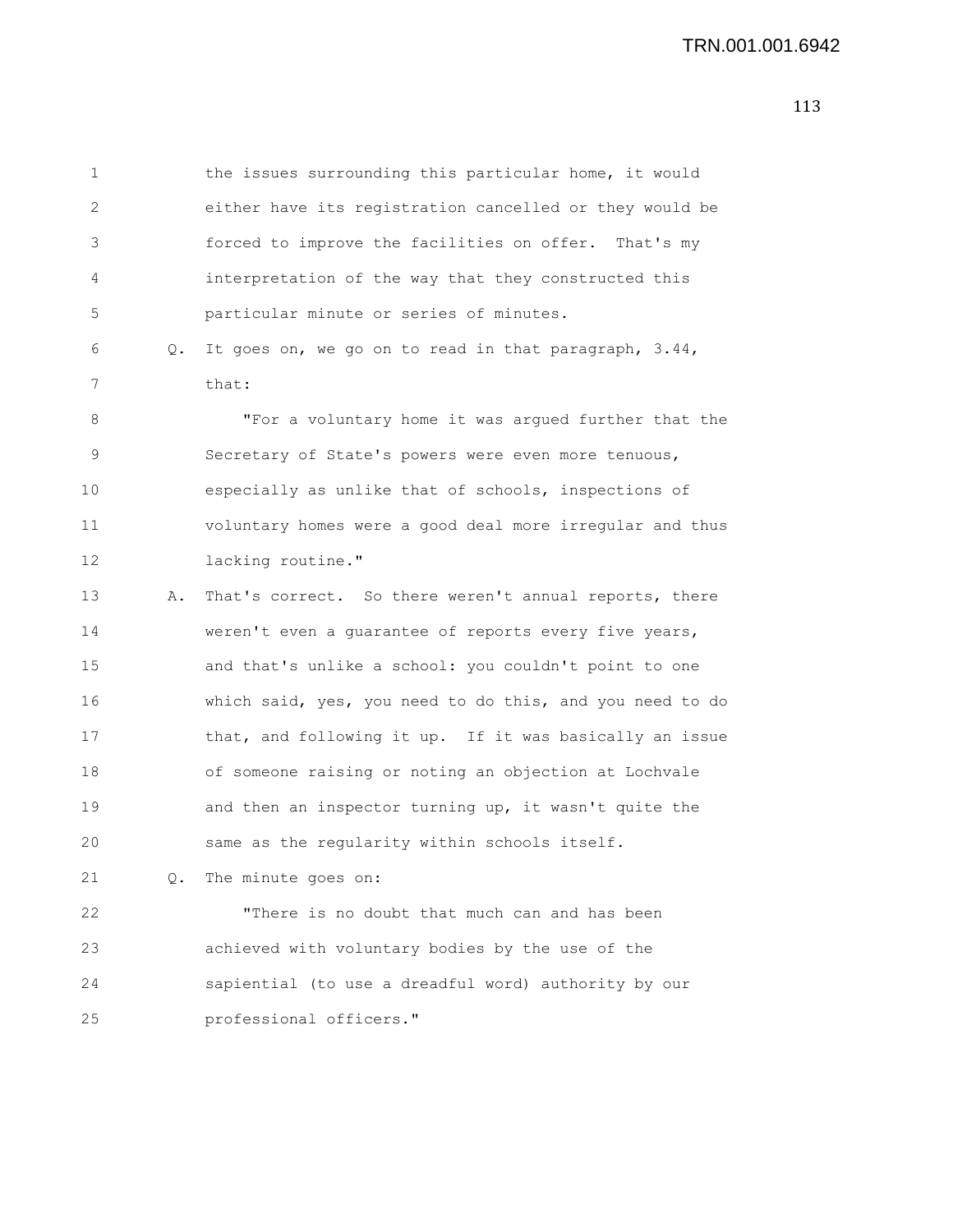the issues surrounding this particular home, it would either have its registration cancelled or they would be forced to improve the facilities on offer. That's my interpretation of the way that they constructed this particular minute or series of minutes.

Q. It goes on, we go on to read in that paragraph, 3.44, that:

"For a voluntary home it was argued further that the Secretary of State's powers were even more tenuous, especially as unlike that of schools, inspections of voluntary homes were a good deal more irregular and thus lacking routine."

A. That's correct. So there weren't annual reports, there weren't even a guarantee of reports every five years, and that's unlike a school: you couldn't point to one which said, yes, you need to do this, and you need to do that, and following it up. If it was basically an issue of someone raising or noting an objection at Lochvale and then an inspector turning up, it wasn't quite the same as the regularity within schools itself.

Q. The minute goes on:

"There is no doubt that much can and has been achieved with voluntary bodies by the use of the sapiential (to use a dreadful word) authority by our professional officers."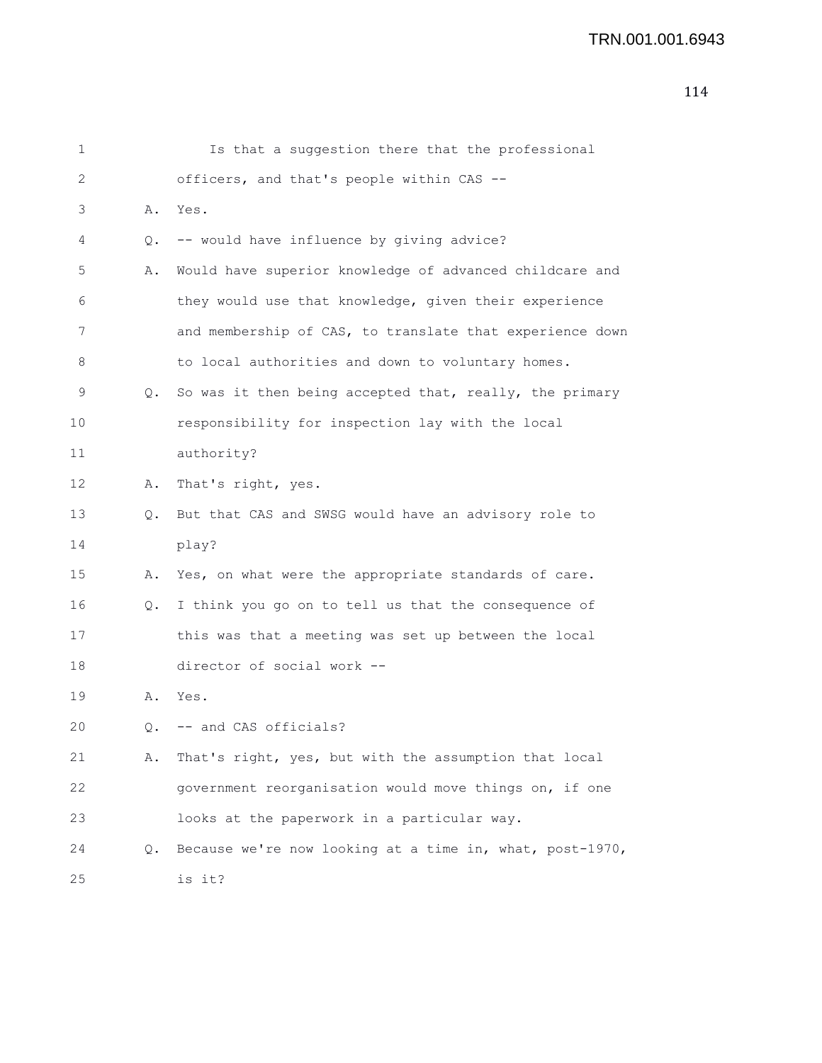1 Is that a suggestion there that the professional
2 officers, and that's people within CAS --
3 A. Yes.
4 Q. -- would have influence by giving advice?
5 A. Would have superior knowledge of advanced childcare and
6 they would use that knowledge, given their experience
7 and membership of CAS, to translate that experience down
8 to local authorities and down to voluntary homes.
9 Q. So was it then being accepted that, really, the primary
10 responsibility for inspection lay with the local
11 authority?
12 A. That's right, yes.
13 Q. But that CAS and SWSG would have an advisory role to
14 play?
15 A. Yes, on what were the appropriate standards of care.
16 Q. I think you go on to tell us that the consequence of
17 this was that a meeting was set up between the local
18 director of social work --
19 A. Yes.
20 Q. -- and CAS officials?
21 A. That's right, yes, but with the assumption that local
22 government reorganisation would move things on, if one
23 looks at the paperwork in a particular way.
24 Q. Because we're now looking at a time in, what, post-1970,
25 is it?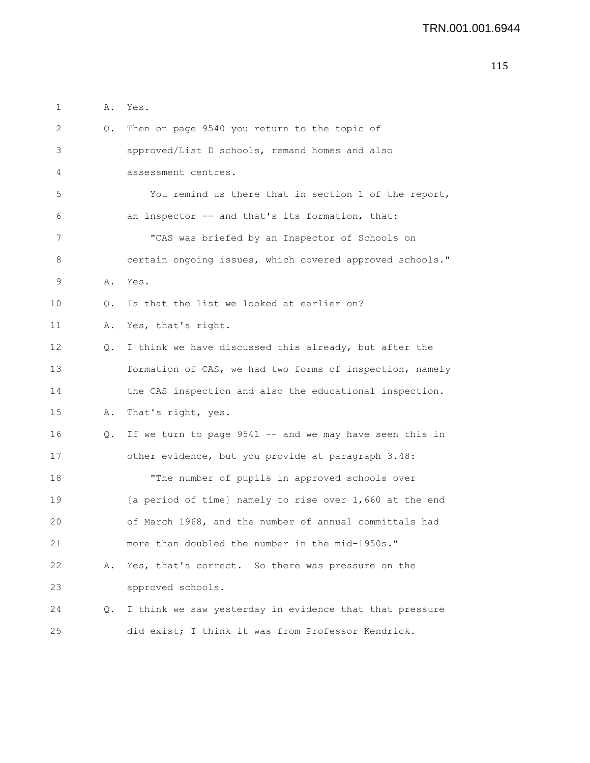1 A. Yes.

2 Q. Then on page 9540 you return to the topic of

3 approved/List D schools, remand homes and also

4 assessment centres.

5 You remind us there that in section 1 of the report,

6 an inspector -- and that's its formation, that:

7 "CAS was briefed by an Inspector of Schools on

8 certain ongoing issues, which covered approved schools."

9 A. Yes.

10 Q. Is that the list we looked at earlier on?

11 A. Yes, that's right.

12 Q. I think we have discussed this already, but after the

13 formation of CAS, we had two forms of inspection, namely

14 the CAS inspection and also the educational inspection.

15 A. That's right, yes.

16 Q. If we turn to page 9541 -- and we may have seen this in

17 other evidence, but you provide at paragraph 3.48:

18 "The number of pupils in approved schools over

19 [a period of time] namely to rise over 1,660 at the end

20 of March 1968, and the number of annual committals had

21 more than doubled the number in the mid-1950s."

22 A. Yes, that's correct. So there was pressure on the

23 approved schools.

24 Q. I think we saw yesterday in evidence that that pressure

25 did exist; I think it was from Professor Kendrick.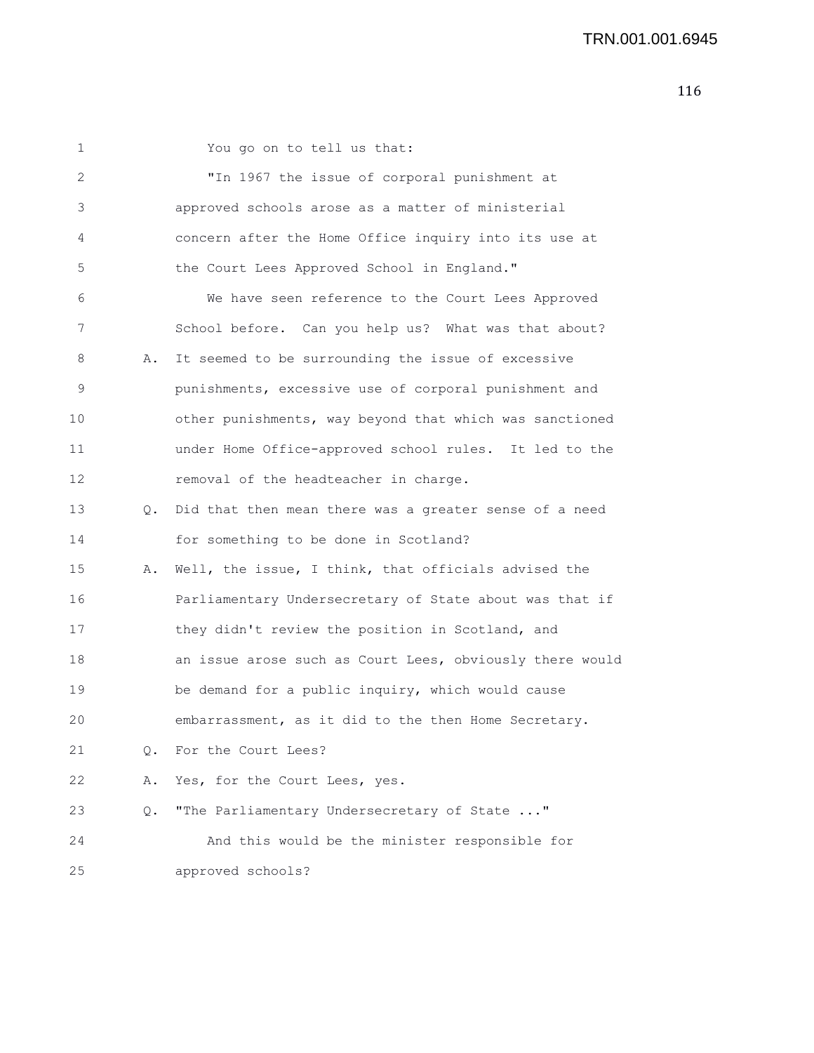You go on to tell us that:

"In 1967 the issue of corporal punishment at approved schools arose as a matter of ministerial concern after the Home Office inquiry into its use at the Court Lees Approved School in England."

We have seen reference to the Court Lees Approved School before. Can you help us? What was that about?

A. It seemed to be surrounding the issue of excessive punishments, excessive use of corporal punishment and other punishments, way beyond that which was sanctioned under Home Office-approved school rules. It led to the removal of the headteacher in charge.

Q. Did that then mean there was a greater sense of a need for something to be done in Scotland?

A. Well, the issue, I think, that officials advised the Parliamentary Undersecretary of State about was that if they didn't review the position in Scotland, and an issue arose such as Court Lees, obviously there would be demand for a public inquiry, which would cause embarrassment, as it did to the then Home Secretary.

Q. For the Court Lees?

A. Yes, for the Court Lees, yes.

Q. "The Parliamentary Undersecretary of State ..."

And this would be the minister responsible for approved schools?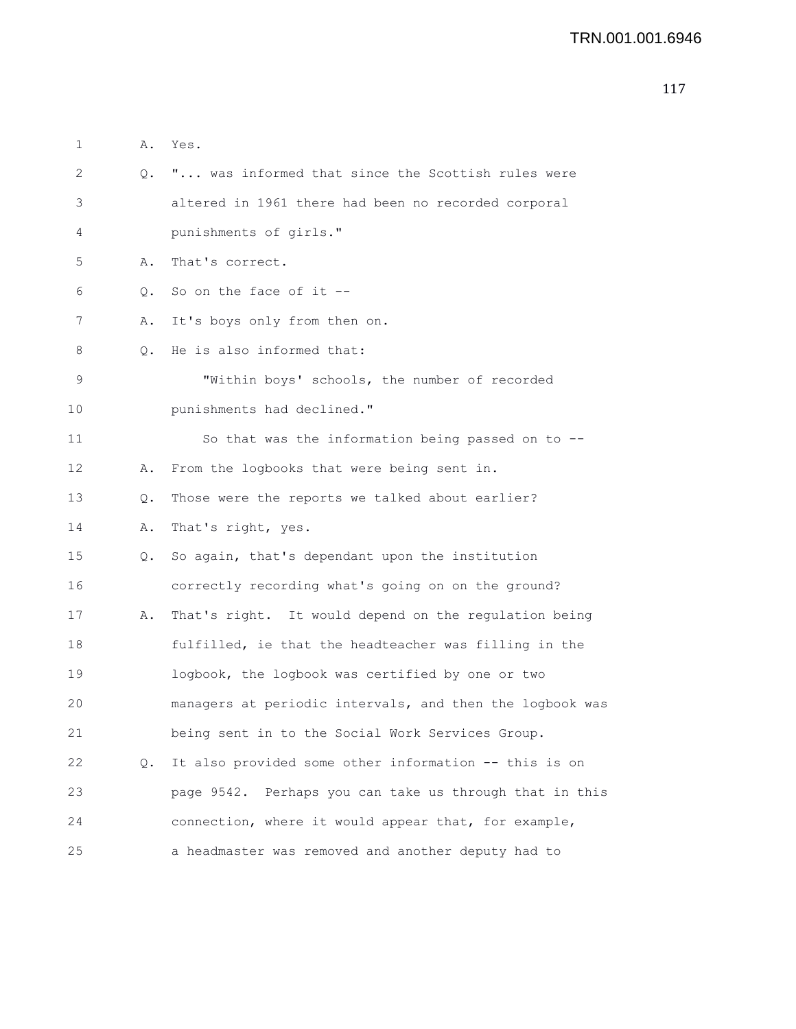1 A. Yes.

2 Q. "... was informed that since the Scottish rules were

3 altered in 1961 there had been no recorded corporal

4 punishments of girls."

5 A. That's correct.

6 Q. So on the face of it --

7 A. It's boys only from then on.

8 Q. He is also informed that:

9 "Within boys' schools, the number of recorded

10 punishments had declined."

11 So that was the information being passed on to --

12 A. From the logbooks that were being sent in.

13 Q. Those were the reports we talked about earlier?

14 A. That's right, yes.

15 Q. So again, that's dependant upon the institution

16 correctly recording what's going on on the ground?

17 A. That's right. It would depend on the regulation being

18 fulfilled, ie that the headteacher was filling in the

19 logbook, the logbook was certified by one or two

20 managers at periodic intervals, and then the logbook was

21 being sent in to the Social Work Services Group.

22 Q. It also provided some other information -- this is on

23 page 9542. Perhaps you can take us through that in this

24 connection, where it would appear that, for example,

25 a headmaster was removed and another deputy had to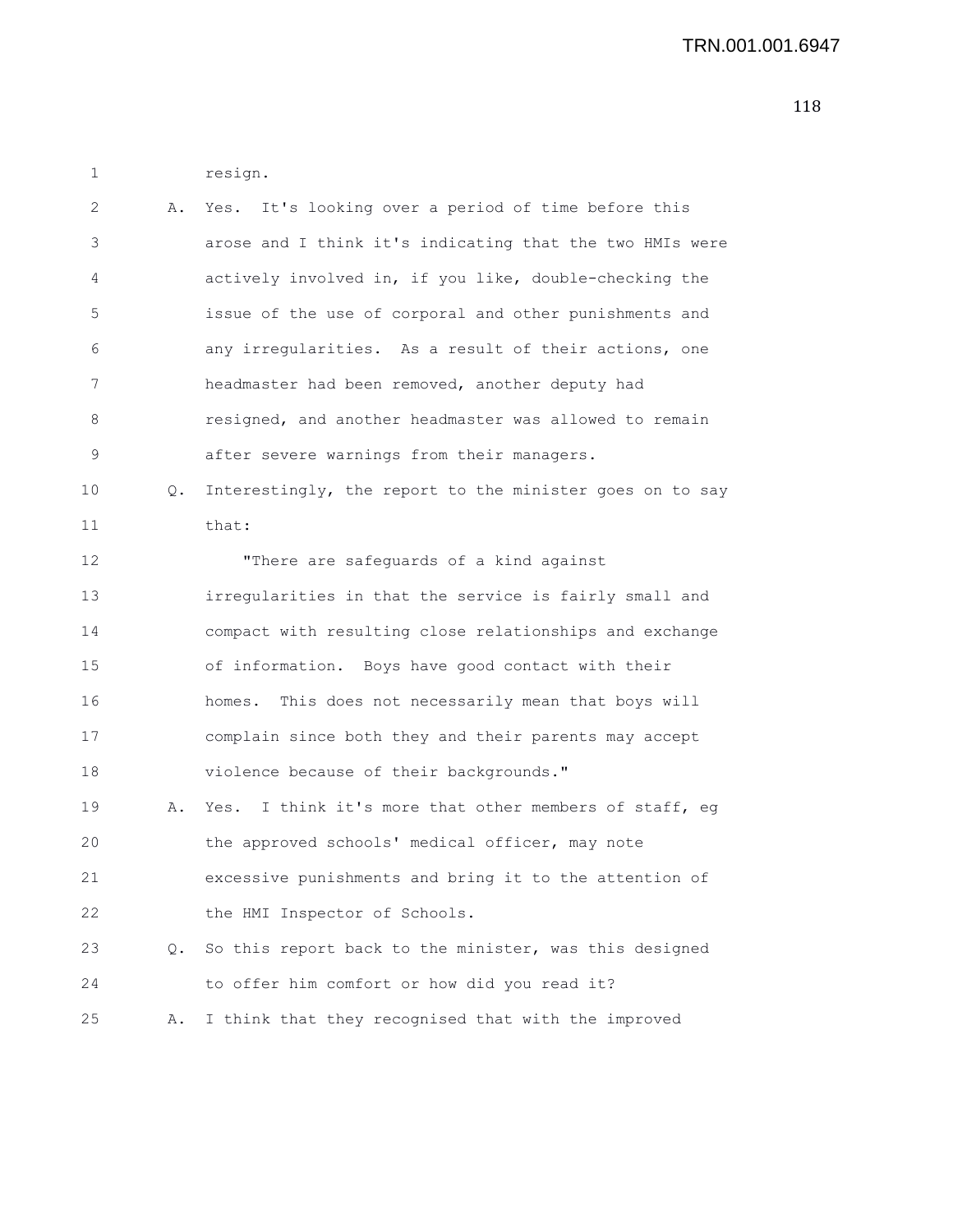1 resign.

2 A. Yes. It's looking over a period of time before this
3 arose and I think it's indicating that the two HMIs were
4 actively involved in, if you like, double-checking the
5 issue of the use of corporal and other punishments and
6 any irregularities. As a result of their actions, one
7 headmaster had been removed, another deputy had
8 resigned, and another headmaster was allowed to remain
9 after severe warnings from their managers.

10 Q. Interestingly, the report to the minister goes on to say
11 that:

12 "There are safeguards of a kind against
13 irregularities in that the service is fairly small and
14 compact with resulting close relationships and exchange
15 of information. Boys have good contact with their
16 homes. This does not necessarily mean that boys will
17 complain since both they and their parents may accept
18 violence because of their backgrounds."

19 A. Yes. I think it's more that other members of staff, eg
20 the approved schools' medical officer, may note
21 excessive punishments and bring it to the attention of
22 the HMI Inspector of Schools.

23 Q. So this report back to the minister, was this designed
24 to offer him comfort or how did you read it?

25 A. I think that they recognised that with the improved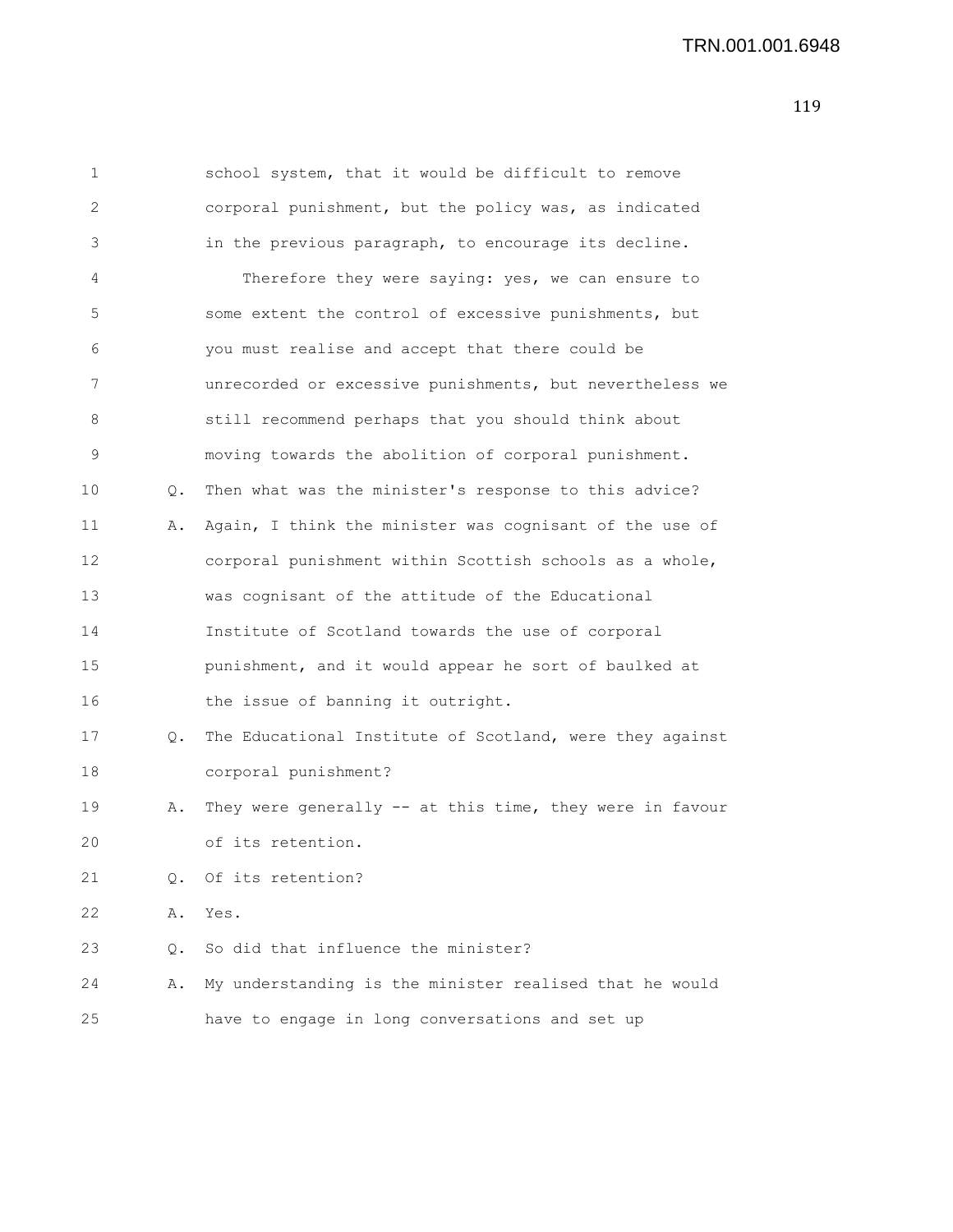school system, that it would be difficult to remove corporal punishment, but the policy was, as indicated in the previous paragraph, to encourage its decline.

Therefore they were saying: yes, we can ensure to some extent the control of excessive punishments, but you must realise and accept that there could be unrecorded or excessive punishments, but nevertheless we still recommend perhaps that you should think about moving towards the abolition of corporal punishment.

Q. Then what was the minister's response to this advice?

A. Again, I think the minister was cognisant of the use of corporal punishment within Scottish schools as a whole, was cognisant of the attitude of the Educational Institute of Scotland towards the use of corporal punishment, and it would appear he sort of baulked at the issue of banning it outright.

Q. The Educational Institute of Scotland, were they against corporal punishment?

A. They were generally -- at this time, they were in favour of its retention.

Q. Of its retention?

A. Yes.

Q. So did that influence the minister?

A. My understanding is the minister realised that he would have to engage in long conversations and set up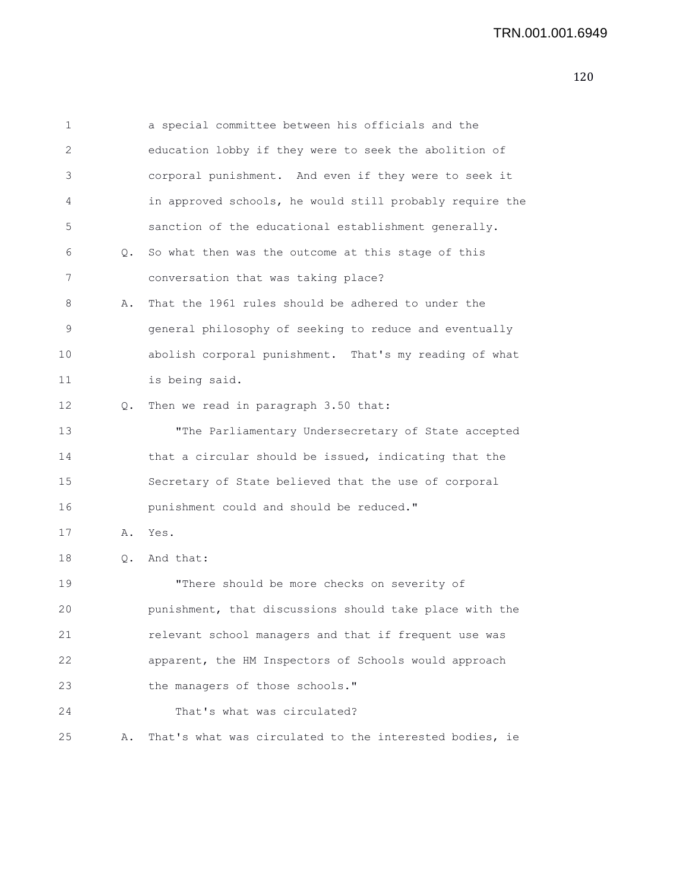a special committee between his officials and the education lobby if they were to seek the abolition of corporal punishment. And even if they were to seek it in approved schools, he would still probably require the sanction of the educational establishment generally.

Q. So what then was the outcome at this stage of this conversation that was taking place?

A. That the 1961 rules should be adhered to under the general philosophy of seeking to reduce and eventually abolish corporal punishment. That's my reading of what is being said.

Q. Then we read in paragraph 3.50 that:

"The Parliamentary Undersecretary of State accepted that a circular should be issued, indicating that the Secretary of State believed that the use of corporal punishment could and should be reduced."

A. Yes.

Q. And that:

"There should be more checks on severity of punishment, that discussions should take place with the relevant school managers and that if frequent use was apparent, the HM Inspectors of Schools would approach the managers of those schools."

That's what was circulated?

A. That's what was circulated to the interested bodies, ie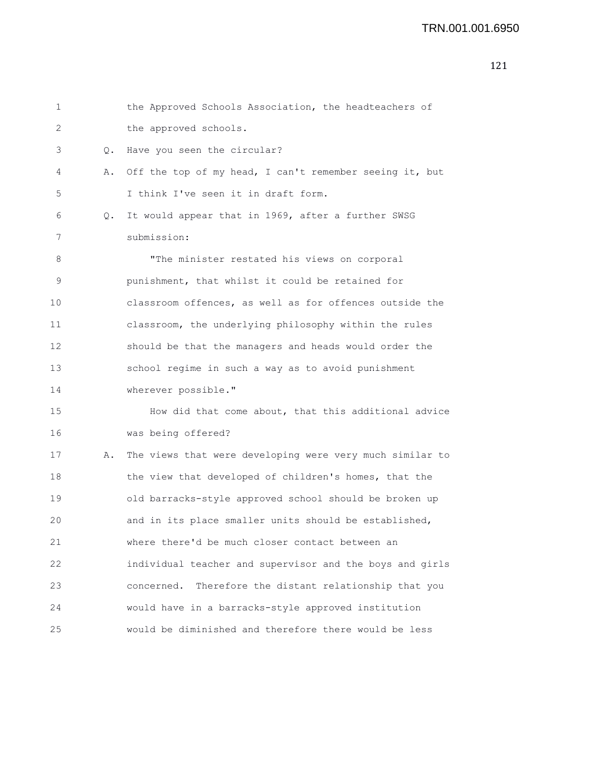the Approved Schools Association, the headteachers of the approved schools.

Q. Have you seen the circular?

A. Off the top of my head, I can't remember seeing it, but I think I've seen it in draft form.

Q. It would appear that in 1969, after a further SWSG submission:

"The minister restated his views on corporal punishment, that whilst it could be retained for classroom offences, as well as for offences outside the classroom, the underlying philosophy within the rules should be that the managers and heads would order the school regime in such a way as to avoid punishment wherever possible."

How did that come about, that this additional advice was being offered?

A. The views that were developing were very much similar to the view that developed of children's homes, that the old barracks-style approved school should be broken up and in its place smaller units should be established, where there'd be much closer contact between an individual teacher and supervisor and the boys and girls concerned. Therefore the distant relationship that you would have in a barracks-style approved institution would be diminished and therefore there would be less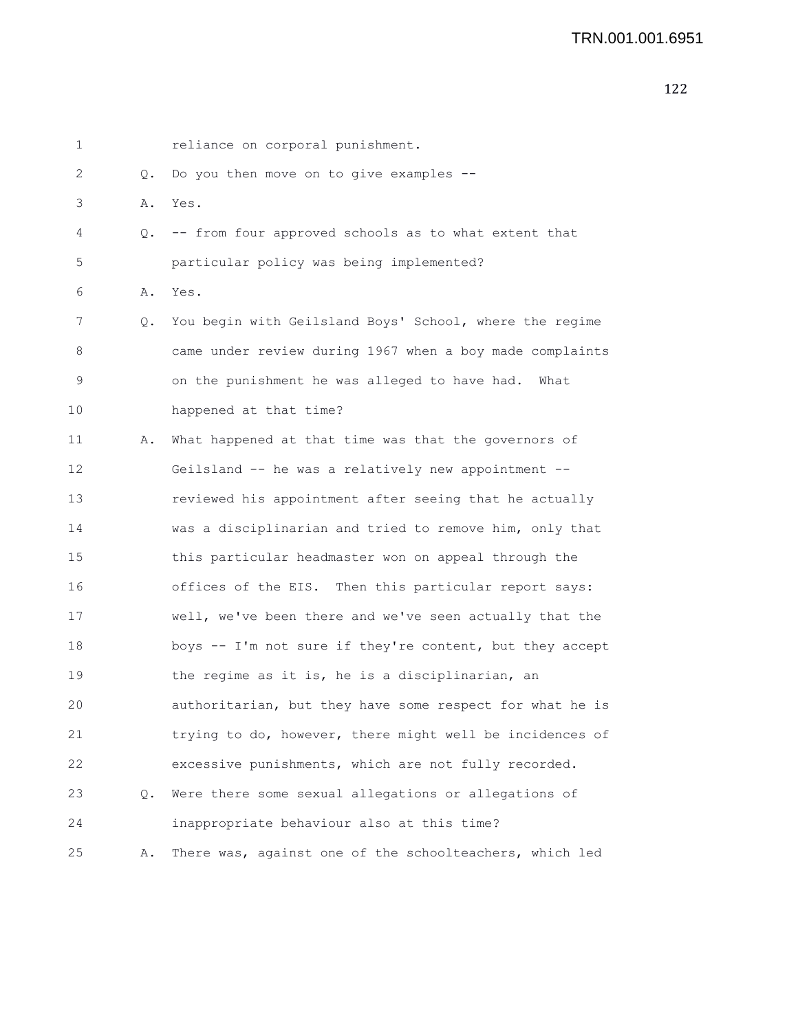reliance on corporal punishment.

Q. Do you then move on to give examples --

A. Yes.

Q. -- from four approved schools as to what extent that particular policy was being implemented?

A. Yes.

Q. You begin with Geilsland Boys' School, where the regime came under review during 1967 when a boy made complaints on the punishment he was alleged to have had. What happened at that time?

A. What happened at that time was that the governors of Geilsland -- he was a relatively new appointment -- reviewed his appointment after seeing that he actually was a disciplinarian and tried to remove him, only that this particular headmaster won on appeal through the offices of the EIS. Then this particular report says: well, we've been there and we've seen actually that the boys -- I'm not sure if they're content, but they accept the regime as it is, he is a disciplinarian, an authoritarian, but they have some respect for what he is trying to do, however, there might well be incidences of excessive punishments, which are not fully recorded.

Q. Were there some sexual allegations or allegations of inappropriate behaviour also at this time?

A. There was, against one of the schoolteachers, which led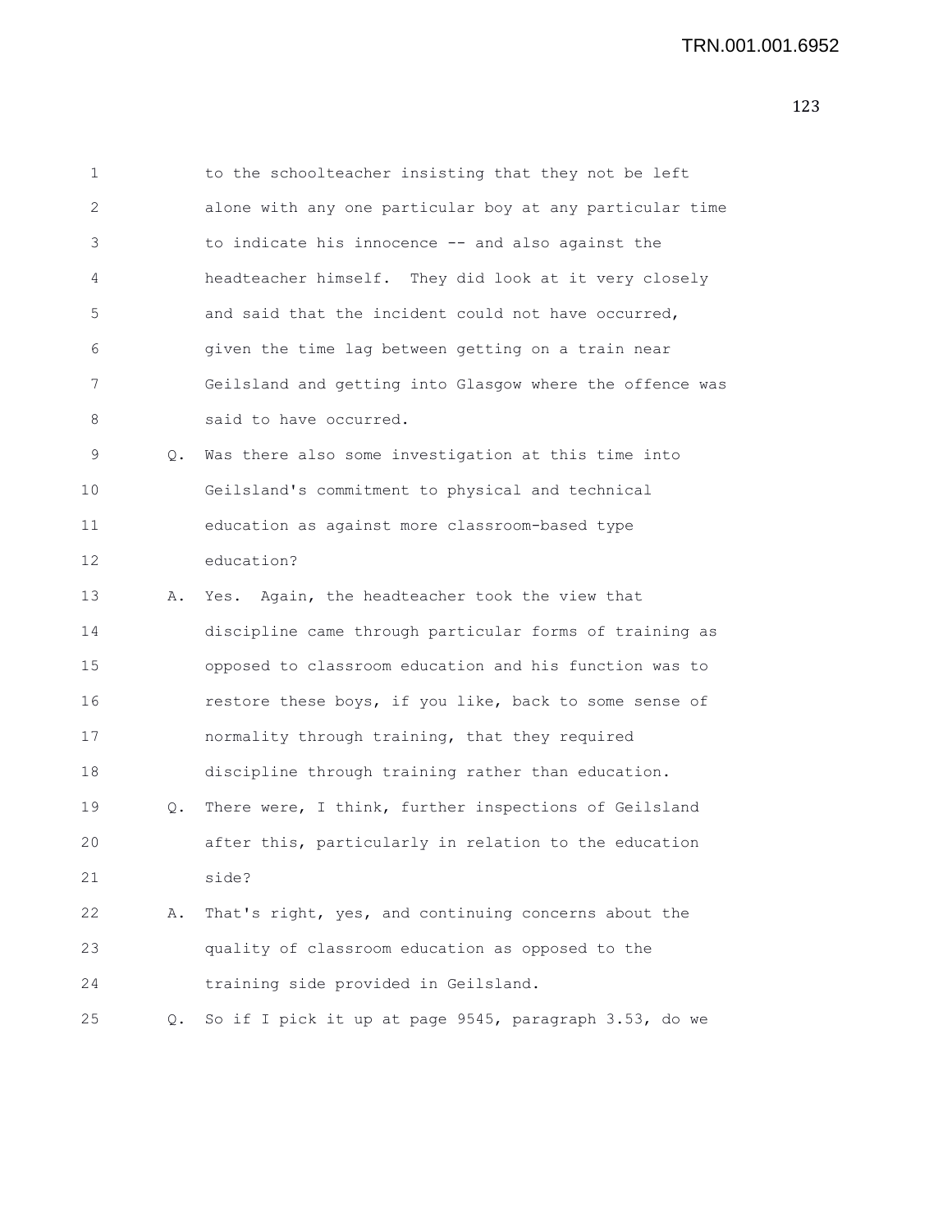to the schoolteacher insisting that they not be left alone with any one particular boy at any particular time to indicate his innocence -- and also against the headteacher himself. They did look at it very closely and said that the incident could not have occurred, given the time lag between getting on a train near Geilsland and getting into Glasgow where the offence was said to have occurred.

Q. Was there also some investigation at this time into Geilsland's commitment to physical and technical education as against more classroom-based type education?

A. Yes. Again, the headteacher took the view that discipline came through particular forms of training as opposed to classroom education and his function was to restore these boys, if you like, back to some sense of normality through training, that they required discipline through training rather than education.

Q. There were, I think, further inspections of Geilsland after this, particularly in relation to the education side?

A. That's right, yes, and continuing concerns about the quality of classroom education as opposed to the training side provided in Geilsland.

Q. So if I pick it up at page 9545, paragraph 3.53, do we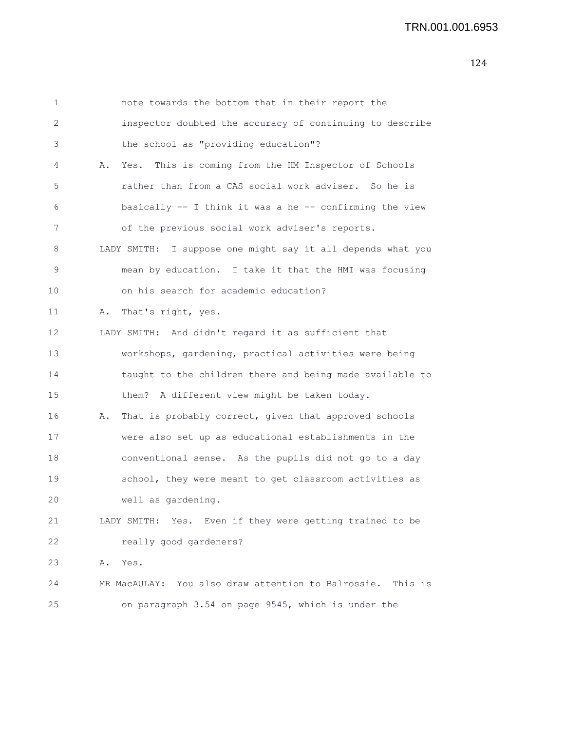1 note towards the bottom that in their report the
2 inspector doubted the accuracy of continuing to describe
3 the school as "providing education"?
4 A. Yes. This is coming from the HM Inspector of Schools
5 rather than from a CAS social work adviser. So he is
6 basically -- I think it was a he -- confirming the view
7 of the previous social work adviser's reports.
8 LADY SMITH: I suppose one might say it all depends what you
9 mean by education. I take it that the HMI was focusing
10 on his search for academic education?
11 A. That's right, yes.
12 LADY SMITH: And didn't regard it as sufficient that
13 workshops, gardening, practical activities were being
14 taught to the children there and being made available to
15 them? A different view might be taken today.
16 A. That is probably correct, given that approved schools
17 were also set up as educational establishments in the
18 conventional sense. As the pupils did not go to a day
19 school, they were meant to get classroom activities as
20 well as gardening.
21 LADY SMITH: Yes. Even if they were getting trained to be
22 really good gardeners?
23 A. Yes.
24 MR MacAULAY: You also draw attention to Balrossie. This is
25 on paragraph 3.54 on page 9545, which is under the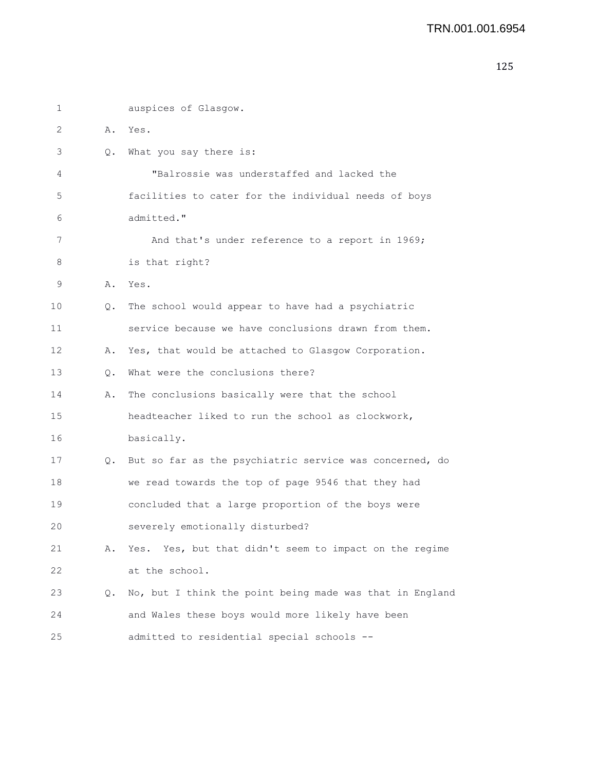1 auspices of Glasgow.

2 A. Yes.

3 Q. What you say there is:

4 "Balrossie was understaffed and lacked the

5 facilities to cater for the individual needs of boys

6 admitted."

7 And that's under reference to a report in 1969;

8 is that right?

9 A. Yes.

10 Q. The school would appear to have had a psychiatric

11 service because we have conclusions drawn from them.

12 A. Yes, that would be attached to Glasgow Corporation.

13 Q. What were the conclusions there?

14 A. The conclusions basically were that the school

15 headteacher liked to run the school as clockwork,

16 basically.

17 Q. But so far as the psychiatric service was concerned, do

18 we read towards the top of page 9546 that they had

19 concluded that a large proportion of the boys were

20 severely emotionally disturbed?

21 A. Yes. Yes, but that didn't seem to impact on the regime

22 at the school.

23 Q. No, but I think the point being made was that in England

24 and Wales these boys would more likely have been

25 admitted to residential special schools --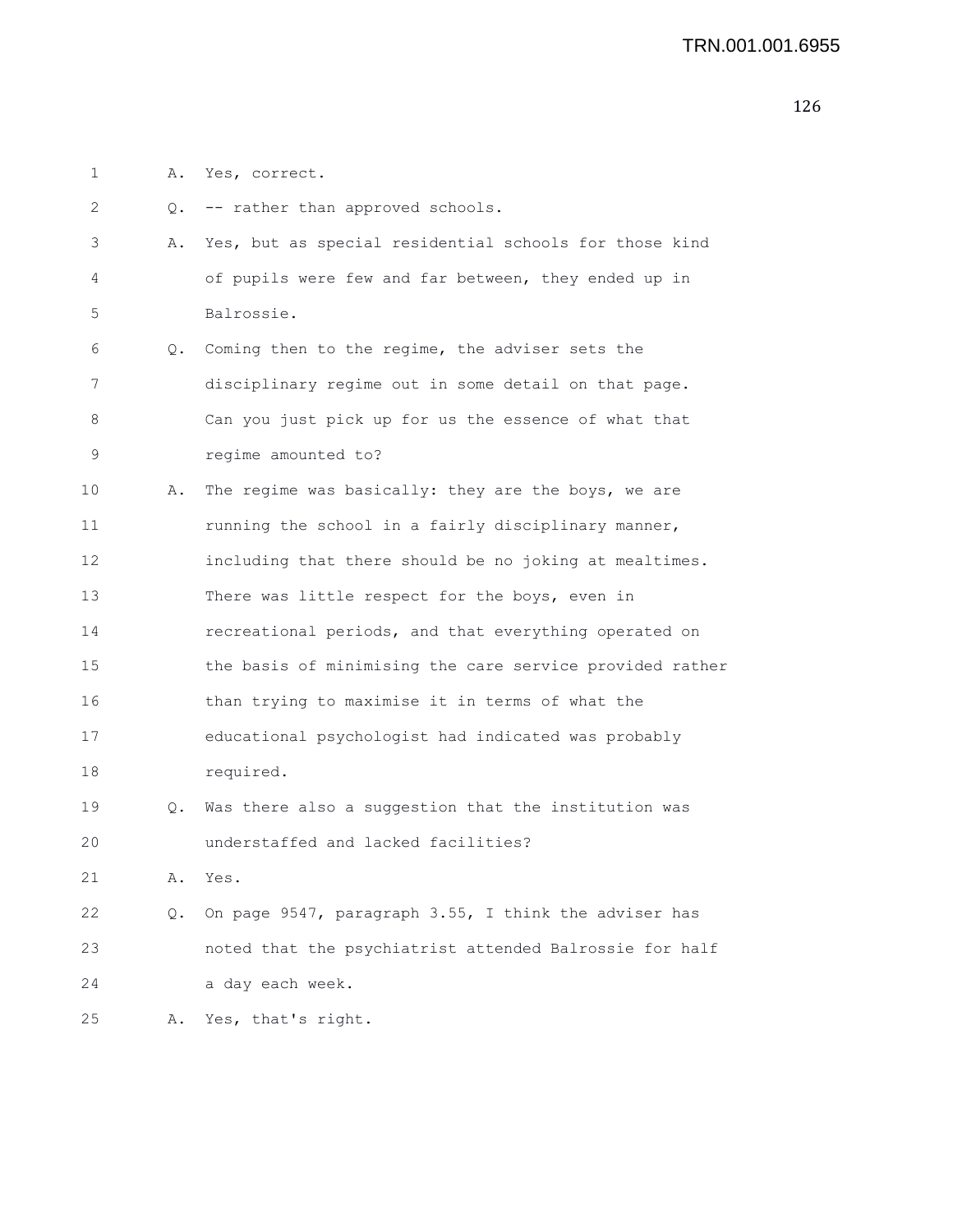A. Yes, correct.

Q. -- rather than approved schools.

A. Yes, but as special residential schools for those kind of pupils were few and far between, they ended up in Balrossie.

Q. Coming then to the regime, the adviser sets the disciplinary regime out in some detail on that page. Can you just pick up for us the essence of what that regime amounted to?

A. The regime was basically: they are the boys, we are running the school in a fairly disciplinary manner, including that there should be no joking at mealtimes. There was little respect for the boys, even in recreational periods, and that everything operated on the basis of minimising the care service provided rather than trying to maximise it in terms of what the educational psychologist had indicated was probably required.

Q. Was there also a suggestion that the institution was understaffed and lacked facilities?

A. Yes.

Q. On page 9547, paragraph 3.55, I think the adviser has noted that the psychiatrist attended Balrossie for half a day each week.

A. Yes, that's right.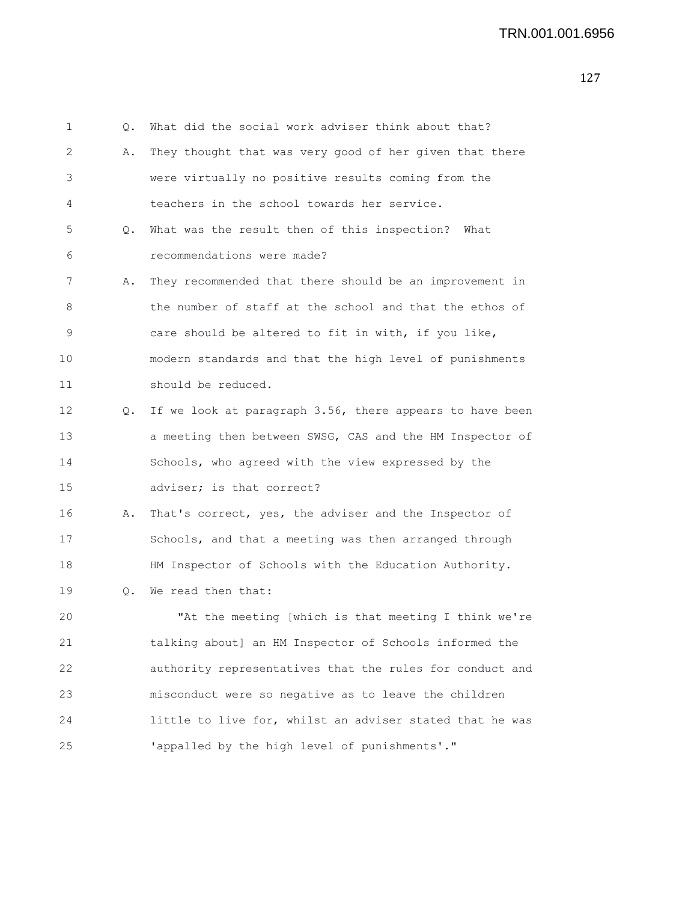Q. What did the social work adviser think about that?

A. They thought that was very good of her given that there were virtually no positive results coming from the teachers in the school towards her service.

Q. What was the result then of this inspection? What recommendations were made?

A. They recommended that there should be an improvement in the number of staff at the school and that the ethos of care should be altered to fit in with, if you like, modern standards and that the high level of punishments should be reduced.

Q. If we look at paragraph 3.56, there appears to have been a meeting then between SWSG, CAS and the HM Inspector of Schools, who agreed with the view expressed by the adviser; is that correct?

A. That's correct, yes, the adviser and the Inspector of Schools, and that a meeting was then arranged through HM Inspector of Schools with the Education Authority.

Q. We read then that:

"At the meeting [which is that meeting I think we're talking about] an HM Inspector of Schools informed the authority representatives that the rules for conduct and misconduct were so negative as to leave the children little to live for, whilst an adviser stated that he was 'appalled by the high level of punishments'."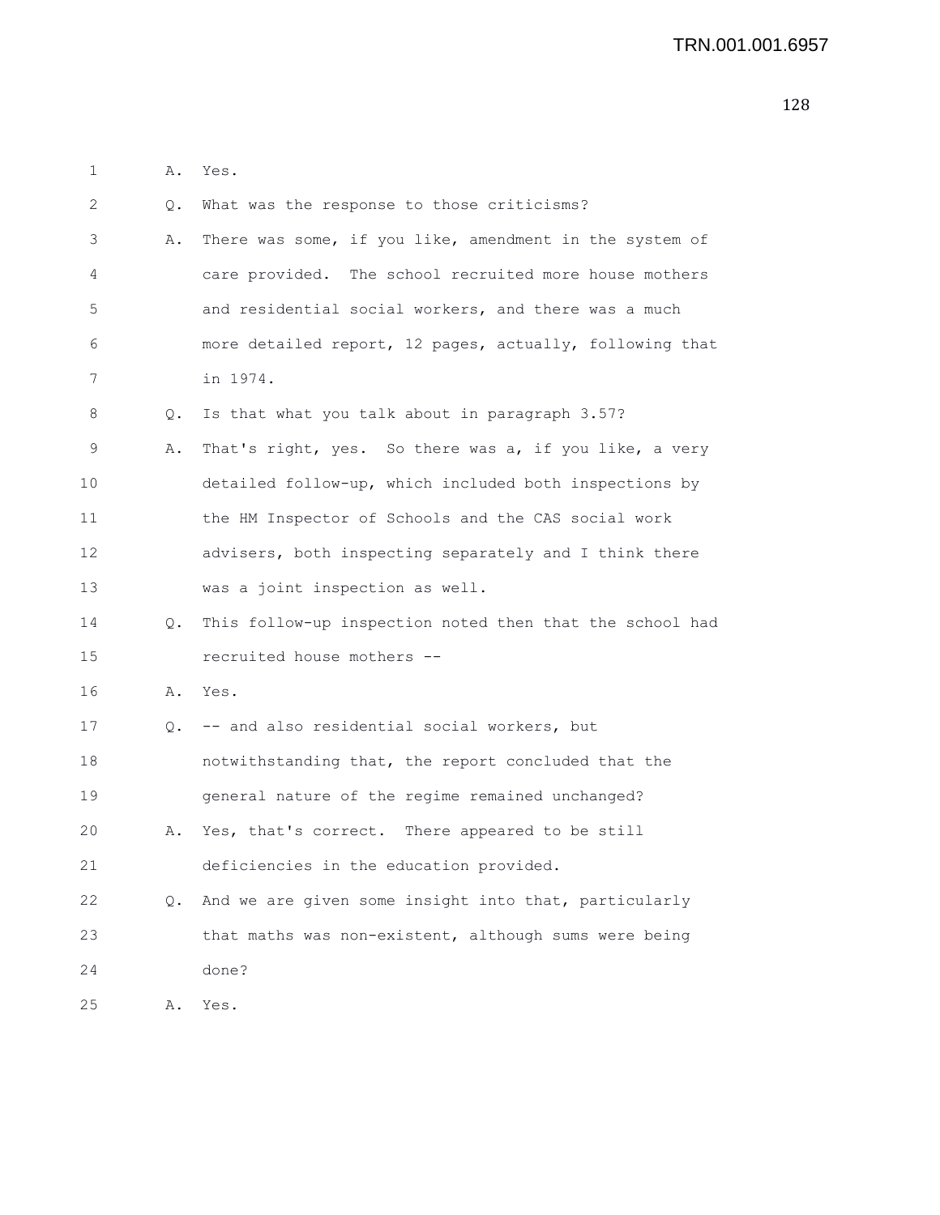A. Yes.

Q. What was the response to those criticisms?

A. There was some, if you like, amendment in the system of care provided. The school recruited more house mothers and residential social workers, and there was a much more detailed report, 12 pages, actually, following that in 1974.

Q. Is that what you talk about in paragraph 3.57?

A. That's right, yes. So there was a, if you like, a very detailed follow-up, which included both inspections by the HM Inspector of Schools and the CAS social work advisers, both inspecting separately and I think there was a joint inspection as well.

Q. This follow-up inspection noted then that the school had recruited house mothers --

A. Yes.

Q. -- and also residential social workers, but notwithstanding that, the report concluded that the general nature of the regime remained unchanged?

A. Yes, that's correct. There appeared to be still deficiencies in the education provided.

Q. And we are given some insight into that, particularly that maths was non-existent, although sums were being done?

A. Yes.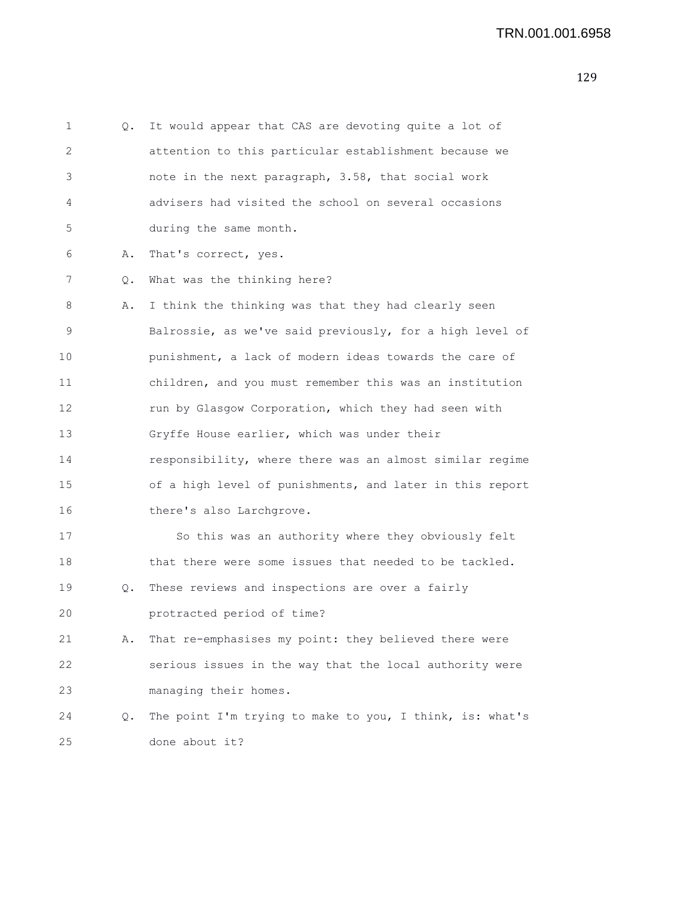Q. It would appear that CAS are devoting quite a lot of attention to this particular establishment because we note in the next paragraph, 3.58, that social work advisers had visited the school on several occasions during the same month.

A. That's correct, yes.

Q. What was the thinking here?

A. I think the thinking was that they had clearly seen Balrossie, as we've said previously, for a high level of punishment, a lack of modern ideas towards the care of children, and you must remember this was an institution run by Glasgow Corporation, which they had seen with Gryffe House earlier, which was under their responsibility, where there was an almost similar regime of a high level of punishments, and later in this report there's also Larchgrove.

So this was an authority where they obviously felt that there were some issues that needed to be tackled.

Q. These reviews and inspections are over a fairly protracted period of time?

A. That re-emphasises my point: they believed there were serious issues in the way that the local authority were managing their homes.

Q. The point I'm trying to make to you, I think, is: what's done about it?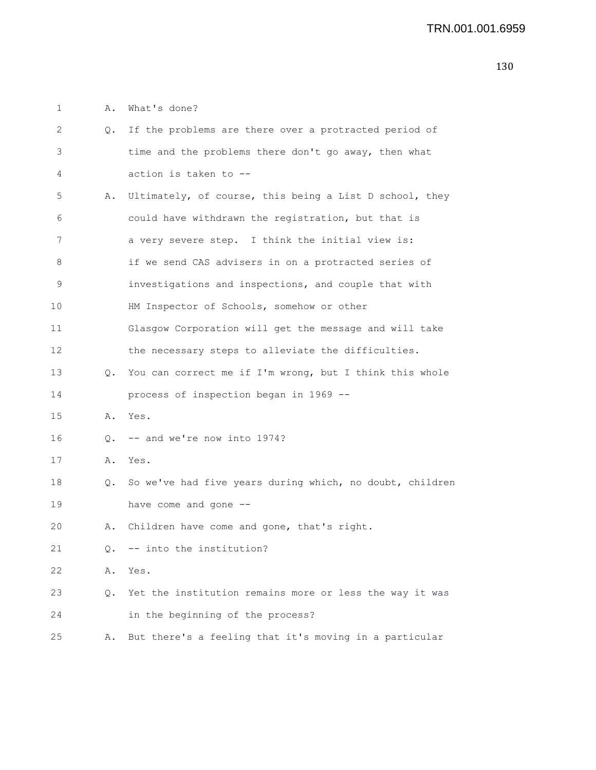1 A. What's done?

2 Q. If the problems are there over a protracted period of

3 time and the problems there don't go away, then what

4 action is taken to --

5 A. Ultimately, of course, this being a List D school, they

6 could have withdrawn the registration, but that is

7 a very severe step. I think the initial view is:

8 if we send CAS advisers in on a protracted series of

9 investigations and inspections, and couple that with

10 HM Inspector of Schools, somehow or other

11 Glasgow Corporation will get the message and will take

12 the necessary steps to alleviate the difficulties.

13 Q. You can correct me if I'm wrong, but I think this whole

14 process of inspection began in 1969 --

15 A. Yes.

16 Q. -- and we're now into 1974?

17 A. Yes.

18 Q. So we've had five years during which, no doubt, children

19 have come and gone --

20 A. Children have come and gone, that's right.

21 Q. -- into the institution?

22 A. Yes.

23 Q. Yet the institution remains more or less the way it was

24 in the beginning of the process?

25 A. But there's a feeling that it's moving in a particular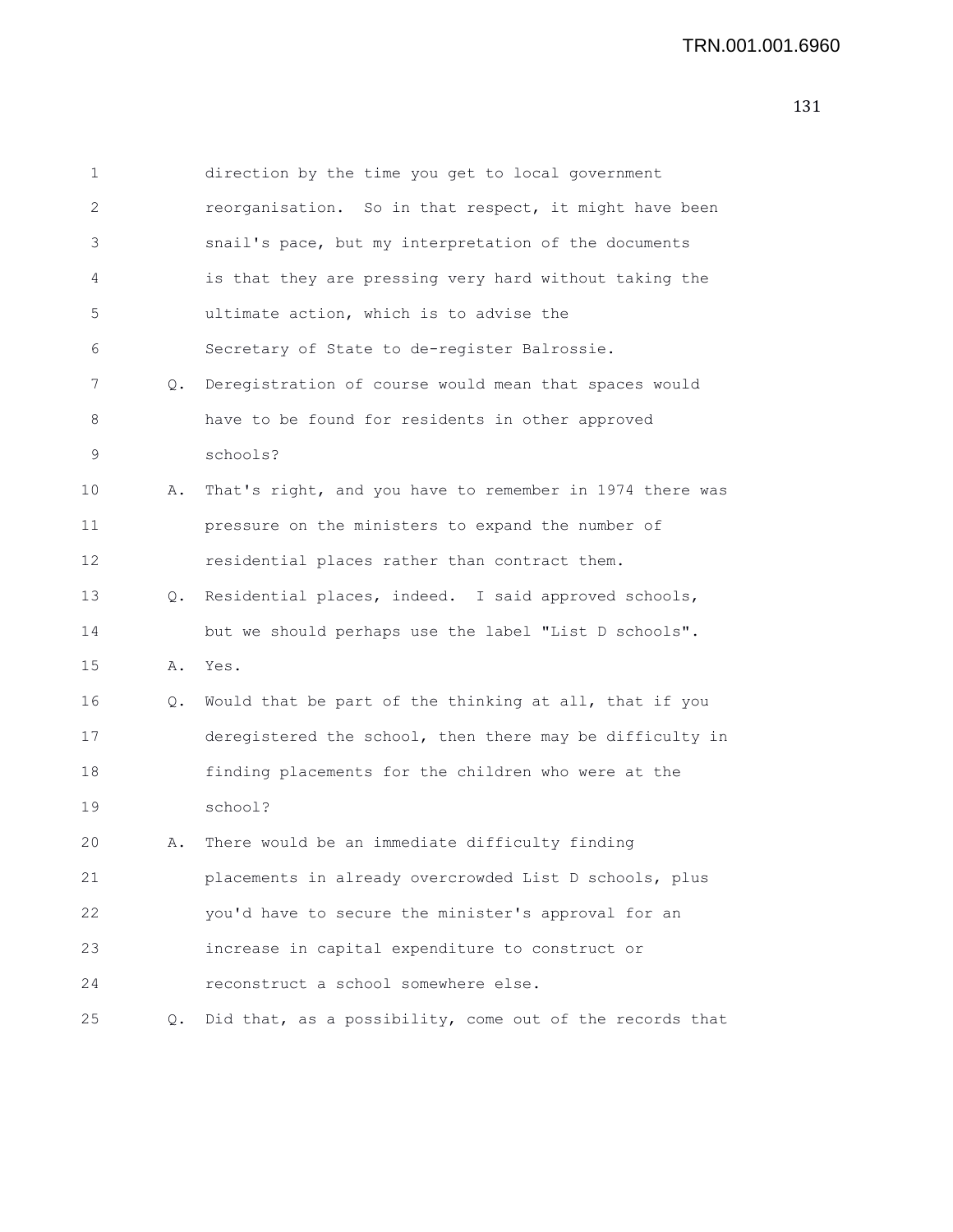direction by the time you get to local government reorganisation. So in that respect, it might have been snail's pace, but my interpretation of the documents is that they are pressing very hard without taking the ultimate action, which is to advise the Secretary of State to de-register Balrossie.

Q. Deregistration of course would mean that spaces would have to be found for residents in other approved schools?

A. That's right, and you have to remember in 1974 there was pressure on the ministers to expand the number of residential places rather than contract them.

Q. Residential places, indeed. I said approved schools, but we should perhaps use the label "List D schools".

A. Yes.

Q. Would that be part of the thinking at all, that if you deregistered the school, then there may be difficulty in finding placements for the children who were at the school?

A. There would be an immediate difficulty finding placements in already overcrowded List D schools, plus you'd have to secure the minister's approval for an increase in capital expenditure to construct or reconstruct a school somewhere else.

Q. Did that, as a possibility, come out of the records that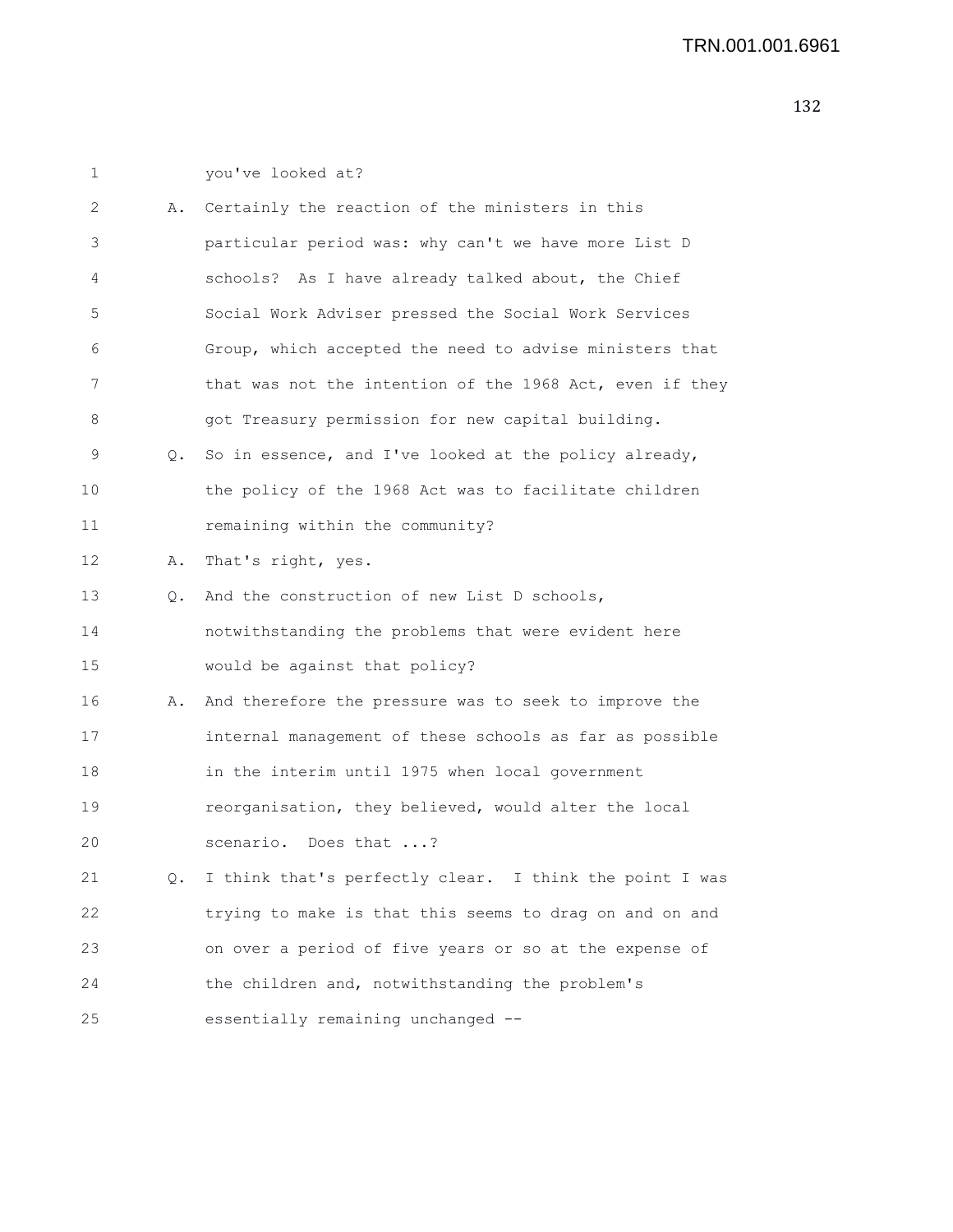1 you've looked at?

2 A. Certainly the reaction of the ministers in this

3 particular period was: why can't we have more List D

4 schools? As I have already talked about, the Chief

5 Social Work Adviser pressed the Social Work Services

6 Group, which accepted the need to advise ministers that

7 that was not the intention of the 1968 Act, even if they

8 got Treasury permission for new capital building.

9 Q. So in essence, and I've looked at the policy already,

10 the policy of the 1968 Act was to facilitate children

11 remaining within the community?

12 A. That's right, yes.

13 Q. And the construction of new List D schools,

14 notwithstanding the problems that were evident here

15 would be against that policy?

16 A. And therefore the pressure was to seek to improve the

17 internal management of these schools as far as possible

18 in the interim until 1975 when local government

19 reorganisation, they believed, would alter the local

20 scenario. Does that ...?

21 Q. I think that's perfectly clear. I think the point I was

22 trying to make is that this seems to drag on and on and

23 on over a period of five years or so at the expense of

24 the children and, notwithstanding the problem's

25 essentially remaining unchanged --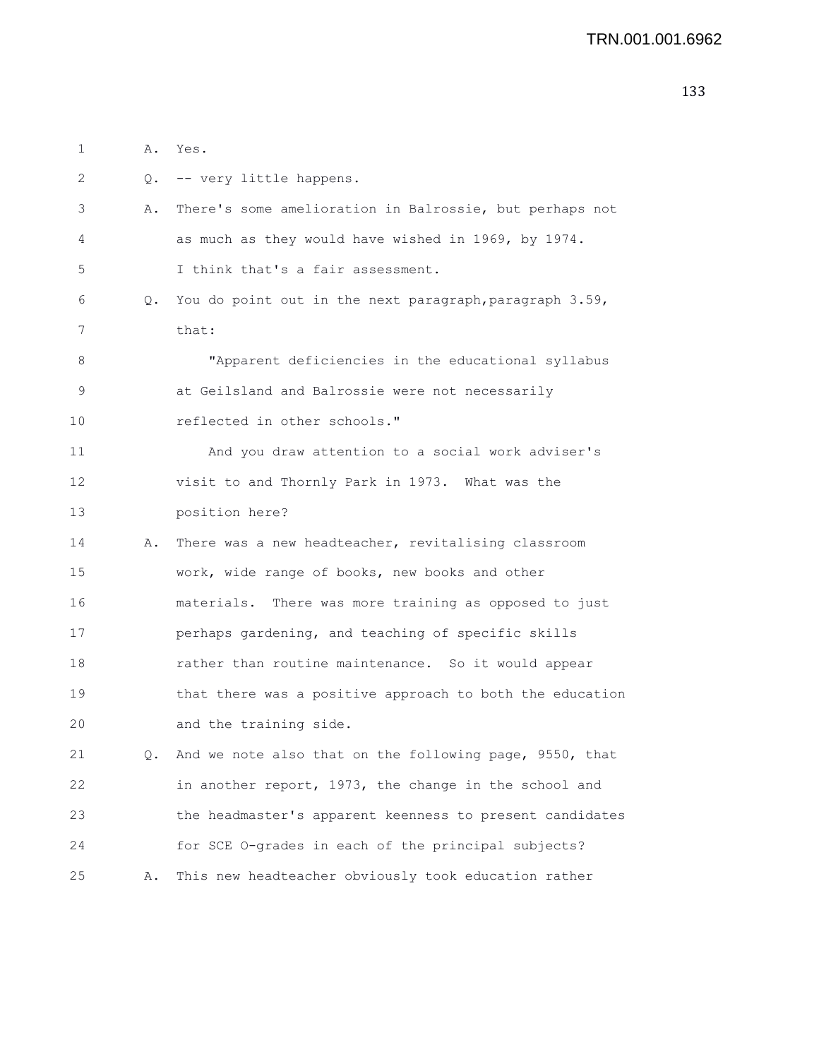1 A. Yes.

2 Q. -- very little happens.

3 A. There's some amelioration in Balrossie, but perhaps not

4 as much as they would have wished in 1969, by 1974.

5 I think that's a fair assessment.

6 Q. You do point out in the next paragraph,paragraph 3.59,

7 that:

8 "Apparent deficiencies in the educational syllabus

9 at Geilsland and Balrossie were not necessarily

10 reflected in other schools."

11 And you draw attention to a social work adviser's

12 visit to and Thornly Park in 1973. What was the

13 position here?

14 A. There was a new headteacher, revitalising classroom

15 work, wide range of books, new books and other

16 materials. There was more training as opposed to just

17 perhaps gardening, and teaching of specific skills

18 rather than routine maintenance. So it would appear

19 that there was a positive approach to both the education

20 and the training side.

21 Q. And we note also that on the following page, 9550, that

22 in another report, 1973, the change in the school and

23 the headmaster's apparent keenness to present candidates

24 for SCE O-grades in each of the principal subjects?

25 A. This new headteacher obviously took education rather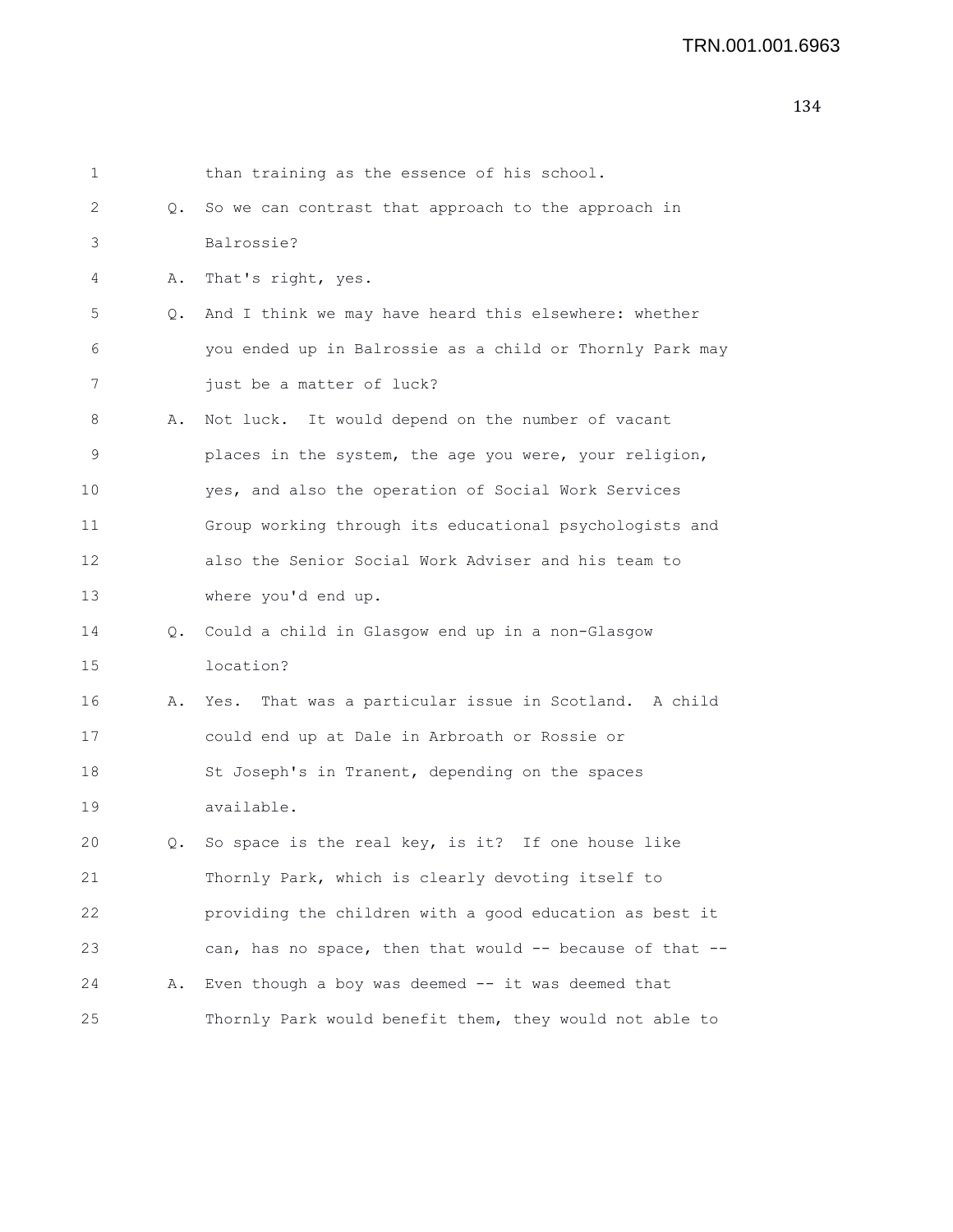1 than training as the essence of his school.

2 Q. So we can contrast that approach to the approach in

3 Balrossie?

4 A. That's right, yes.

5 Q. And I think we may have heard this elsewhere: whether

6 you ended up in Balrossie as a child or Thornly Park may

7 just be a matter of luck?

8 A. Not luck. It would depend on the number of vacant

9 places in the system, the age you were, your religion,

10 yes, and also the operation of Social Work Services

11 Group working through its educational psychologists and

12 also the Senior Social Work Adviser and his team to

13 where you'd end up.

14 Q. Could a child in Glasgow end up in a non-Glasgow

15 location?

16 A. Yes. That was a particular issue in Scotland. A child

17 could end up at Dale in Arbroath or Rossie or

18 St Joseph's in Tranent, depending on the spaces

19 available.

20 Q. So space is the real key, is it? If one house like

21 Thornly Park, which is clearly devoting itself to

22 providing the children with a good education as best it

23 can, has no space, then that would -- because of that --

24 A. Even though a boy was deemed -- it was deemed that

25 Thornly Park would benefit them, they would not able to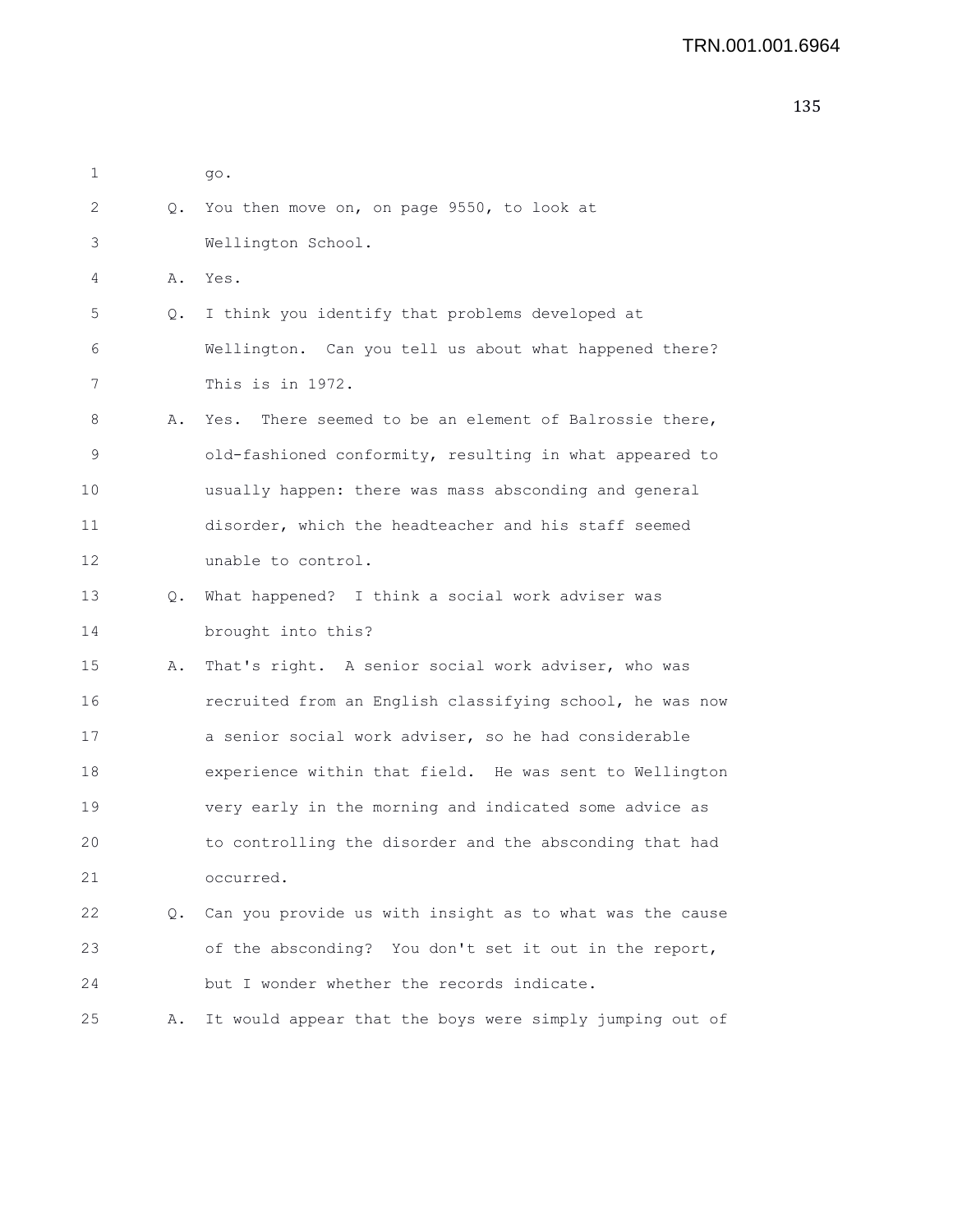go.

Q. You then move on, on page 9550, to look at Wellington School.

A. Yes.

Q. I think you identify that problems developed at Wellington. Can you tell us about what happened there? This is in 1972.

A. Yes. There seemed to be an element of Balrossie there, old-fashioned conformity, resulting in what appeared to usually happen: there was mass absconding and general disorder, which the headteacher and his staff seemed unable to control.

Q. What happened? I think a social work adviser was brought into this?

A. That's right. A senior social work adviser, who was recruited from an English classifying school, he was now a senior social work adviser, so he had considerable experience within that field. He was sent to Wellington very early in the morning and indicated some advice as to controlling the disorder and the absconding that had occurred.

Q. Can you provide us with insight as to what was the cause of the absconding? You don't set it out in the report, but I wonder whether the records indicate.

A. It would appear that the boys were simply jumping out of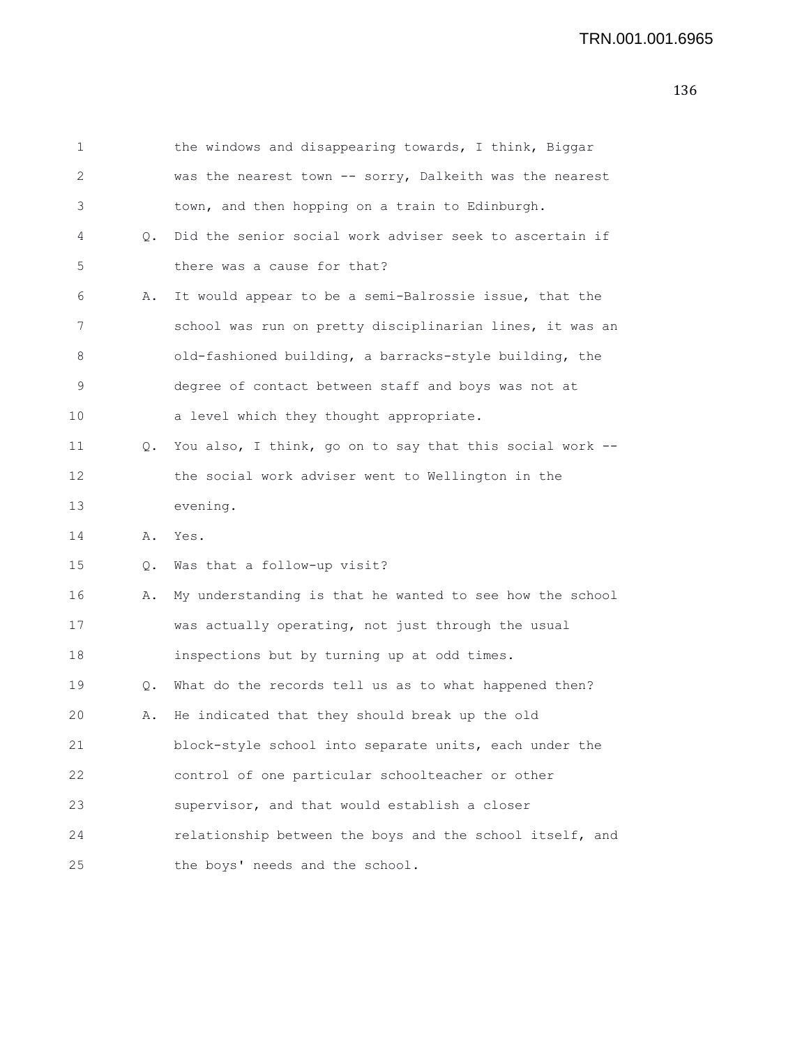1 the windows and disappearing towards, I think, Biggar
2 was the nearest town -- sorry, Dalkeith was the nearest
3 town, and then hopping on a train to Edinburgh.
4 Q. Did the senior social work adviser seek to ascertain if
5 there was a cause for that?
6 A. It would appear to be a semi-Balrossie issue, that the
7 school was run on pretty disciplinarian lines, it was an
8 old-fashioned building, a barracks-style building, the
9 degree of contact between staff and boys was not at
10 a level which they thought appropriate.
11 Q. You also, I think, go on to say that this social work --
12 the social work adviser went to Wellington in the
13 evening.
14 A. Yes.
15 Q. Was that a follow-up visit?
16 A. My understanding is that he wanted to see how the school
17 was actually operating, not just through the usual
18 inspections but by turning up at odd times.
19 Q. What do the records tell us as to what happened then?
20 A. He indicated that they should break up the old
21 block-style school into separate units, each under the
22 control of one particular schoolteacher or other
23 supervisor, and that would establish a closer
24 relationship between the boys and the school itself, and
25 the boys' needs and the school.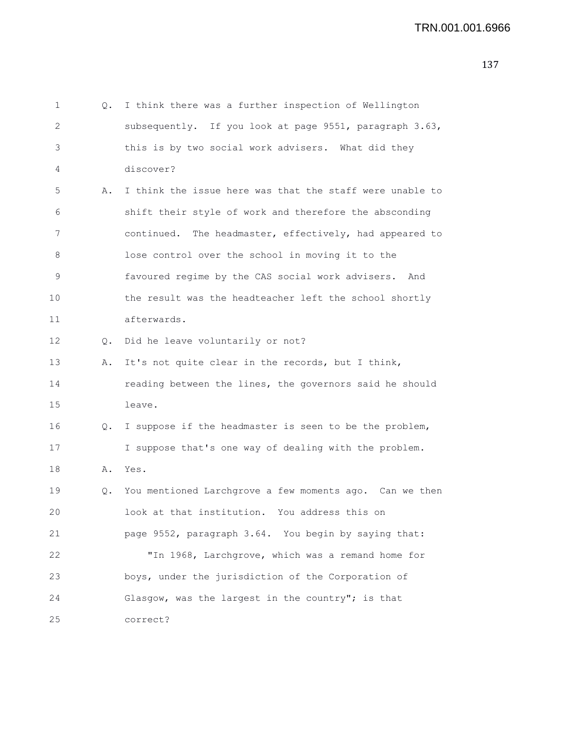Q. I think there was a further inspection of Wellington subsequently. If you look at page 9551, paragraph 3.63, this is by two social work advisers. What did they discover?

A. I think the issue here was that the staff were unable to shift their style of work and therefore the absconding continued. The headmaster, effectively, had appeared to lose control over the school in moving it to the favoured regime by the CAS social work advisers. And the result was the headteacher left the school shortly afterwards.

Q. Did he leave voluntarily or not?

A. It's not quite clear in the records, but I think, reading between the lines, the governors said he should leave.

Q. I suppose if the headmaster is seen to be the problem, I suppose that's one way of dealing with the problem.

A. Yes.

Q. You mentioned Larchgrove a few moments ago. Can we then look at that institution. You address this on page 9552, paragraph 3.64. You begin by saying that:

"In 1968, Larchgrove, which was a remand home for boys, under the jurisdiction of the Corporation of Glasgow, was the largest in the country"; is that correct?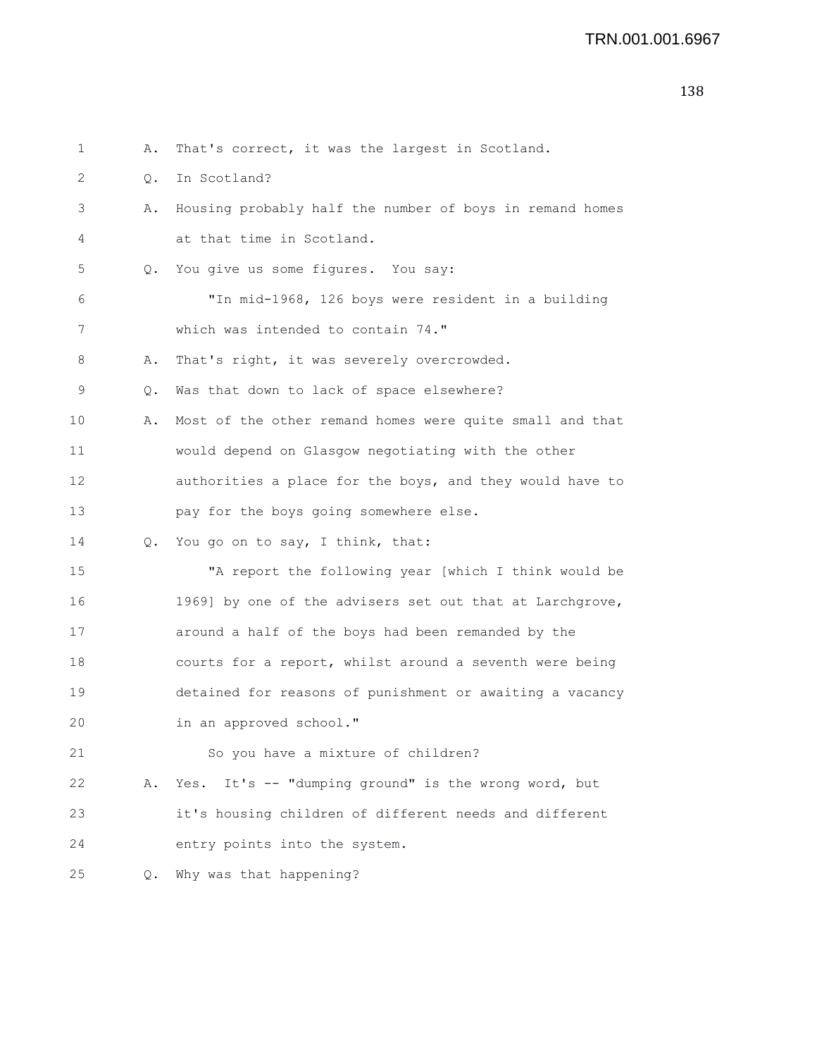1 A. That's correct, it was the largest in Scotland.

2 Q. In Scotland?

3 A. Housing probably half the number of boys in remand homes
4 at that time in Scotland.

5 Q. You give us some figures. You say:

6 "In mid-1968, 126 boys were resident in a building
7 which was intended to contain 74."

8 A. That's right, it was severely overcrowded.

9 Q. Was that down to lack of space elsewhere?

10 A. Most of the other remand homes were quite small and that
11 would depend on Glasgow negotiating with the other
12 authorities a place for the boys, and they would have to
13 pay for the boys going somewhere else.

14 Q. You go on to say, I think, that:

15 "A report the following year [which I think would be
16 1969] by one of the advisers set out that at Larchgrove,
17 around a half of the boys had been remanded by the
18 courts for a report, whilst around a seventh were being
19 detained for reasons of punishment or awaiting a vacancy
20 in an approved school."

21 So you have a mixture of children?

22 A. Yes. It's -- "dumping ground" is the wrong word, but
23 it's housing children of different needs and different
24 entry points into the system.

25 Q. Why was that happening?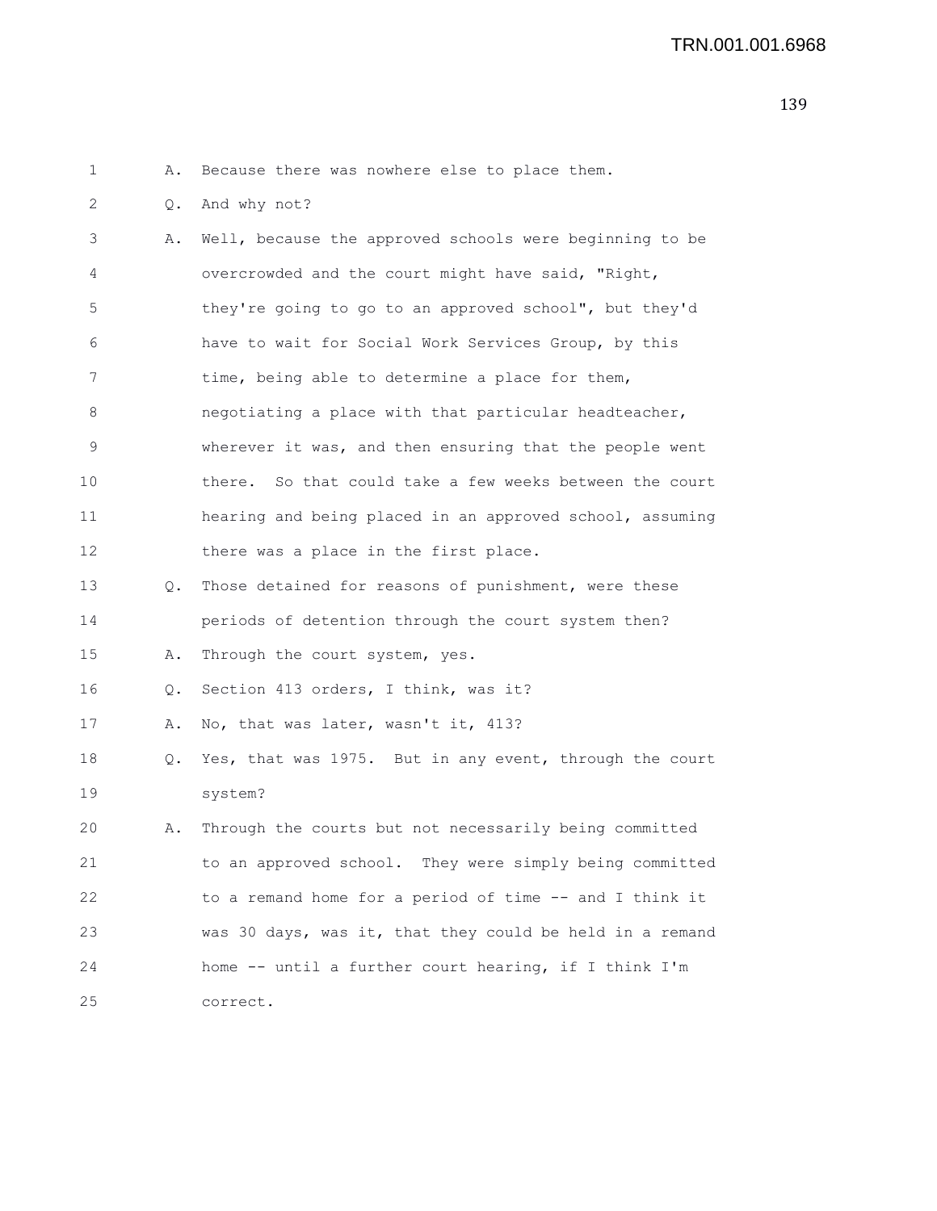1 A. Because there was nowhere else to place them.

2 Q. And why not?

3 A. Well, because the approved schools were beginning to be
4 overcrowded and the court might have said, "Right,
5 they're going to go to an approved school", but they'd
6 have to wait for Social Work Services Group, by this
7 time, being able to determine a place for them,
8 negotiating a place with that particular headteacher,
9 wherever it was, and then ensuring that the people went
10 there. So that could take a few weeks between the court
11 hearing and being placed in an approved school, assuming
12 there was a place in the first place.

13 Q. Those detained for reasons of punishment, were these
14 periods of detention through the court system then?

15 A. Through the court system, yes.

16 Q. Section 413 orders, I think, was it?

17 A. No, that was later, wasn't it, 413?

18 Q. Yes, that was 1975. But in any event, through the court
19 system?

20 A. Through the courts but not necessarily being committed
21 to an approved school. They were simply being committed
22 to a remand home for a period of time -- and I think it
23 was 30 days, was it, that they could be held in a remand
24 home -- until a further court hearing, if I think I'm
25 correct.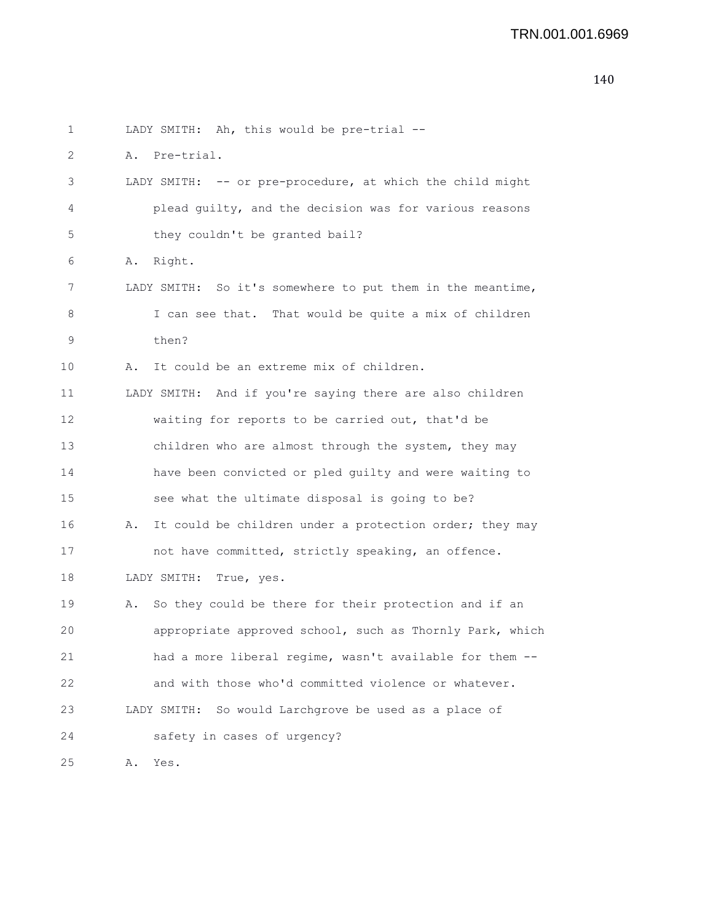1 LADY SMITH: Ah, this would be pre-trial --

2 A. Pre-trial.

3 LADY SMITH: -- or pre-procedure, at which the child might

4 plead guilty, and the decision was for various reasons

5 they couldn't be granted bail?

6 A. Right.

7 LADY SMITH: So it's somewhere to put them in the meantime,

8 I can see that. That would be quite a mix of children

9 then?

10 A. It could be an extreme mix of children.

11 LADY SMITH: And if you're saying there are also children

12 waiting for reports to be carried out, that'd be

13 children who are almost through the system, they may

14 have been convicted or pled guilty and were waiting to

15 see what the ultimate disposal is going to be?

16 A. It could be children under a protection order; they may

17 not have committed, strictly speaking, an offence.

18 LADY SMITH: True, yes.

19 A. So they could be there for their protection and if an

20 appropriate approved school, such as Thornly Park, which

21 had a more liberal regime, wasn't available for them --

22 and with those who'd committed violence or whatever.

23 LADY SMITH: So would Larchgrove be used as a place of

24 safety in cases of urgency?

25 A. Yes.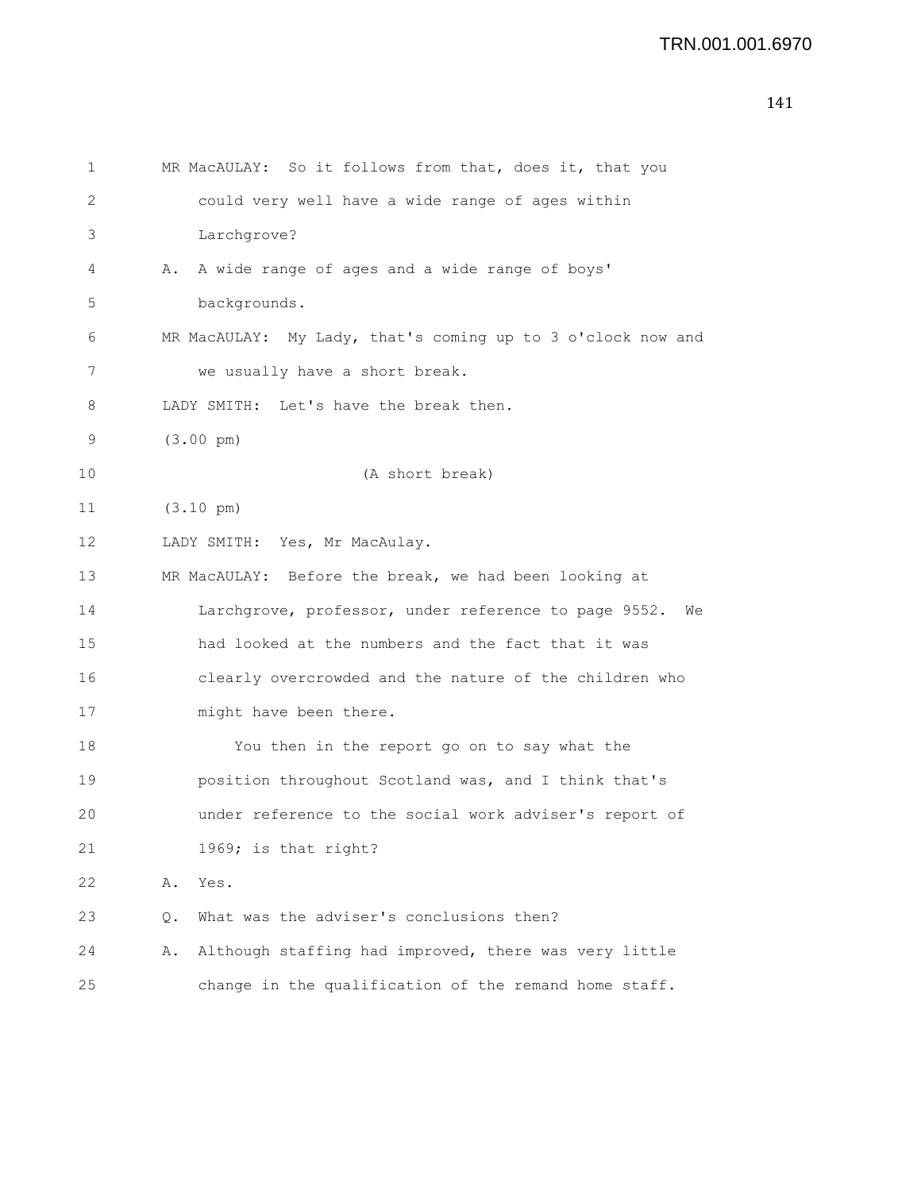MR MacAULAY: So it follows from that, does it, that you could very well have a wide range of ages within Larchgrove?

A. A wide range of ages and a wide range of boys' backgrounds.

MR MacAULAY: My Lady, that's coming up to 3 o'clock now and we usually have a short break.

LADY SMITH: Let's have the break then.

(3.00 pm)

(A short break)

(3.10 pm)

LADY SMITH: Yes, Mr MacAulay.

MR MacAULAY: Before the break, we had been looking at Larchgrove, professor, under reference to page 9552. We had looked at the numbers and the fact that it was clearly overcrowded and the nature of the children who might have been there.

You then in the report go on to say what the position throughout Scotland was, and I think that's under reference to the social work adviser's report of 1969; is that right?

A. Yes.

Q. What was the adviser's conclusions then?

A. Although staffing had improved, there was very little change in the qualification of the remand home staff.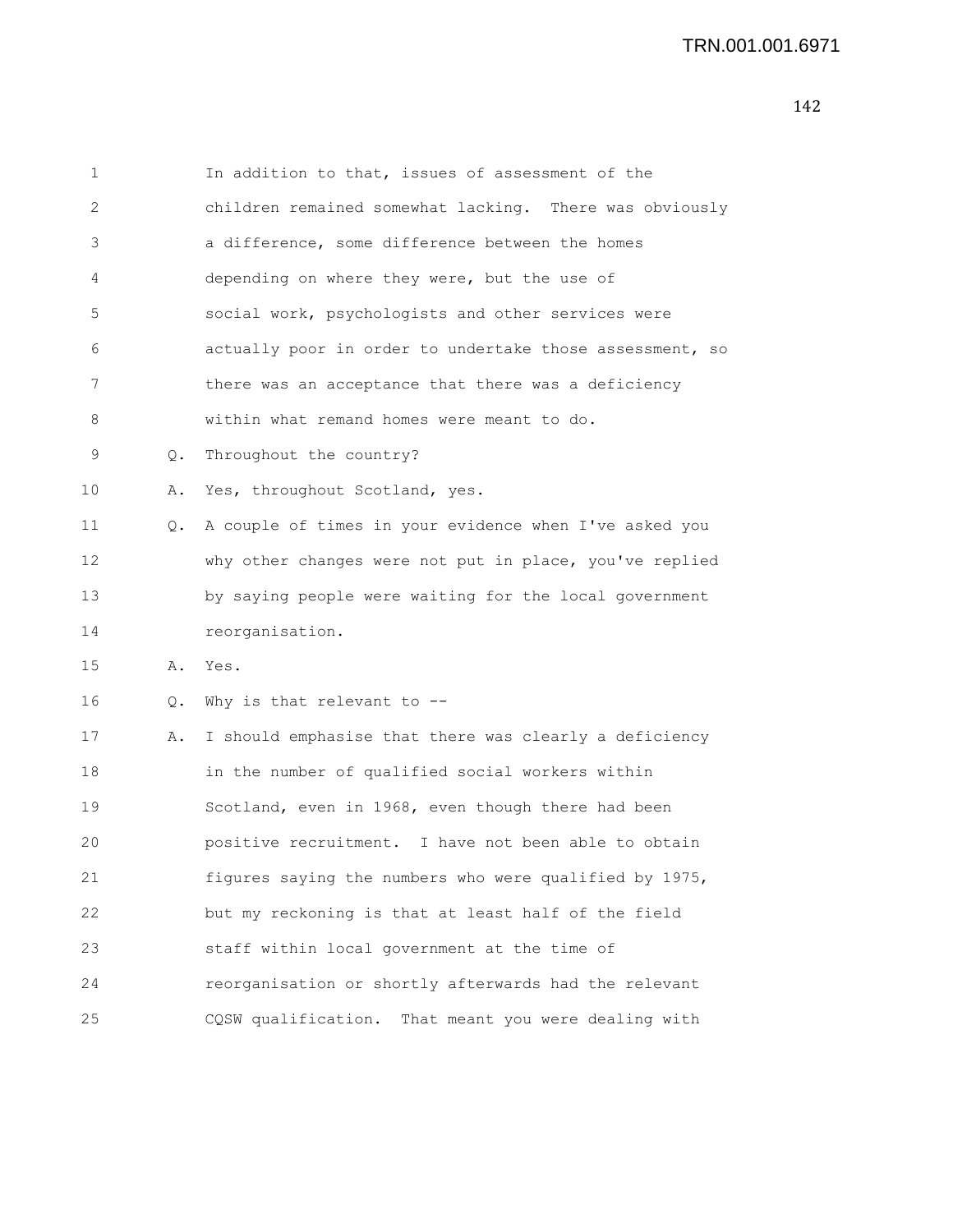1 In addition to that, issues of assessment of the
2 children remained somewhat lacking. There was obviously
3 a difference, some difference between the homes
4 depending on where they were, but the use of
5 social work, psychologists and other services were
6 actually poor in order to undertake those assessment, so
7 there was an acceptance that there was a deficiency
8 within what remand homes were meant to do.

9 Q. Throughout the country?

10 A. Yes, throughout Scotland, yes.

11 Q. A couple of times in your evidence when I've asked you
12 why other changes were not put in place, you've replied
13 by saying people were waiting for the local government
14 reorganisation.

15 A. Yes.

16 Q. Why is that relevant to --

17 A. I should emphasise that there was clearly a deficiency
18 in the number of qualified social workers within
19 Scotland, even in 1968, even though there had been
20 positive recruitment. I have not been able to obtain
21 figures saying the numbers who were qualified by 1975,
22 but my reckoning is that at least half of the field
23 staff within local government at the time of
24 reorganisation or shortly afterwards had the relevant
25 CQSW qualification. That meant you were dealing with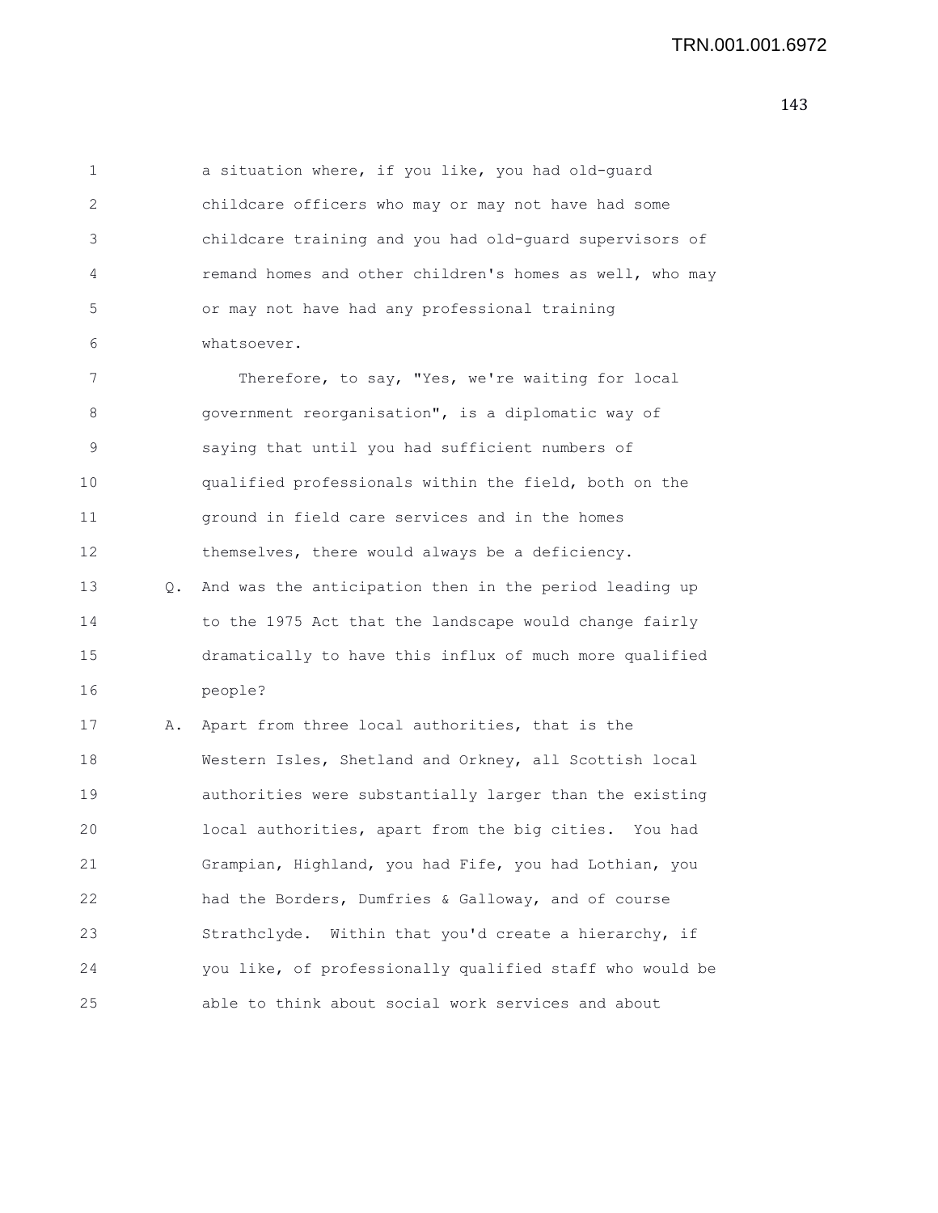a situation where, if you like, you had old-guard childcare officers who may or may not have had some childcare training and you had old-guard supervisors of remand homes and other children's homes as well, who may or may not have had any professional training whatsoever.

Therefore, to say, "Yes, we're waiting for local government reorganisation", is a diplomatic way of saying that until you had sufficient numbers of qualified professionals within the field, both on the ground in field care services and in the homes themselves, there would always be a deficiency.

Q. And was the anticipation then in the period leading up to the 1975 Act that the landscape would change fairly dramatically to have this influx of much more qualified people?

A. Apart from three local authorities, that is the Western Isles, Shetland and Orkney, all Scottish local authorities were substantially larger than the existing local authorities, apart from the big cities. You had Grampian, Highland, you had Fife, you had Lothian, you had the Borders, Dumfries & Galloway, and of course Strathclyde. Within that you'd create a hierarchy, if you like, of professionally qualified staff who would be able to think about social work services and about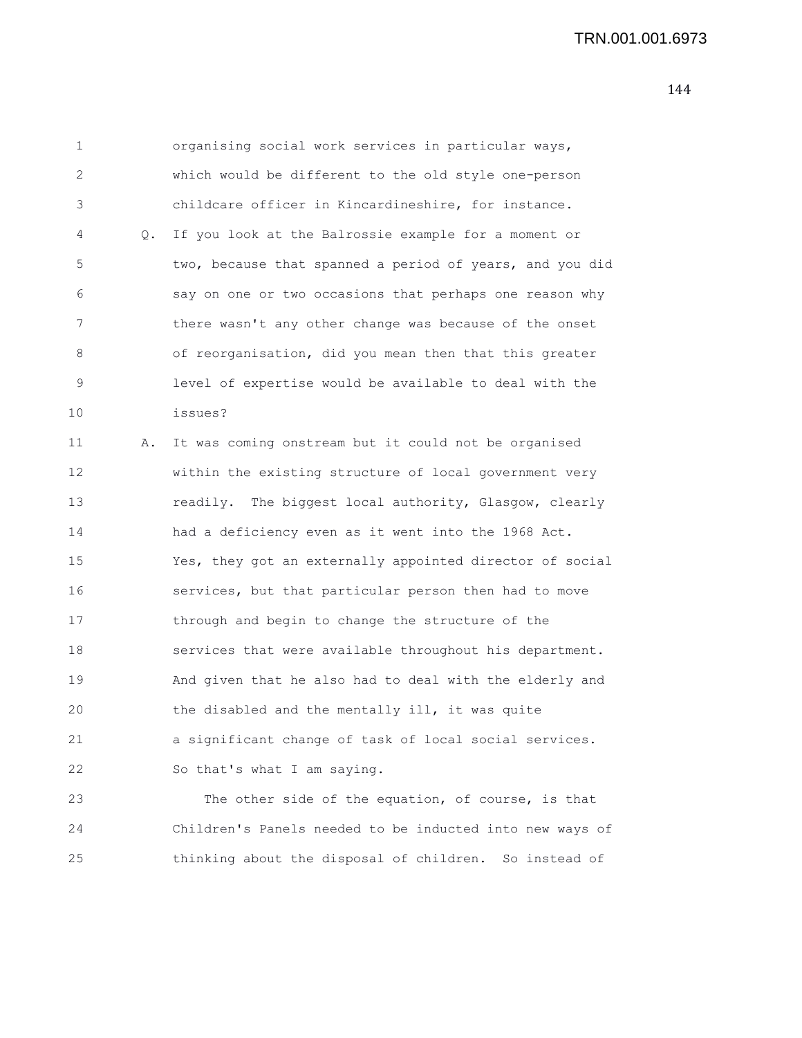organising social work services in particular ways, which would be different to the old style one-person childcare officer in Kincardineshire, for instance.

Q. If you look at the Balrossie example for a moment or two, because that spanned a period of years, and you did say on one or two occasions that perhaps one reason why there wasn't any other change was because of the onset of reorganisation, did you mean then that this greater level of expertise would be available to deal with the issues?

A. It was coming onstream but it could not be organised within the existing structure of local government very readily. The biggest local authority, Glasgow, clearly had a deficiency even as it went into the 1968 Act. Yes, they got an externally appointed director of social services, but that particular person then had to move through and begin to change the structure of the services that were available throughout his department. And given that he also had to deal with the elderly and the disabled and the mentally ill, it was quite a significant change of task of local social services. So that's what I am saying.

The other side of the equation, of course, is that Children's Panels needed to be inducted into new ways of thinking about the disposal of children. So instead of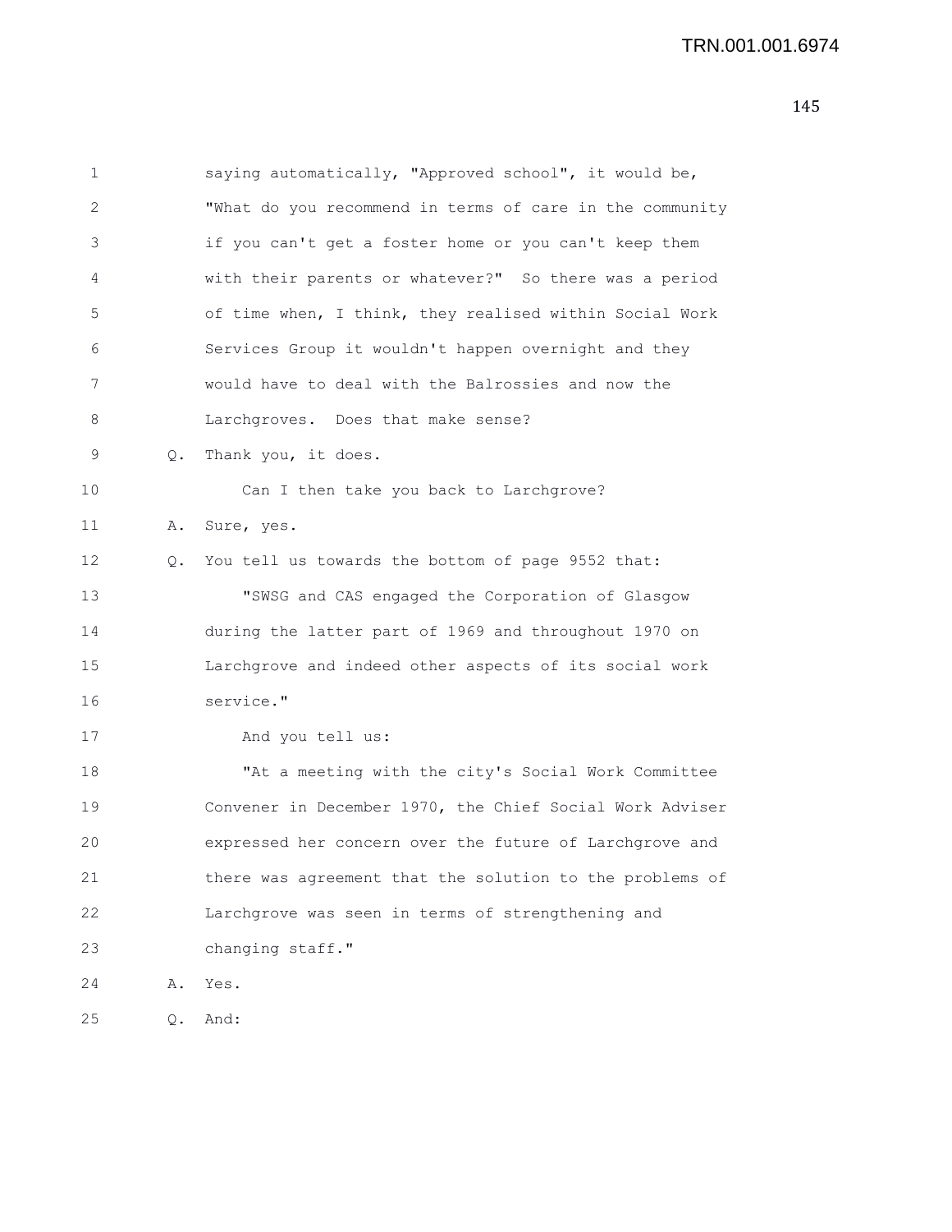1 saying automatically, "Approved school", it would be,
2 "What do you recommend in terms of care in the community
3 if you can't get a foster home or you can't keep them
4 with their parents or whatever?" So there was a period
5 of time when, I think, they realised within Social Work
6 Services Group it wouldn't happen overnight and they
7 would have to deal with the Balrossies and now the
8 Larchgroves. Does that make sense?

9 Q. Thank you, it does.

10 Can I then take you back to Larchgrove?

11 A. Sure, yes.

12 Q. You tell us towards the bottom of page 9552 that:

13 "SWSG and CAS engaged the Corporation of Glasgow
14 during the latter part of 1969 and throughout 1970 on
15 Larchgrove and indeed other aspects of its social work
16 service."

17 And you tell us:

18 "At a meeting with the city's Social Work Committee
19 Convener in December 1970, the Chief Social Work Adviser
20 expressed her concern over the future of Larchgrove and
21 there was agreement that the solution to the problems of
22 Larchgrove was seen in terms of strengthening and
23 changing staff."

24 A. Yes.

25 Q. And: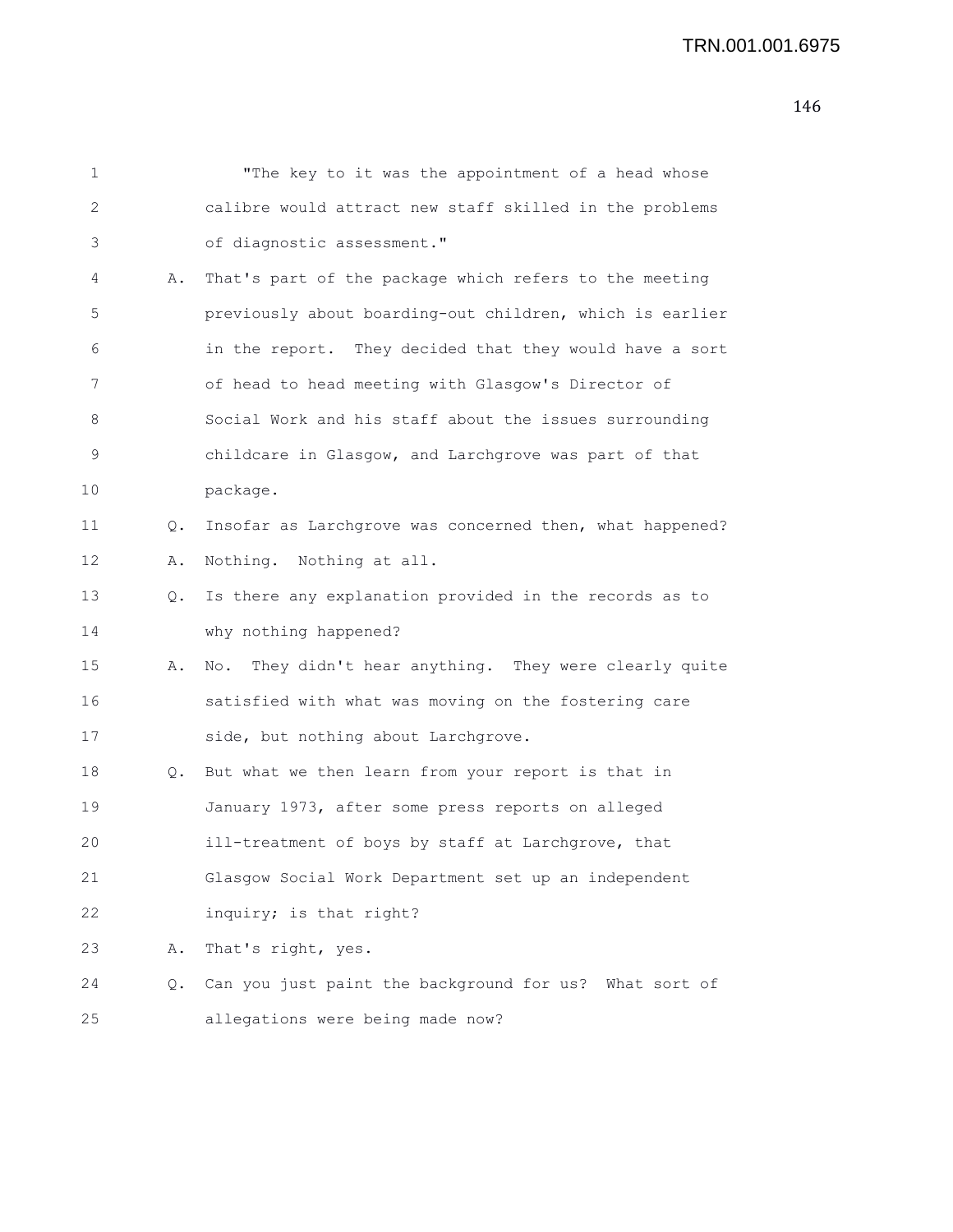"The key to it was the appointment of a head whose calibre would attract new staff skilled in the problems of diagnostic assessment."

A. That's part of the package which refers to the meeting previously about boarding-out children, which is earlier in the report. They decided that they would have a sort of head to head meeting with Glasgow's Director of Social Work and his staff about the issues surrounding childcare in Glasgow, and Larchgrove was part of that package.

Q. Insofar as Larchgrove was concerned then, what happened?

A. Nothing. Nothing at all.

Q. Is there any explanation provided in the records as to why nothing happened?

A. No. They didn't hear anything. They were clearly quite satisfied with what was moving on the fostering care side, but nothing about Larchgrove.

Q. But what we then learn from your report is that in January 1973, after some press reports on alleged ill-treatment of boys by staff at Larchgrove, that Glasgow Social Work Department set up an independent inquiry; is that right?

A. That's right, yes.

Q. Can you just paint the background for us? What sort of allegations were being made now?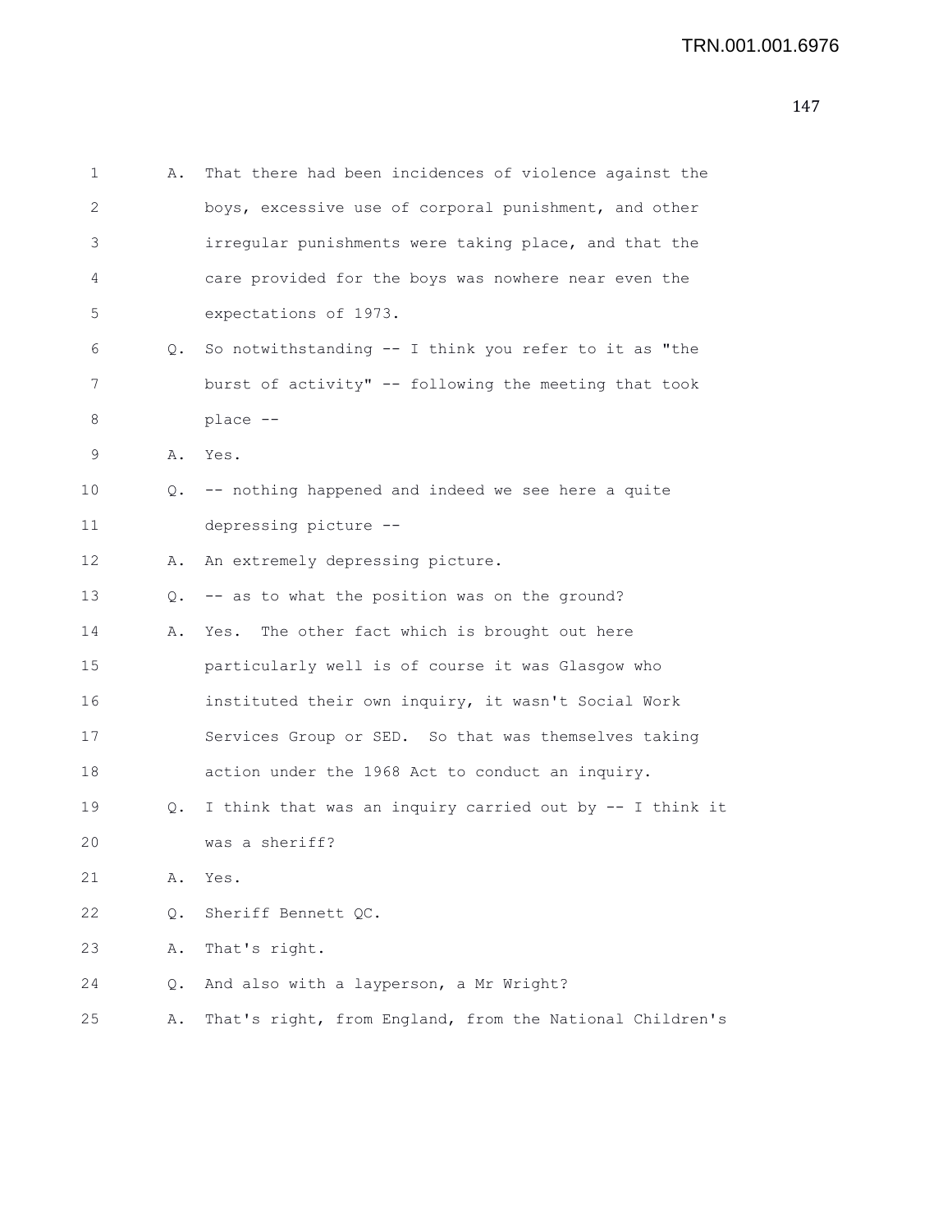1 A. That there had been incidences of violence against the
2 boys, excessive use of corporal punishment, and other
3 irregular punishments were taking place, and that the
4 care provided for the boys was nowhere near even the
5 expectations of 1973.
6 Q. So notwithstanding -- I think you refer to it as "the
7 burst of activity" -- following the meeting that took
8 place --
9 A. Yes.
10 Q. -- nothing happened and indeed we see here a quite
11 depressing picture --
12 A. An extremely depressing picture.
13 Q. -- as to what the position was on the ground?
14 A. Yes. The other fact which is brought out here
15 particularly well is of course it was Glasgow who
16 instituted their own inquiry, it wasn't Social Work
17 Services Group or SED. So that was themselves taking
18 action under the 1968 Act to conduct an inquiry.
19 Q. I think that was an inquiry carried out by -- I think it
20 was a sheriff?
21 A. Yes.
22 Q. Sheriff Bennett QC.
23 A. That's right.
24 Q. And also with a layperson, a Mr Wright?
25 A. That's right, from England, from the National Children's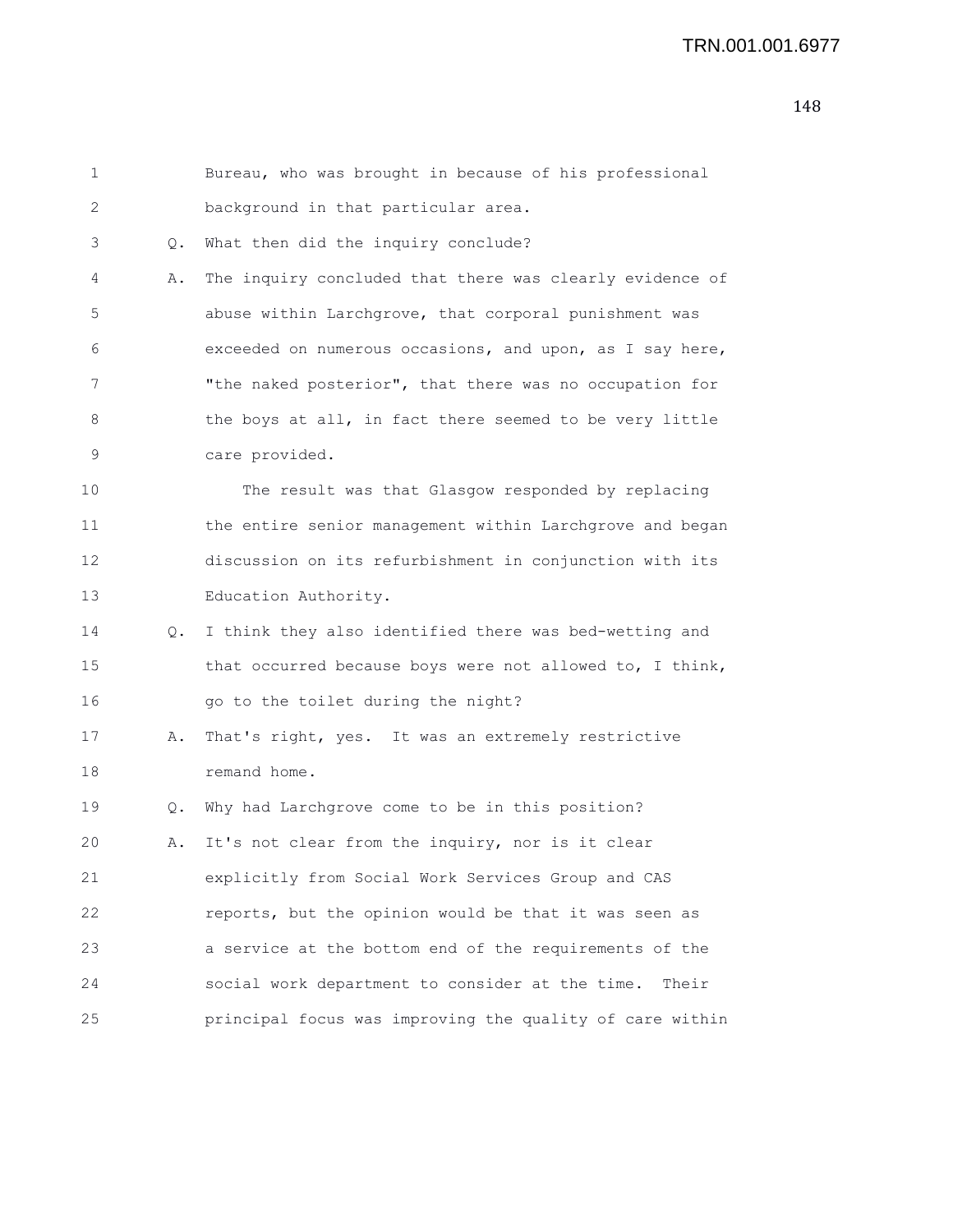Bureau, who was brought in because of his professional background in that particular area.

Q. What then did the inquiry conclude?

A. The inquiry concluded that there was clearly evidence of abuse within Larchgrove, that corporal punishment was exceeded on numerous occasions, and upon, as I say here, "the naked posterior", that there was no occupation for the boys at all, in fact there seemed to be very little care provided.

The result was that Glasgow responded by replacing the entire senior management within Larchgrove and began discussion on its refurbishment in conjunction with its Education Authority.

Q. I think they also identified there was bed-wetting and that occurred because boys were not allowed to, I think, go to the toilet during the night?

A. That's right, yes. It was an extremely restrictive remand home.

Q. Why had Larchgrove come to be in this position?

A. It's not clear from the inquiry, nor is it clear explicitly from Social Work Services Group and CAS reports, but the opinion would be that it was seen as a service at the bottom end of the requirements of the social work department to consider at the time. Their principal focus was improving the quality of care within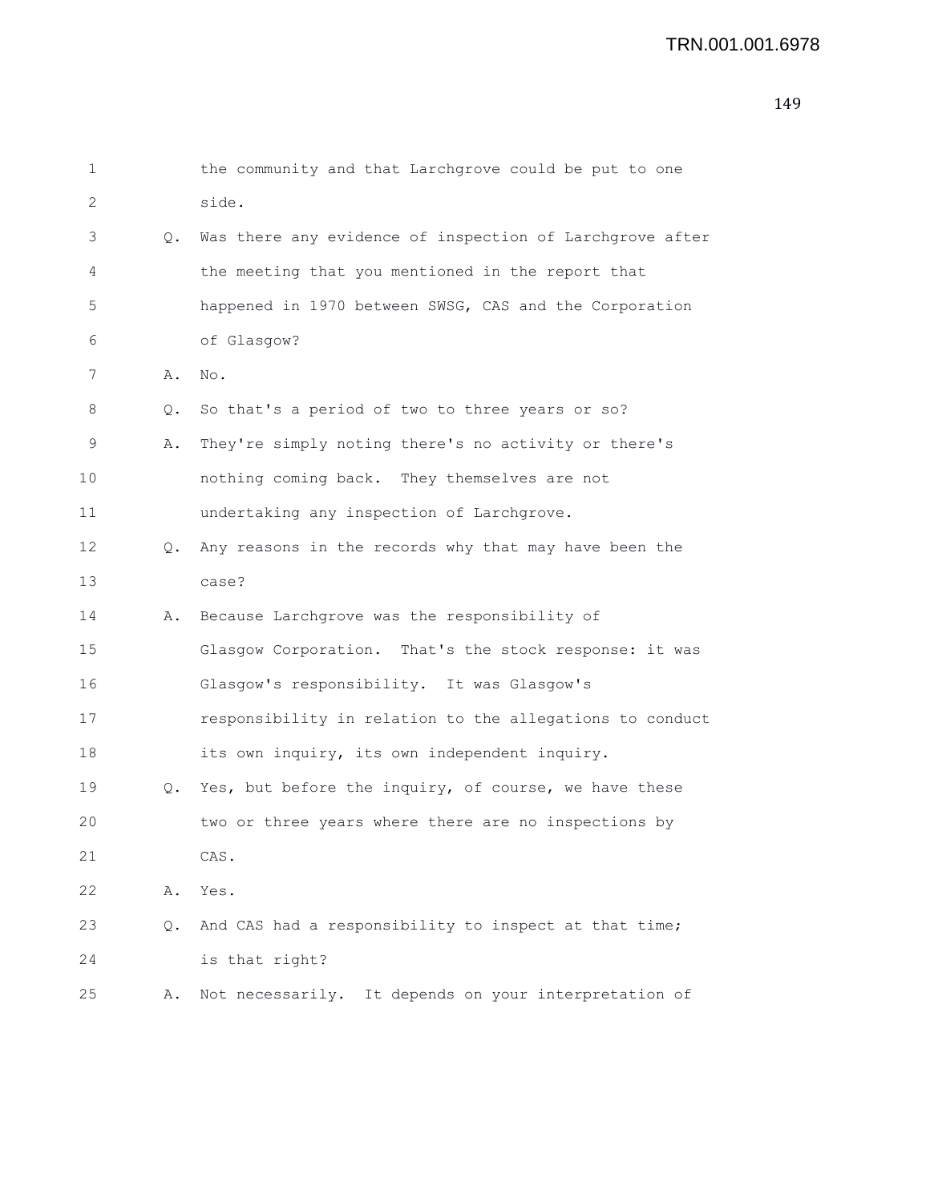1 the community and that Larchgrove could be put to one
2 side.
3 Q. Was there any evidence of inspection of Larchgrove after
4 the meeting that you mentioned in the report that
5 happened in 1970 between SWSG, CAS and the Corporation
6 of Glasgow?
7 A. No.
8 Q. So that's a period of two to three years or so?
9 A. They're simply noting there's no activity or there's
10 nothing coming back. They themselves are not
11 undertaking any inspection of Larchgrove.
12 Q. Any reasons in the records why that may have been the
13 case?
14 A. Because Larchgrove was the responsibility of
15 Glasgow Corporation. That's the stock response: it was
16 Glasgow's responsibility. It was Glasgow's
17 responsibility in relation to the allegations to conduct
18 its own inquiry, its own independent inquiry.
19 Q. Yes, but before the inquiry, of course, we have these
20 two or three years where there are no inspections by
21 CAS.
22 A. Yes.
23 Q. And CAS had a responsibility to inspect at that time;
24 is that right?
25 A. Not necessarily. It depends on your interpretation of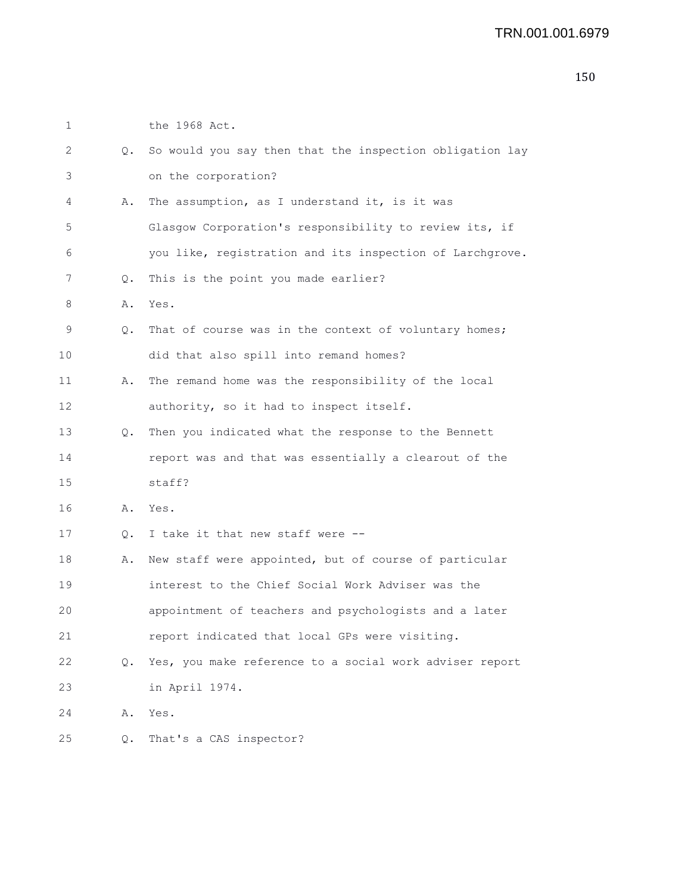1 the 1968 Act.

2 Q. So would you say then that the inspection obligation lay

3 on the corporation?

4 A. The assumption, as I understand it, is it was

5 Glasgow Corporation's responsibility to review its, if

6 you like, registration and its inspection of Larchgrove.

7 Q. This is the point you made earlier?

8 A. Yes.

9 Q. That of course was in the context of voluntary homes;

10 did that also spill into remand homes?

11 A. The remand home was the responsibility of the local

12 authority, so it had to inspect itself.

13 Q. Then you indicated what the response to the Bennett

14 report was and that was essentially a clearout of the

15 staff?

16 A. Yes.

17 Q. I take it that new staff were --

18 A. New staff were appointed, but of course of particular

19 interest to the Chief Social Work Adviser was the

20 appointment of teachers and psychologists and a later

21 report indicated that local GPs were visiting.

22 Q. Yes, you make reference to a social work adviser report

23 in April 1974.

24 A. Yes.

25 Q. That's a CAS inspector?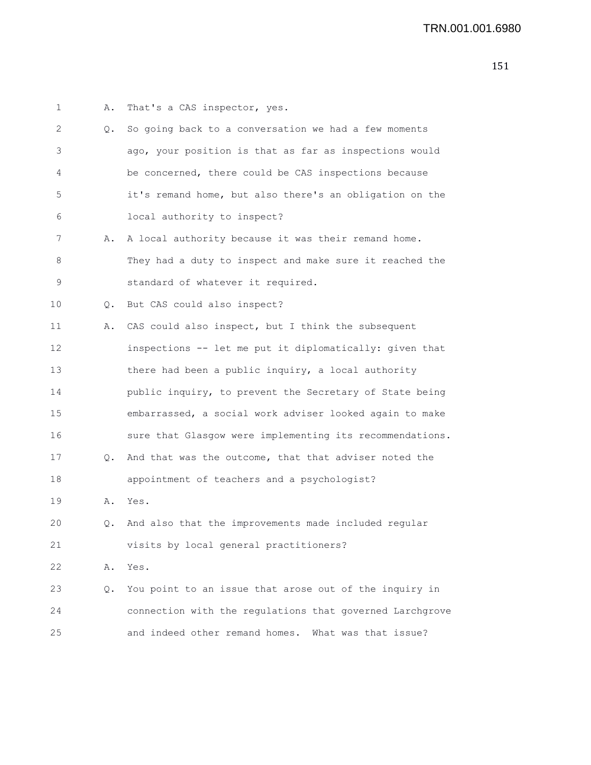A. That's a CAS inspector, yes.

Q. So going back to a conversation we had a few moments ago, your position is that as far as inspections would be concerned, there could be CAS inspections because it's remand home, but also there's an obligation on the local authority to inspect?

A. A local authority because it was their remand home. They had a duty to inspect and make sure it reached the standard of whatever it required.

Q. But CAS could also inspect?

A. CAS could also inspect, but I think the subsequent inspections -- let me put it diplomatically: given that there had been a public inquiry, a local authority public inquiry, to prevent the Secretary of State being embarrassed, a social work adviser looked again to make sure that Glasgow were implementing its recommendations.

Q. And that was the outcome, that that adviser noted the appointment of teachers and a psychologist?

A. Yes.

Q. And also that the improvements made included regular visits by local general practitioners?

A. Yes.

Q. You point to an issue that arose out of the inquiry in connection with the regulations that governed Larchgrove and indeed other remand homes. What was that issue?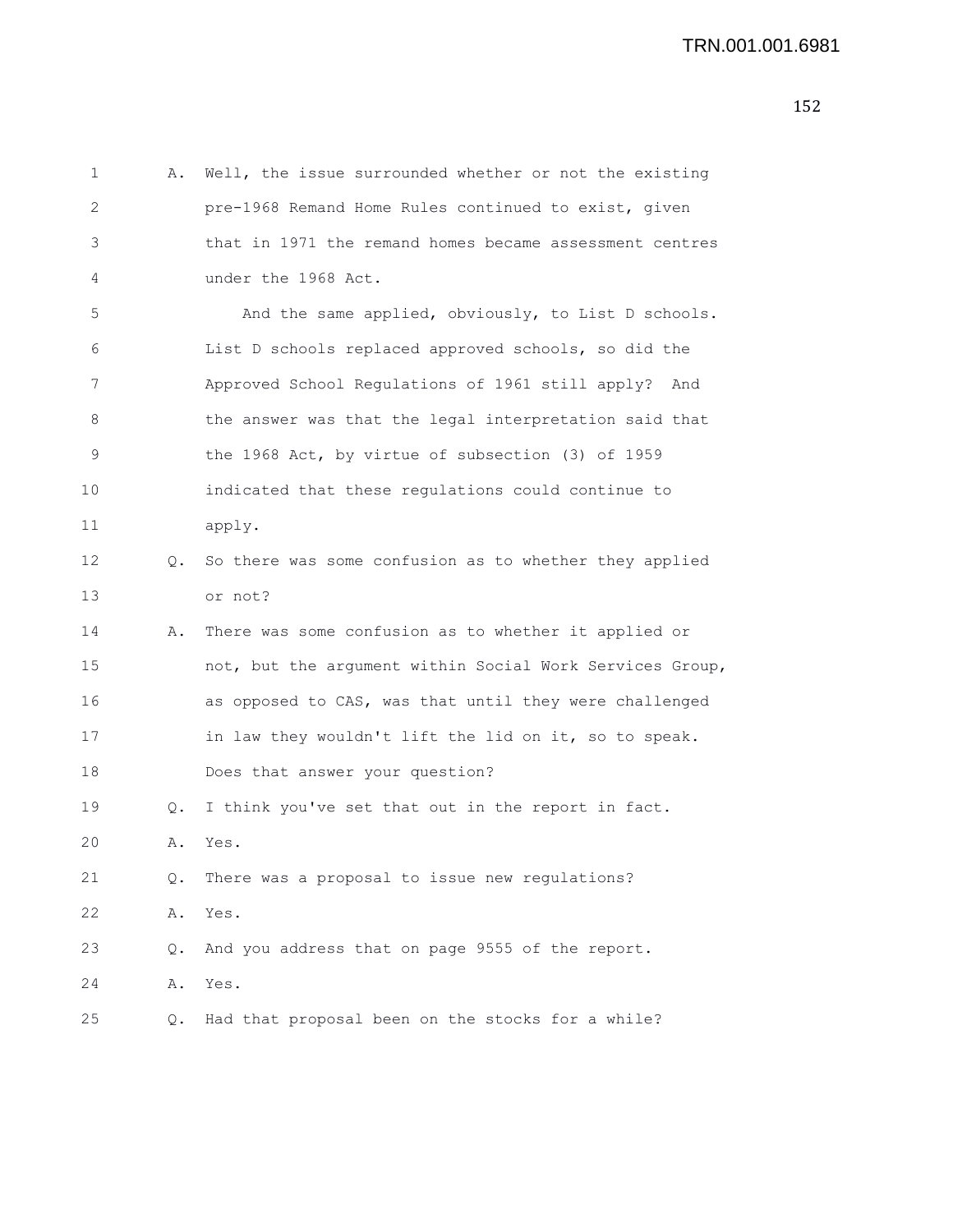A. Well, the issue surrounded whether or not the existing pre-1968 Remand Home Rules continued to exist, given that in 1971 the remand homes became assessment centres under the 1968 Act.

And the same applied, obviously, to List D schools. List D schools replaced approved schools, so did the Approved School Regulations of 1961 still apply? And the answer was that the legal interpretation said that the 1968 Act, by virtue of subsection (3) of 1959 indicated that these regulations could continue to apply.

Q. So there was some confusion as to whether they applied or not?

A. There was some confusion as to whether it applied or not, but the argument within Social Work Services Group, as opposed to CAS, was that until they were challenged in law they wouldn't lift the lid on it, so to speak. Does that answer your question?

Q. I think you've set that out in the report in fact.

A. Yes.

Q. There was a proposal to issue new regulations?

A. Yes.

Q. And you address that on page 9555 of the report.

A. Yes.

Q. Had that proposal been on the stocks for a while?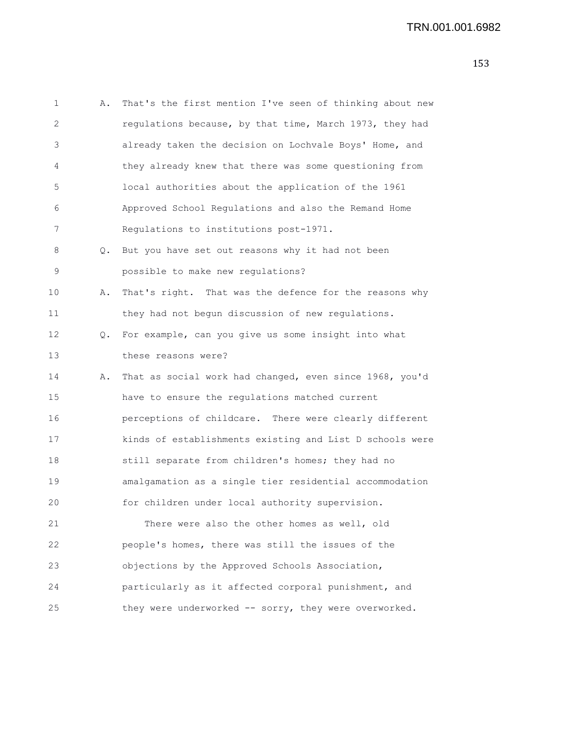1 A. That's the first mention I've seen of thinking about new
2 regulations because, by that time, March 1973, they had
3 already taken the decision on Lochvale Boys' Home, and
4 they already knew that there was some questioning from
5 local authorities about the application of the 1961
6 Approved School Regulations and also the Remand Home
7 Regulations to institutions post-1971.

8 Q. But you have set out reasons why it had not been
9 possible to make new regulations?

10 A. That's right. That was the defence for the reasons why
11 they had not begun discussion of new regulations.

12 Q. For example, can you give us some insight into what
13 these reasons were?

14 A. That as social work had changed, even since 1968, you'd
15 have to ensure the regulations matched current
16 perceptions of childcare. There were clearly different
17 kinds of establishments existing and List D schools were
18 still separate from children's homes; they had no
19 amalgamation as a single tier residential accommodation
20 for children under local authority supervision.

21 There were also the other homes as well, old
22 people's homes, there was still the issues of the
23 objections by the Approved Schools Association,
24 particularly as it affected corporal punishment, and
25 they were underworked -- sorry, they were overworked.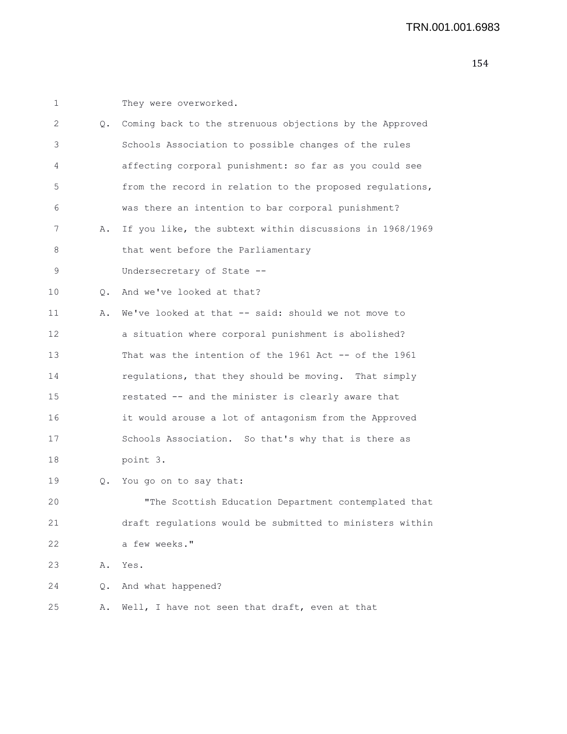1 They were overworked.

2 Q. Coming back to the strenuous objections by the Approved
3 Schools Association to possible changes of the rules
4 affecting corporal punishment: so far as you could see
5 from the record in relation to the proposed regulations,
6 was there an intention to bar corporal punishment?

7 A. If you like, the subtext within discussions in 1968/1969
8 that went before the Parliamentary
9 Undersecretary of State --

10 Q. And we've looked at that?

11 A. We've looked at that -- said: should we not move to
12 a situation where corporal punishment is abolished?
13 That was the intention of the 1961 Act -- of the 1961
14 regulations, that they should be moving. That simply
15 restated -- and the minister is clearly aware that
16 it would arouse a lot of antagonism from the Approved
17 Schools Association. So that's why that is there as
18 point 3.

19 Q. You go on to say that:

20 "The Scottish Education Department contemplated that
21 draft regulations would be submitted to ministers within
22 a few weeks."

23 A. Yes.

24 Q. And what happened?

25 A. Well, I have not seen that draft, even at that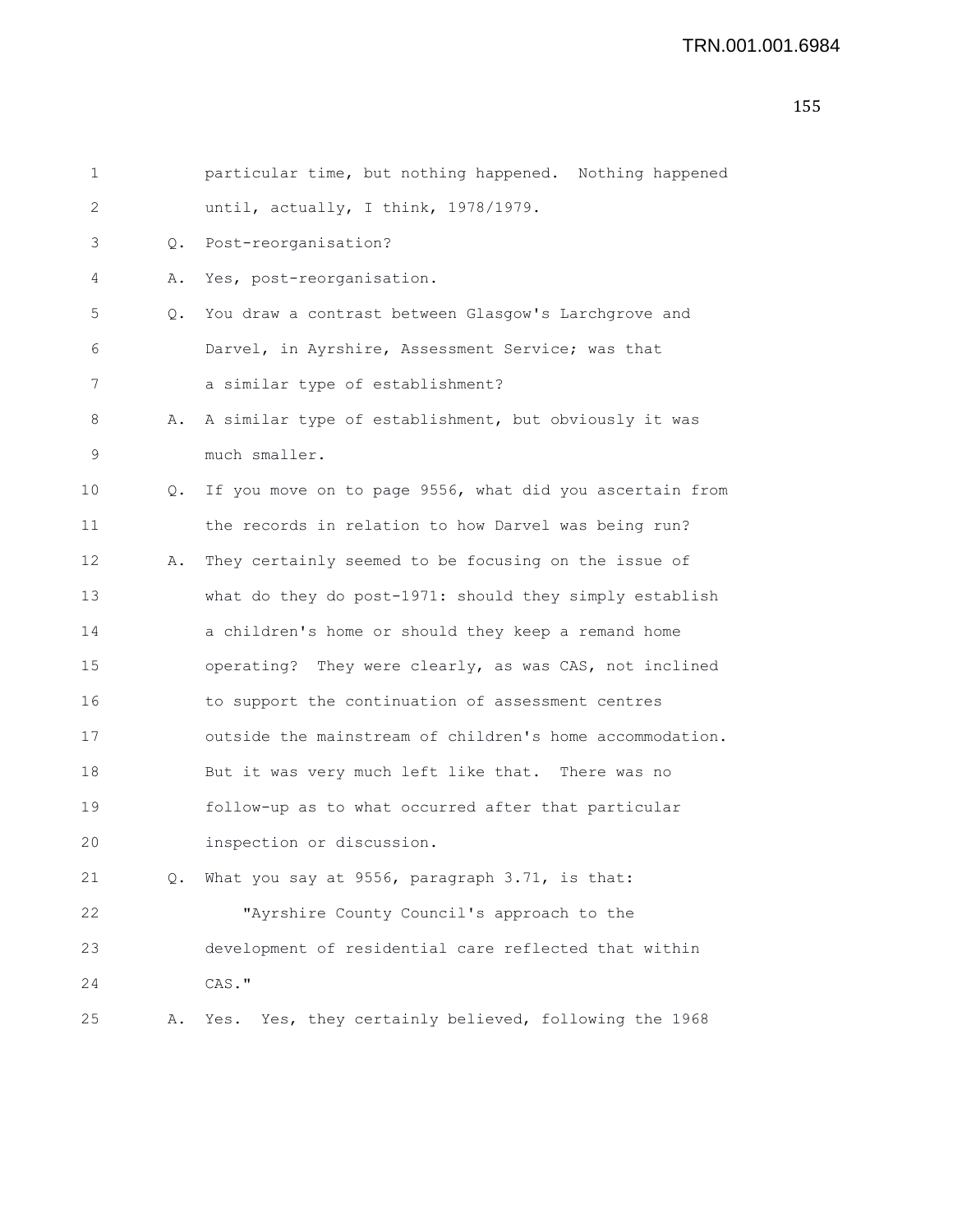particular time, but nothing happened. Nothing happened until, actually, I think, 1978/1979.

Q. Post-reorganisation?

A. Yes, post-reorganisation.

Q. You draw a contrast between Glasgow's Larchgrove and Darvel, in Ayrshire, Assessment Service; was that a similar type of establishment?

A. A similar type of establishment, but obviously it was much smaller.

Q. If you move on to page 9556, what did you ascertain from the records in relation to how Darvel was being run?

A. They certainly seemed to be focusing on the issue of what do they do post-1971: should they simply establish a children's home or should they keep a remand home operating? They were clearly, as was CAS, not inclined to support the continuation of assessment centres outside the mainstream of children's home accommodation. But it was very much left like that. There was no follow-up as to what occurred after that particular inspection or discussion.

Q. What you say at 9556, paragraph 3.71, is that:

"Ayrshire County Council's approach to the development of residential care reflected that within CAS."

A. Yes. Yes, they certainly believed, following the 1968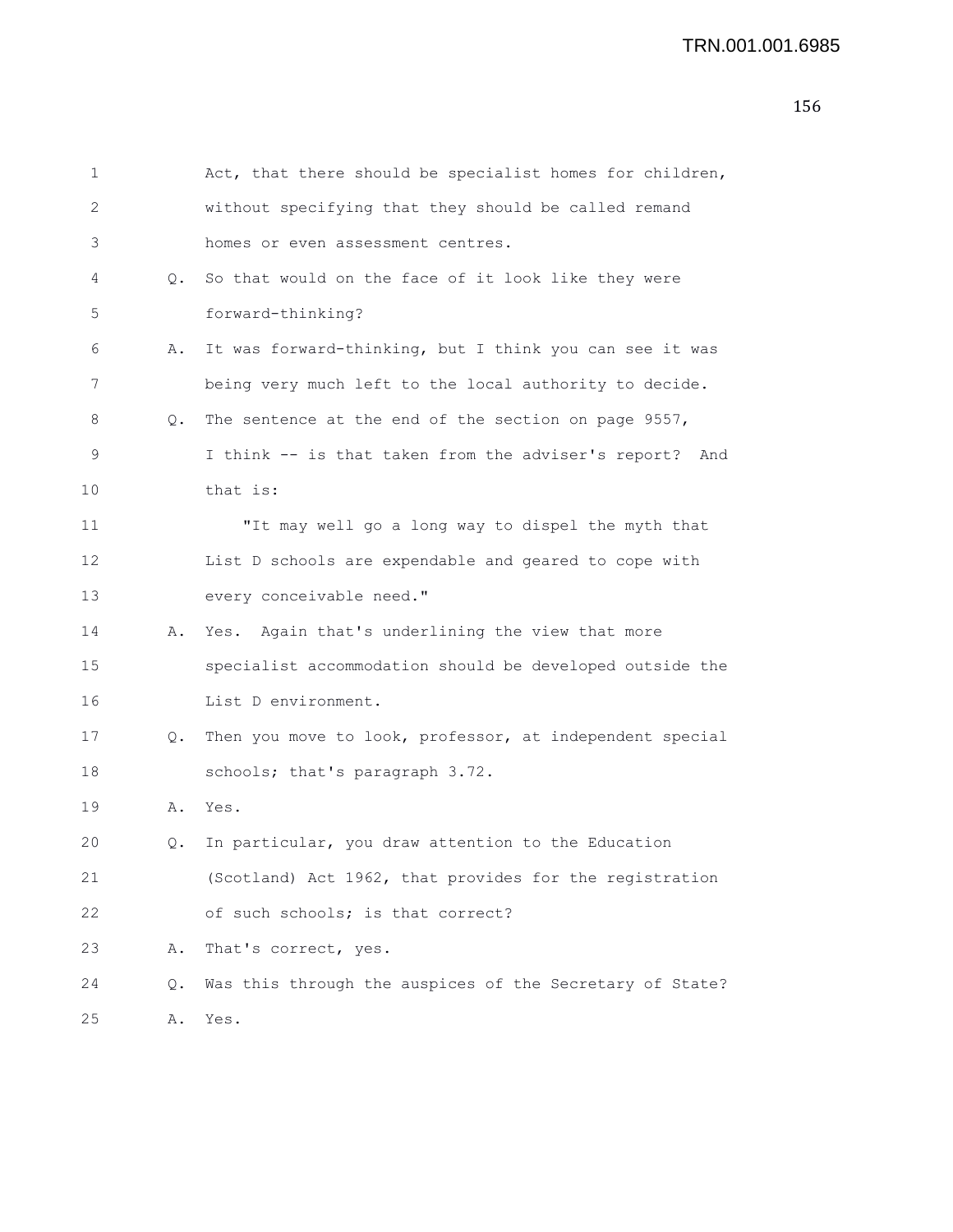1 Act, that there should be specialist homes for children,
2 without specifying that they should be called remand
3 homes or even assessment centres.
4 Q. So that would on the face of it look like they were
5 forward-thinking?
6 A. It was forward-thinking, but I think you can see it was
7 being very much left to the local authority to decide.
8 Q. The sentence at the end of the section on page 9557,
9 I think -- is that taken from the adviser's report? And
10 that is:
11 "It may well go a long way to dispel the myth that
12 List D schools are expendable and geared to cope with
13 every conceivable need."
14 A. Yes. Again that's underlining the view that more
15 specialist accommodation should be developed outside the
16 List D environment.
17 Q. Then you move to look, professor, at independent special
18 schools; that's paragraph 3.72.
19 A. Yes.
20 Q. In particular, you draw attention to the Education
21 (Scotland) Act 1962, that provides for the registration
22 of such schools; is that correct?
23 A. That's correct, yes.
24 Q. Was this through the auspices of the Secretary of State?
25 A. Yes.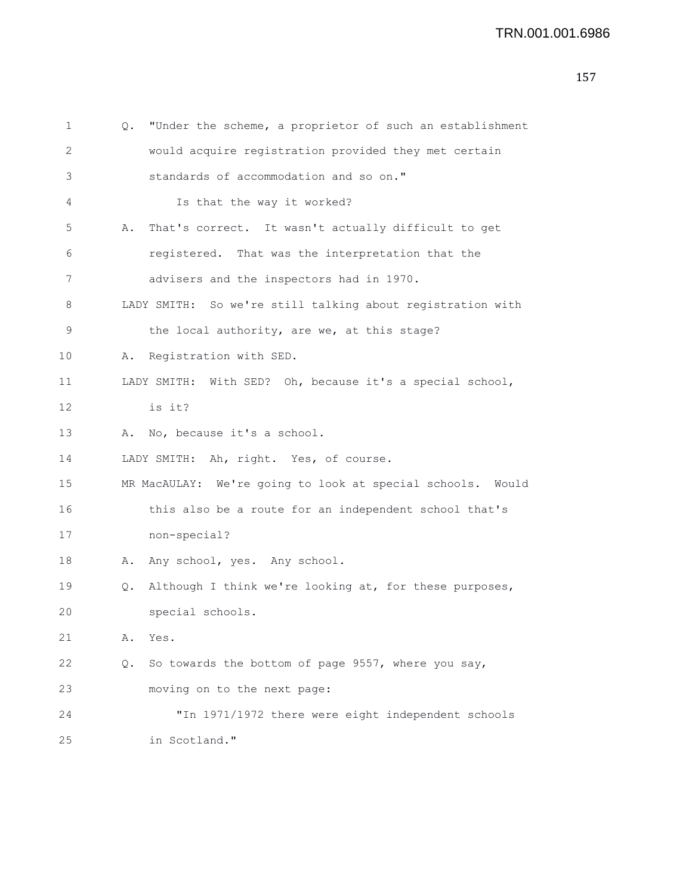1 Q. "Under the scheme, a proprietor of such an establishment
2 would acquire registration provided they met certain
3 standards of accommodation and so on."
4 Is that the way it worked?
5 A. That's correct. It wasn't actually difficult to get
6 registered. That was the interpretation that the
7 advisers and the inspectors had in 1970.
8 LADY SMITH: So we're still talking about registration with
9 the local authority, are we, at this stage?
10 A. Registration with SED.
11 LADY SMITH: With SED? Oh, because it's a special school,
12 is it?
13 A. No, because it's a school.
14 LADY SMITH: Ah, right. Yes, of course.
15 MR MacAULAY: We're going to look at special schools. Would
16 this also be a route for an independent school that's
17 non-special?
18 A. Any school, yes. Any school.
19 Q. Although I think we're looking at, for these purposes,
20 special schools.
21 A. Yes.
22 Q. So towards the bottom of page 9557, where you say,
23 moving on to the next page:
24 "In 1971/1972 there were eight independent schools
25 in Scotland."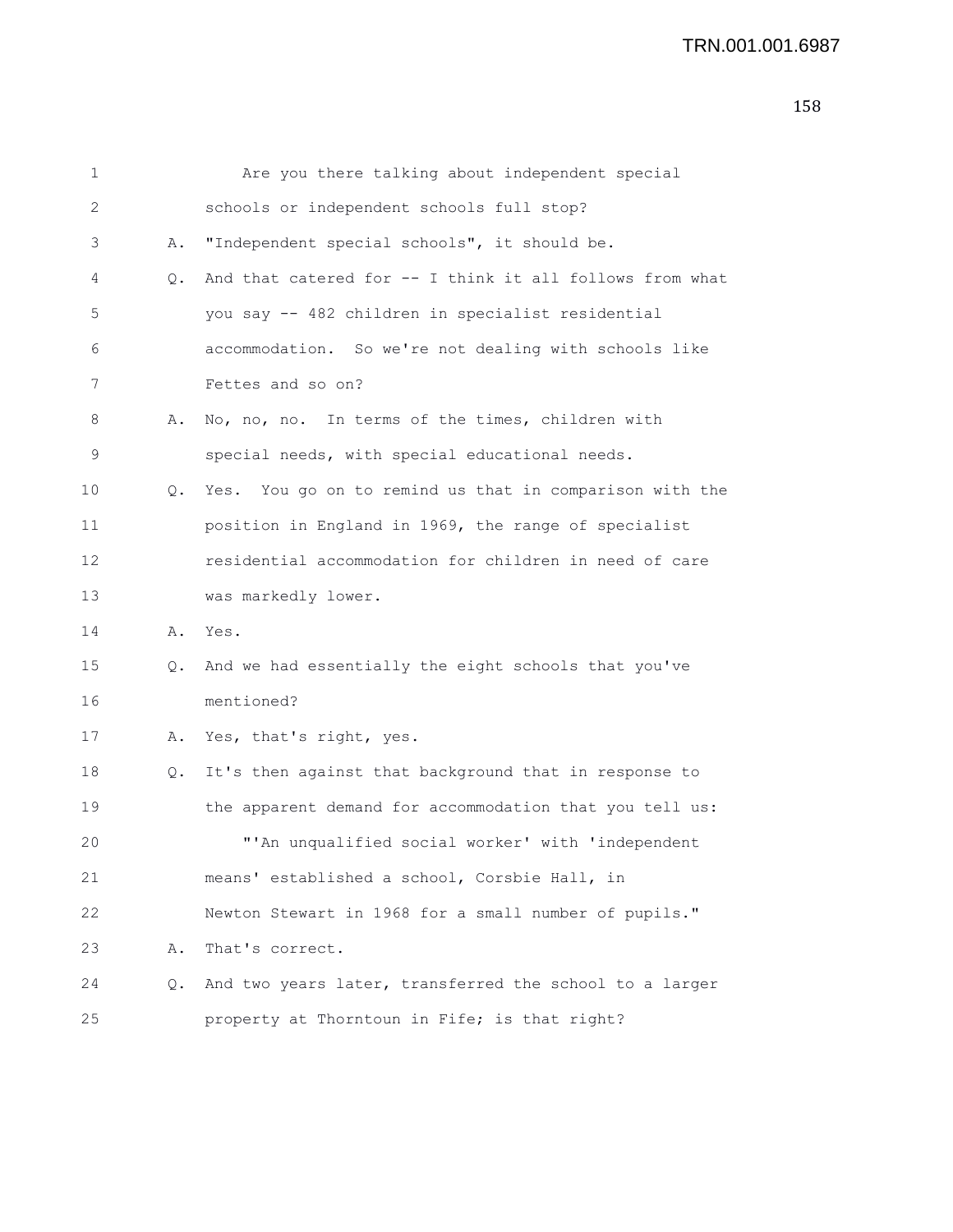1 Are you there talking about independent special
2 schools or independent schools full stop?
3 A. "Independent special schools", it should be.
4 Q. And that catered for -- I think it all follows from what
5 you say -- 482 children in specialist residential
6 accommodation. So we're not dealing with schools like
7 Fettes and so on?
8 A. No, no, no. In terms of the times, children with
9 special needs, with special educational needs.
10 Q. Yes. You go on to remind us that in comparison with the
11 position in England in 1969, the range of specialist
12 residential accommodation for children in need of care
13 was markedly lower.
14 A. Yes.
15 Q. And we had essentially the eight schools that you've
16 mentioned?
17 A. Yes, that's right, yes.
18 Q. It's then against that background that in response to
19 the apparent demand for accommodation that you tell us:
20 "'An unqualified social worker' with 'independent
21 means' established a school, Corsbie Hall, in
22 Newton Stewart in 1968 for a small number of pupils."
23 A. That's correct.
24 Q. And two years later, transferred the school to a larger
25 property at Thorntoun in Fife; is that right?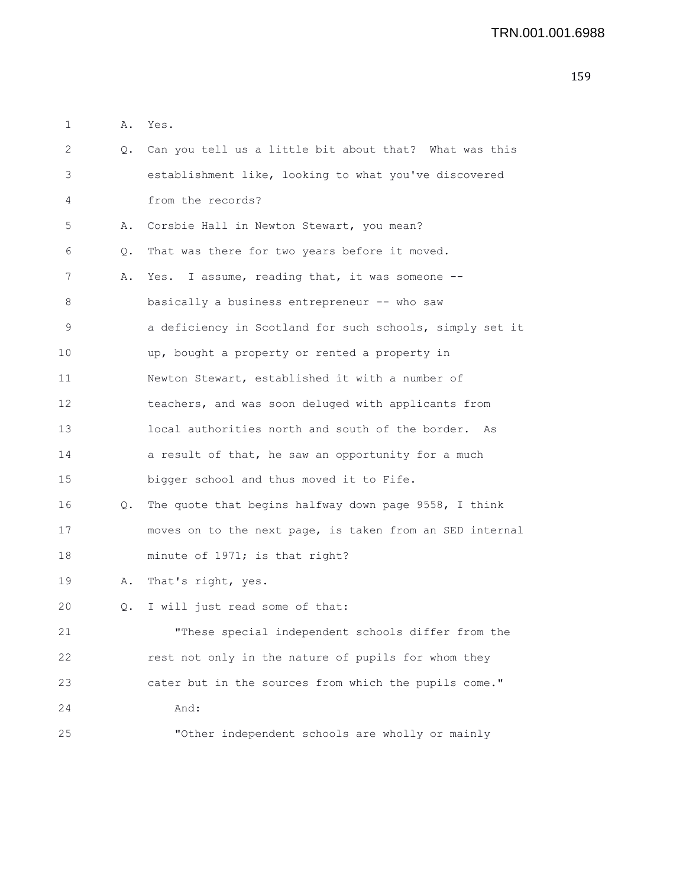1 A. Yes.

2 Q. Can you tell us a little bit about that? What was this

3 establishment like, looking to what you've discovered

4 from the records?

5 A. Corsbie Hall in Newton Stewart, you mean?

6 Q. That was there for two years before it moved.

7 A. Yes. I assume, reading that, it was someone --

8 basically a business entrepreneur -- who saw

9 a deficiency in Scotland for such schools, simply set it

10 up, bought a property or rented a property in

11 Newton Stewart, established it with a number of

12 teachers, and was soon deluged with applicants from

13 local authorities north and south of the border. As

14 a result of that, he saw an opportunity for a much

15 bigger school and thus moved it to Fife.

16 Q. The quote that begins halfway down page 9558, I think

17 moves on to the next page, is taken from an SED internal

18 minute of 1971; is that right?

19 A. That's right, yes.

20 Q. I will just read some of that:

21 "These special independent schools differ from the

22 rest not only in the nature of pupils for whom they

23 cater but in the sources from which the pupils come."

24 And:

25 "Other independent schools are wholly or mainly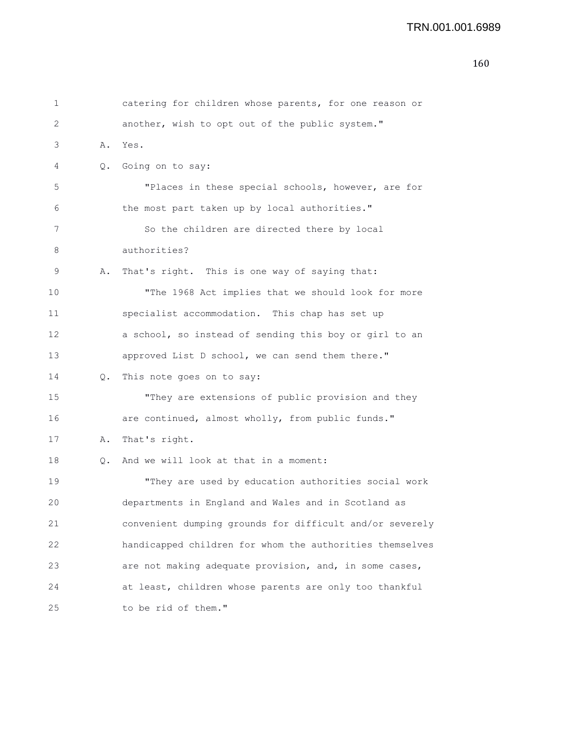catering for children whose parents, for one reason or another, wish to opt out of the public system."

A. Yes.

Q. Going on to say:

"Places in these special schools, however, are for the most part taken up by local authorities."

So the children are directed there by local authorities?

A. That's right. This is one way of saying that:

"The 1968 Act implies that we should look for more specialist accommodation. This chap has set up a school, so instead of sending this boy or girl to an approved List D school, we can send them there."

Q. This note goes on to say:

"They are extensions of public provision and they are continued, almost wholly, from public funds."

A. That's right.

Q. And we will look at that in a moment:

"They are used by education authorities social work departments in England and Wales and in Scotland as convenient dumping grounds for difficult and/or severely handicapped children for whom the authorities themselves are not making adequate provision, and, in some cases, at least, children whose parents are only too thankful to be rid of them."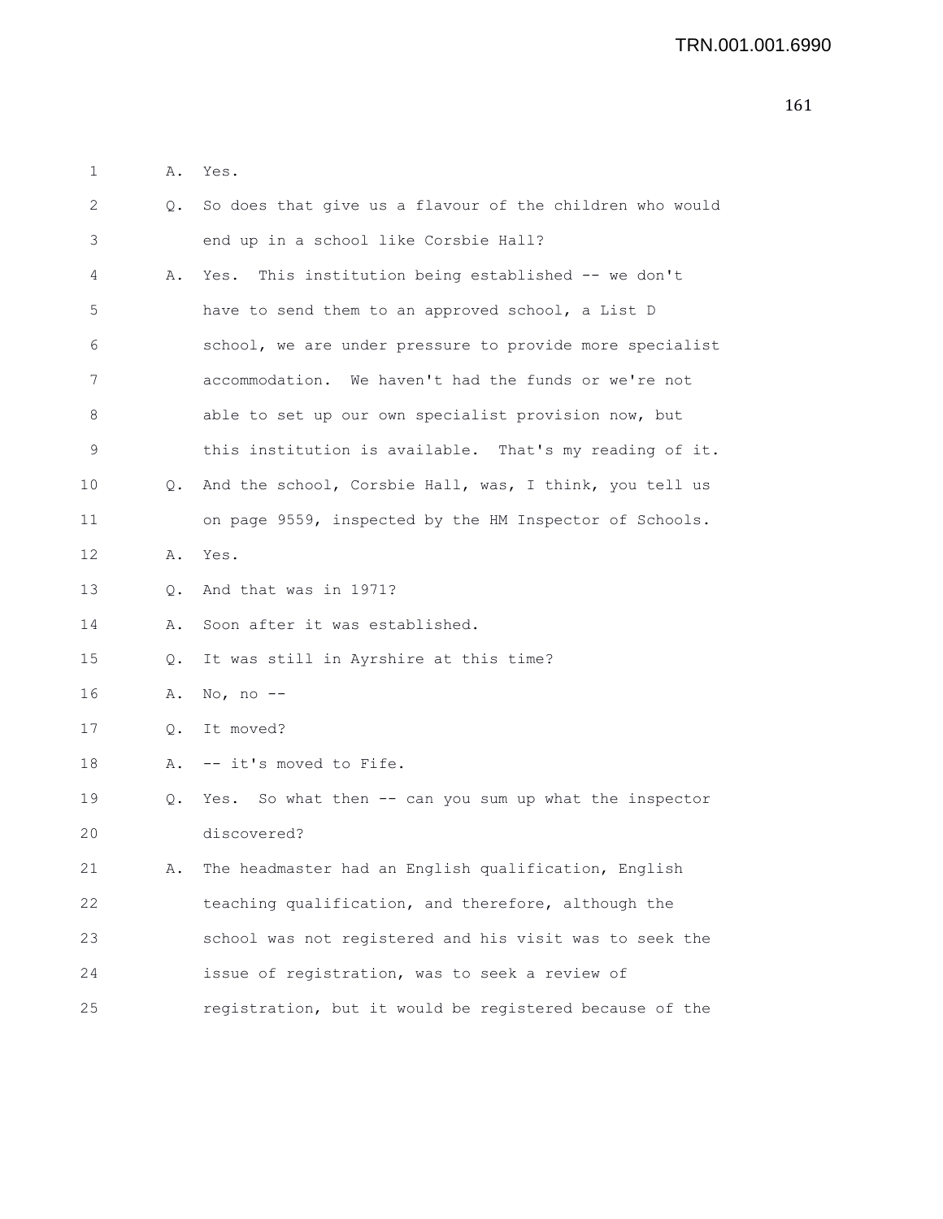A. Yes.

Q. So does that give us a flavour of the children who would end up in a school like Corsbie Hall?

A. Yes. This institution being established -- we don't have to send them to an approved school, a List D school, we are under pressure to provide more specialist accommodation. We haven't had the funds or we're not able to set up our own specialist provision now, but this institution is available. That's my reading of it.

Q. And the school, Corsbie Hall, was, I think, you tell us on page 9559, inspected by the HM Inspector of Schools.

A. Yes.

Q. And that was in 1971?

A. Soon after it was established.

Q. It was still in Ayrshire at this time?

A. No, no --

Q. It moved?

A. -- it's moved to Fife.

Q. Yes. So what then -- can you sum up what the inspector discovered?

A. The headmaster had an English qualification, English teaching qualification, and therefore, although the school was not registered and his visit was to seek the issue of registration, was to seek a review of registration, but it would be registered because of the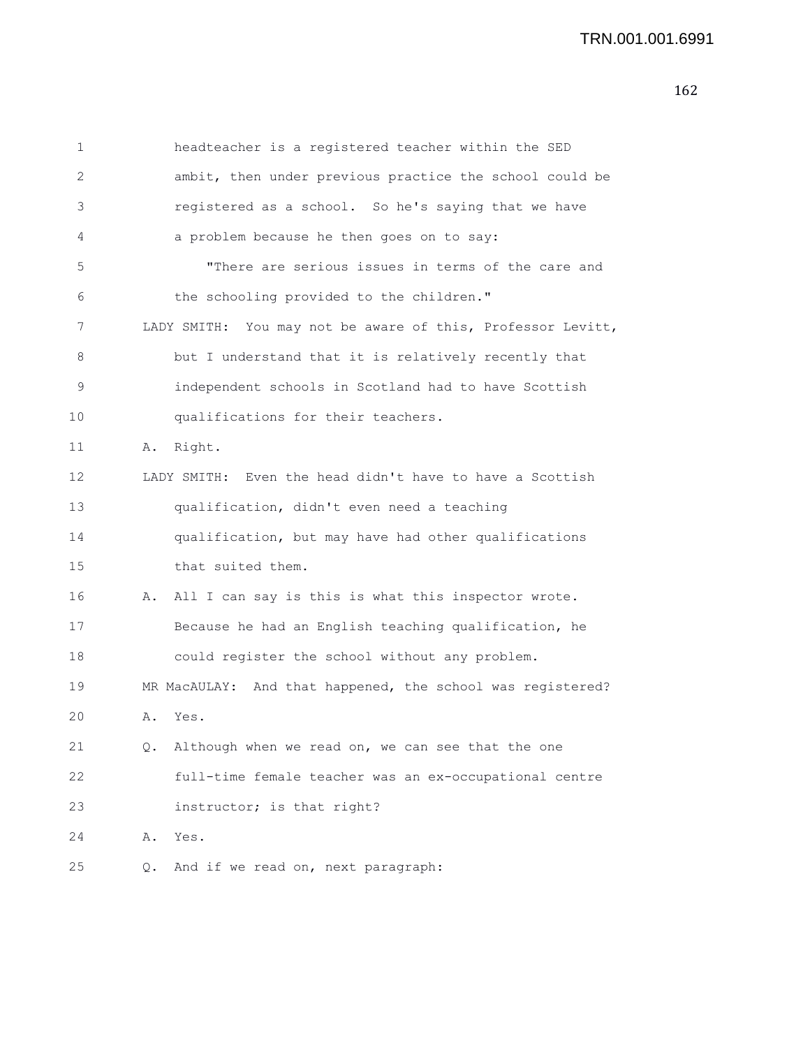headteacher is a registered teacher within the SED ambit, then under previous practice the school could be registered as a school. So he's saying that we have a problem because he then goes on to say:

"There are serious issues in terms of the care and the schooling provided to the children."

LADY SMITH: You may not be aware of this, Professor Levitt, but I understand that it is relatively recently that independent schools in Scotland had to have Scottish qualifications for their teachers.

A. Right.

LADY SMITH: Even the head didn't have to have a Scottish qualification, didn't even need a teaching qualification, but may have had other qualifications that suited them.

A. All I can say is this is what this inspector wrote. Because he had an English teaching qualification, he could register the school without any problem.

MR MacAULAY: And that happened, the school was registered?

A. Yes.

Q. Although when we read on, we can see that the one full-time female teacher was an ex-occupational centre instructor; is that right?

A. Yes.

Q. And if we read on, next paragraph: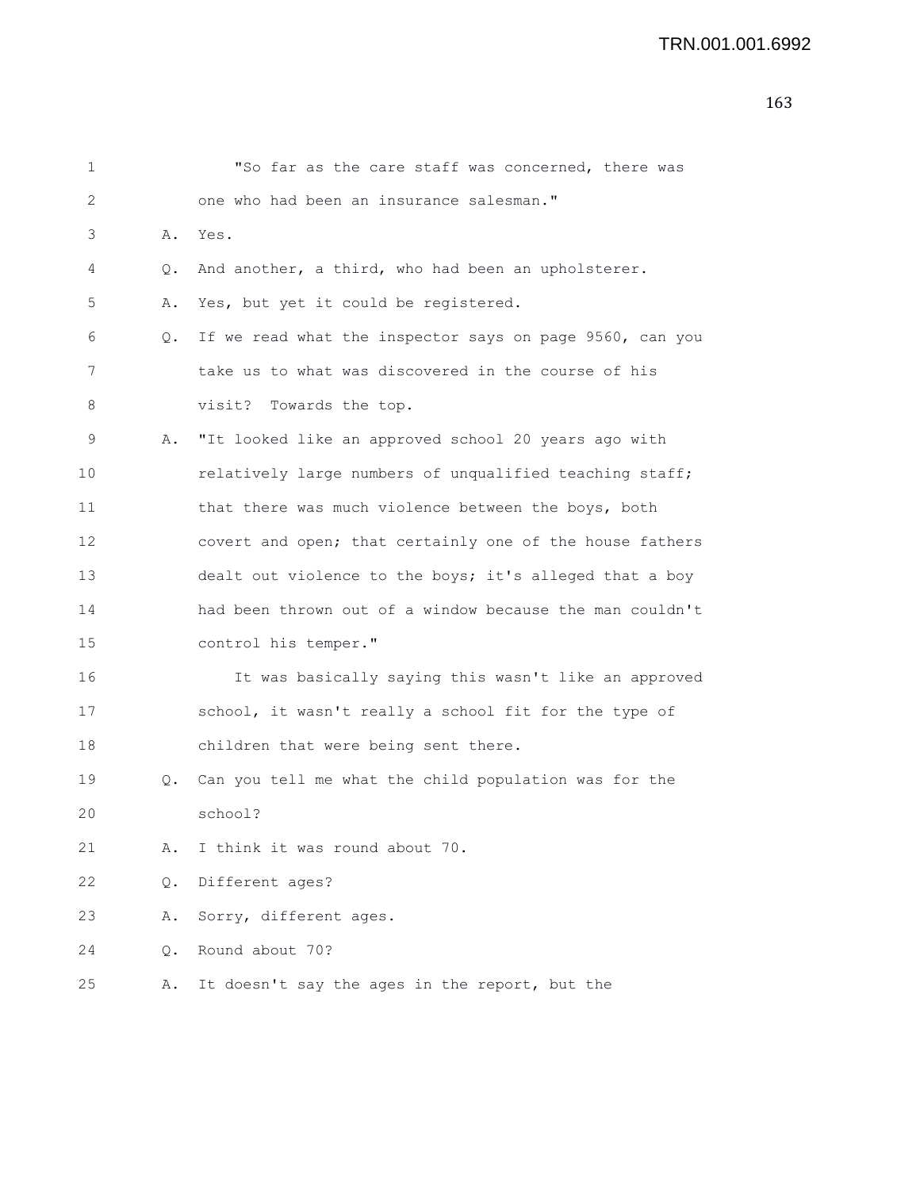1 "So far as the care staff was concerned, there was
2 one who had been an insurance salesman."
3 A. Yes.
4 Q. And another, a third, who had been an upholsterer.
5 A. Yes, but yet it could be registered.
6 Q. If we read what the inspector says on page 9560, can you
7 take us to what was discovered in the course of his
8 visit? Towards the top.
9 A. "It looked like an approved school 20 years ago with
10 relatively large numbers of unqualified teaching staff;
11 that there was much violence between the boys, both
12 covert and open; that certainly one of the house fathers
13 dealt out violence to the boys; it's alleged that a boy
14 had been thrown out of a window because the man couldn't
15 control his temper."
16 It was basically saying this wasn't like an approved
17 school, it wasn't really a school fit for the type of
18 children that were being sent there.
19 Q. Can you tell me what the child population was for the
20 school?
21 A. I think it was round about 70.
22 Q. Different ages?
23 A. Sorry, different ages.
24 Q. Round about 70?
25 A. It doesn't say the ages in the report, but the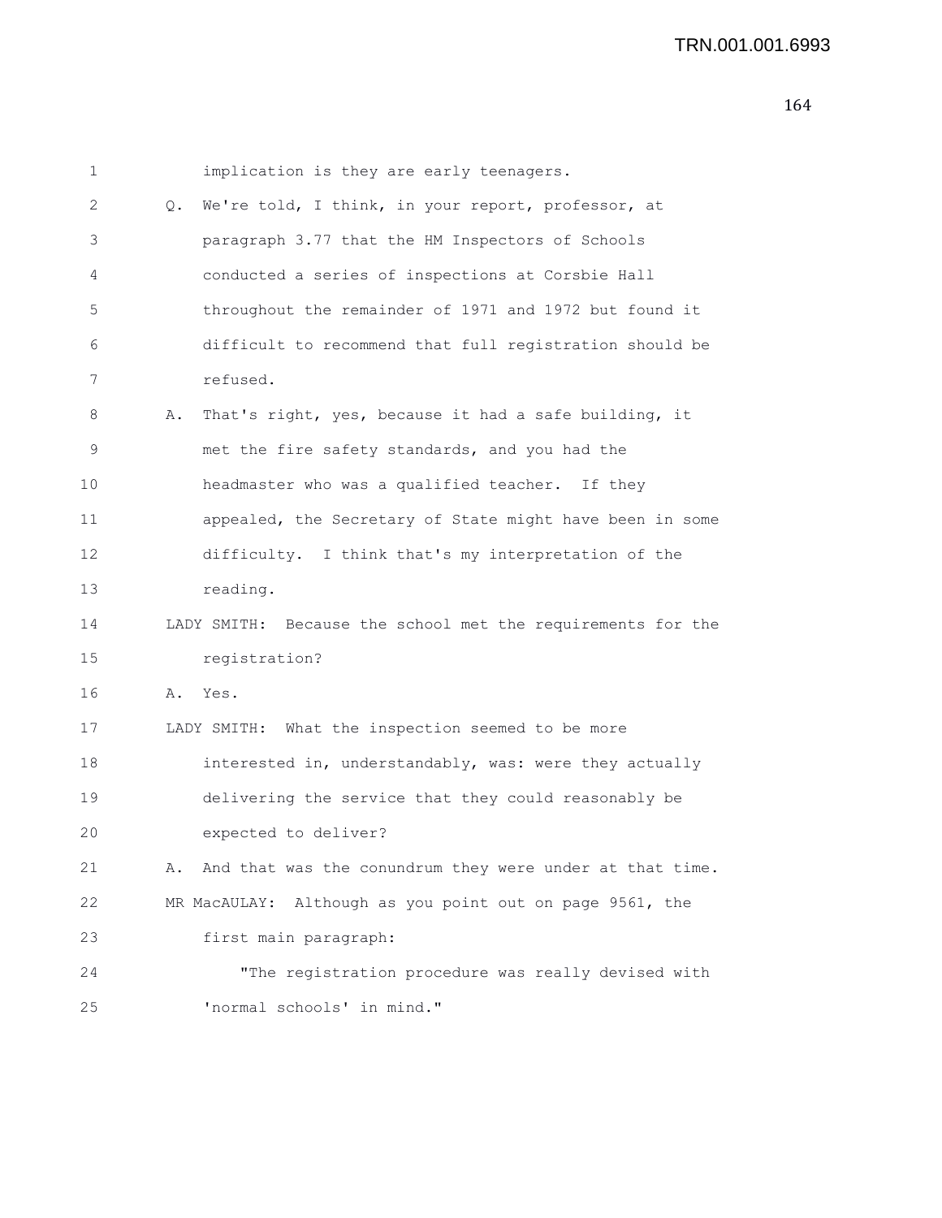1 implication is they are early teenagers.

2 Q. We're told, I think, in your report, professor, at

3 paragraph 3.77 that the HM Inspectors of Schools

4 conducted a series of inspections at Corsbie Hall

5 throughout the remainder of 1971 and 1972 but found it

6 difficult to recommend that full registration should be

7 refused.

8 A. That's right, yes, because it had a safe building, it

9 met the fire safety standards, and you had the

10 headmaster who was a qualified teacher. If they

11 appealed, the Secretary of State might have been in some

12 difficulty. I think that's my interpretation of the

13 reading.

14 LADY SMITH: Because the school met the requirements for the

15 registration?

16 A. Yes.

17 LADY SMITH: What the inspection seemed to be more

18 interested in, understandably, was: were they actually

19 delivering the service that they could reasonably be

20 expected to deliver?

21 A. And that was the conundrum they were under at that time.

22 MR MacAULAY: Although as you point out on page 9561, the

23 first main paragraph:

24 "The registration procedure was really devised with

25 'normal schools' in mind."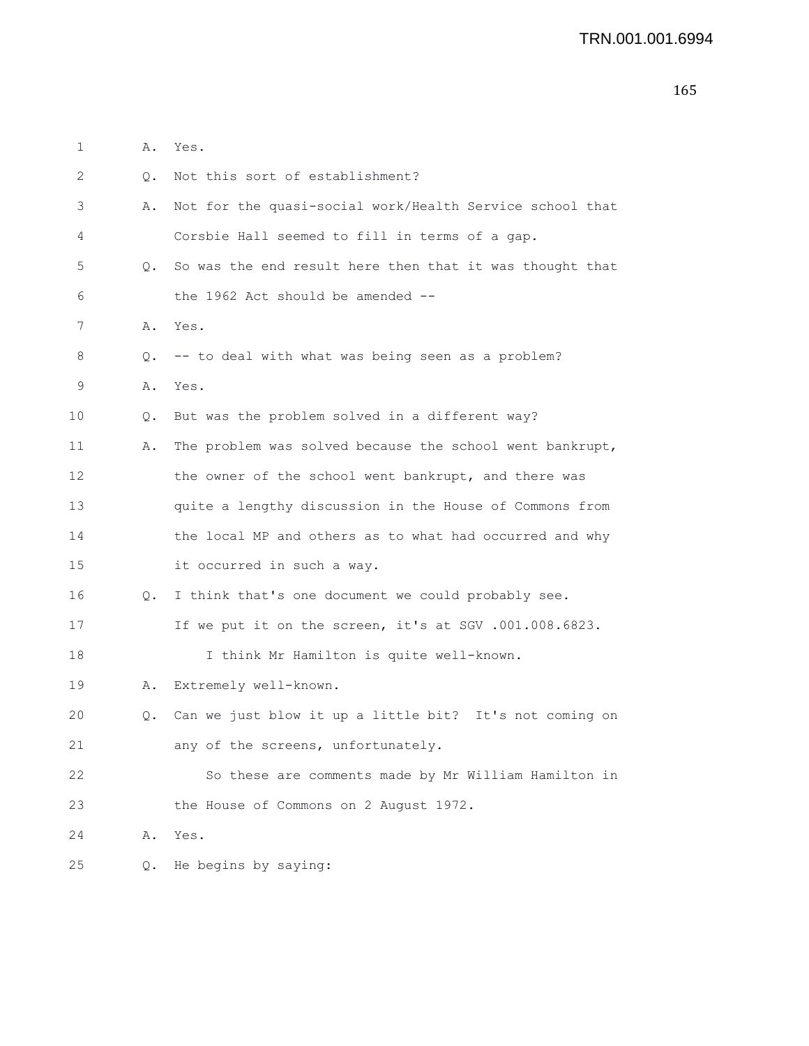1 A. Yes.

2 Q. Not this sort of establishment?

3 A. Not for the quasi-social work/Health Service school that

4 Corsbie Hall seemed to fill in terms of a gap.

5 Q. So was the end result here then that it was thought that

6 the 1962 Act should be amended --

7 A. Yes.

8 Q. -- to deal with what was being seen as a problem?

9 A. Yes.

10 Q. But was the problem solved in a different way?

11 A. The problem was solved because the school went bankrupt,

12 the owner of the school went bankrupt, and there was

13 quite a lengthy discussion in the House of Commons from

14 the local MP and others as to what had occurred and why

15 it occurred in such a way.

16 Q. I think that's one document we could probably see.

17 If we put it on the screen, it's at SGV .001.008.6823.

18 I think Mr Hamilton is quite well-known.

19 A. Extremely well-known.

20 Q. Can we just blow it up a little bit? It's not coming on

21 any of the screens, unfortunately.

22 So these are comments made by Mr William Hamilton in

23 the House of Commons on 2 August 1972.

24 A. Yes.

25 Q. He begins by saying: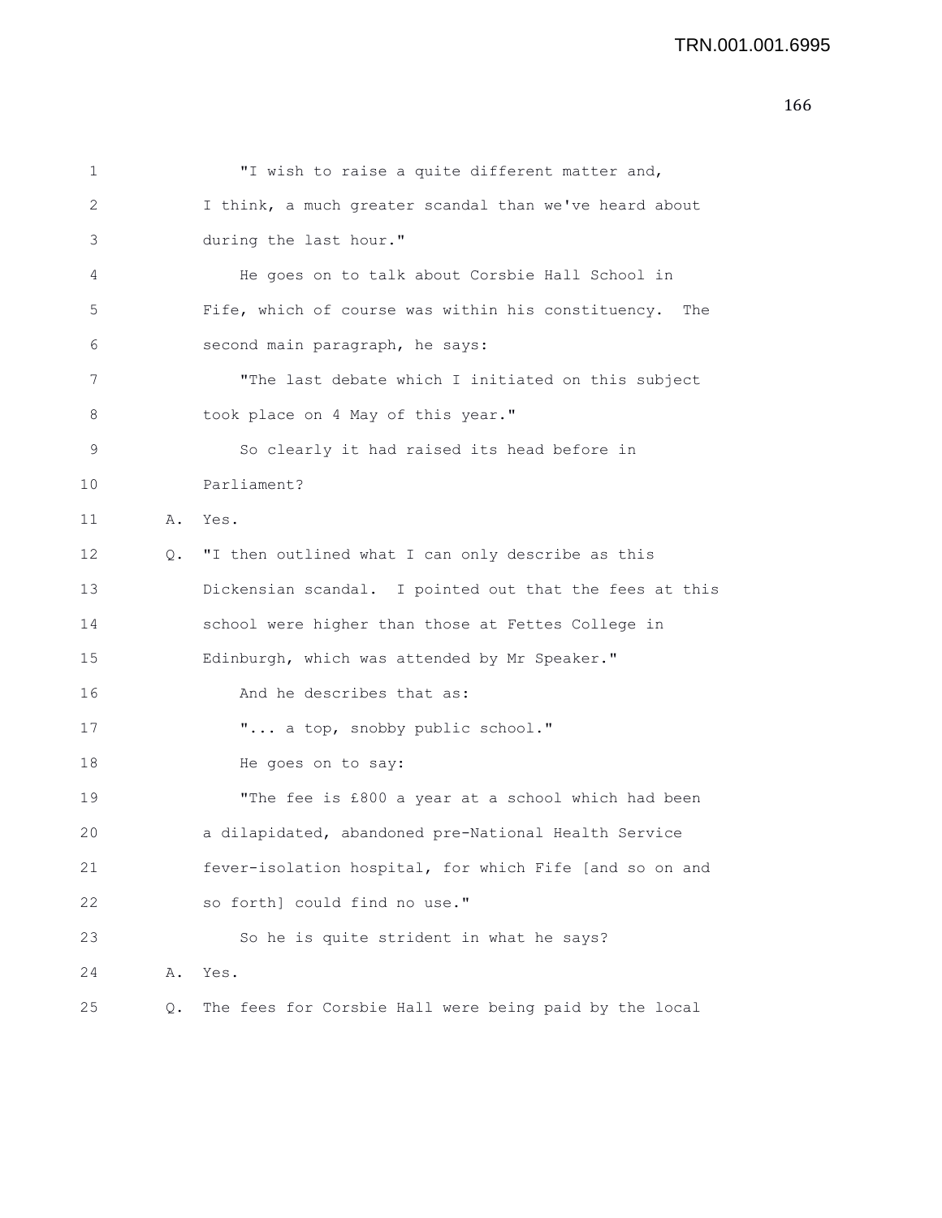"I wish to raise a quite different matter and, I think, a much greater scandal than we've heard about during the last hour."

He goes on to talk about Corsbie Hall School in Fife, which of course was within his constituency. The second main paragraph, he says:

"The last debate which I initiated on this subject took place on 4 May of this year."

So clearly it had raised its head before in Parliament?

A. Yes.

Q. "I then outlined what I can only describe as this Dickensian scandal. I pointed out that the fees at this school were higher than those at Fettes College in Edinburgh, which was attended by Mr Speaker."

And he describes that as:

"... a top, snobby public school."

He goes on to say:

"The fee is £800 a year at a school which had been a dilapidated, abandoned pre-National Health Service fever-isolation hospital, for which Fife [and so on and so forth] could find no use."

So he is quite strident in what he says?

A. Yes.

Q. The fees for Corsbie Hall were being paid by the local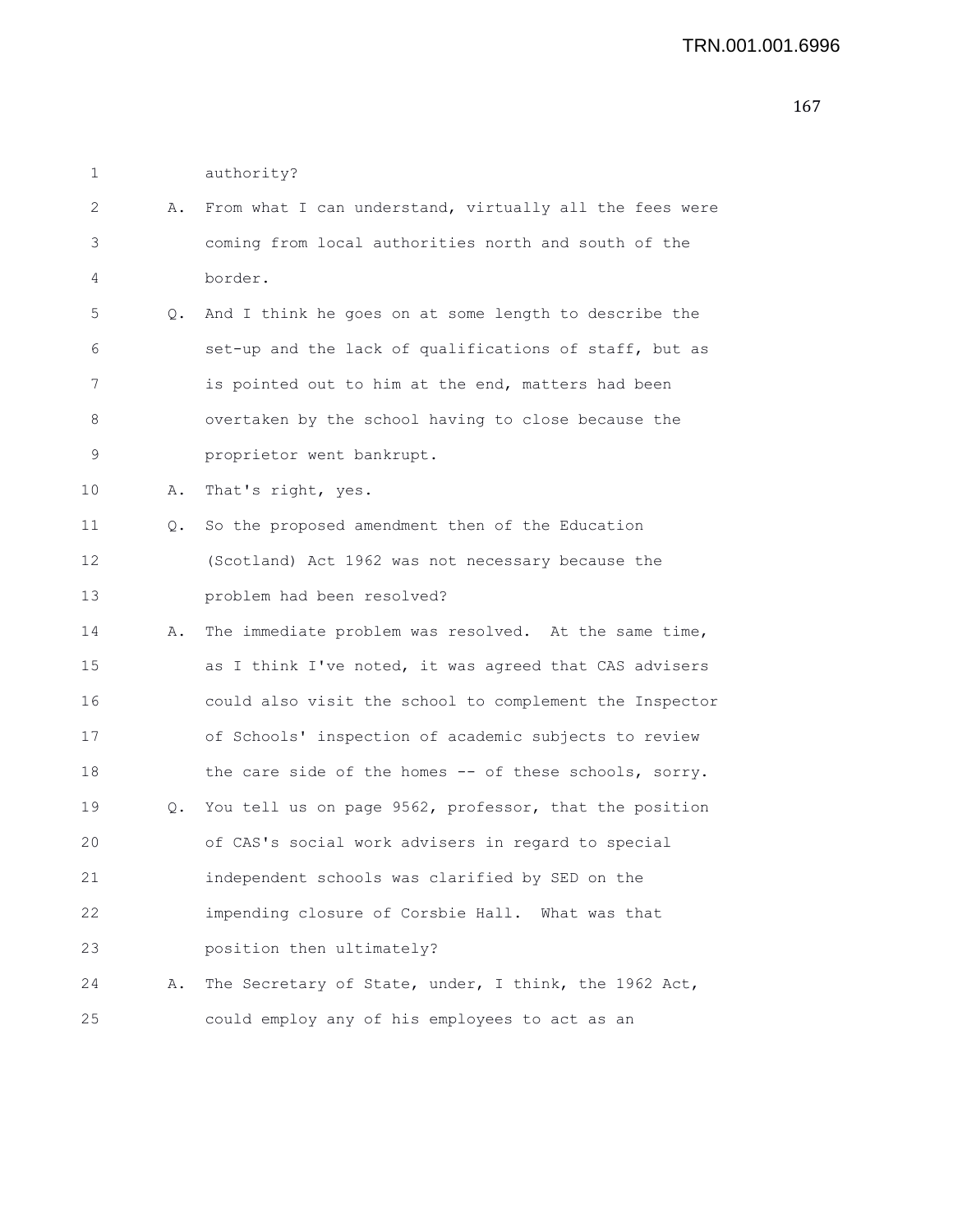1 authority?

2 A. From what I can understand, virtually all the fees were
3 coming from local authorities north and south of the
4 border.

5 Q. And I think he goes on at some length to describe the
6 set-up and the lack of qualifications of staff, but as
7 is pointed out to him at the end, matters had been
8 overtaken by the school having to close because the
9 proprietor went bankrupt.

10 A. That's right, yes.

11 Q. So the proposed amendment then of the Education
12 (Scotland) Act 1962 was not necessary because the
13 problem had been resolved?

14 A. The immediate problem was resolved. At the same time,
15 as I think I've noted, it was agreed that CAS advisers
16 could also visit the school to complement the Inspector
17 of Schools' inspection of academic subjects to review
18 the care side of the homes -- of these schools, sorry.

19 Q. You tell us on page 9562, professor, that the position
20 of CAS's social work advisers in regard to special
21 independent schools was clarified by SED on the
22 impending closure of Corsbie Hall. What was that
23 position then ultimately?

24 A. The Secretary of State, under, I think, the 1962 Act,
25 could employ any of his employees to act as an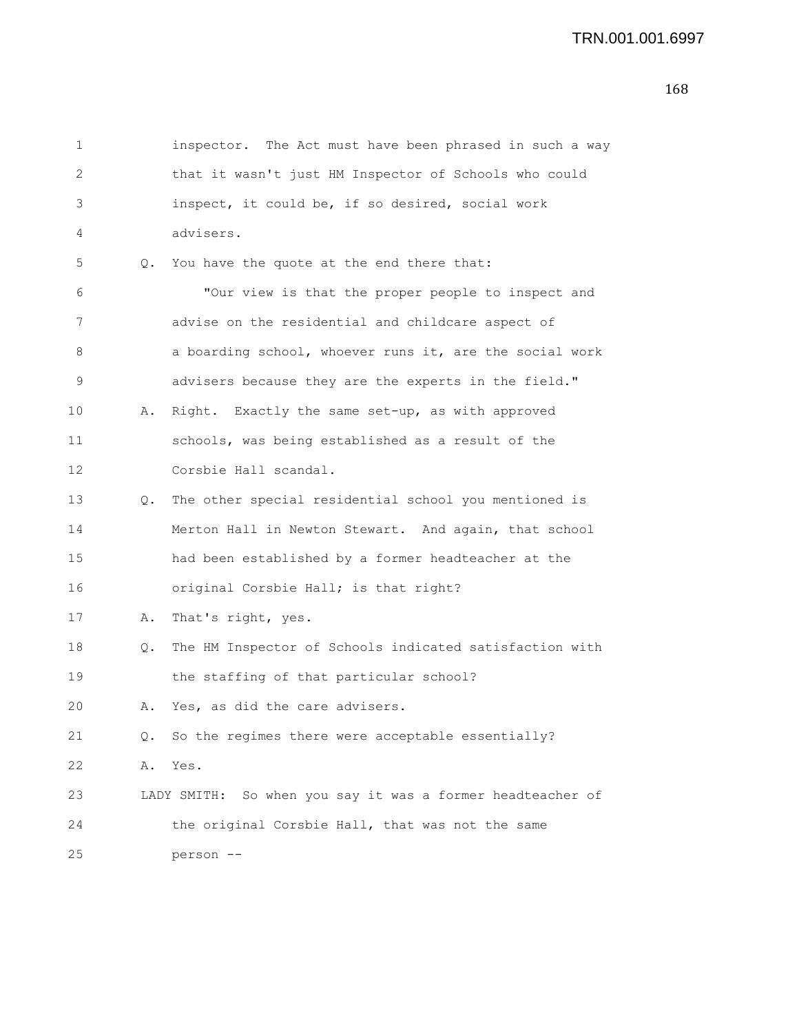1 inspector. The Act must have been phrased in such a way
2 that it wasn't just HM Inspector of Schools who could
3 inspect, it could be, if so desired, social work
4 advisers.

5 Q. You have the quote at the end there that:

6 "Our view is that the proper people to inspect and
7 advise on the residential and childcare aspect of
8 a boarding school, whoever runs it, are the social work
9 advisers because they are the experts in the field."

10 A. Right. Exactly the same set-up, as with approved
11 schools, was being established as a result of the
12 Corsbie Hall scandal.

13 Q. The other special residential school you mentioned is
14 Merton Hall in Newton Stewart. And again, that school
15 had been established by a former headteacher at the
16 original Corsbie Hall; is that right?

17 A. That's right, yes.

18 Q. The HM Inspector of Schools indicated satisfaction with
19 the staffing of that particular school?

20 A. Yes, as did the care advisers.

21 Q. So the regimes there were acceptable essentially?

22 A. Yes.

23 LADY SMITH: So when you say it was a former headteacher of
24 the original Corsbie Hall, that was not the same
25 person --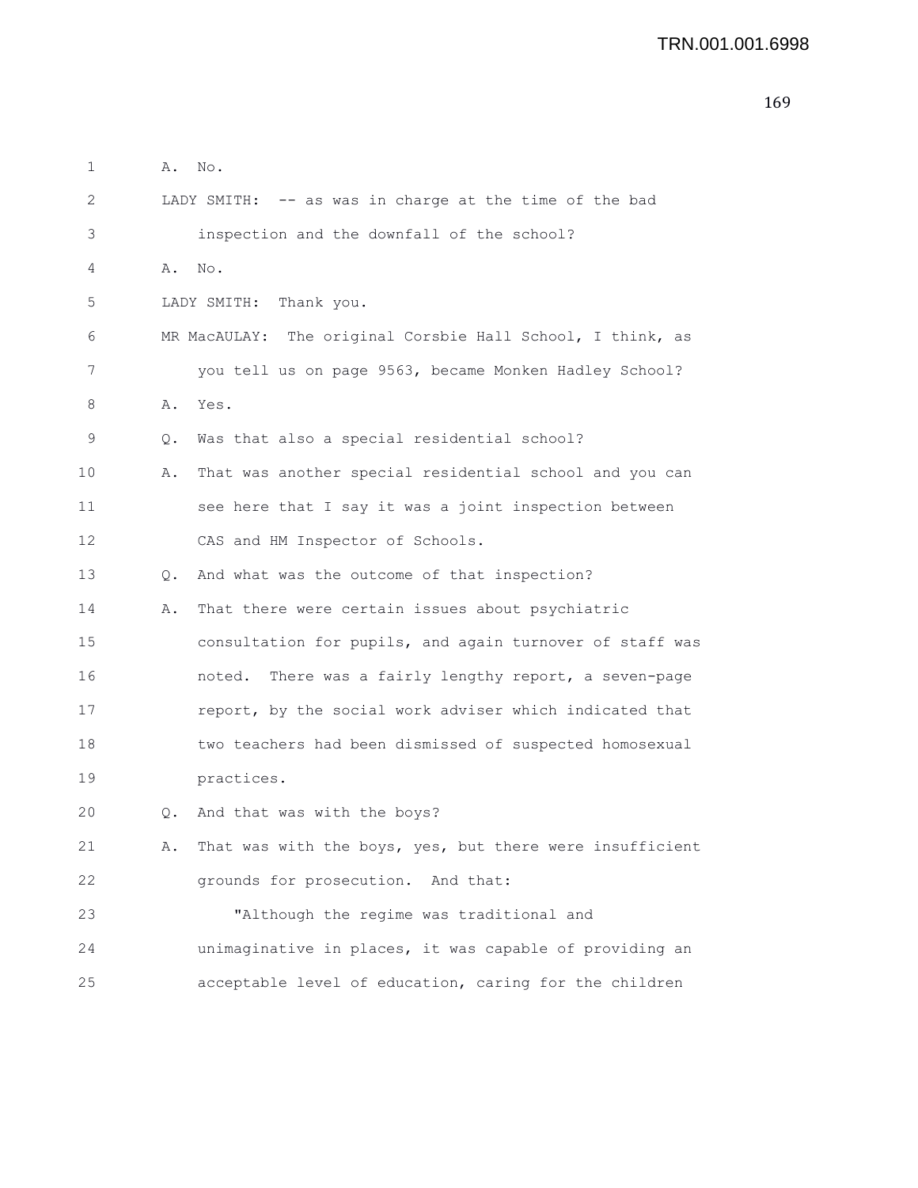A. No.

LADY SMITH: -- as was in charge at the time of the bad inspection and the downfall of the school?

A. No.

LADY SMITH: Thank you.

MR MacAULAY: The original Corsbie Hall School, I think, as you tell us on page 9563, became Monken Hadley School?

A. Yes.

Q. Was that also a special residential school?

A. That was another special residential school and you can see here that I say it was a joint inspection between CAS and HM Inspector of Schools.

Q. And what was the outcome of that inspection?

A. That there were certain issues about psychiatric consultation for pupils, and again turnover of staff was noted. There was a fairly lengthy report, a seven-page report, by the social work adviser which indicated that two teachers had been dismissed of suspected homosexual practices.

Q. And that was with the boys?

A. That was with the boys, yes, but there were insufficient grounds for prosecution. And that:

"Although the regime was traditional and unimaginative in places, it was capable of providing an acceptable level of education, caring for the children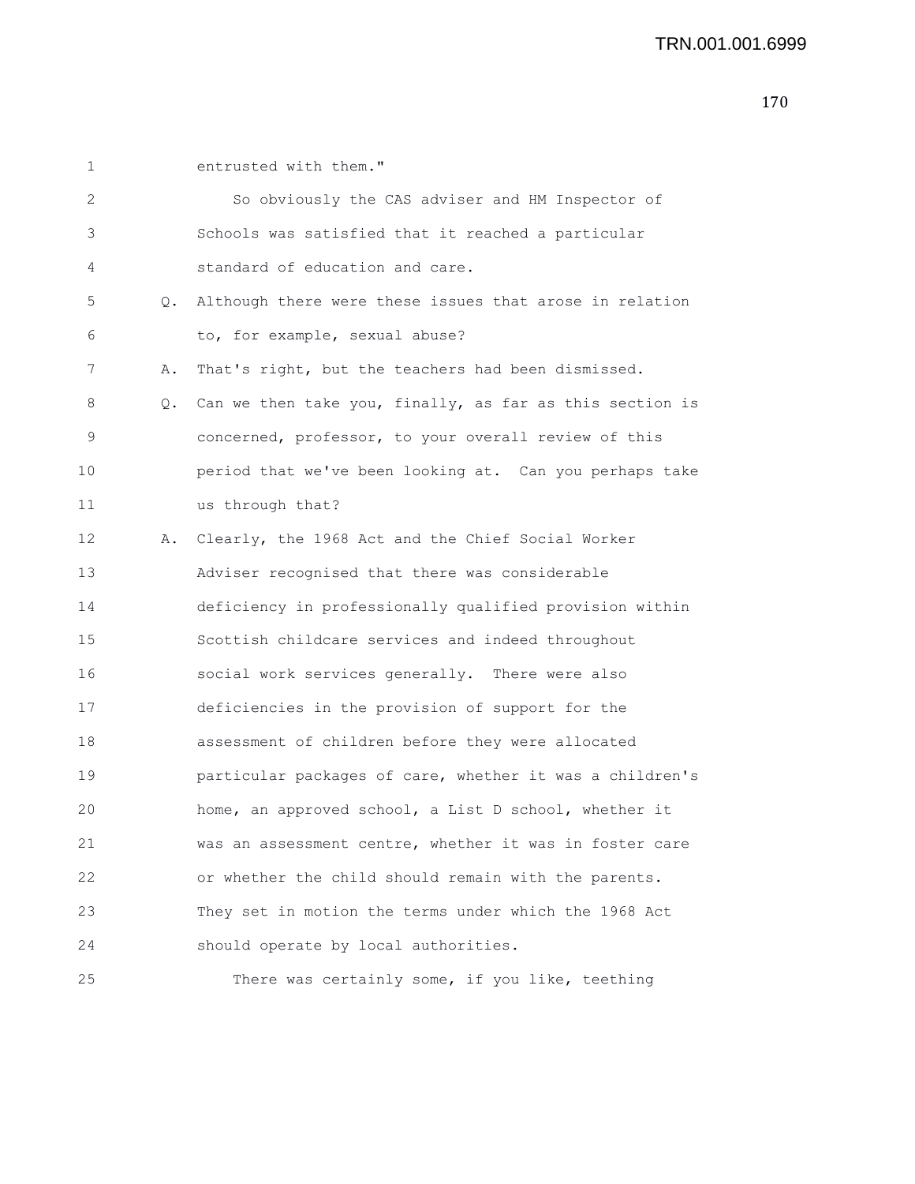entrusted with them."

So obviously the CAS adviser and HM Inspector of Schools was satisfied that it reached a particular standard of education and care.

Q. Although there were these issues that arose in relation to, for example, sexual abuse?

A. That's right, but the teachers had been dismissed.

Q. Can we then take you, finally, as far as this section is concerned, professor, to your overall review of this period that we've been looking at. Can you perhaps take us through that?

A. Clearly, the 1968 Act and the Chief Social Worker Adviser recognised that there was considerable deficiency in professionally qualified provision within Scottish childcare services and indeed throughout social work services generally. There were also deficiencies in the provision of support for the assessment of children before they were allocated particular packages of care, whether it was a children's home, an approved school, a List D school, whether it was an assessment centre, whether it was in foster care or whether the child should remain with the parents. They set in motion the terms under which the 1968 Act should operate by local authorities.

There was certainly some, if you like, teething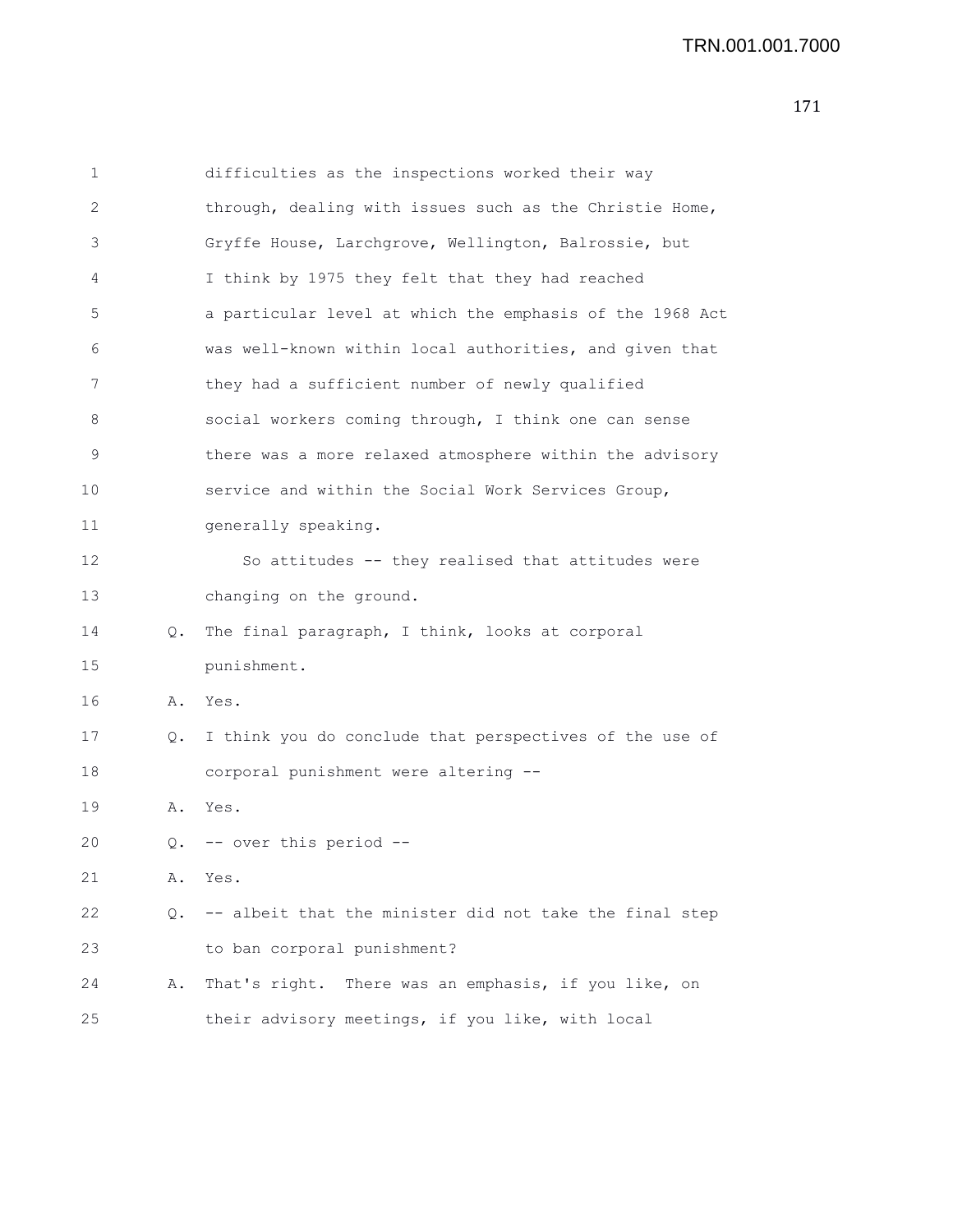1 difficulties as the inspections worked their way
2 through, dealing with issues such as the Christie Home,
3 Gryffe House, Larchgrove, Wellington, Balrossie, but
4 I think by 1975 they felt that they had reached
5 a particular level at which the emphasis of the 1968 Act
6 was well-known within local authorities, and given that
7 they had a sufficient number of newly qualified
8 social workers coming through, I think one can sense
9 there was a more relaxed atmosphere within the advisory
10 service and within the Social Work Services Group,
11 generally speaking.
12 So attitudes -- they realised that attitudes were
13 changing on the ground.
14 Q. The final paragraph, I think, looks at corporal
15 punishment.
16 A. Yes.
17 Q. I think you do conclude that perspectives of the use of
18 corporal punishment were altering --
19 A. Yes.
20 Q. -- over this period --
21 A. Yes.
22 Q. -- albeit that the minister did not take the final step
23 to ban corporal punishment?
24 A. That's right. There was an emphasis, if you like, on
25 their advisory meetings, if you like, with local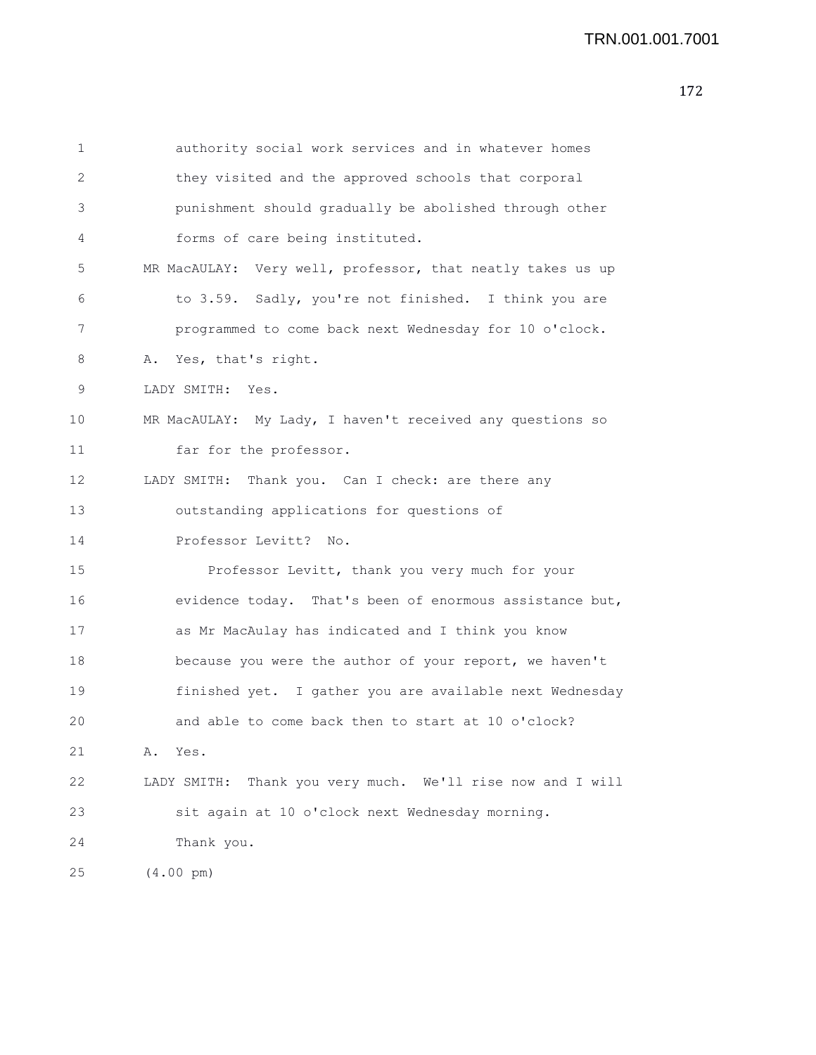authority social work services and in whatever homes they visited and the approved schools that corporal punishment should gradually be abolished through other forms of care being instituted.

MR MacAULAY: Very well, professor, that neatly takes us up to 3.59. Sadly, you're not finished. I think you are programmed to come back next Wednesday for 10 o'clock.

A. Yes, that's right.

LADY SMITH: Yes.

MR MacAULAY: My Lady, I haven't received any questions so far for the professor.

LADY SMITH: Thank you. Can I check: are there any outstanding applications for questions of Professor Levitt? No.

Professor Levitt, thank you very much for your evidence today. That's been of enormous assistance but, as Mr MacAulay has indicated and I think you know because you were the author of your report, we haven't finished yet. I gather you are available next Wednesday and able to come back then to start at 10 o'clock?

A. Yes.

LADY SMITH: Thank you very much. We'll rise now and I will sit again at 10 o'clock next Wednesday morning. Thank you.

(4.00 pm)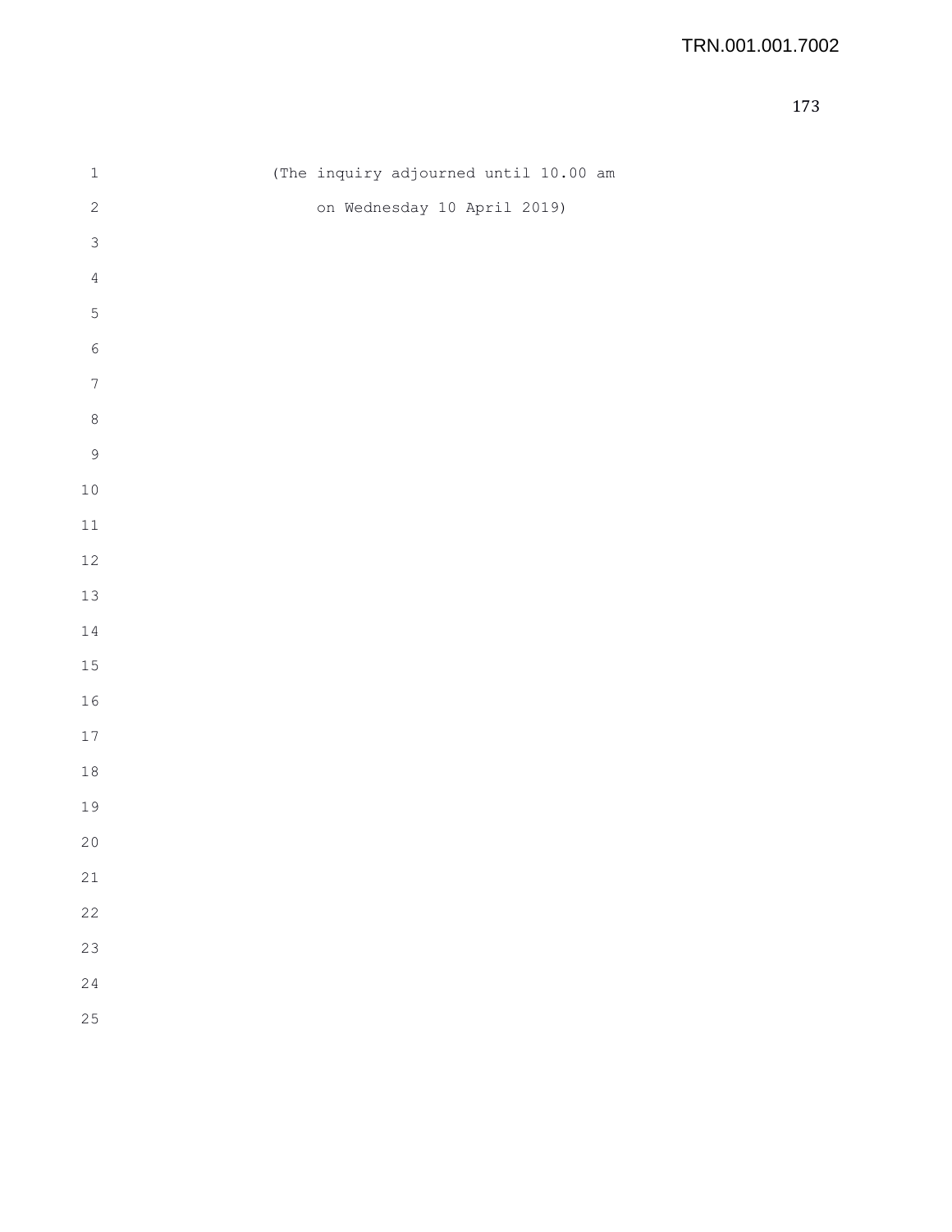(The inquiry adjourned until 10.00 am

on Wednesday 10 April 2019)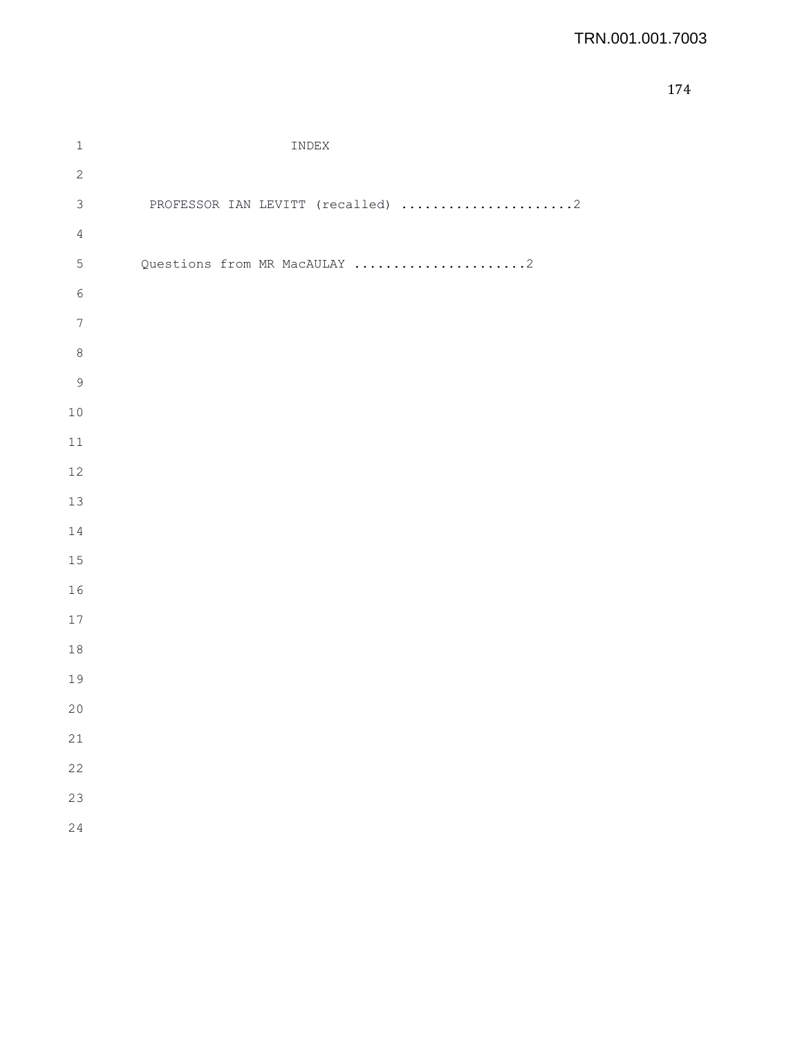# INDEX

PROFESSOR IAN LEVITT (recalled) ......................2

Questions from MR MacAULAY ......................2